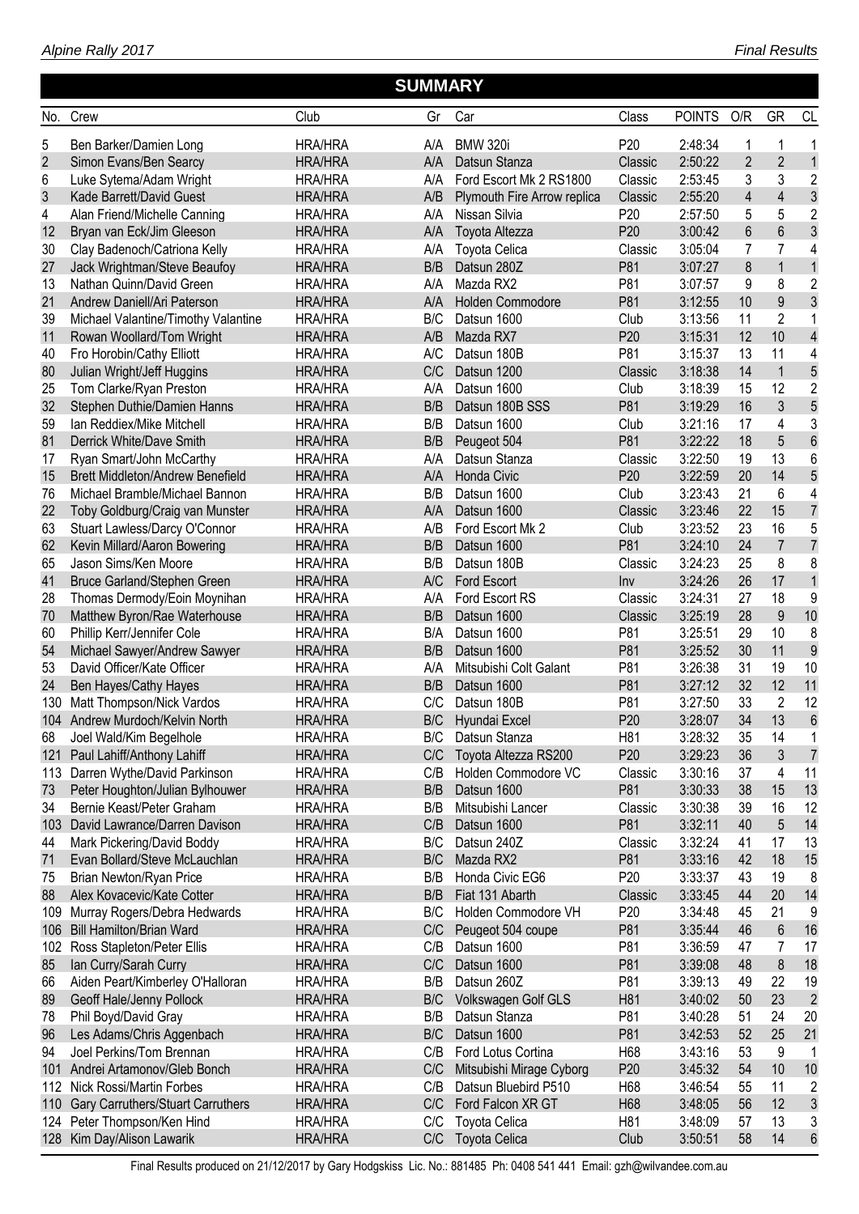## SUMMARY

| No. | Crew | Club | Gr | Car | Class | POINTS | O/R | GR | CL |
|---|---|---|---|---|---|---|---|---|---|
| 5 | Ben Barker/Damien Long | HRA/HRA | A/A | BMW 320i | P20 | 2:48:34 | 1 | 1 | 1 |
| 2 | Simon Evans/Ben Searcy | HRA/HRA | A/A | Datsun Stanza | Classic | 2:50:22 | 2 | 2 | 1 |
| 6 | Luke Sytema/Adam Wright | HRA/HRA | A/A | Ford Escort Mk 2 RS1800 | Classic | 2:53:45 | 3 | 3 | 2 |
| 3 | Kade Barrett/David Guest | HRA/HRA | A/B | Plymouth Fire Arrow replica | Classic | 2:55:20 | 4 | 4 | 3 |
| 4 | Alan Friend/Michelle Canning | HRA/HRA | A/A | Nissan Silvia | P20 | 2:57:50 | 5 | 5 | 2 |
| 12 | Bryan van Eck/Jim Gleeson | HRA/HRA | A/A | Toyota Altezza | P20 | 3:00:42 | 6 | 6 | 3 |
| 30 | Clay Badenoch/Catriona Kelly | HRA/HRA | A/A | Toyota Celica | Classic | 3:05:04 | 7 | 7 | 4 |
| 27 | Jack Wrightman/Steve Beaufoy | HRA/HRA | B/B | Datsun 280Z | P81 | 3:07:27 | 8 | 1 | 1 |
| 13 | Nathan Quinn/David Green | HRA/HRA | A/A | Mazda RX2 | P81 | 3:07:57 | 9 | 8 | 2 |
| 21 | Andrew Daniell/Ari Paterson | HRA/HRA | A/A | Holden Commodore | P81 | 3:12:55 | 10 | 9 | 3 |
| 39 | Michael Valantine/Timothy Valantine | HRA/HRA | B/C | Datsun 1600 | Club | 3:13:56 | 11 | 2 | 1 |
| 11 | Rowan Woollard/Tom Wright | HRA/HRA | A/B | Mazda RX7 | P20 | 3:15:31 | 12 | 10 | 4 |
| 40 | Fro Horobin/Cathy Elliott | HRA/HRA | A/C | Datsun 180B | P81 | 3:15:37 | 13 | 11 | 4 |
| 80 | Julian Wright/Jeff Huggins | HRA/HRA | C/C | Datsun 1200 | Classic | 3:18:38 | 14 | 1 | 5 |
| 25 | Tom Clarke/Ryan Preston | HRA/HRA | A/A | Datsun 1600 | Club | 3:18:39 | 15 | 12 | 2 |
| 32 | Stephen Duthie/Damien Hanns | HRA/HRA | B/B | Datsun 180B SSS | P81 | 3:19:29 | 16 | 3 | 5 |
| 59 | Ian Reddiex/Mike Mitchell | HRA/HRA | B/B | Datsun 1600 | Club | 3:21:16 | 17 | 4 | 3 |
| 81 | Derrick White/Dave Smith | HRA/HRA | B/B | Peugeot 504 | P81 | 3:22:22 | 18 | 5 | 6 |
| 17 | Ryan Smart/John McCarthy | HRA/HRA | A/A | Datsun Stanza | Classic | 3:22:50 | 19 | 13 | 6 |
| 15 | Brett Middleton/Andrew Benefield | HRA/HRA | A/A | Honda Civic | P20 | 3:22:59 | 20 | 14 | 5 |
| 76 | Michael Bramble/Michael Bannon | HRA/HRA | B/B | Datsun 1600 | Club | 3:23:43 | 21 | 6 | 4 |
| 22 | Toby Goldburg/Craig van Munster | HRA/HRA | A/A | Datsun 1600 | Classic | 3:23:46 | 22 | 15 | 7 |
| 63 | Stuart Lawless/Darcy O'Connor | HRA/HRA | A/B | Ford Escort Mk 2 | Club | 3:23:52 | 23 | 16 | 5 |
| 62 | Kevin Millard/Aaron Bowering | HRA/HRA | B/B | Datsun 1600 | P81 | 3:24:10 | 24 | 7 | 7 |
| 65 | Jason Sims/Ken Moore | HRA/HRA | B/B | Datsun 180B | Classic | 3:24:23 | 25 | 8 | 8 |
| 41 | Bruce Garland/Stephen Green | HRA/HRA | A/C | Ford Escort | Inv | 3:24:26 | 26 | 17 | 1 |
| 28 | Thomas Dermody/Eoin Moynihan | HRA/HRA | A/A | Ford Escort RS | Classic | 3:24:31 | 27 | 18 | 9 |
| 70 | Matthew Byron/Rae Waterhouse | HRA/HRA | B/B | Datsun 1600 | Classic | 3:25:19 | 28 | 9 | 10 |
| 60 | Phillip Kerr/Jennifer Cole | HRA/HRA | B/A | Datsun 1600 | P81 | 3:25:51 | 29 | 10 | 8 |
| 54 | Michael Sawyer/Andrew Sawyer | HRA/HRA | B/B | Datsun 1600 | P81 | 3:25:52 | 30 | 11 | 9 |
| 53 | David Officer/Kate Officer | HRA/HRA | A/A | Mitsubishi Colt Galant | P81 | 3:26:38 | 31 | 19 | 10 |
| 24 | Ben Hayes/Cathy Hayes | HRA/HRA | B/B | Datsun 1600 | P81 | 3:27:12 | 32 | 12 | 11 |
| 130 | Matt Thompson/Nick Vardos | HRA/HRA | C/C | Datsun 180B | P81 | 3:27:50 | 33 | 2 | 12 |
| 104 | Andrew Murdoch/Kelvin North | HRA/HRA | B/C | Hyundai Excel | P20 | 3:28:07 | 34 | 13 | 6 |
| 68 | Joel Wald/Kim Begelhole | HRA/HRA | B/C | Datsun Stanza | H81 | 3:28:32 | 35 | 14 | 1 |
| 121 | Paul Lahiff/Anthony Lahiff | HRA/HRA | C/C | Toyota Altezza RS200 | P20 | 3:29:23 | 36 | 3 | 7 |
| 113 | Darren Wythe/David Parkinson | HRA/HRA | C/B | Holden Commodore VC | Classic | 3:30:16 | 37 | 4 | 11 |
| 73 | Peter Houghton/Julian Bylhouwer | HRA/HRA | B/B | Datsun 1600 | P81 | 3:30:33 | 38 | 15 | 13 |
| 34 | Bernie Keast/Peter Graham | HRA/HRA | B/B | Mitsubishi Lancer | Classic | 3:30:38 | 39 | 16 | 12 |
| 103 | David Lawrance/Darren Davison | HRA/HRA | C/B | Datsun 1600 | P81 | 3:32:11 | 40 | 5 | 14 |
| 44 | Mark Pickering/David Boddy | HRA/HRA | B/C | Datsun 240Z | Classic | 3:32:24 | 41 | 17 | 13 |
| 71 | Evan Bollard/Steve McLauchlan | HRA/HRA | B/C | Mazda RX2 | P81 | 3:33:16 | 42 | 18 | 15 |
| 75 | Brian Newton/Ryan Price | HRA/HRA | B/B | Honda Civic EG6 | P20 | 3:33:37 | 43 | 19 | 8 |
| 88 | Alex Kovacevic/Kate Cotter | HRA/HRA | B/B | Fiat 131 Abarth | Classic | 3:33:45 | 44 | 20 | 14 |
| 109 | Murray Rogers/Debra Hedwards | HRA/HRA | B/C | Holden Commodore VH | P20 | 3:34:48 | 45 | 21 | 9 |
| 106 | Bill Hamilton/Brian Ward | HRA/HRA | C/C | Peugeot 504 coupe | P81 | 3:35:44 | 46 | 6 | 16 |
| 102 | Ross Stapleton/Peter Ellis | HRA/HRA | C/B | Datsun 1600 | P81 | 3:36:59 | 47 | 7 | 17 |
| 85 | Ian Curry/Sarah Curry | HRA/HRA | C/C | Datsun 1600 | P81 | 3:39:08 | 48 | 8 | 18 |
| 66 | Aiden Peart/Kimberley O'Halloran | HRA/HRA | B/B | Datsun 260Z | P81 | 3:39:13 | 49 | 22 | 19 |
| 89 | Geoff Hale/Jenny Pollock | HRA/HRA | B/C | Volkswagen Golf GLS | H81 | 3:40:02 | 50 | 23 | 2 |
| 78 | Phil Boyd/David Gray | HRA/HRA | B/B | Datsun Stanza | P81 | 3:40:28 | 51 | 24 | 20 |
| 96 | Les Adams/Chris Aggenbach | HRA/HRA | B/C | Datsun 1600 | P81 | 3:42:53 | 52 | 25 | 21 |
| 94 | Joel Perkins/Tom Brennan | HRA/HRA | C/B | Ford Lotus Cortina | H68 | 3:43:16 | 53 | 9 | 1 |
| 101 | Andrei Artamonov/Gleb Bonch | HRA/HRA | C/C | Mitsubishi Mirage Cyborg | P20 | 3:45:32 | 54 | 10 | 10 |
| 112 | Nick Rossi/Martin Forbes | HRA/HRA | C/B | Datsun Bluebird P510 | H68 | 3:46:54 | 55 | 11 | 2 |
| 110 | Gary Carruthers/Stuart Carruthers | HRA/HRA | C/C | Ford Falcon XR GT | H68 | 3:48:05 | 56 | 12 | 3 |
| 124 | Peter Thompson/Ken Hind | HRA/HRA | C/C | Toyota Celica | H81 | 3:48:09 | 57 | 13 | 3 |
| 128 | Kim Day/Alison Lawarik | HRA/HRA | C/C | Toyota Celica | Club | 3:50:51 | 58 | 14 | 6 |

Final Results produced on 21/12/2017 by Gary Hodgskiss Lic. No.: 881485 Ph: 0408 541 441 Email: gzh@wilvandee.com.au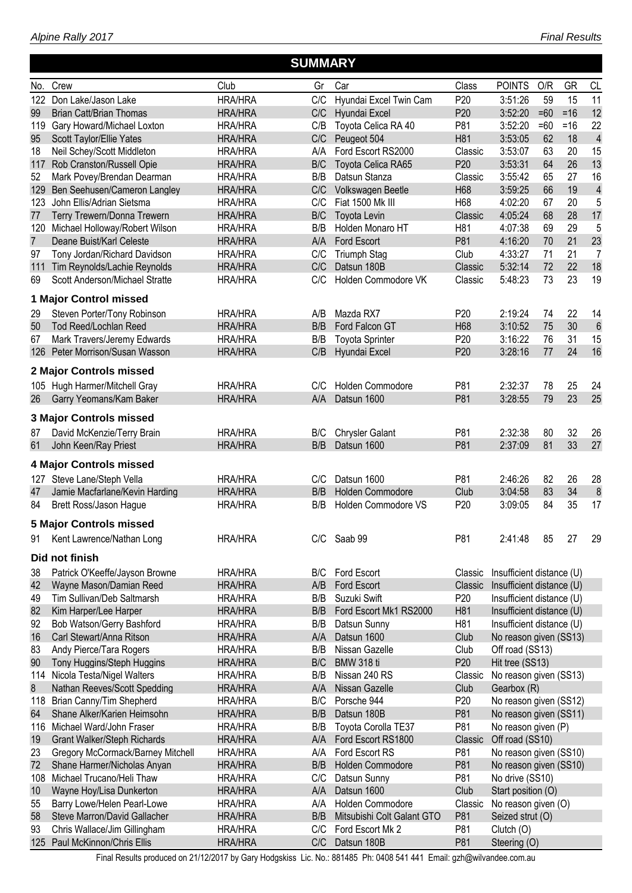## SUMMARY

| No. | Crew | Club | Gr | Car | Class | POINTS | O/R | GR | CL |
|---|---|---|---|---|---|---|---|---|---|
| 122 | Don Lake/Jason Lake | HRA/HRA | C/C | Hyundai Excel Twin Cam | P20 | 3:51:26 | 59 | 15 | 11 |
| 99 | Brian Catt/Brian Thomas | HRA/HRA | C/C | Hyundai Excel | P20 | 3:52:20 | =60 | =16 | 12 |
| 119 | Gary Howard/Michael Loxton | HRA/HRA | C/B | Toyota Celica RA 40 | P81 | 3:52:20 | =60 | =16 | 22 |
| 95 | Scott Taylor/Ellie Yates | HRA/HRA | C/C | Peugeot 504 | H81 | 3:53:05 | 62 | 18 | 4 |
| 18 | Neil Schey/Scott Middleton | HRA/HRA | A/A | Ford Escort RS2000 | Classic | 3:53:07 | 63 | 20 | 15 |
| 117 | Rob Cranston/Russell Opie | HRA/HRA | B/C | Toyota Celica RA65 | P20 | 3:53:31 | 64 | 26 | 13 |
| 52 | Mark Povey/Brendan Dearman | HRA/HRA | B/B | Datsun Stanza | Classic | 3:55:42 | 65 | 27 | 16 |
| 129 | Ben Seehusen/Cameron Langley | HRA/HRA | C/C | Volkswagen Beetle | H68 | 3:59:25 | 66 | 19 | 4 |
| 123 | John Ellis/Adrian Sietsma | HRA/HRA | C/C | Fiat 1500 Mk III | H68 | 4:02:20 | 67 | 20 | 5 |
| 77 | Terry Trewern/Donna Trewern | HRA/HRA | B/C | Toyota Levin | Classic | 4:05:24 | 68 | 28 | 17 |
| 120 | Michael Holloway/Robert Wilson | HRA/HRA | B/B | Holden Monaro HT | H81 | 4:07:38 | 69 | 29 | 5 |
| 7 | Deane Buist/Karl Celeste | HRA/HRA | A/A | Ford Escort | P81 | 4:16:20 | 70 | 21 | 23 |
| 97 | Tony Jordan/Richard Davidson | HRA/HRA | C/C | Triumph Stag | Club | 4:33:27 | 71 | 21 | 7 |
| 111 | Tim Reynolds/Lachie Reynolds | HRA/HRA | C/C | Datsun 180B | Classic | 5:32:14 | 72 | 22 | 18 |
| 69 | Scott Anderson/Michael Stratte | HRA/HRA | C/C | Holden Commodore VK | Classic | 5:48:23 | 73 | 23 | 19 |
| | **1 Major Control missed** | | | | | | | | |
| 29 | Steven Porter/Tony Robinson | HRA/HRA | A/B | Mazda RX7 | P20 | 2:19:24 | 74 | 22 | 14 |
| 50 | Tod Reed/Lochlan Reed | HRA/HRA | B/B | Ford Falcon GT | H68 | 3:10:52 | 75 | 30 | 6 |
| 67 | Mark Travers/Jeremy Edwards | HRA/HRA | B/B | Toyota Sprinter | P20 | 3:16:22 | 76 | 31 | 15 |
| 126 | Peter Morrison/Susan Wasson | HRA/HRA | C/B | Hyundai Excel | P20 | 3:28:16 | 77 | 24 | 16 |
| | **2 Major Controls missed** | | | | | | | | |
| 105 | Hugh Harmer/Mitchell Gray | HRA/HRA | C/C | Holden Commodore | P81 | 2:32:37 | 78 | 25 | 24 |
| 26 | Garry Yeomans/Kam Baker | HRA/HRA | A/A | Datsun 1600 | P81 | 3:28:55 | 79 | 23 | 25 |
| | **3 Major Controls missed** | | | | | | | | |
| 87 | David McKenzie/Terry Brain | HRA/HRA | B/C | Chrysler Galant | P81 | 2:32:38 | 80 | 32 | 26 |
| 61 | John Keen/Ray Priest | HRA/HRA | B/B | Datsun 1600 | P81 | 2:37:09 | 81 | 33 | 27 |
| | **4 Major Controls missed** | | | | | | | | |
| 127 | Steve Lane/Steph Vella | HRA/HRA | C/C | Datsun 1600 | P81 | 2:46:26 | 82 | 26 | 28 |
| 47 | Jamie Macfarlane/Kevin Harding | HRA/HRA | B/B | Holden Commodore | Club | 3:04:58 | 83 | 34 | 8 |
| 84 | Brett Ross/Jason Hague | HRA/HRA | B/B | Holden Commodore VS | P20 | 3:09:05 | 84 | 35 | 17 |
| | **5 Major Controls missed** | | | | | | | | |
| 91 | Kent Lawrence/Nathan Long | HRA/HRA | C/C | Saab 99 | P81 | 2:41:48 | 85 | 27 | 29 |
| | **Did not finish** | | | | | | | | |
| 38 | Patrick O'Keeffe/Jayson Browne | HRA/HRA | B/C | Ford Escort | Classic | Insufficient distance (U) | | | |
| 42 | Wayne Mason/Damian Reed | HRA/HRA | A/B | Ford Escort | Classic | Insufficient distance (U) | | | |
| 49 | Tim Sullivan/Deb Saltmarsh | HRA/HRA | B/B | Suzuki Swift | P20 | Insufficient distance (U) | | | |
| 82 | Kim Harper/Lee Harper | HRA/HRA | B/B | Ford Escort Mk1 RS2000 | H81 | Insufficient distance (U) | | | |
| 92 | Bob Watson/Gerry Bashford | HRA/HRA | B/B | Datsun Sunny | H81 | Insufficient distance (U) | | | |
| 16 | Carl Stewart/Anna Ritson | HRA/HRA | A/A | Datsun 1600 | Club | No reason given (SS13) | | | |
| 83 | Andy Pierce/Tara Rogers | HRA/HRA | B/B | Nissan Gazelle | Club | Off road (SS13) | | | |
| 90 | Tony Huggins/Steph Huggins | HRA/HRA | B/C | BMW 318 ti | P20 | Hit tree (SS13) | | | |
| 114 | Nicola Testa/Nigel Walters | HRA/HRA | B/B | Nissan 240 RS | Classic | No reason given (SS13) | | | |
| 8 | Nathan Reeves/Scott Spedding | HRA/HRA | A/A | Nissan Gazelle | Club | Gearbox (R) | | | |
| 118 | Brian Canny/Tim Shepherd | HRA/HRA | B/C | Porsche 944 | P20 | No reason given (SS12) | | | |
| 64 | Shane Alker/Karien Heimsohn | HRA/HRA | B/B | Datsun 180B | P81 | No reason given (SS11) | | | |
| 116 | Michael Ward/John Fraser | HRA/HRA | B/B | Toyota Corolla TE37 | P81 | No reason given (P) | | | |
| 19 | Grant Walker/Steph Richards | HRA/HRA | A/A | Ford Escort RS1800 | Classic | Off road (SS10) | | | |
| 23 | Gregory McCormack/Barney Mitchell | HRA/HRA | A/A | Ford Escort RS | P81 | No reason given (SS10) | | | |
| 72 | Shane Harmer/Nicholas Anyan | HRA/HRA | B/B | Holden Commodore | P81 | No reason given (SS10) | | | |
| 108 | Michael Trucano/Heli Thaw | HRA/HRA | C/C | Datsun Sunny | P81 | No drive (SS10) | | | |
| 10 | Wayne Hoy/Lisa Dunkerton | HRA/HRA | A/A | Datsun 1600 | Club | Start position (O) | | | |
| 55 | Barry Lowe/Helen Pearl-Lowe | HRA/HRA | A/A | Holden Commodore | Classic | No reason given (O) | | | |
| 58 | Steve Marron/David Gallacher | HRA/HRA | B/B | Mitsubishi Colt Galant GTO | P81 | Seized strut (O) | | | |
| 93 | Chris Wallace/Jim Gillingham | HRA/HRA | C/C | Ford Escort Mk 2 | P81 | Clutch (O) | | | |
| 125 | Paul McKinnon/Chris Ellis | HRA/HRA | C/C | Datsun 180B | P81 | Steering (O) | | | |

Final Results produced on 21/12/2017 by Gary Hodgskiss Lic. No.: 881485 Ph: 0408 541 441 Email: gzh@wilvandee.com.au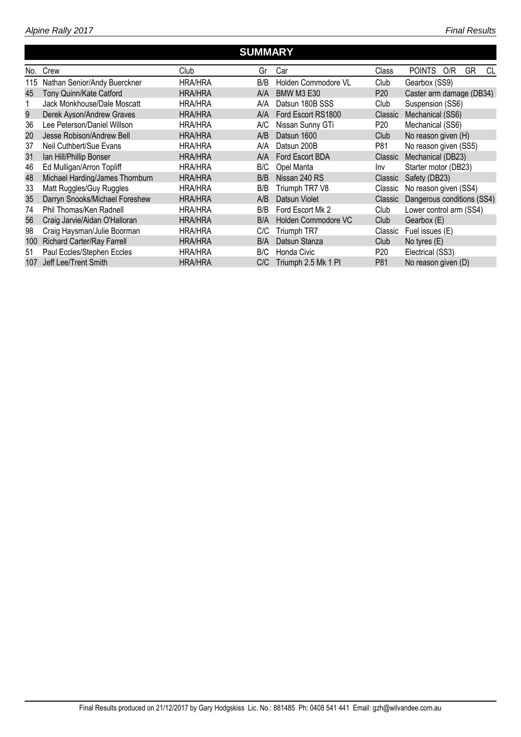## SUMMARY

| No. | Crew | Club | Gr | Car | Class | POINTS O/R GR CL |
|---|---|---|---|---|---|---|
| 115 | Nathan Senior/Andy Buerckner | HRA/HRA | B/B | Holden Commodore VL | Club | Gearbox (SS9) |
| 45 | Tony Quinn/Kate Catford | HRA/HRA | A/A | BMW M3 E30 | P20 | Caster arm damage (DB34) |
| 1 | Jack Monkhouse/Dale Moscatt | HRA/HRA | A/A | Datsun 180B SSS | Club | Suspension (SS6) |
| 9 | Derek Ayson/Andrew Graves | HRA/HRA | A/A | Ford Escort RS1800 | Classic | Mechanical (SS6) |
| 36 | Lee Peterson/Daniel Willson | HRA/HRA | A/C | Nissan Sunny GTi | P20 | Mechanical (SS6) |
| 20 | Jesse Robison/Andrew Bell | HRA/HRA | A/B | Datsun 1600 | Club | No reason given (H) |
| 37 | Neil Cuthbert/Sue Evans | HRA/HRA | A/A | Datsun 200B | P81 | No reason given (SS5) |
| 31 | Ian Hill/Phillip Bonser | HRA/HRA | A/A | Ford Escort BDA | Classic | Mechanical (DB23) |
| 46 | Ed Mulligan/Arron Topliff | HRA/HRA | B/C | Opel Manta | Inv | Starter motor (DB23) |
| 48 | Michael Harding/James Thornburn | HRA/HRA | B/B | Nissan 240 RS | Classic | Safety (DB23) |
| 33 | Matt Ruggles/Guy Ruggles | HRA/HRA | B/B | Triumph TR7 V8 | Classic | No reason given (SS4) |
| 35 | Darryn Snooks/Michael Foreshew | HRA/HRA | A/B | Datsun Violet | Classic | Dangerous conditions (SS4) |
| 74 | Phil Thomas/Ken Radnell | HRA/HRA | B/B | Ford Escort Mk 2 | Club | Lower control arm (SS4) |
| 56 | Craig Jarvie/Aidan O'Halloran | HRA/HRA | B/A | Holden Commodore VC | Club | Gearbox (E) |
| 98 | Craig Haysman/Julie Boorman | HRA/HRA | C/C | Triumph TR7 | Classic | Fuel issues (E) |
| 100 | Richard Carter/Ray Farrell | HRA/HRA | B/A | Datsun Stanza | Club | No tyres (E) |
| 51 | Paul Eccles/Stephen Eccles | HRA/HRA | B/C | Honda Civic | P20 | Electrical (SS3) |
| 107 | Jeff Lee/Trent Smith | HRA/HRA | C/C | Triumph 2.5 Mk 1 PI | P81 | No reason given (D) |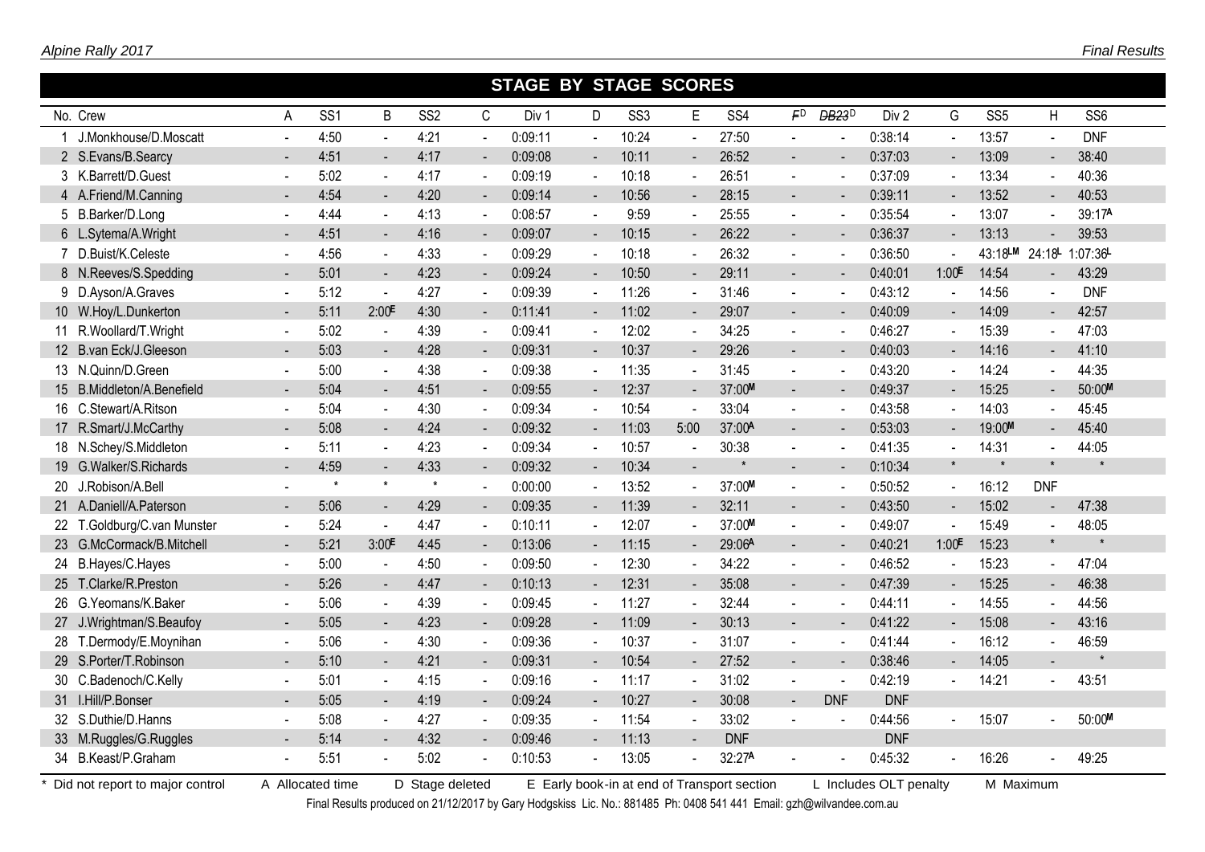## STAGE BY STAGE SCORES

| No. | Crew | A | SS1 | B | SS2 | C | Div 1 | D | SS3 | E | SS4 | ~~F~~D | ~~DB23~~D | Div 2 | G | SS5 | H | SS6 |
|---|---|---|---|---|---|---|---|---|---|---|---|---|---|---|---|---|---|---|
| 1 | J.Monkhouse/D.Moscatt | - | 4:50 | - | 4:21 | - | 0:09:11 | - | 10:24 | - | 27:50 | - | - | 0:38:14 | - | 13:57 | - | DNF |
| 2 | S.Evans/B.Searcy | - | 4:51 | - | 4:17 | - | 0:09:08 | - | 10:11 | - | 26:52 | - | - | 0:37:03 | - | 13:09 | - | 38:40 |
| 3 | K.Barrett/D.Guest | - | 5:02 | - | 4:17 | - | 0:09:19 | - | 10:18 | - | 26:51 | - | - | 0:37:09 | - | 13:34 | - | 40:36 |
| 4 | A.Friend/M.Canning | - | 4:54 | - | 4:20 | - | 0:09:14 | - | 10:56 | - | 28:15 | - | - | 0:39:11 | - | 13:52 | - | 40:53 |
| 5 | B.Barker/D.Long | - | 4:44 | - | 4:13 | - | 0:08:57 | - | 9:59 | - | 25:55 | - | - | 0:35:54 | - | 13:07 | - | 39:17A |
| 6 | L.Sytema/A.Wright | - | 4:51 | - | 4:16 | - | 0:09:07 | - | 10:15 | - | 26:22 | - | - | 0:36:37 | - | 13:13 | - | 39:53 |
| 7 | D.Buist/K.Celeste | - | 4:56 | - | 4:33 | - | 0:09:29 | - | 10:18 | - | 26:32 | - | - | 0:36:50 | - | 43:18LM | 24:18L | 1:07:36L |
| 8 | N.Reeves/S.Spedding | - | 5:01 | - | 4:23 | - | 0:09:24 | - | 10:50 | - | 29:11 | - | - | 0:40:01 | 1:00E | 14:54 | - | 43:29 |
| 9 | D.Ayson/A.Graves | - | 5:12 | - | 4:27 | - | 0:09:39 | - | 11:26 | - | 31:46 | - | - | 0:43:12 | - | 14:56 | - | DNF |
| 10 | W.Hoy/L.Dunkerton | - | 5:11 | 2:00E | 4:30 | - | 0:11:41 | - | 11:02 | - | 29:07 | - | - | 0:40:09 | - | 14:09 | - | 42:57 |
| 11 | R.Woollard/T.Wright | - | 5:02 | - | 4:39 | - | 0:09:41 | - | 12:02 | - | 34:25 | - | - | 0:46:27 | - | 15:39 | - | 47:03 |
| 12 | B.van Eck/J.Gleeson | - | 5:03 | - | 4:28 | - | 0:09:31 | - | 10:37 | - | 29:26 | - | - | 0:40:03 | - | 14:16 | - | 41:10 |
| 13 | N.Quinn/D.Green | - | 5:00 | - | 4:38 | - | 0:09:38 | - | 11:35 | - | 31:45 | - | - | 0:43:20 | - | 14:24 | - | 44:35 |
| 15 | B.Middleton/A.Benefield | - | 5:04 | - | 4:51 | - | 0:09:55 | - | 12:37 | - | 37:00M | - | - | 0:49:37 | - | 15:25 | - | 50:00M |
| 16 | C.Stewart/A.Ritson | - | 5:04 | - | 4:30 | - | 0:09:34 | - | 10:54 | - | 33:04 | - | - | 0:43:58 | - | 14:03 | - | 45:45 |
| 17 | R.Smart/J.McCarthy | - | 5:08 | - | 4:24 | - | 0:09:32 | - | 11:03 | 5:00 | 37:00A | - | - | 0:53:03 | - | 19:00M | - | 45:40 |
| 18 | N.Schey/S.Middleton | - | 5:11 | - | 4:23 | - | 0:09:34 | - | 10:57 | - | 30:38 | - | - | 0:41:35 | - | 14:31 | - | 44:05 |
| 19 | G.Walker/S.Richards | - | 4:59 | - | 4:33 | - | 0:09:32 | - | 10:34 | - | * | - | - | 0:10:34 | * | * | * | * |
| 20 | J.Robison/A.Bell | - | * | * | * | - | 0:00:00 | - | 13:52 | - | 37:00M | - | - | 0:50:52 | - | 16:12 | DNF | |
| 21 | A.Daniell/A.Paterson | - | 5:06 | - | 4:29 | - | 0:09:35 | - | 11:39 | - | 32:11 | - | - | 0:43:50 | - | 15:02 | - | 47:38 |
| 22 | T.Goldburg/C.van Munster | - | 5:24 | - | 4:47 | - | 0:10:11 | - | 12:07 | - | 37:00M | - | - | 0:49:07 | - | 15:49 | - | 48:05 |
| 23 | G.McCormack/B.Mitchell | - | 5:21 | 3:00E | 4:45 | - | 0:13:06 | - | 11:15 | - | 29:06A | - | - | 0:40:21 | 1:00E | 15:23 | * | * |
| 24 | B.Hayes/C.Hayes | - | 5:00 | - | 4:50 | - | 0:09:50 | - | 12:30 | - | 34:22 | - | - | 0:46:52 | - | 15:23 | - | 47:04 |
| 25 | T.Clarke/R.Preston | - | 5:26 | - | 4:47 | - | 0:10:13 | - | 12:31 | - | 35:08 | - | - | 0:47:39 | - | 15:25 | - | 46:38 |
| 26 | G.Yeomans/K.Baker | - | 5:06 | - | 4:39 | - | 0:09:45 | - | 11:27 | - | 32:44 | - | - | 0:44:11 | - | 14:55 | - | 44:56 |
| 27 | J.Wrightman/S.Beaufoy | - | 5:05 | - | 4:23 | - | 0:09:28 | - | 11:09 | - | 30:13 | - | - | 0:41:22 | - | 15:08 | - | 43:16 |
| 28 | T.Dermody/E.Moynihan | - | 5:06 | - | 4:30 | - | 0:09:36 | - | 10:37 | - | 31:07 | - | - | 0:41:44 | - | 16:12 | - | 46:59 |
| 29 | S.Porter/T.Robinson | - | 5:10 | - | 4:21 | - | 0:09:31 | - | 10:54 | - | 27:52 | - | - | 0:38:46 | - | 14:05 | - | * |
| 30 | C.Badenoch/C.Kelly | - | 5:01 | - | 4:15 | - | 0:09:16 | - | 11:17 | - | 31:02 | - | - | 0:42:19 | - | 14:21 | - | 43:51 |
| 31 | I.Hill/P.Bonser | - | 5:05 | - | 4:19 | - | 0:09:24 | - | 10:27 | - | 30:08 | - | DNF | DNF | | | | |
| 32 | S.Duthie/D.Hanns | - | 5:08 | - | 4:27 | - | 0:09:35 | - | 11:54 | - | 33:02 | - | - | 0:44:56 | - | 15:07 | - | 50:00M |
| 33 | M.Ruggles/G.Ruggles | - | 5:14 | - | 4:32 | - | 0:09:46 | - | 11:13 | - | DNF | | | DNF | | | | |
| 34 | B.Keast/P.Graham | - | 5:51 | - | 5:02 | - | 0:10:53 | - | 13:05 | - | 32:27A | - | - | 0:45:32 | - | 16:26 | - | 49:25 |

\* Did not report to major control  A Allocated time  D Stage deleted  E Early book-in at end of Transport section  L Includes OLT penalty  M Maximum

Final Results produced on 21/12/2017 by Gary Hodgskiss Lic. No.: 881485 Ph: 0408 541 441 Email: gzh@wilvandee.com.au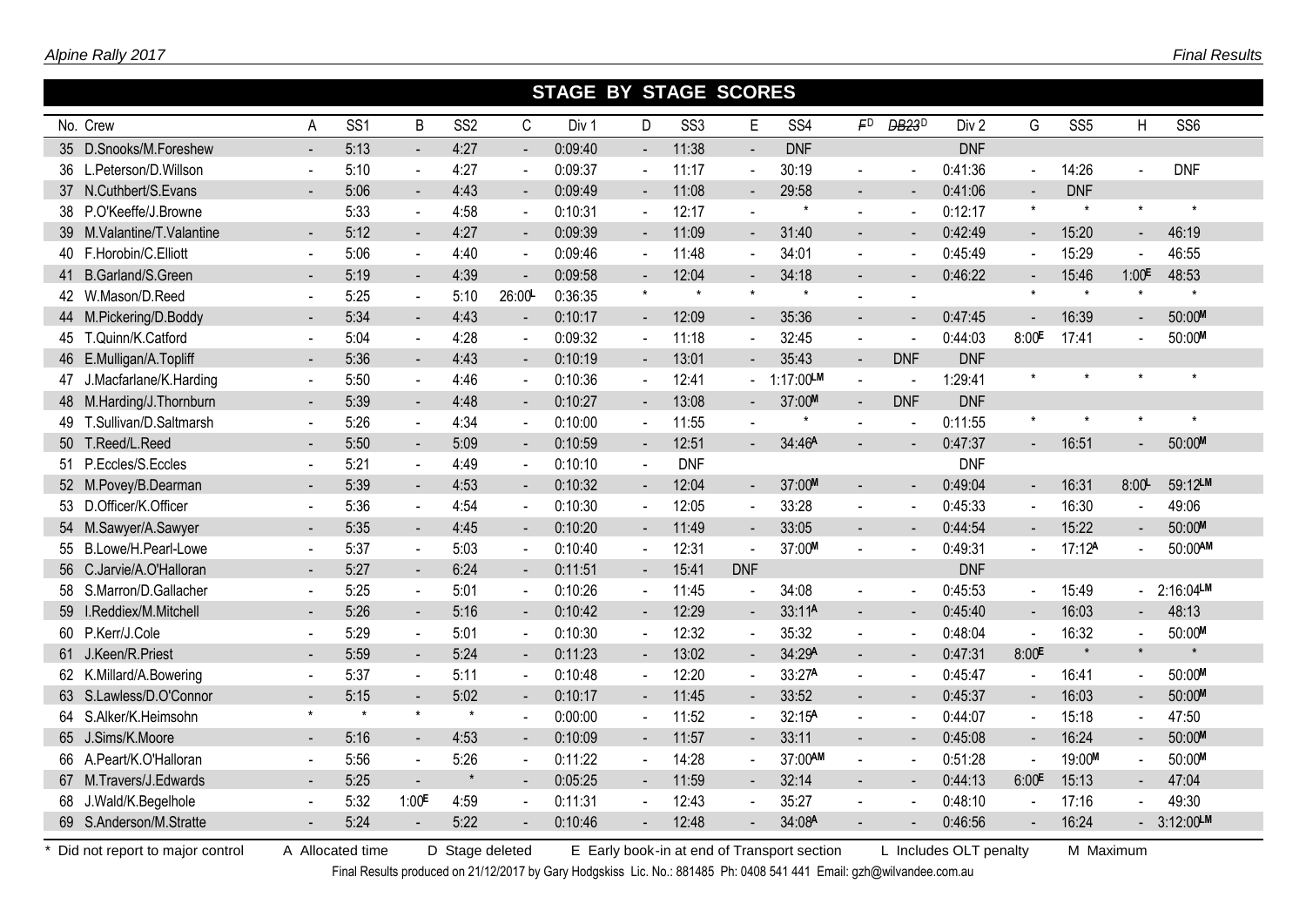## STAGE BY STAGE SCORES

| No. | Crew | A | SS1 | B | SS2 | C | Div 1 | D | SS3 | E | SS4 | ~~F~~D | ~~DB23~~D | Div 2 | G | SS5 | H | SS6 |
|---|---|---|---|---|---|---|---|---|---|---|---|---|---|---|---|---|---|---|
| 35 | D.Snooks/M.Foreshew | - | 5:13 | - | 4:27 | - | 0:09:40 | - | 11:38 | - | DNF | | | DNF | | | | |
| 36 | L.Peterson/D.Willson | - | 5:10 | - | 4:27 | - | 0:09:37 | - | 11:17 | - | 30:19 | - | - | 0:41:36 | - | 14:26 | - | DNF |
| 37 | N.Cuthbert/S.Evans | - | 5:06 | - | 4:43 | - | 0:09:49 | - | 11:08 | - | 29:58 | - | - | 0:41:06 | - | DNF | | |
| 38 | P.O'Keeffe/J.Browne | | 5:33 | - | 4:58 | - | 0:10:31 | - | 12:17 | - | * | - | - | 0:12:17 | * | * | * | * |
| 39 | M.Valantine/T.Valantine | - | 5:12 | - | 4:27 | - | 0:09:39 | - | 11:09 | - | 31:40 | - | - | 0:42:49 | - | 15:20 | - | 46:19 |
| 40 | F.Horobin/C.Elliott | - | 5:06 | - | 4:40 | - | 0:09:46 | - | 11:48 | - | 34:01 | - | - | 0:45:49 | - | 15:29 | - | 46:55 |
| 41 | B.Garland/S.Green | - | 5:19 | - | 4:39 | - | 0:09:58 | - | 12:04 | - | 34:18 | - | - | 0:46:22 | - | 15:46 | 1:00E | 48:53 |
| 42 | W.Mason/D.Reed | - | 5:25 | - | 5:10 | 26:00L | 0:36:35 | * | * | * | * | - | - | | * | * | * | * |
| 44 | M.Pickering/D.Boddy | - | 5:34 | - | 4:43 | - | 0:10:17 | - | 12:09 | - | 35:36 | - | - | 0:47:45 | - | 16:39 | - | 50:00M |
| 45 | T.Quinn/K.Catford | - | 5:04 | - | 4:28 | - | 0:09:32 | - | 11:18 | - | 32:45 | - | - | 0:44:03 | 8:00E | 17:41 | - | 50:00M |
| 46 | E.Mulligan/A.Topliff | - | 5:36 | - | 4:43 | - | 0:10:19 | - | 13:01 | - | 35:43 | - | DNF | DNF | | | | |
| 47 | J.Macfarlane/K.Harding | - | 5:50 | - | 4:46 | - | 0:10:36 | - | 12:41 | - | 1:17:00LM | - | - | 1:29:41 | * | * | * | * |
| 48 | M.Harding/J.Thornburn | - | 5:39 | - | 4:48 | - | 0:10:27 | - | 13:08 | - | 37:00M | - | DNF | DNF | | | | |
| 49 | T.Sullivan/D.Saltmarsh | - | 5:26 | - | 4:34 | - | 0:10:00 | - | 11:55 | - | * | - | - | 0:11:55 | * | * | * | * |
| 50 | T.Reed/L.Reed | - | 5:50 | - | 5:09 | - | 0:10:59 | - | 12:51 | - | 34:46A | - | - | 0:47:37 | - | 16:51 | - | 50:00M |
| 51 | P.Eccles/S.Eccles | - | 5:21 | - | 4:49 | - | 0:10:10 | - | DNF | | | | | DNF | | | | |
| 52 | M.Povey/B.Dearman | - | 5:39 | - | 4:53 | - | 0:10:32 | - | 12:04 | - | 37:00M | - | - | 0:49:04 | - | 16:31 | 8:00L | 59:12LM |
| 53 | D.Officer/K.Officer | - | 5:36 | - | 4:54 | - | 0:10:30 | - | 12:05 | - | 33:28 | - | - | 0:45:33 | - | 16:30 | - | 49:06 |
| 54 | M.Sawyer/A.Sawyer | - | 5:35 | - | 4:45 | - | 0:10:20 | - | 11:49 | - | 33:05 | - | - | 0:44:54 | - | 15:22 | - | 50:00M |
| 55 | B.Lowe/H.Pearl-Lowe | - | 5:37 | - | 5:03 | - | 0:10:40 | - | 12:31 | - | 37:00M | - | - | 0:49:31 | - | 17:12A | - | 50:00AM |
| 56 | C.Jarvie/A.O'Halloran | - | 5:27 | - | 6:24 | - | 0:11:51 | - | 15:41 | DNF | | | | DNF | | | | |
| 58 | S.Marron/D.Gallacher | - | 5:25 | - | 5:01 | - | 0:10:26 | - | 11:45 | - | 34:08 | - | - | 0:45:53 | - | 15:49 | - | 2:16:04LM |
| 59 | I.Reddiex/M.Mitchell | - | 5:26 | - | 5:16 | - | 0:10:42 | - | 12:29 | - | 33:11A | - | - | 0:45:40 | - | 16:03 | - | 48:13 |
| 60 | P.Kerr/J.Cole | - | 5:29 | - | 5:01 | - | 0:10:30 | - | 12:32 | - | 35:32 | - | - | 0:48:04 | - | 16:32 | - | 50:00M |
| 61 | J.Keen/R.Priest | - | 5:59 | - | 5:24 | - | 0:11:23 | - | 13:02 | - | 34:29A | - | - | 0:47:31 | 8:00E | * | * | * |
| 62 | K.Millard/A.Bowering | - | 5:37 | - | 5:11 | - | 0:10:48 | - | 12:20 | - | 33:27A | - | - | 0:45:47 | - | 16:41 | - | 50:00M |
| 63 | S.Lawless/D.O'Connor | - | 5:15 | - | 5:02 | - | 0:10:17 | - | 11:45 | - | 33:52 | - | - | 0:45:37 | - | 16:03 | - | 50:00M |
| 64 | S.Alker/K.Heimsohn | * | * | * | * | - | 0:00:00 | - | 11:52 | - | 32:15A | - | - | 0:44:07 | - | 15:18 | - | 47:50 |
| 65 | J.Sims/K.Moore | - | 5:16 | - | 4:53 | - | 0:10:09 | - | 11:57 | - | 33:11 | - | - | 0:45:08 | - | 16:24 | - | 50:00M |
| 66 | A.Peart/K.O'Halloran | - | 5:56 | - | 5:26 | - | 0:11:22 | - | 14:28 | - | 37:00AM | - | - | 0:51:28 | - | 19:00M | - | 50:00M |
| 67 | M.Travers/J.Edwards | - | 5:25 | - | * | - | 0:05:25 | - | 11:59 | - | 32:14 | - | - | 0:44:13 | 6:00E | 15:13 | - | 47:04 |
| 68 | J.Wald/K.Begelhole | - | 5:32 | 1:00E | 4:59 | - | 0:11:31 | - | 12:43 | - | 35:27 | - | - | 0:48:10 | - | 17:16 | - | 49:30 |
| 69 | S.Anderson/M.Stratte | - | 5:24 | - | 5:22 | - | 0:10:46 | - | 12:48 | - | 34:08A | - | - | 0:46:56 | - | 16:24 | - | 3:12:00LM |

\* Did not report to major control    A Allocated time    D Stage deleted    E Early book-in at end of Transport section    L Includes OLT penalty    M Maximum

Final Results produced on 21/12/2017 by Gary Hodgskiss Lic. No.: 881485 Ph: 0408 541 441 Email: gzh@wilvandee.com.au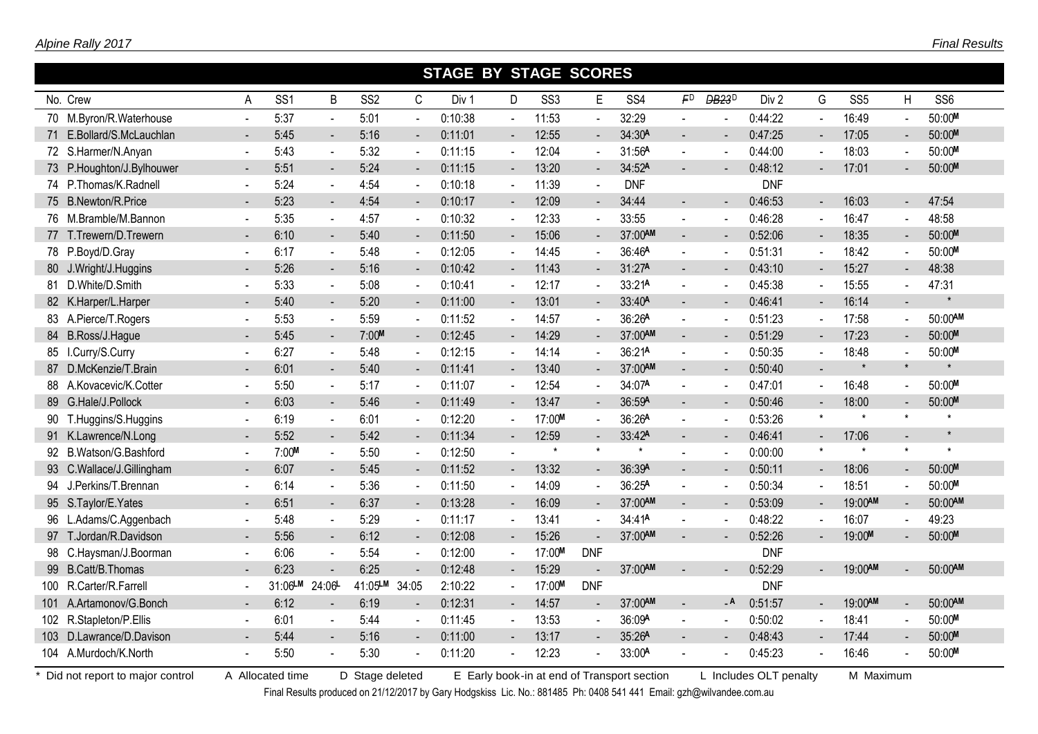## STAGE BY STAGE SCORES

| No. | Crew | A | SS1 | B | SS2 | C | Div 1 | D | SS3 | E | SS4 | ~~F~~[D] | ~~DB23~~[D] | Div 2 | G | SS5 | H | SS6 |
|---|---|---|---|---|---|---|---|---|---|---|---|---|---|---|---|---|---|---|
| 70 | M.Byron/R.Waterhouse | - | 5:37 | - | 5:01 | - | 0:10:38 | - | 11:53 | - | 32:29 | - | - | 0:44:22 | - | 16:49 | - | 50:00[M] |
| 71 | E.Bollard/S.McLauchlan | - | 5:45 | - | 5:16 | - | 0:11:01 | - | 12:55 | - | 34:30[A] | - | - | 0:47:25 | - | 17:05 | - | 50:00[M] |
| 72 | S.Harmer/N.Anyan | - | 5:43 | - | 5:32 | - | 0:11:15 | - | 12:04 | - | 31:56[A] | - | - | 0:44:00 | - | 18:03 | - | 50:00[M] |
| 73 | P.Houghton/J.Bylhouwer | - | 5:51 | - | 5:24 | - | 0:11:15 | - | 13:20 | - | 34:52[A] | - | - | 0:48:12 | - | 17:01 | - | 50:00[M] |
| 74 | P.Thomas/K.Radnell | - | 5:24 | - | 4:54 | - | 0:10:18 | - | 11:39 | - | DNF | | | DNF | | | | |
| 75 | B.Newton/R.Price | - | 5:23 | - | 4:54 | - | 0:10:17 | - | 12:09 | - | 34:44 | - | - | 0:46:53 | - | 16:03 | - | 47:54 |
| 76 | M.Bramble/M.Bannon | - | 5:35 | - | 4:57 | - | 0:10:32 | - | 12:33 | - | 33:55 | - | - | 0:46:28 | - | 16:47 | - | 48:58 |
| 77 | T.Trewern/D.Trewern | - | 6:10 | - | 5:40 | - | 0:11:50 | - | 15:06 | - | 37:00[AM] | - | - | 0:52:06 | - | 18:35 | - | 50:00[M] |
| 78 | P.Boyd/D.Gray | - | 6:17 | - | 5:48 | - | 0:12:05 | - | 14:45 | - | 36:46[A] | - | - | 0:51:31 | - | 18:42 | - | 50:00[M] |
| 80 | J.Wright/J.Huggins | - | 5:26 | - | 5:16 | - | 0:10:42 | - | 11:43 | - | 31:27[A] | - | - | 0:43:10 | - | 15:27 | - | 48:38 |
| 81 | D.White/D.Smith | - | 5:33 | - | 5:08 | - | 0:10:41 | - | 12:17 | - | 33:21[A] | - | - | 0:45:38 | - | 15:55 | - | 47:31 |
| 82 | K.Harper/L.Harper | - | 5:40 | - | 5:20 | - | 0:11:00 | - | 13:01 | - | 33:40[A] | - | - | 0:46:41 | - | 16:14 | - | * |
| 83 | A.Pierce/T.Rogers | - | 5:53 | - | 5:59 | - | 0:11:52 | - | 14:57 | - | 36:26[A] | - | - | 0:51:23 | - | 17:58 | - | 50:00[AM] |
| 84 | B.Ross/J.Hague | - | 5:45 | - | 7:00[M] | - | 0:12:45 | - | 14:29 | - | 37:00[AM] | - | - | 0:51:29 | - | 17:23 | - | 50:00[M] |
| 85 | I.Curry/S.Curry | - | 6:27 | - | 5:48 | - | 0:12:15 | - | 14:14 | - | 36:21[A] | - | - | 0:50:35 | - | 18:48 | - | 50:00[M] |
| 87 | D.McKenzie/T.Brain | - | 6:01 | - | 5:40 | - | 0:11:41 | - | 13:40 | - | 37:00[AM] | - | - | 0:50:40 | - | * | * | * |
| 88 | A.Kovacevic/K.Cotter | - | 5:50 | - | 5:17 | - | 0:11:07 | - | 12:54 | - | 34:07[A] | - | - | 0:47:01 | - | 16:48 | - | 50:00[M] |
| 89 | G.Hale/J.Pollock | - | 6:03 | - | 5:46 | - | 0:11:49 | - | 13:47 | - | 36:59[A] | - | - | 0:50:46 | - | 18:00 | - | 50:00[M] |
| 90 | T.Huggins/S.Huggins | - | 6:19 | - | 6:01 | - | 0:12:20 | - | 17:00[M] | - | 36:26[A] | - | - | 0:53:26 | * | * | * | * |
| 91 | K.Lawrence/N.Long | - | 5:52 | - | 5:42 | - | 0:11:34 | - | 12:59 | - | 33:42[A] | - | - | 0:46:41 | - | 17:06 | - | * |
| 92 | B.Watson/G.Bashford | - | 7:00[M] | - | 5:50 | - | 0:12:50 | - | * | * | * | - | - | 0:00:00 | * | * | * | * |
| 93 | C.Wallace/J.Gillingham | - | 6:07 | - | 5:45 | - | 0:11:52 | - | 13:32 | - | 36:39[A] | - | - | 0:50:11 | - | 18:06 | - | 50:00[M] |
| 94 | J.Perkins/T.Brennan | - | 6:14 | - | 5:36 | - | 0:11:50 | - | 14:09 | - | 36:25[A] | - | - | 0:50:34 | - | 18:51 | - | 50:00[M] |
| 95 | S.Taylor/E.Yates | - | 6:51 | - | 6:37 | - | 0:13:28 | - | 16:09 | - | 37:00[AM] | - | - | 0:53:09 | - | 19:00[AM] | - | 50:00[AM] |
| 96 | L.Adams/C.Aggenbach | - | 5:48 | - | 5:29 | - | 0:11:17 | - | 13:41 | - | 34:41[A] | - | - | 0:48:22 | - | 16:07 | - | 49:23 |
| 97 | T.Jordan/R.Davidson | - | 5:56 | - | 6:12 | - | 0:12:08 | - | 15:26 | - | 37:00[AM] | - | - | 0:52:26 | - | 19:00[M] | - | 50:00[M] |
| 98 | C.Haysman/J.Boorman | - | 6:06 | - | 5:54 | - | 0:12:00 | - | 17:00[M] | DNF | | | | DNF | | | | |
| 99 | B.Catt/B.Thomas | - | 6:23 | - | 6:25 | - | 0:12:48 | - | 15:29 | - | 37:00[AM] | - | - | 0:52:29 | - | 19:00[AM] | - | 50:00[AM] |
| 100 | R.Carter/R.Farrell | - | 31:06[LM] | 24:06[L] | 41:05[LM] | 34:05 | 2:10:22 | - | 17:00[M] | DNF | | | | DNF | | | | |
| 101 | A.Artamonov/G.Bonch | - | 6:12 | - | 6:19 | - | 0:12:31 | - | 14:57 | - | 37:00[AM] | - | -[A] | 0:51:57 | - | 19:00[AM] | - | 50:00[AM] |
| 102 | R.Stapleton/P.Ellis | - | 6:01 | - | 5:44 | - | 0:11:45 | - | 13:53 | - | 36:09[A] | - | - | 0:50:02 | - | 18:41 | - | 50:00[M] |
| 103 | D.Lawrance/D.Davison | - | 5:44 | - | 5:16 | - | 0:11:00 | - | 13:17 | - | 35:26[A] | - | - | 0:48:43 | - | 17:44 | - | 50:00[M] |
| 104 | A.Murdoch/K.North | - | 5:50 | - | 5:30 | - | 0:11:20 | - | 12:23 | - | 33:00[A] | - | - | 0:45:23 | - | 16:46 | - | 50:00[M] |

\* Did not report to major control    A Allocated time    D Stage deleted    E Early book-in at end of Transport section    L Includes OLT penalty    M Maximum

Final Results produced on 21/12/2017 by Gary Hodgskiss Lic. No.: 881485 Ph: 0408 541 441 Email: gzh@wilvandee.com.au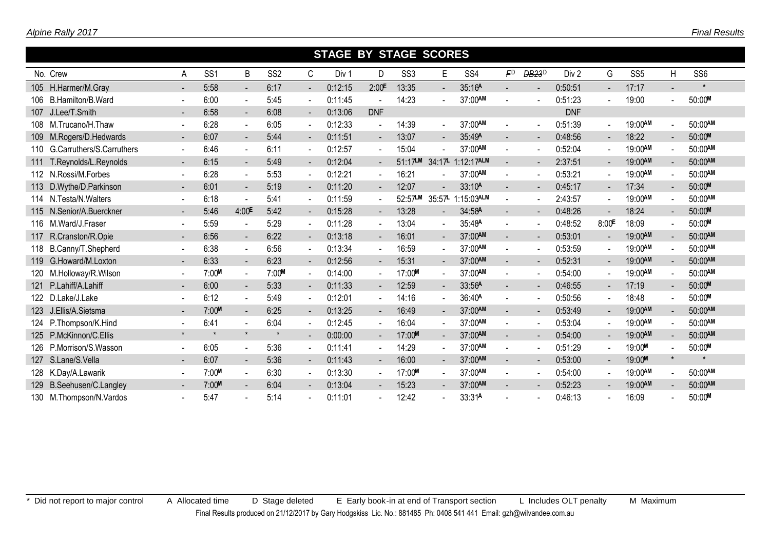## STAGE BY STAGE SCORES

| No. | Crew | A | SS1 | B | SS2 | C | Div 1 | D | SS3 | E | SS4 | ~~F~~ D | ~~DB23~~ D | Div 2 | G | SS5 | H | SS6 |
|---|---|---|---|---|---|---|---|---|---|---|---|---|---|---|---|---|---|---|
| 105 | H.Harmer/M.Gray | - | 5:58 | - | 6:17 | - | 0:12:15 | 2:00E | 13:35 | - | 35:16A | - | - | 0:50:51 | - | 17:17 | - | * |
| 106 | B.Hamilton/B.Ward | - | 6:00 | - | 5:45 | - | 0:11:45 | - | 14:23 | - | 37:00AM | - | - | 0:51:23 | - | 19:00 | - | 50:00M |
| 107 | J.Lee/T.Smith | - | 6:58 | - | 6:08 | - | 0:13:06 | DNF | | | | | | DNF | | | | |
| 108 | M.Trucano/H.Thaw | - | 6:28 | - | 6:05 | - | 0:12:33 | - | 14:39 | - | 37:00AM | - | - | 0:51:39 | - | 19:00AM | - | 50:00AM |
| 109 | M.Rogers/D.Hedwards | - | 6:07 | - | 5:44 | - | 0:11:51 | - | 13:07 | - | 35:49A | - | - | 0:48:56 | - | 18:22 | - | 50:00M |
| 110 | G.Carruthers/S.Carruthers | - | 6:46 | - | 6:11 | - | 0:12:57 | - | 15:04 | - | 37:00AM | - | - | 0:52:04 | - | 19:00AM | - | 50:00AM |
| 111 | T.Reynolds/L.Reynolds | - | 6:15 | - | 5:49 | - | 0:12:04 | - | 51:17LM | 34:17L | 1:12:17ALM | - | - | 2:37:51 | - | 19:00AM | - | 50:00AM |
| 112 | N.Rossi/M.Forbes | - | 6:28 | - | 5:53 | - | 0:12:21 | - | 16:21 | - | 37:00AM | - | - | 0:53:21 | - | 19:00AM | - | 50:00AM |
| 113 | D.Wythe/D.Parkinson | - | 6:01 | - | 5:19 | - | 0:11:20 | - | 12:07 | - | 33:10A | - | - | 0:45:17 | - | 17:34 | - | 50:00M |
| 114 | N.Testa/N.Walters | - | 6:18 | - | 5:41 | - | 0:11:59 | - | 52:57LM | 35:57L | 1:15:03ALM | - | - | 2:43:57 | - | 19:00AM | - | 50:00AM |
| 115 | N.Senior/A.Buerckner | - | 5:46 | 4:00E | 5:42 | - | 0:15:28 | - | 13:28 | - | 34:58A | - | - | 0:48:26 | - | 18:24 | - | 50:00M |
| 116 | M.Ward/J.Fraser | - | 5:59 | - | 5:29 | - | 0:11:28 | - | 13:04 | - | 35:48A | - | - | 0:48:52 | 8:00E | 18:09 | - | 50:00M |
| 117 | R.Cranston/R.Opie | - | 6:56 | - | 6:22 | - | 0:13:18 | - | 16:01 | - | 37:00AM | - | - | 0:53:01 | - | 19:00AM | - | 50:00AM |
| 118 | B.Canny/T.Shepherd | - | 6:38 | - | 6:56 | - | 0:13:34 | - | 16:59 | - | 37:00AM | - | - | 0:53:59 | - | 19:00AM | - | 50:00AM |
| 119 | G.Howard/M.Loxton | - | 6:33 | - | 6:23 | - | 0:12:56 | - | 15:31 | - | 37:00AM | - | - | 0:52:31 | - | 19:00AM | - | 50:00AM |
| 120 | M.Holloway/R.Wilson | - | 7:00M | - | 7:00M | - | 0:14:00 | - | 17:00M | - | 37:00AM | - | - | 0:54:00 | - | 19:00AM | - | 50:00AM |
| 121 | P.Lahiff/A.Lahiff | - | 6:00 | - | 5:33 | - | 0:11:33 | - | 12:59 | - | 33:56A | - | - | 0:46:55 | - | 17:19 | - | 50:00M |
| 122 | D.Lake/J.Lake | - | 6:12 | - | 5:49 | - | 0:12:01 | - | 14:16 | - | 36:40A | - | - | 0:50:56 | - | 18:48 | - | 50:00M |
| 123 | J.Ellis/A.Sietsma | - | 7:00M | - | 6:25 | - | 0:13:25 | - | 16:49 | - | 37:00AM | - | - | 0:53:49 | - | 19:00AM | - | 50:00AM |
| 124 | P.Thompson/K.Hind | - | 6:41 | - | 6:04 | - | 0:12:45 | - | 16:04 | - | 37:00AM | - | - | 0:53:04 | - | 19:00AM | - | 50:00AM |
| 125 | P.McKinnon/C.Ellis | * | * | * | * | - | 0:00:00 | - | 17:00M | - | 37:00AM | - | - | 0:54:00 | - | 19:00AM | - | 50:00AM |
| 126 | P.Morrison/S.Wasson | - | 6:05 | - | 5:36 | - | 0:11:41 | - | 14:29 | - | 37:00AM | - | - | 0:51:29 | - | 19:00M | - | 50:00M |
| 127 | S.Lane/S.Vella | - | 6:07 | - | 5:36 | - | 0:11:43 | - | 16:00 | - | 37:00AM | - | - | 0:53:00 | - | 19:00M | * | * |
| 128 | K.Day/A.Lawarik | - | 7:00M | - | 6:30 | - | 0:13:30 | - | 17:00M | - | 37:00AM | - | - | 0:54:00 | - | 19:00AM | - | 50:00AM |
| 129 | B.Seehusen/C.Langley | - | 7:00M | - | 6:04 | - | 0:13:04 | - | 15:23 | - | 37:00AM | - | - | 0:52:23 | - | 19:00AM | - | 50:00AM |
| 130 | M.Thompson/N.Vardos | - | 5:47 | - | 5:14 | - | 0:11:01 | - | 12:42 | - | 33:31A | - | - | 0:46:13 | - | 16:09 | - | 50:00M |

\* Did not report to major control   A Allocated time   D Stage deleted   E Early book-in at end of Transport section   L Includes OLT penalty   M Maximum

Final Results produced on 21/12/2017 by Gary Hodgskiss Lic. No.: 881485 Ph: 0408 541 441 Email: gzh@wilvandee.com.au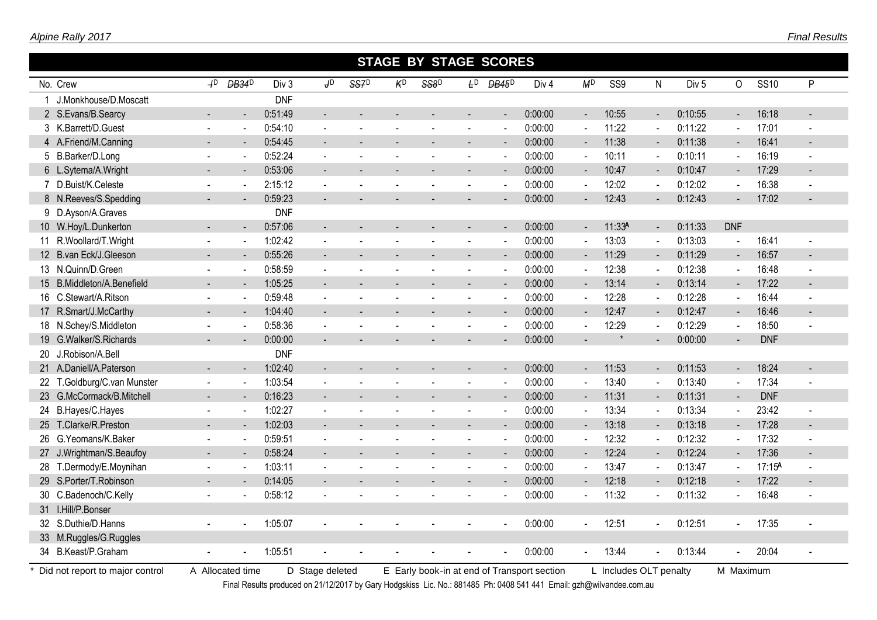# STAGE BY STAGE SCORES

| No. | Crew | ~~I~~[D] | ~~DB34~~[D] | Div 3 | ~~J~~[D] | ~~SS7~~[D] | ~~K~~[D] | ~~SS8~~[D] | ~~L~~[D] | ~~DB45~~[D] | Div 4 | ~~M~~[D] | SS9 | N | Div 5 | O | SS10 | P |
|---|---|---|---|---|---|---|---|---|---|---|---|---|---|---|---|---|---|---|
| 1 | J.Monkhouse/D.Moscatt | | | DNF | | | | | | | | | | | | | | |
| 2 | S.Evans/B.Searcy | - | - | 0:51:49 | - | - | - | - | - | - | 0:00:00 | - | 10:55 | - | 0:10:55 | - | 16:18 | - |
| 3 | K.Barrett/D.Guest | - | - | 0:54:10 | - | - | - | - | - | - | 0:00:00 | - | 11:22 | - | 0:11:22 | - | 17:01 | - |
| 4 | A.Friend/M.Canning | - | - | 0:54:45 | - | - | - | - | - | - | 0:00:00 | - | 11:38 | - | 0:11:38 | - | 16:41 | - |
| 5 | B.Barker/D.Long | - | - | 0:52:24 | - | - | - | - | - | - | 0:00:00 | - | 10:11 | - | 0:10:11 | - | 16:19 | - |
| 6 | L.Sytema/A.Wright | - | - | 0:53:06 | - | - | - | - | - | - | 0:00:00 | - | 10:47 | - | 0:10:47 | - | 17:29 | - |
| 7 | D.Buist/K.Celeste | - | - | 2:15:12 | - | - | - | - | - | - | 0:00:00 | - | 12:02 | - | 0:12:02 | - | 16:38 | - |
| 8 | N.Reeves/S.Spedding | - | - | 0:59:23 | - | - | - | - | - | - | 0:00:00 | - | 12:43 | - | 0:12:43 | - | 17:02 | - |
| 9 | D.Ayson/A.Graves | | | DNF | | | | | | | | | | | | | | |
| 10 | W.Hoy/L.Dunkerton | - | - | 0:57:06 | - | - | - | - | - | - | 0:00:00 | - | 11:33[A] | - | 0:11:33 | DNF | | |
| 11 | R.Woollard/T.Wright | - | - | 1:02:42 | - | - | - | - | - | - | 0:00:00 | - | 13:03 | - | 0:13:03 | - | 16:41 | - |
| 12 | B.van Eck/J.Gleeson | - | - | 0:55:26 | - | - | - | - | - | - | 0:00:00 | - | 11:29 | - | 0:11:29 | - | 16:57 | - |
| 13 | N.Quinn/D.Green | - | - | 0:58:59 | - | - | - | - | - | - | 0:00:00 | - | 12:38 | - | 0:12:38 | - | 16:48 | - |
| 15 | B.Middleton/A.Benefield | - | - | 1:05:25 | - | - | - | - | - | - | 0:00:00 | - | 13:14 | - | 0:13:14 | - | 17:22 | - |
| 16 | C.Stewart/A.Ritson | - | - | 0:59:48 | - | - | - | - | - | - | 0:00:00 | - | 12:28 | - | 0:12:28 | - | 16:44 | - |
| 17 | R.Smart/J.McCarthy | - | - | 1:04:40 | - | - | - | - | - | - | 0:00:00 | - | 12:47 | - | 0:12:47 | - | 16:46 | - |
| 18 | N.Schey/S.Middleton | - | - | 0:58:36 | - | - | - | - | - | - | 0:00:00 | - | 12:29 | - | 0:12:29 | - | 18:50 | - |
| 19 | G.Walker/S.Richards | - | - | 0:00:00 | - | - | - | - | - | - | 0:00:00 | - | * | - | 0:00:00 | - | DNF | |
| 20 | J.Robison/A.Bell | | | DNF | | | | | | | | | | | | | | |
| 21 | A.Daniell/A.Paterson | - | - | 1:02:40 | - | - | - | - | - | - | 0:00:00 | - | 11:53 | - | 0:11:53 | - | 18:24 | - |
| 22 | T.Goldburg/C.van Munster | - | - | 1:03:54 | - | - | - | - | - | - | 0:00:00 | - | 13:40 | - | 0:13:40 | - | 17:34 | - |
| 23 | G.McCormack/B.Mitchell | - | - | 0:16:23 | - | - | - | - | - | - | 0:00:00 | - | 11:31 | - | 0:11:31 | - | DNF | |
| 24 | B.Hayes/C.Hayes | - | - | 1:02:27 | - | - | - | - | - | - | 0:00:00 | - | 13:34 | - | 0:13:34 | - | 23:42 | - |
| 25 | T.Clarke/R.Preston | - | - | 1:02:03 | - | - | - | - | - | - | 0:00:00 | - | 13:18 | - | 0:13:18 | - | 17:28 | - |
| 26 | G.Yeomans/K.Baker | - | - | 0:59:51 | - | - | - | - | - | - | 0:00:00 | - | 12:32 | - | 0:12:32 | - | 17:32 | - |
| 27 | J.Wrightman/S.Beaufoy | - | - | 0:58:24 | - | - | - | - | - | - | 0:00:00 | - | 12:24 | - | 0:12:24 | - | 17:36 | - |
| 28 | T.Dermody/E.Moynihan | - | - | 1:03:11 | - | - | - | - | - | - | 0:00:00 | - | 13:47 | - | 0:13:47 | - | 17:15[A] | - |
| 29 | S.Porter/T.Robinson | - | - | 0:14:05 | - | - | - | - | - | - | 0:00:00 | - | 12:18 | - | 0:12:18 | - | 17:22 | - |
| 30 | C.Badenoch/C.Kelly | - | - | 0:58:12 | - | - | - | - | - | - | 0:00:00 | - | 11:32 | - | 0:11:32 | - | 16:48 | - |
| 31 | I.Hill/P.Bonser | | | | | | | | | | | | | | | | | |
| 32 | S.Duthie/D.Hanns | - | - | 1:05:07 | - | - | - | - | - | - | 0:00:00 | - | 12:51 | - | 0:12:51 | - | 17:35 | - |
| 33 | M.Ruggles/G.Ruggles | | | | | | | | | | | | | | | | | |
| 34 | B.Keast/P.Graham | - | - | 1:05:51 | - | - | - | - | - | - | 0:00:00 | - | 13:44 | - | 0:13:44 | - | 20:04 | - |

\* Did not report to major control &nbsp;&nbsp; A Allocated time &nbsp;&nbsp; D Stage deleted &nbsp;&nbsp; E Early book-in at end of Transport section &nbsp;&nbsp; L Includes OLT penalty &nbsp;&nbsp; M Maximum

Final Results produced on 21/12/2017 by Gary Hodgskiss Lic. No.: 881485 Ph: 0408 541 441 Email: gzh@wilvandee.com.au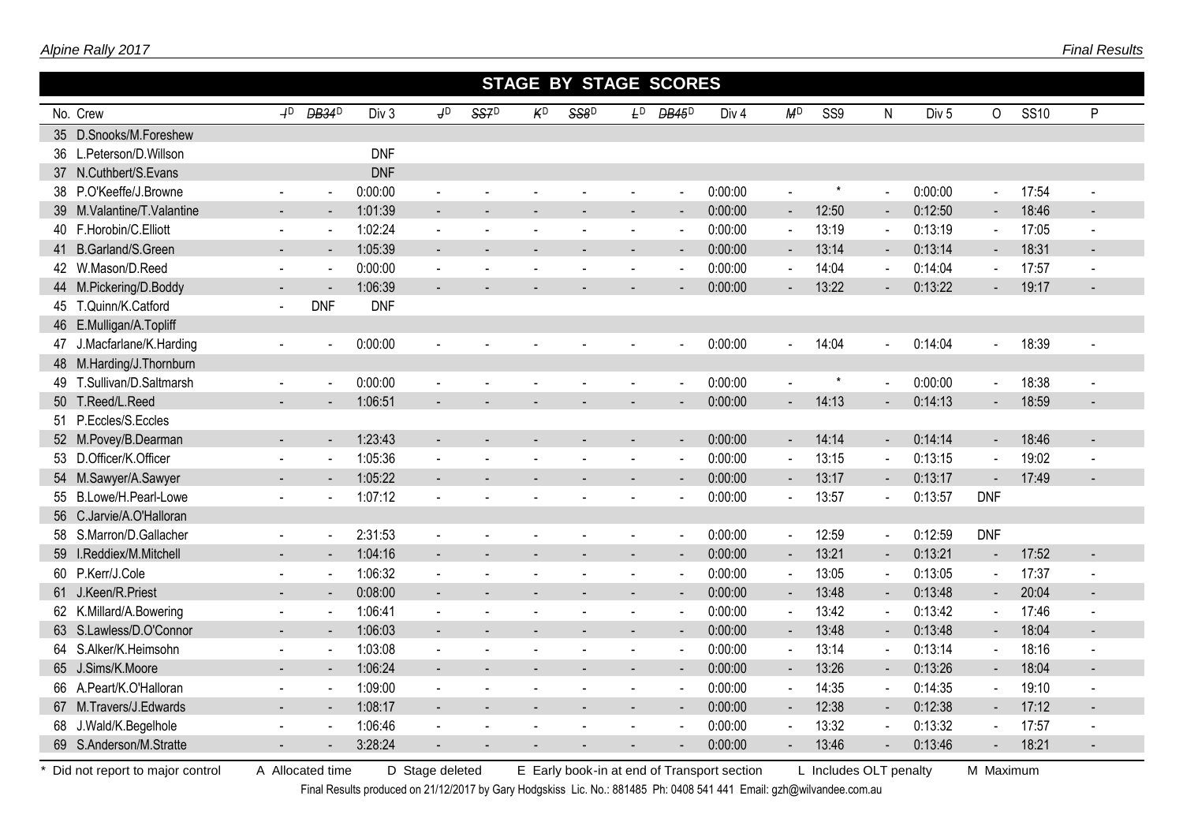## STAGE BY STAGE SCORES

| No. | Crew | ~~I~~[D] | ~~DB34~~[D] | Div 3 | ~~J~~[D] | ~~SS7~~[D] | ~~K~~[D] | ~~SS8~~[D] | ~~L~~[D] | ~~DB45~~[D] | Div 4 | ~~M~~[D] | SS9 | N | Div 5 | O | SS10 | P |
|---|---|---|---|---|---|---|---|---|---|---|---|---|---|---|---|---|---|---|
| 35 | D.Snooks/M.Foreshew | | | | | | | | | | | | | | | | | |
| 36 | L.Peterson/D.Willson | | | DNF | | | | | | | | | | | | | | |
| 37 | N.Cuthbert/S.Evans | | | DNF | | | | | | | | | | | | | | |
| 38 | P.O'Keeffe/J.Browne | - | - | 0:00:00 | - | - | - | - | - | - | 0:00:00 | - | * | - | 0:00:00 | - | 17:54 | - |
| 39 | M.Valantine/T.Valantine | - | - | 1:01:39 | - | - | - | - | - | - | 0:00:00 | - | 12:50 | - | 0:12:50 | - | 18:46 | - |
| 40 | F.Horobin/C.Elliott | - | - | 1:02:24 | - | - | - | - | - | - | 0:00:00 | - | 13:19 | - | 0:13:19 | - | 17:05 | - |
| 41 | B.Garland/S.Green | - | - | 1:05:39 | - | - | - | - | - | - | 0:00:00 | - | 13:14 | - | 0:13:14 | - | 18:31 | - |
| 42 | W.Mason/D.Reed | - | - | 0:00:00 | - | - | - | - | - | - | 0:00:00 | - | 14:04 | - | 0:14:04 | - | 17:57 | - |
| 44 | M.Pickering/D.Boddy | - | - | 1:06:39 | - | - | - | - | - | - | 0:00:00 | - | 13:22 | - | 0:13:22 | - | 19:17 | - |
| 45 | T.Quinn/K.Catford | - | DNF | DNF | | | | | | | | | | | | | | |
| 46 | E.Mulligan/A.Topliff | | | | | | | | | | | | | | | | | |
| 47 | J.Macfarlane/K.Harding | - | - | 0:00:00 | - | - | - | - | - | - | 0:00:00 | - | 14:04 | - | 0:14:04 | - | 18:39 | - |
| 48 | M.Harding/J.Thornburn | | | | | | | | | | | | | | | | | |
| 49 | T.Sullivan/D.Saltmarsh | - | - | 0:00:00 | - | - | - | - | - | - | 0:00:00 | - | * | - | 0:00:00 | - | 18:38 | - |
| 50 | T.Reed/L.Reed | - | - | 1:06:51 | - | - | - | - | - | - | 0:00:00 | - | 14:13 | - | 0:14:13 | - | 18:59 | - |
| 51 | P.Eccles/S.Eccles | | | | | | | | | | | | | | | | | |
| 52 | M.Povey/B.Dearman | - | - | 1:23:43 | - | - | - | - | - | - | 0:00:00 | - | 14:14 | - | 0:14:14 | - | 18:46 | - |
| 53 | D.Officer/K.Officer | - | - | 1:05:36 | - | - | - | - | - | - | 0:00:00 | - | 13:15 | - | 0:13:15 | - | 19:02 | - |
| 54 | M.Sawyer/A.Sawyer | - | - | 1:05:22 | - | - | - | - | - | - | 0:00:00 | - | 13:17 | - | 0:13:17 | - | 17:49 | - |
| 55 | B.Lowe/H.Pearl-Lowe | - | - | 1:07:12 | - | - | - | - | - | - | 0:00:00 | - | 13:57 | - | 0:13:57 | DNF | | |
| 56 | C.Jarvie/A.O'Halloran | | | | | | | | | | | | | | | | | |
| 58 | S.Marron/D.Gallacher | - | - | 2:31:53 | - | - | - | - | - | - | 0:00:00 | - | 12:59 | - | 0:12:59 | DNF | | |
| 59 | I.Reddiex/M.Mitchell | - | - | 1:04:16 | - | - | - | - | - | - | 0:00:00 | - | 13:21 | - | 0:13:21 | - | 17:52 | - |
| 60 | P.Kerr/J.Cole | - | - | 1:06:32 | - | - | - | - | - | - | 0:00:00 | - | 13:05 | - | 0:13:05 | - | 17:37 | - |
| 61 | J.Keen/R.Priest | - | - | 0:08:00 | - | - | - | - | - | - | 0:00:00 | - | 13:48 | - | 0:13:48 | - | 20:04 | - |
| 62 | K.Millard/A.Bowering | - | - | 1:06:41 | - | - | - | - | - | - | 0:00:00 | - | 13:42 | - | 0:13:42 | - | 17:46 | - |
| 63 | S.Lawless/D.O'Connor | - | - | 1:06:03 | - | - | - | - | - | - | 0:00:00 | - | 13:48 | - | 0:13:48 | - | 18:04 | - |
| 64 | S.Alker/K.Heimsohn | - | - | 1:03:08 | - | - | - | - | - | - | 0:00:00 | - | 13:14 | - | 0:13:14 | - | 18:16 | - |
| 65 | J.Sims/K.Moore | - | - | 1:06:24 | - | - | - | - | - | - | 0:00:00 | - | 13:26 | - | 0:13:26 | - | 18:04 | - |
| 66 | A.Peart/K.O'Halloran | - | - | 1:09:00 | - | - | - | - | - | - | 0:00:00 | - | 14:35 | - | 0:14:35 | - | 19:10 | - |
| 67 | M.Travers/J.Edwards | - | - | 1:08:17 | - | - | - | - | - | - | 0:00:00 | - | 12:38 | - | 0:12:38 | - | 17:12 | - |
| 68 | J.Wald/K.Begelhole | - | - | 1:06:46 | - | - | - | - | - | - | 0:00:00 | - | 13:32 | - | 0:13:32 | - | 17:57 | - |
| 69 | S.Anderson/M.Stratte | - | - | 3:28:24 | - | - | - | - | - | - | 0:00:00 | - | 13:46 | - | 0:13:46 | - | 18:21 | - |

\* Did not report to major control A Allocated time D Stage deleted E Early book-in at end of Transport section L Includes OLT penalty M Maximum

Final Results produced on 21/12/2017 by Gary Hodgskiss Lic. No.: 881485 Ph: 0408 541 441 Email: gzh@wilvandee.com.au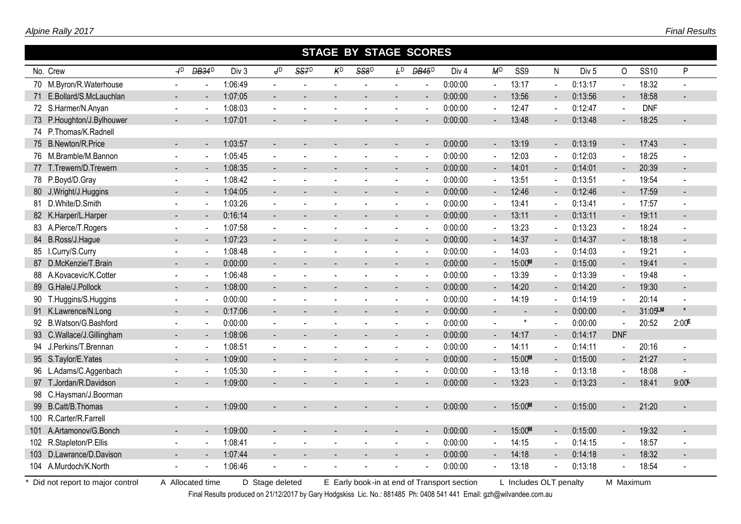## STAGE BY STAGE SCORES

| No. | Crew | ~~I~~D | ~~DB34~~D | Div 3 | ~~J~~D | ~~SS7~~D | ~~K~~D | ~~SS8~~D | ~~L~~D | ~~DB45~~D | Div 4 | ~~M~~D | SS9 | N | Div 5 | O | SS10 | P |
|---|---|---|---|---|---|---|---|---|---|---|---|---|---|---|---|---|---|---|
| 70 | M.Byron/R.Waterhouse | - | - | 1:06:49 | - | - | - | - | - | - | 0:00:00 | - | 13:17 | - | 0:13:17 | - | 18:32 | - |
| 71 | E.Bollard/S.McLauchlan | - | - | 1:07:05 | - | - | - | - | - | - | 0:00:00 | - | 13:56 | - | 0:13:56 | - | 18:58 | - |
| 72 | S.Harmer/N.Anyan | - | - | 1:08:03 | - | - | - | - | - | - | 0:00:00 | - | 12:47 | - | 0:12:47 | - | DNF | |
| 73 | P.Houghton/J.Bylhouwer | - | - | 1:07:01 | - | - | - | - | - | - | 0:00:00 | - | 13:48 | - | 0:13:48 | - | 18:25 | - |
| 74 | P.Thomas/K.Radnell | | | | | | | | | | | | | | | | | |
| 75 | B.Newton/R.Price | - | - | 1:03:57 | - | - | - | - | - | - | 0:00:00 | - | 13:19 | - | 0:13:19 | - | 17:43 | - |
| 76 | M.Bramble/M.Bannon | - | - | 1:05:45 | - | - | - | - | - | - | 0:00:00 | - | 12:03 | - | 0:12:03 | - | 18:25 | - |
| 77 | T.Trewern/D.Trewern | - | - | 1:08:35 | - | - | - | - | - | - | 0:00:00 | - | 14:01 | - | 0:14:01 | - | 20:39 | - |
| 78 | P.Boyd/D.Gray | - | - | 1:08:42 | - | - | - | - | - | - | 0:00:00 | - | 13:51 | - | 0:13:51 | - | 19:54 | - |
| 80 | J.Wright/J.Huggins | - | - | 1:04:05 | - | - | - | - | - | - | 0:00:00 | - | 12:46 | - | 0:12:46 | - | 17:59 | - |
| 81 | D.White/D.Smith | - | - | 1:03:26 | - | - | - | - | - | - | 0:00:00 | - | 13:41 | - | 0:13:41 | - | 17:57 | - |
| 82 | K.Harper/L.Harper | - | - | 0:16:14 | - | - | - | - | - | - | 0:00:00 | - | 13:11 | - | 0:13:11 | - | 19:11 | - |
| 83 | A.Pierce/T.Rogers | - | - | 1:07:58 | - | - | - | - | - | - | 0:00:00 | - | 13:23 | - | 0:13:23 | - | 18:24 | - |
| 84 | B.Ross/J.Hague | - | - | 1:07:23 | - | - | - | - | - | - | 0:00:00 | - | 14:37 | - | 0:14:37 | - | 18:18 | - |
| 85 | I.Curry/S.Curry | - | - | 1:08:48 | - | - | - | - | - | - | 0:00:00 | - | 14:03 | - | 0:14:03 | - | 19:21 | - |
| 87 | D.McKenzie/T.Brain | - | - | 0:00:00 | - | - | - | - | - | - | 0:00:00 | - | 15:00M | - | 0:15:00 | - | 19:41 | - |
| 88 | A.Kovacevic/K.Cotter | - | - | 1:06:48 | - | - | - | - | - | - | 0:00:00 | - | 13:39 | - | 0:13:39 | - | 19:48 | - |
| 89 | G.Hale/J.Pollock | - | - | 1:08:00 | - | - | - | - | - | - | 0:00:00 | - | 14:20 | - | 0:14:20 | - | 19:30 | - |
| 90 | T.Huggins/S.Huggins | - | - | 0:00:00 | - | - | - | - | - | - | 0:00:00 | - | 14:19 | - | 0:14:19 | - | 20:14 | - |
| 91 | K.Lawrence/N.Long | - | - | 0:17:06 | - | - | - | - | - | - | 0:00:00 | - | - | - | 0:00:00 | - | 31:05LM | * |
| 92 | B.Watson/G.Bashford | - | - | 0:00:00 | - | - | - | - | - | - | 0:00:00 | - | * | - | 0:00:00 | - | 20:52 | 2:00E |
| 93 | C.Wallace/J.Gillingham | - | - | 1:08:06 | - | - | - | - | - | - | 0:00:00 | - | 14:17 | - | 0:14:17 | DNF | | |
| 94 | J.Perkins/T.Brennan | - | - | 1:08:51 | - | - | - | - | - | - | 0:00:00 | - | 14:11 | - | 0:14:11 | - | 20:16 | - |
| 95 | S.Taylor/E.Yates | - | - | 1:09:00 | - | - | - | - | - | - | 0:00:00 | - | 15:00M | - | 0:15:00 | - | 21:27 | - |
| 96 | L.Adams/C.Aggenbach | - | - | 1:05:30 | - | - | - | - | - | - | 0:00:00 | - | 13:18 | - | 0:13:18 | - | 18:08 | - |
| 97 | T.Jordan/R.Davidson | - | - | 1:09:00 | - | - | - | - | - | - | 0:00:00 | - | 13:23 | - | 0:13:23 | - | 18:41 | 9:00L |
| 98 | C.Haysman/J.Boorman | | | | | | | | | | | | | | | | | |
| 99 | B.Catt/B.Thomas | - | - | 1:09:00 | - | - | - | - | - | - | 0:00:00 | - | 15:00M | - | 0:15:00 | - | 21:20 | - |
| 100 | R.Carter/R.Farrell | | | | | | | | | | | | | | | | | |
| 101 | A.Artamonov/G.Bonch | - | - | 1:09:00 | - | - | - | - | - | - | 0:00:00 | - | 15:00M | - | 0:15:00 | - | 19:32 | - |
| 102 | R.Stapleton/P.Ellis | - | - | 1:08:41 | - | - | - | - | - | - | 0:00:00 | - | 14:15 | - | 0:14:15 | - | 18:57 | - |
| 103 | D.Lawrance/D.Davison | - | - | 1:07:44 | - | - | - | - | - | - | 0:00:00 | - | 14:18 | - | 0:14:18 | - | 18:32 | - |
| 104 | A.Murdoch/K.North | - | - | 1:06:46 | - | - | - | - | - | - | 0:00:00 | - | 13:18 | - | 0:13:18 | - | 18:54 | - |

\* Did not report to major control A Allocated time D Stage deleted E Early book-in at end of Transport section L Includes OLT penalty M Maximum

Final Results produced on 21/12/2017 by Gary Hodgskiss Lic. No.: 881485 Ph: 0408 541 441 Email: gzh@wilvandee.com.au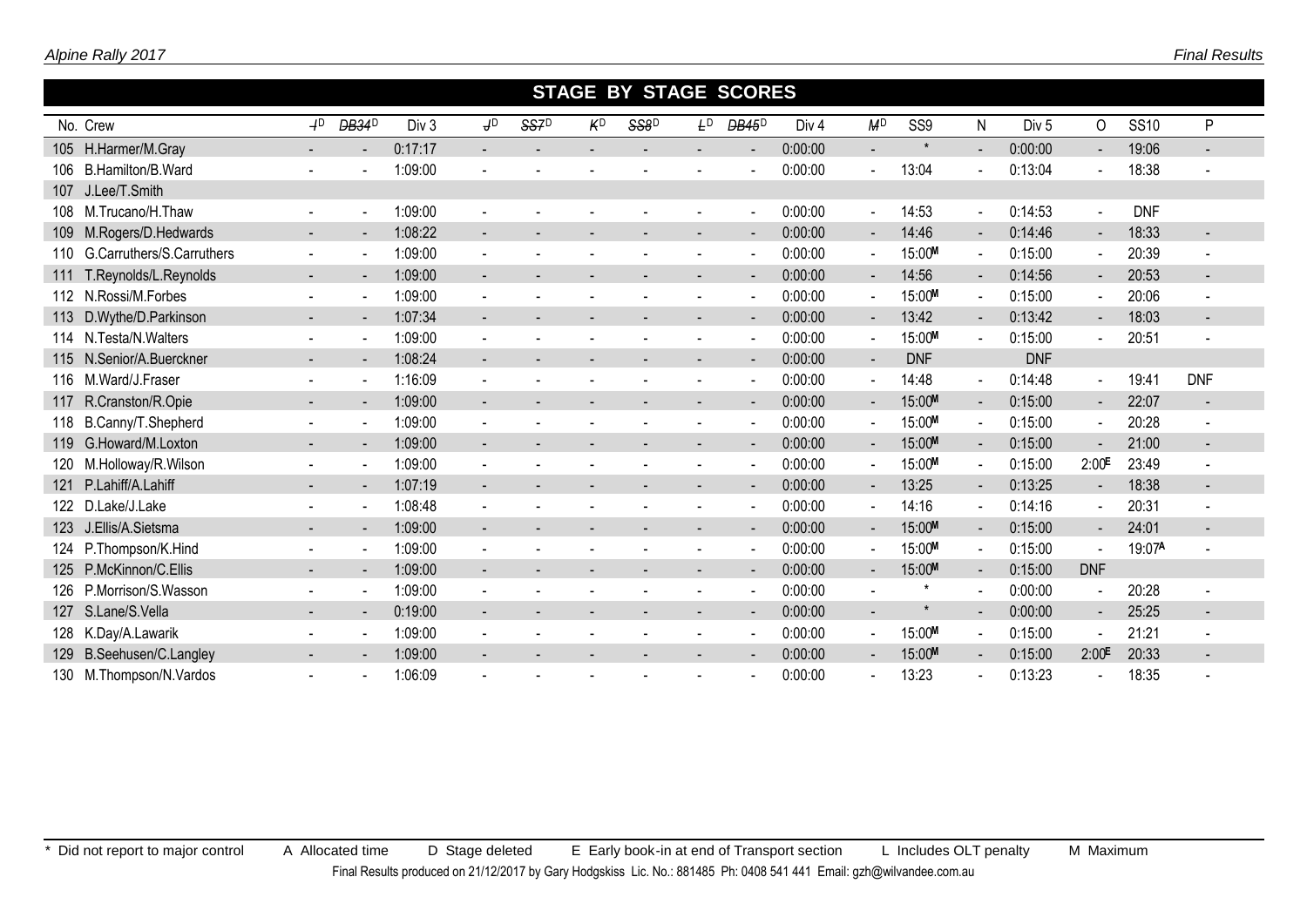## STAGE BY STAGE SCORES

| No. | Crew | ~~I~~[D] | ~~DB34~~[D] | Div 3 | ~~J~~[D] | ~~SS7~~[D] | ~~K~~[D] | ~~SS8~~[D] | ~~L~~[D] | ~~DB45~~[D] | Div 4 | ~~M~~[D] | SS9 | N | Div 5 | O | SS10 | P |
|---|---|---|---|---|---|---|---|---|---|---|---|---|---|---|---|---|---|---|
| 105 | H.Harmer/M.Gray | - | - | 0:17:17 | - | - | - | - | - | - | 0:00:00 | - | * | - | 0:00:00 | - | 19:06 | - |
| 106 | B.Hamilton/B.Ward | - | - | 1:09:00 | - | - | - | - | - | - | 0:00:00 | - | 13:04 | - | 0:13:04 | - | 18:38 | - |
| 107 | J.Lee/T.Smith | | | | | | | | | | | | | | | | | |
| 108 | M.Trucano/H.Thaw | - | - | 1:09:00 | - | - | - | - | - | - | 0:00:00 | - | 14:53 | - | 0:14:53 | - | DNF | |
| 109 | M.Rogers/D.Hedwards | - | - | 1:08:22 | - | - | - | - | - | - | 0:00:00 | - | 14:46 | - | 0:14:46 | - | 18:33 | - |
| 110 | G.Carruthers/S.Carruthers | - | - | 1:09:00 | - | - | - | - | - | - | 0:00:00 | - | 15:00[M] | - | 0:15:00 | - | 20:39 | - |
| 111 | T.Reynolds/L.Reynolds | - | - | 1:09:00 | - | - | - | - | - | - | 0:00:00 | - | 14:56 | - | 0:14:56 | - | 20:53 | - |
| 112 | N.Rossi/M.Forbes | - | - | 1:09:00 | - | - | - | - | - | - | 0:00:00 | - | 15:00[M] | - | 0:15:00 | - | 20:06 | - |
| 113 | D.Wythe/D.Parkinson | - | - | 1:07:34 | - | - | - | - | - | - | 0:00:00 | - | 13:42 | - | 0:13:42 | - | 18:03 | - |
| 114 | N.Testa/N.Walters | - | - | 1:09:00 | - | - | - | - | - | - | 0:00:00 | - | 15:00[M] | - | 0:15:00 | - | 20:51 | - |
| 115 | N.Senior/A.Buerckner | - | - | 1:08:24 | - | - | - | - | - | - | 0:00:00 | - | DNF | | DNF | | | |
| 116 | M.Ward/J.Fraser | - | - | 1:16:09 | - | - | - | - | - | - | 0:00:00 | - | 14:48 | - | 0:14:48 | - | 19:41 | DNF |
| 117 | R.Cranston/R.Opie | - | - | 1:09:00 | - | - | - | - | - | - | 0:00:00 | - | 15:00[M] | - | 0:15:00 | - | 22:07 | - |
| 118 | B.Canny/T.Shepherd | - | - | 1:09:00 | - | - | - | - | - | - | 0:00:00 | - | 15:00[M] | - | 0:15:00 | - | 20:28 | - |
| 119 | G.Howard/M.Loxton | - | - | 1:09:00 | - | - | - | - | - | - | 0:00:00 | - | 15:00[M] | - | 0:15:00 | - | 21:00 | - |
| 120 | M.Holloway/R.Wilson | - | - | 1:09:00 | - | - | - | - | - | - | 0:00:00 | - | 15:00[M] | - | 0:15:00 | 2:00[E] | 23:49 | - |
| 121 | P.Lahiff/A.Lahiff | - | - | 1:07:19 | - | - | - | - | - | - | 0:00:00 | - | 13:25 | - | 0:13:25 | - | 18:38 | - |
| 122 | D.Lake/J.Lake | - | - | 1:08:48 | - | - | - | - | - | - | 0:00:00 | - | 14:16 | - | 0:14:16 | - | 20:31 | - |
| 123 | J.Ellis/A.Sietsma | - | - | 1:09:00 | - | - | - | - | - | - | 0:00:00 | - | 15:00[M] | - | 0:15:00 | - | 24:01 | - |
| 124 | P.Thompson/K.Hind | - | - | 1:09:00 | - | - | - | - | - | - | 0:00:00 | - | 15:00[M] | - | 0:15:00 | - | 19:07[A] | - |
| 125 | P.McKinnon/C.Ellis | - | - | 1:09:00 | - | - | - | - | - | - | 0:00:00 | - | 15:00[M] | - | 0:15:00 | DNF | | |
| 126 | P.Morrison/S.Wasson | - | - | 1:09:00 | - | - | - | - | - | - | 0:00:00 | - | * | - | 0:00:00 | - | 20:28 | - |
| 127 | S.Lane/S.Vella | - | - | 0:19:00 | - | - | - | - | - | - | 0:00:00 | - | * | - | 0:00:00 | - | 25:25 | - |
| 128 | K.Day/A.Lawarik | - | - | 1:09:00 | - | - | - | - | - | - | 0:00:00 | - | 15:00[M] | - | 0:15:00 | - | 21:21 | - |
| 129 | B.Seehusen/C.Langley | - | - | 1:09:00 | - | - | - | - | - | - | 0:00:00 | - | 15:00[M] | - | 0:15:00 | 2:00[E] | 20:33 | - |
| 130 | M.Thompson/N.Vardos | - | - | 1:06:09 | - | - | - | - | - | - | 0:00:00 | - | 13:23 | - | 0:13:23 | - | 18:35 | - |

\* Did not report to major control A Allocated time D Stage deleted E Early book-in at end of Transport section L Includes OLT penalty M Maximum

Final Results produced on 21/12/2017 by Gary Hodgskiss Lic. No.: 881485 Ph: 0408 541 441 Email: gzh@wilvandee.com.au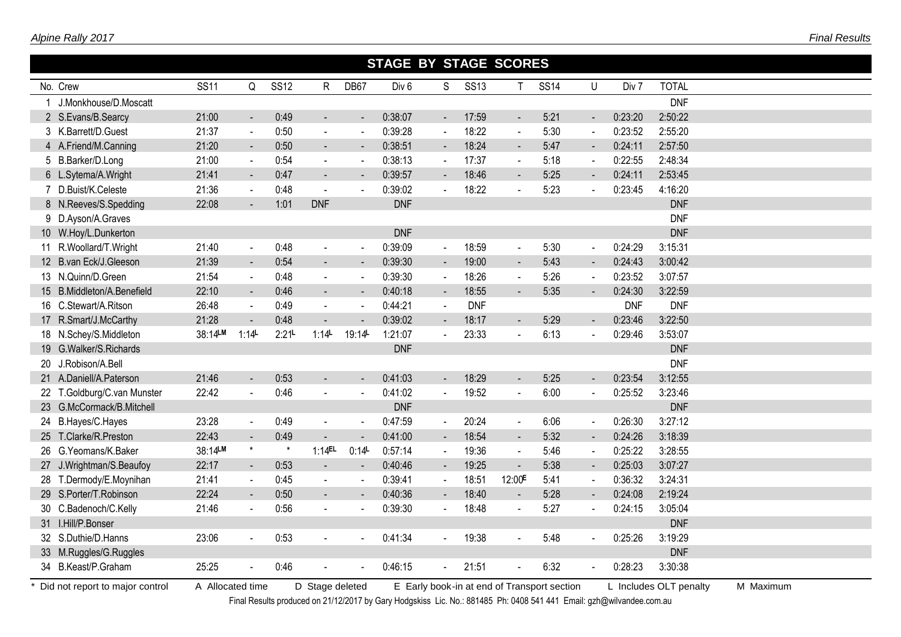## STAGE BY STAGE SCORES

| No. | Crew | SS11 | Q | SS12 | R | DB67 | Div 6 | S | SS13 | T | SS14 | U | Div 7 | TOTAL |
|---|---|---|---|---|---|---|---|---|---|---|---|---|---|---|
| 1 | J.Monkhouse/D.Moscatt | | | | | | | | | | | | | DNF |
| 2 | S.Evans/B.Searcy | 21:00 | - | 0:49 | - | - | 0:38:07 | - | 17:59 | - | 5:21 | - | 0:23:20 | 2:50:22 |
| 3 | K.Barrett/D.Guest | 21:37 | - | 0:50 | - | - | 0:39:28 | - | 18:22 | - | 5:30 | - | 0:23:52 | 2:55:20 |
| 4 | A.Friend/M.Canning | 21:20 | - | 0:50 | - | - | 0:38:51 | - | 18:24 | - | 5:47 | - | 0:24:11 | 2:57:50 |
| 5 | B.Barker/D.Long | 21:00 | - | 0:54 | - | - | 0:38:13 | - | 17:37 | - | 5:18 | - | 0:22:55 | 2:48:34 |
| 6 | L.Sytema/A.Wright | 21:41 | - | 0:47 | - | - | 0:39:57 | - | 18:46 | - | 5:25 | - | 0:24:11 | 2:53:45 |
| 7 | D.Buist/K.Celeste | 21:36 | - | 0:48 | - | - | 0:39:02 | - | 18:22 | - | 5:23 | - | 0:23:45 | 4:16:20 |
| 8 | N.Reeves/S.Spedding | 22:08 | - | 1:01 | DNF | | DNF | | | | | | | DNF |
| 9 | D.Ayson/A.Graves | | | | | | | | | | | | | DNF |
| 10 | W.Hoy/L.Dunkerton | | | | | | DNF | | | | | | | DNF |
| 11 | R.Woollard/T.Wright | 21:40 | - | 0:48 | - | - | 0:39:09 | - | 18:59 | - | 5:30 | - | 0:24:29 | 3:15:31 |
| 12 | B.van Eck/J.Gleeson | 21:39 | - | 0:54 | - | - | 0:39:30 | - | 19:00 | - | 5:43 | - | 0:24:43 | 3:00:42 |
| 13 | N.Quinn/D.Green | 21:54 | - | 0:48 | - | - | 0:39:30 | - | 18:26 | - | 5:26 | - | 0:23:52 | 3:07:57 |
| 15 | B.Middleton/A.Benefield | 22:10 | - | 0:46 | - | - | 0:40:18 | - | 18:55 | - | 5:35 | - | 0:24:30 | 3:22:59 |
| 16 | C.Stewart/A.Ritson | 26:48 | - | 0:49 | - | - | 0:44:21 | - | DNF | | | | DNF | DNF |
| 17 | R.Smart/J.McCarthy | 21:28 | - | 0:48 | - | - | 0:39:02 | - | 18:17 | - | 5:29 | - | 0:23:46 | 3:22:50 |
| 18 | N.Schey/S.Middleton | 38:14LM | 1:14L | 2:21L | 1:14L | 19:14L | 1:21:07 | - | 23:33 | - | 6:13 | - | 0:29:46 | 3:53:07 |
| 19 | G.Walker/S.Richards | | | | | | DNF | | | | | | | DNF |
| 20 | J.Robison/A.Bell | | | | | | | | | | | | | DNF |
| 21 | A.Daniell/A.Paterson | 21:46 | - | 0:53 | - | - | 0:41:03 | - | 18:29 | - | 5:25 | - | 0:23:54 | 3:12:55 |
| 22 | T.Goldburg/C.van Munster | 22:42 | - | 0:46 | - | - | 0:41:02 | - | 19:52 | - | 6:00 | - | 0:25:52 | 3:23:46 |
| 23 | G.McCormack/B.Mitchell | | | | | | DNF | | | | | | | DNF |
| 24 | B.Hayes/C.Hayes | 23:28 | - | 0:49 | - | - | 0:47:59 | - | 20:24 | - | 6:06 | - | 0:26:30 | 3:27:12 |
| 25 | T.Clarke/R.Preston | 22:43 | - | 0:49 | - | - | 0:41:00 | - | 18:54 | - | 5:32 | - | 0:24:26 | 3:18:39 |
| 26 | G.Yeomans/K.Baker | 38:14LM | * | * | 1:14EL | 0:14L | 0:57:14 | - | 19:36 | - | 5:46 | - | 0:25:22 | 3:28:55 |
| 27 | J.Wrightman/S.Beaufoy | 22:17 | - | 0:53 | - | - | 0:40:46 | - | 19:25 | - | 5:38 | - | 0:25:03 | 3:07:27 |
| 28 | T.Dermody/E.Moynihan | 21:41 | - | 0:45 | - | - | 0:39:41 | - | 18:51 | 12:00E | 5:41 | - | 0:36:32 | 3:24:31 |
| 29 | S.Porter/T.Robinson | 22:24 | - | 0:50 | - | - | 0:40:36 | - | 18:40 | - | 5:28 | - | 0:24:08 | 2:19:24 |
| 30 | C.Badenoch/C.Kelly | 21:46 | - | 0:56 | - | - | 0:39:30 | - | 18:48 | - | 5:27 | - | 0:24:15 | 3:05:04 |
| 31 | I.Hill/P.Bonser | | | | | | | | | | | | | DNF |
| 32 | S.Duthie/D.Hanns | 23:06 | - | 0:53 | - | - | 0:41:34 | - | 19:38 | - | 5:48 | - | 0:25:26 | 3:19:29 |
| 33 | M.Ruggles/G.Ruggles | | | | | | | | | | | | | DNF |
| 34 | B.Keast/P.Graham | 25:25 | - | 0:46 | - | - | 0:46:15 | - | 21:51 | - | 6:32 | - | 0:28:23 | 3:30:38 |

* Did not report to major control   A Allocated time   D Stage deleted   E Early book-in at end of Transport section   L Includes OLT penalty   M Maximum

Final Results produced on 21/12/2017 by Gary Hodgskiss Lic. No.: 881485 Ph: 0408 541 441 Email: gzh@wilvandee.com.au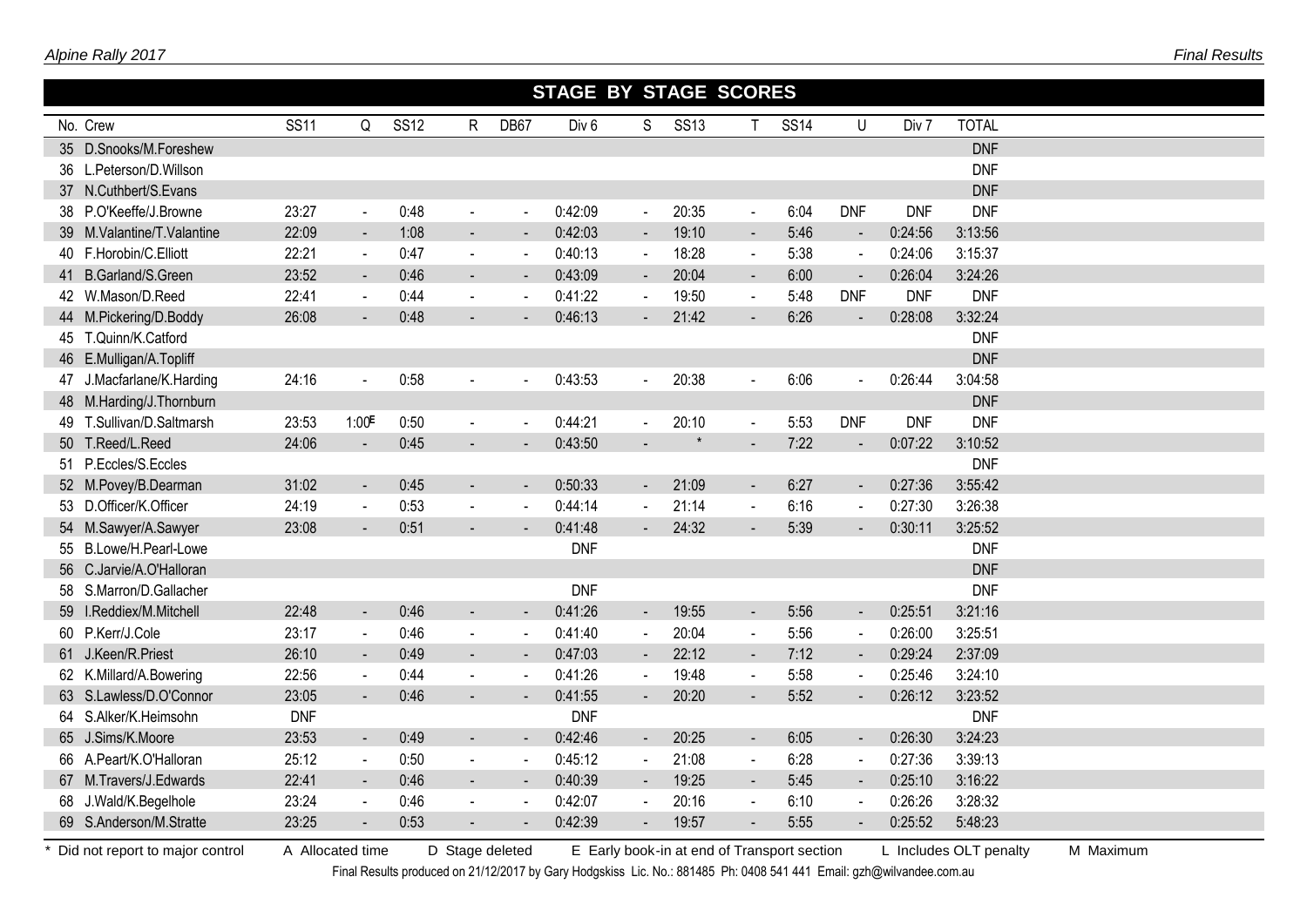## STAGE BY STAGE SCORES

| No. | Crew | SS11 | Q | SS12 | R | DB67 | Div 6 | S | SS13 | T | SS14 | U | Div 7 | TOTAL |
|---|---|---|---|---|---|---|---|---|---|---|---|---|---|---|
| 35 | D.Snooks/M.Foreshew | | | | | | | | | | | | | DNF |
| 36 | L.Peterson/D.Willson | | | | | | | | | | | | | DNF |
| 37 | N.Cuthbert/S.Evans | | | | | | | | | | | | | DNF |
| 38 | P.O'Keeffe/J.Browne | 23:27 | - | 0:48 | - | - | 0:42:09 | - | 20:35 | - | 6:04 | DNF | DNF | DNF |
| 39 | M.Valantine/T.Valantine | 22:09 | - | 1:08 | - | - | 0:42:03 | - | 19:10 | - | 5:46 | - | 0:24:56 | 3:13:56 |
| 40 | F.Horobin/C.Elliott | 22:21 | - | 0:47 | - | - | 0:40:13 | - | 18:28 | - | 5:38 | - | 0:24:06 | 3:15:37 |
| 41 | B.Garland/S.Green | 23:52 | - | 0:46 | - | - | 0:43:09 | - | 20:04 | - | 6:00 | - | 0:26:04 | 3:24:26 |
| 42 | W.Mason/D.Reed | 22:41 | - | 0:44 | - | - | 0:41:22 | - | 19:50 | - | 5:48 | DNF | DNF | DNF |
| 44 | M.Pickering/D.Boddy | 26:08 | - | 0:48 | - | - | 0:46:13 | - | 21:42 | - | 6:26 | - | 0:28:08 | 3:32:24 |
| 45 | T.Quinn/K.Catford | | | | | | | | | | | | | DNF |
| 46 | E.Mulligan/A.Topliff | | | | | | | | | | | | | DNF |
| 47 | J.Macfarlane/K.Harding | 24:16 | - | 0:58 | - | - | 0:43:53 | - | 20:38 | - | 6:06 | - | 0:26:44 | 3:04:58 |
| 48 | M.Harding/J.Thornburn | | | | | | | | | | | | | DNF |
| 49 | T.Sullivan/D.Saltmarsh | 23:53 | 1:00E | 0:50 | - | - | 0:44:21 | - | 20:10 | - | 5:53 | DNF | DNF | DNF |
| 50 | T.Reed/L.Reed | 24:06 | - | 0:45 | - | - | 0:43:50 | - | * | - | 7:22 | - | 0:07:22 | 3:10:52 |
| 51 | P.Eccles/S.Eccles | | | | | | | | | | | | | DNF |
| 52 | M.Povey/B.Dearman | 31:02 | - | 0:45 | - | - | 0:50:33 | - | 21:09 | - | 6:27 | - | 0:27:36 | 3:55:42 |
| 53 | D.Officer/K.Officer | 24:19 | - | 0:53 | - | - | 0:44:14 | - | 21:14 | - | 6:16 | - | 0:27:30 | 3:26:38 |
| 54 | M.Sawyer/A.Sawyer | 23:08 | - | 0:51 | - | - | 0:41:48 | - | 24:32 | - | 5:39 | - | 0:30:11 | 3:25:52 |
| 55 | B.Lowe/H.Pearl-Lowe | | | | | | DNF | | | | | | | DNF |
| 56 | C.Jarvie/A.O'Halloran | | | | | | | | | | | | | DNF |
| 58 | S.Marron/D.Gallacher | | | | | | DNF | | | | | | | DNF |
| 59 | I.Reddiex/M.Mitchell | 22:48 | - | 0:46 | - | - | 0:41:26 | - | 19:55 | - | 5:56 | - | 0:25:51 | 3:21:16 |
| 60 | P.Kerr/J.Cole | 23:17 | - | 0:46 | - | - | 0:41:40 | - | 20:04 | - | 5:56 | - | 0:26:00 | 3:25:51 |
| 61 | J.Keen/R.Priest | 26:10 | - | 0:49 | - | - | 0:47:03 | - | 22:12 | - | 7:12 | - | 0:29:24 | 2:37:09 |
| 62 | K.Millard/A.Bowering | 22:56 | - | 0:44 | - | - | 0:41:26 | - | 19:48 | - | 5:58 | - | 0:25:46 | 3:24:10 |
| 63 | S.Lawless/D.O'Connor | 23:05 | - | 0:46 | - | - | 0:41:55 | - | 20:20 | - | 5:52 | - | 0:26:12 | 3:23:52 |
| 64 | S.Alker/K.Heimsohn | DNF | | | | | DNF | | | | | | | DNF |
| 65 | J.Sims/K.Moore | 23:53 | - | 0:49 | - | - | 0:42:46 | - | 20:25 | - | 6:05 | - | 0:26:30 | 3:24:23 |
| 66 | A.Peart/K.O'Halloran | 25:12 | - | 0:50 | - | - | 0:45:12 | - | 21:08 | - | 6:28 | - | 0:27:36 | 3:39:13 |
| 67 | M.Travers/J.Edwards | 22:41 | - | 0:46 | - | - | 0:40:39 | - | 19:25 | - | 5:45 | - | 0:25:10 | 3:16:22 |
| 68 | J.Wald/K.Begelhole | 23:24 | - | 0:46 | - | - | 0:42:07 | - | 20:16 | - | 6:10 | - | 0:26:26 | 3:28:32 |
| 69 | S.Anderson/M.Stratte | 23:25 | - | 0:53 | - | - | 0:42:39 | - | 19:57 | - | 5:55 | - | 0:25:52 | 5:48:23 |

\* Did not report to major control A Allocated time D Stage deleted E Early book-in at end of Transport section L Includes OLT penalty M Maximum

Final Results produced on 21/12/2017 by Gary Hodgskiss Lic. No.: 881485 Ph: 0408 541 441 Email: gzh@wilvandee.com.au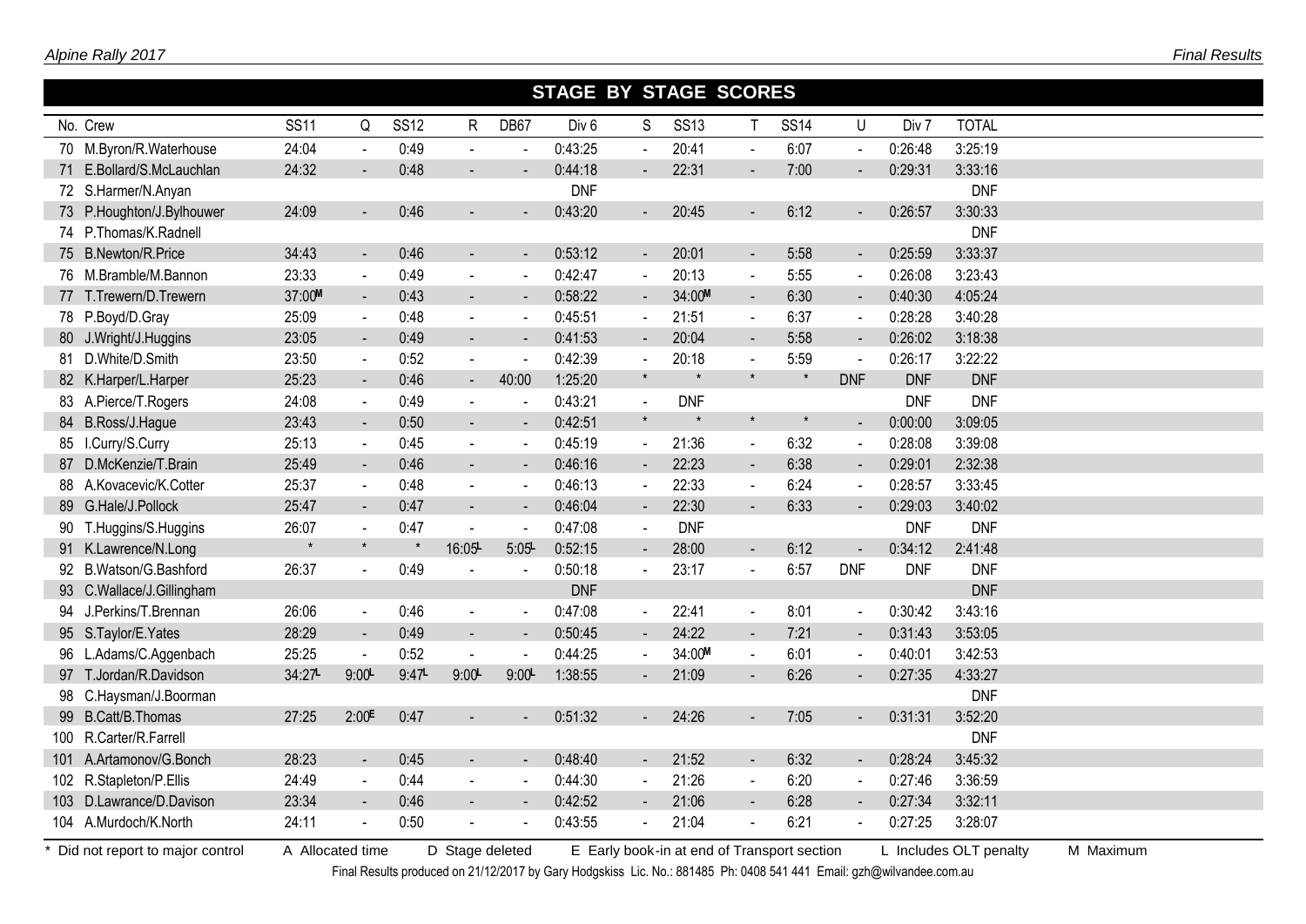# STAGE BY STAGE SCORES

| No. | Crew | SS11 | Q | SS12 | R | DB67 | Div 6 | S | SS13 | T | SS14 | U | Div 7 | TOTAL |
|---|---|---|---|---|---|---|---|---|---|---|---|---|---|---|
| 70 | M.Byron/R.Waterhouse | 24:04 | - | 0:49 | - | - | 0:43:25 | - | 20:41 | - | 6:07 | - | 0:26:48 | 3:25:19 |
| 71 | E.Bollard/S.McLauchlan | 24:32 | - | 0:48 | - | - | 0:44:18 | - | 22:31 | - | 7:00 | - | 0:29:31 | 3:33:16 |
| 72 | S.Harmer/N.Anyan | | | | | | DNF | | | | | | | DNF |
| 73 | P.Houghton/J.Bylhouwer | 24:09 | - | 0:46 | - | - | 0:43:20 | - | 20:45 | - | 6:12 | - | 0:26:57 | 3:30:33 |
| 74 | P.Thomas/K.Radnell | | | | | | | | | | | | | DNF |
| 75 | B.Newton/R.Price | 34:43 | - | 0:46 | - | - | 0:53:12 | - | 20:01 | - | 5:58 | - | 0:25:59 | 3:33:37 |
| 76 | M.Bramble/M.Bannon | 23:33 | - | 0:49 | - | - | 0:42:47 | - | 20:13 | - | 5:55 | - | 0:26:08 | 3:23:43 |
| 77 | T.Trewern/D.Trewern | 37:00M | - | 0:43 | - | - | 0:58:22 | - | 34:00M | - | 6:30 | - | 0:40:30 | 4:05:24 |
| 78 | P.Boyd/D.Gray | 25:09 | - | 0:48 | - | - | 0:45:51 | - | 21:51 | - | 6:37 | - | 0:28:28 | 3:40:28 |
| 80 | J.Wright/J.Huggins | 23:05 | - | 0:49 | - | - | 0:41:53 | - | 20:04 | - | 5:58 | - | 0:26:02 | 3:18:38 |
| 81 | D.White/D.Smith | 23:50 | - | 0:52 | - | - | 0:42:39 | - | 20:18 | - | 5:59 | - | 0:26:17 | 3:22:22 |
| 82 | K.Harper/L.Harper | 25:23 | - | 0:46 | - | 40:00 | 1:25:20 | * | * | * | * | DNF | DNF | DNF |
| 83 | A.Pierce/T.Rogers | 24:08 | - | 0:49 | - | - | 0:43:21 | - | DNF | | | | DNF | DNF |
| 84 | B.Ross/J.Hague | 23:43 | - | 0:50 | - | - | 0:42:51 | * | * | * | * | - | 0:00:00 | 3:09:05 |
| 85 | I.Curry/S.Curry | 25:13 | - | 0:45 | - | - | 0:45:19 | - | 21:36 | - | 6:32 | - | 0:28:08 | 3:39:08 |
| 87 | D.McKenzie/T.Brain | 25:49 | - | 0:46 | - | - | 0:46:16 | - | 22:23 | - | 6:38 | - | 0:29:01 | 2:32:38 |
| 88 | A.Kovacevic/K.Cotter | 25:37 | - | 0:48 | - | - | 0:46:13 | - | 22:33 | - | 6:24 | - | 0:28:57 | 3:33:45 |
| 89 | G.Hale/J.Pollock | 25:47 | - | 0:47 | - | - | 0:46:04 | - | 22:30 | - | 6:33 | - | 0:29:03 | 3:40:02 |
| 90 | T.Huggins/S.Huggins | 26:07 | - | 0:47 | - | - | 0:47:08 | - | DNF | | | | DNF | DNF |
| 91 | K.Lawrence/N.Long | * | * | * | 16:05L | 5:05L | 0:52:15 | - | 28:00 | - | 6:12 | - | 0:34:12 | 2:41:48 |
| 92 | B.Watson/G.Bashford | 26:37 | - | 0:49 | - | - | 0:50:18 | - | 23:17 | - | 6:57 | DNF | DNF | DNF |
| 93 | C.Wallace/J.Gillingham | | | | | | DNF | | | | | | | DNF |
| 94 | J.Perkins/T.Brennan | 26:06 | - | 0:46 | - | - | 0:47:08 | - | 22:41 | - | 8:01 | - | 0:30:42 | 3:43:16 |
| 95 | S.Taylor/E.Yates | 28:29 | - | 0:49 | - | - | 0:50:45 | - | 24:22 | - | 7:21 | - | 0:31:43 | 3:53:05 |
| 96 | L.Adams/C.Aggenbach | 25:25 | - | 0:52 | - | - | 0:44:25 | - | 34:00M | - | 6:01 | - | 0:40:01 | 3:42:53 |
| 97 | T.Jordan/R.Davidson | 34:27L | 9:00L | 9:47L | 9:00L | 9:00L | 1:38:55 | - | 21:09 | - | 6:26 | - | 0:27:35 | 4:33:27 |
| 98 | C.Haysman/J.Boorman | | | | | | | | | | | | | DNF |
| 99 | B.Catt/B.Thomas | 27:25 | 2:00E | 0:47 | - | - | 0:51:32 | - | 24:26 | - | 7:05 | - | 0:31:31 | 3:52:20 |
| 100 | R.Carter/R.Farrell | | | | | | | | | | | | | DNF |
| 101 | A.Artamonov/G.Bonch | 28:23 | - | 0:45 | - | - | 0:48:40 | - | 21:52 | - | 6:32 | - | 0:28:24 | 3:45:32 |
| 102 | R.Stapleton/P.Ellis | 24:49 | - | 0:44 | - | - | 0:44:30 | - | 21:26 | - | 6:20 | - | 0:27:46 | 3:36:59 |
| 103 | D.Lawrance/D.Davison | 23:34 | - | 0:46 | - | - | 0:42:52 | - | 21:06 | - | 6:28 | - | 0:27:34 | 3:32:11 |
| 104 | A.Murdoch/K.North | 24:11 | - | 0:50 | - | - | 0:43:55 | - | 21:04 | - | 6:21 | - | 0:27:25 | 3:28:07 |

\* Did not report to major control   A Allocated time   D Stage deleted   E Early book-in at end of Transport section   L Includes OLT penalty   M Maximum

Final Results produced on 21/12/2017 by Gary Hodgskiss Lic. No.: 881485 Ph: 0408 541 441 Email: gzh@wilvandee.com.au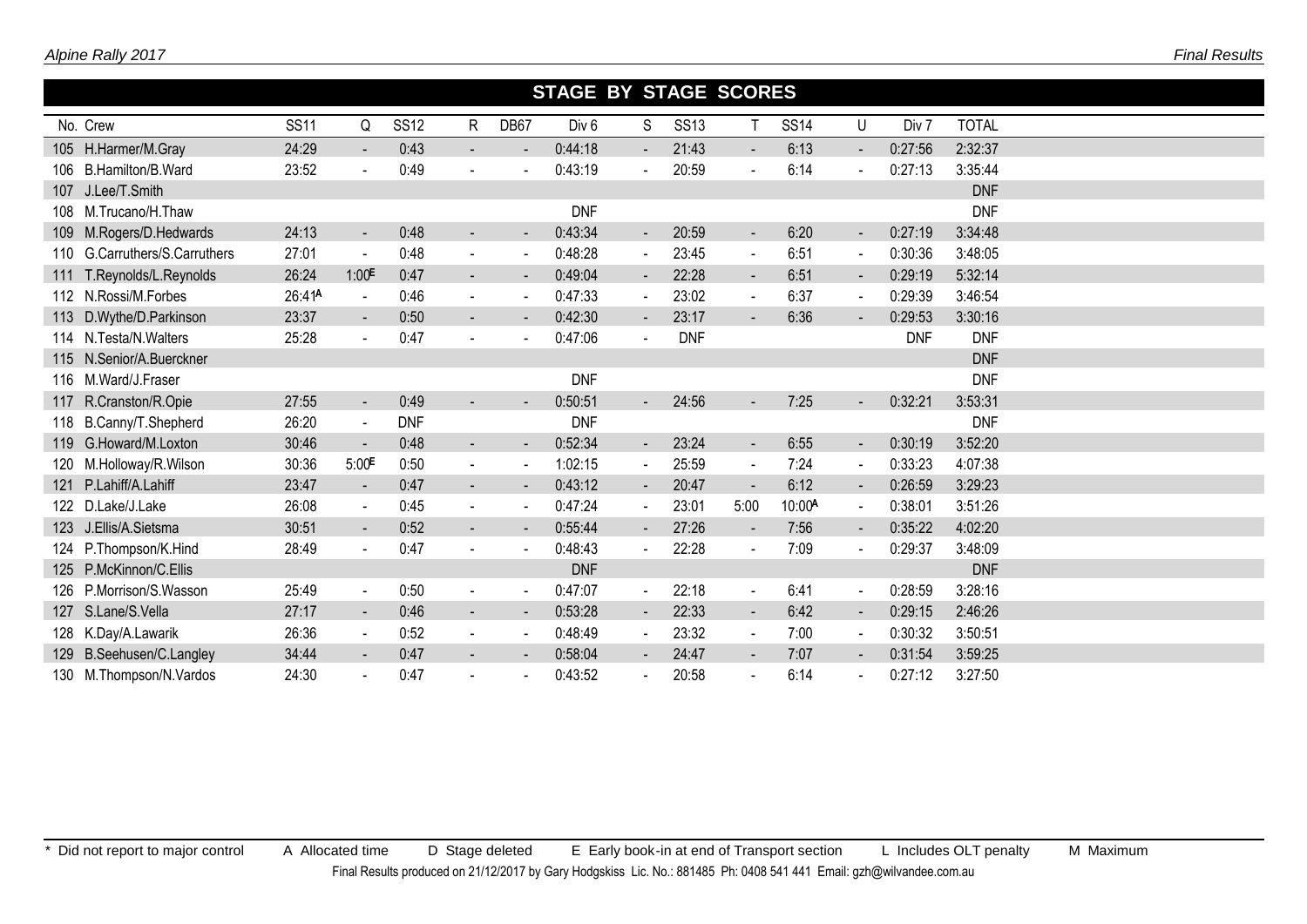## STAGE BY STAGE SCORES

| No. | Crew | SS11 | Q | SS12 | R | DB67 | Div 6 | S | SS13 | T | SS14 | U | Div 7 | TOTAL |
|---|---|---|---|---|---|---|---|---|---|---|---|---|---|---|
| 105 | H.Harmer/M.Gray | 24:29 | - | 0:43 | - | - | 0:44:18 | - | 21:43 | - | 6:13 | - | 0:27:56 | 2:32:37 |
| 106 | B.Hamilton/B.Ward | 23:52 | - | 0:49 | - | - | 0:43:19 | - | 20:59 | - | 6:14 | - | 0:27:13 | 3:35:44 |
| 107 | J.Lee/T.Smith | | | | | | | | | | | | | DNF |
| 108 | M.Trucano/H.Thaw | | | | | | DNF | | | | | | | DNF |
| 109 | M.Rogers/D.Hedwards | 24:13 | - | 0:48 | - | - | 0:43:34 | - | 20:59 | - | 6:20 | - | 0:27:19 | 3:34:48 |
| 110 | G.Carruthers/S.Carruthers | 27:01 | - | 0:48 | - | - | 0:48:28 | - | 23:45 | - | 6:51 | - | 0:30:36 | 3:48:05 |
| 111 | T.Reynolds/L.Reynolds | 26:24 | 1:00E | 0:47 | - | - | 0:49:04 | - | 22:28 | - | 6:51 | - | 0:29:19 | 5:32:14 |
| 112 | N.Rossi/M.Forbes | 26:41A | - | 0:46 | - | - | 0:47:33 | - | 23:02 | - | 6:37 | - | 0:29:39 | 3:46:54 |
| 113 | D.Wythe/D.Parkinson | 23:37 | - | 0:50 | - | - | 0:42:30 | - | 23:17 | - | 6:36 | - | 0:29:53 | 3:30:16 |
| 114 | N.Testa/N.Walters | 25:28 | - | 0:47 | - | - | 0:47:06 | - | DNF | | | | DNF | DNF |
| 115 | N.Senior/A.Buerckner | | | | | | | | | | | | | DNF |
| 116 | M.Ward/J.Fraser | | | | | | DNF | | | | | | | DNF |
| 117 | R.Cranston/R.Opie | 27:55 | - | 0:49 | - | - | 0:50:51 | - | 24:56 | - | 7:25 | - | 0:32:21 | 3:53:31 |
| 118 | B.Canny/T.Shepherd | 26:20 | - | DNF | | | DNF | | | | | | | DNF |
| 119 | G.Howard/M.Loxton | 30:46 | - | 0:48 | - | - | 0:52:34 | - | 23:24 | - | 6:55 | - | 0:30:19 | 3:52:20 |
| 120 | M.Holloway/R.Wilson | 30:36 | 5:00E | 0:50 | - | - | 1:02:15 | - | 25:59 | - | 7:24 | - | 0:33:23 | 4:07:38 |
| 121 | P.Lahiff/A.Lahiff | 23:47 | - | 0:47 | - | - | 0:43:12 | - | 20:47 | - | 6:12 | - | 0:26:59 | 3:29:23 |
| 122 | D.Lake/J.Lake | 26:08 | - | 0:45 | - | - | 0:47:24 | - | 23:01 | 5:00 | 10:00A | - | 0:38:01 | 3:51:26 |
| 123 | J.Ellis/A.Sietsma | 30:51 | - | 0:52 | - | - | 0:55:44 | - | 27:26 | - | 7:56 | - | 0:35:22 | 4:02:20 |
| 124 | P.Thompson/K.Hind | 28:49 | - | 0:47 | - | - | 0:48:43 | - | 22:28 | - | 7:09 | - | 0:29:37 | 3:48:09 |
| 125 | P.McKinnon/C.Ellis | | | | | | DNF | | | | | | | DNF |
| 126 | P.Morrison/S.Wasson | 25:49 | - | 0:50 | - | - | 0:47:07 | - | 22:18 | - | 6:41 | - | 0:28:59 | 3:28:16 |
| 127 | S.Lane/S.Vella | 27:17 | - | 0:46 | - | - | 0:53:28 | - | 22:33 | - | 6:42 | - | 0:29:15 | 2:46:26 |
| 128 | K.Day/A.Lawarik | 26:36 | - | 0:52 | - | - | 0:48:49 | - | 23:32 | - | 7:00 | - | 0:30:32 | 3:50:51 |
| 129 | B.Seehusen/C.Langley | 34:44 | - | 0:47 | - | - | 0:58:04 | - | 24:47 | - | 7:07 | - | 0:31:54 | 3:59:25 |
| 130 | M.Thompson/N.Vardos | 24:30 | - | 0:47 | - | - | 0:43:52 | - | 20:58 | - | 6:14 | - | 0:27:12 | 3:27:50 |

\* Did not report to major control    A Allocated time    D Stage deleted    E Early book-in at end of Transport section    L Includes OLT penalty    M Maximum

Final Results produced on 21/12/2017 by Gary Hodgskiss Lic. No.: 881485 Ph: 0408 541 441 Email: gzh@wilvandee.com.au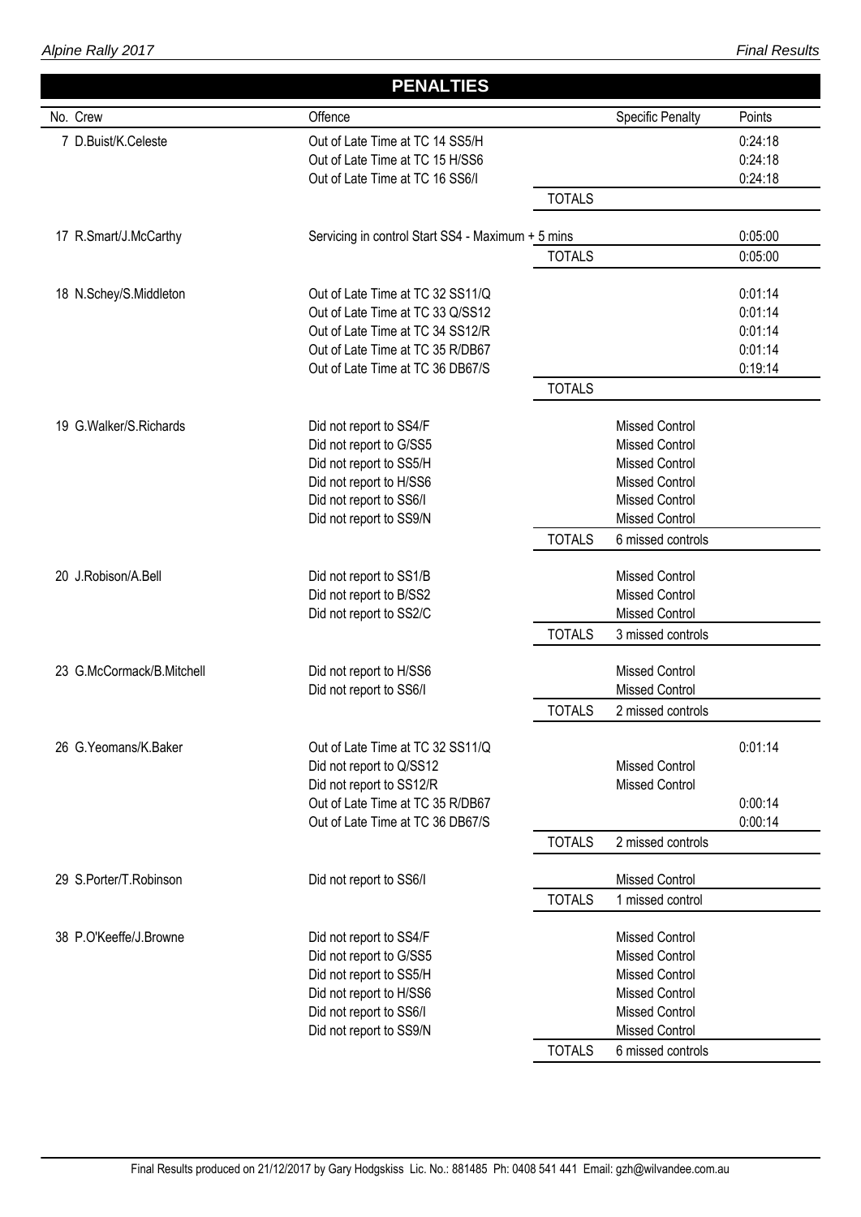## PENALTIES

| No. | Crew | Offence | | Specific Penalty | Points |
|---|---|---|---|---|---|
| 7 | D.Buist/K.Celeste | Out of Late Time at TC 14 SS5/H | | | 0:24:18 |
| | | Out of Late Time at TC 15 H/SS6 | | | 0:24:18 |
| | | Out of Late Time at TC 16 SS6/I | | | 0:24:18 |
| | | | TOTALS | | |
| 17 | R.Smart/J.McCarthy | Servicing in control Start SS4 - Maximum + 5 mins | | | 0:05:00 |
| | | | TOTALS | | 0:05:00 |
| 18 | N.Schey/S.Middleton | Out of Late Time at TC 32 SS11/Q | | | 0:01:14 |
| | | Out of Late Time at TC 33 Q/SS12 | | | 0:01:14 |
| | | Out of Late Time at TC 34 SS12/R | | | 0:01:14 |
| | | Out of Late Time at TC 35 R/DB67 | | | 0:01:14 |
| | | Out of Late Time at TC 36 DB67/S | | | 0:19:14 |
| | | | TOTALS | | |
| 19 | G.Walker/S.Richards | Did not report to SS4/F | | Missed Control | |
| | | Did not report to G/SS5 | | Missed Control | |
| | | Did not report to SS5/H | | Missed Control | |
| | | Did not report to H/SS6 | | Missed Control | |
| | | Did not report to SS6/I | | Missed Control | |
| | | Did not report to SS9/N | | Missed Control | |
| | | | TOTALS | 6 missed controls | |
| 20 | J.Robison/A.Bell | Did not report to SS1/B | | Missed Control | |
| | | Did not report to B/SS2 | | Missed Control | |
| | | Did not report to SS2/C | | Missed Control | |
| | | | TOTALS | 3 missed controls | |
| 23 | G.McCormack/B.Mitchell | Did not report to H/SS6 | | Missed Control | |
| | | Did not report to SS6/I | | Missed Control | |
| | | | TOTALS | 2 missed controls | |
| 26 | G.Yeomans/K.Baker | Out of Late Time at TC 32 SS11/Q | | | 0:01:14 |
| | | Did not report to Q/SS12 | | Missed Control | |
| | | Did not report to SS12/R | | Missed Control | |
| | | Out of Late Time at TC 35 R/DB67 | | | 0:00:14 |
| | | Out of Late Time at TC 36 DB67/S | | | 0:00:14 |
| | | | TOTALS | 2 missed controls | |
| 29 | S.Porter/T.Robinson | Did not report to SS6/I | | Missed Control | |
| | | | TOTALS | 1 missed control | |
| 38 | P.O'Keeffe/J.Browne | Did not report to SS4/F | | Missed Control | |
| | | Did not report to G/SS5 | | Missed Control | |
| | | Did not report to SS5/H | | Missed Control | |
| | | Did not report to H/SS6 | | Missed Control | |
| | | Did not report to SS6/I | | Missed Control | |
| | | Did not report to SS9/N | | Missed Control | |
| | | | TOTALS | 6 missed controls | |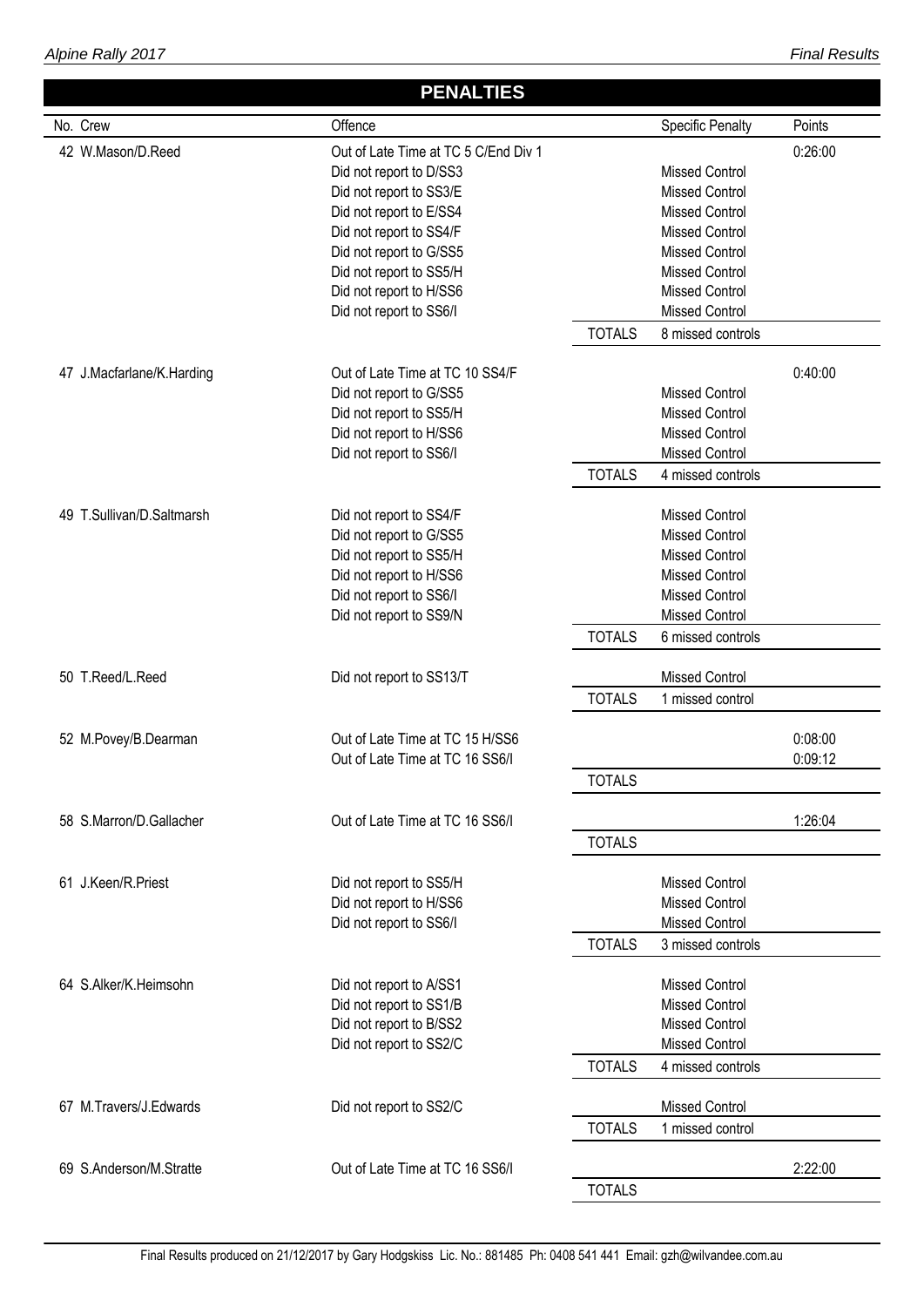## PENALTIES

| No. Crew | Offence | | Specific Penalty | Points |
|---|---|---|---|---|
| 42 W.Mason/D.Reed | Out of Late Time at TC 5 C/End Div 1 | | | 0:26:00 |
| | Did not report to D/SS3 | | Missed Control | |
| | Did not report to SS3/E | | Missed Control | |
| | Did not report to E/SS4 | | Missed Control | |
| | Did not report to SS4/F | | Missed Control | |
| | Did not report to G/SS5 | | Missed Control | |
| | Did not report to SS5/H | | Missed Control | |
| | Did not report to H/SS6 | | Missed Control | |
| | Did not report to SS6/I | | Missed Control | |
| | | TOTALS | 8 missed controls | |
| 47 J.Macfarlane/K.Harding | Out of Late Time at TC 10 SS4/F | | | 0:40:00 |
| | Did not report to G/SS5 | | Missed Control | |
| | Did not report to SS5/H | | Missed Control | |
| | Did not report to H/SS6 | | Missed Control | |
| | Did not report to SS6/I | | Missed Control | |
| | | TOTALS | 4 missed controls | |
| 49 T.Sullivan/D.Saltmarsh | Did not report to SS4/F | | Missed Control | |
| | Did not report to G/SS5 | | Missed Control | |
| | Did not report to SS5/H | | Missed Control | |
| | Did not report to H/SS6 | | Missed Control | |
| | Did not report to SS6/I | | Missed Control | |
| | Did not report to SS9/N | | Missed Control | |
| | | TOTALS | 6 missed controls | |
| 50 T.Reed/L.Reed | Did not report to SS13/T | | Missed Control | |
| | | TOTALS | 1 missed control | |
| 52 M.Povey/B.Dearman | Out of Late Time at TC 15 H/SS6 | | | 0:08:00 |
| | Out of Late Time at TC 16 SS6/I | | | 0:09:12 |
| | | TOTALS | | |
| 58 S.Marron/D.Gallacher | Out of Late Time at TC 16 SS6/I | | | 1:26:04 |
| | | TOTALS | | |
| 61 J.Keen/R.Priest | Did not report to SS5/H | | Missed Control | |
| | Did not report to H/SS6 | | Missed Control | |
| | Did not report to SS6/I | | Missed Control | |
| | | TOTALS | 3 missed controls | |
| 64 S.Alker/K.Heimsohn | Did not report to A/SS1 | | Missed Control | |
| | Did not report to SS1/B | | Missed Control | |
| | Did not report to B/SS2 | | Missed Control | |
| | Did not report to SS2/C | | Missed Control | |
| | | TOTALS | 4 missed controls | |
| 67 M.Travers/J.Edwards | Did not report to SS2/C | | Missed Control | |
| | | TOTALS | 1 missed control | |
| 69 S.Anderson/M.Stratte | Out of Late Time at TC 16 SS6/I | | | 2:22:00 |
| | | TOTALS | | |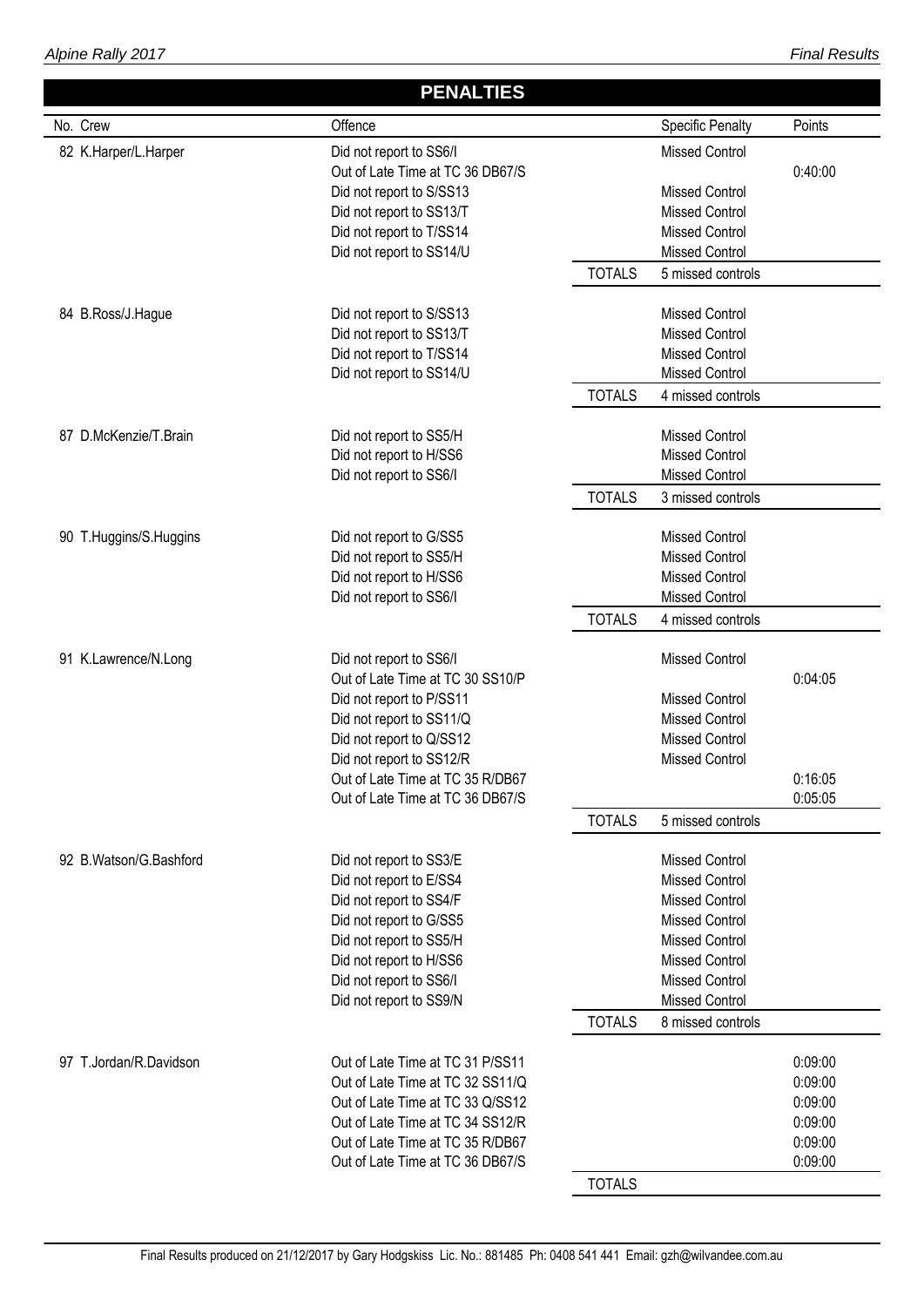## PENALTIES

| No. | Crew | Offence | | Specific Penalty | Points |
|---|---|---|---|---|---|
| 82 | K.Harper/L.Harper | Did not report to SS6/I | | Missed Control | |
| | | Out of Late Time at TC 36 DB67/S | | | 0:40:00 |
| | | Did not report to S/SS13 | | Missed Control | |
| | | Did not report to SS13/T | | Missed Control | |
| | | Did not report to T/SS14 | | Missed Control | |
| | | Did not report to SS14/U | | Missed Control | |
| | | | TOTALS | 5 missed controls | |
| 84 | B.Ross/J.Hague | Did not report to S/SS13 | | Missed Control | |
| | | Did not report to SS13/T | | Missed Control | |
| | | Did not report to T/SS14 | | Missed Control | |
| | | Did not report to SS14/U | | Missed Control | |
| | | | TOTALS | 4 missed controls | |
| 87 | D.McKenzie/T.Brain | Did not report to SS5/H | | Missed Control | |
| | | Did not report to H/SS6 | | Missed Control | |
| | | Did not report to SS6/I | | Missed Control | |
| | | | TOTALS | 3 missed controls | |
| 90 | T.Huggins/S.Huggins | Did not report to G/SS5 | | Missed Control | |
| | | Did not report to SS5/H | | Missed Control | |
| | | Did not report to H/SS6 | | Missed Control | |
| | | Did not report to SS6/I | | Missed Control | |
| | | | TOTALS | 4 missed controls | |
| 91 | K.Lawrence/N.Long | Did not report to SS6/I | | Missed Control | |
| | | Out of Late Time at TC 30 SS10/P | | | 0:04:05 |
| | | Did not report to P/SS11 | | Missed Control | |
| | | Did not report to SS11/Q | | Missed Control | |
| | | Did not report to Q/SS12 | | Missed Control | |
| | | Did not report to SS12/R | | Missed Control | |
| | | Out of Late Time at TC 35 R/DB67 | | | 0:16:05 |
| | | Out of Late Time at TC 36 DB67/S | | | 0:05:05 |
| | | | TOTALS | 5 missed controls | |
| 92 | B.Watson/G.Bashford | Did not report to SS3/E | | Missed Control | |
| | | Did not report to E/SS4 | | Missed Control | |
| | | Did not report to SS4/F | | Missed Control | |
| | | Did not report to G/SS5 | | Missed Control | |
| | | Did not report to SS5/H | | Missed Control | |
| | | Did not report to H/SS6 | | Missed Control | |
| | | Did not report to SS6/I | | Missed Control | |
| | | Did not report to SS9/N | | Missed Control | |
| | | | TOTALS | 8 missed controls | |
| 97 | T.Jordan/R.Davidson | Out of Late Time at TC 31 P/SS11 | | | 0:09:00 |
| | | Out of Late Time at TC 32 SS11/Q | | | 0:09:00 |
| | | Out of Late Time at TC 33 Q/SS12 | | | 0:09:00 |
| | | Out of Late Time at TC 34 SS12/R | | | 0:09:00 |
| | | Out of Late Time at TC 35 R/DB67 | | | 0:09:00 |
| | | Out of Late Time at TC 36 DB67/S | | | 0:09:00 |
| | | | TOTALS | | |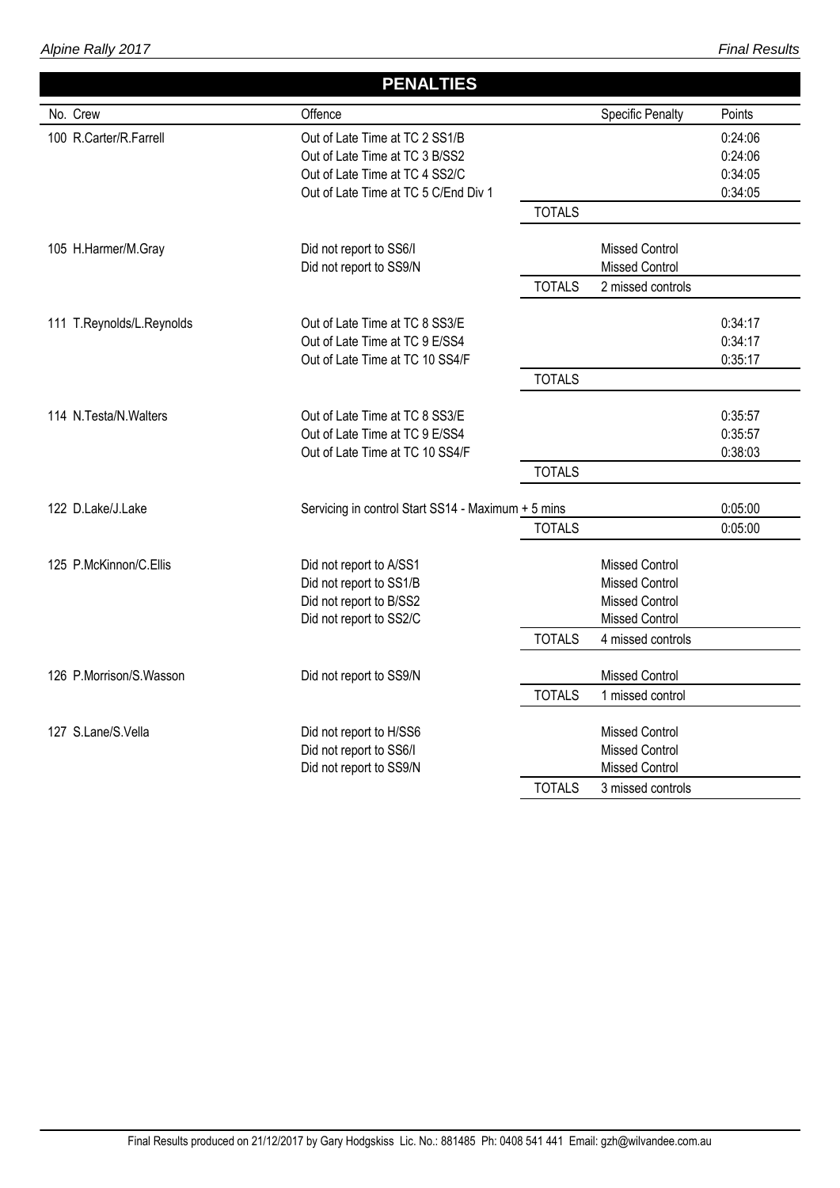## PENALTIES

| No. Crew | Offence | | Specific Penalty | Points |
|---|---|---|---|---|
| 100 R.Carter/R.Farrell | Out of Late Time at TC 2 SS1/B | | | 0:24:06 |
| | Out of Late Time at TC 3 B/SS2 | | | 0:24:06 |
| | Out of Late Time at TC 4 SS2/C | | | 0:34:05 |
| | Out of Late Time at TC 5 C/End Div 1 | | | 0:34:05 |
| | | TOTALS | | |
| 105 H.Harmer/M.Gray | Did not report to SS6/I | | Missed Control | |
| | Did not report to SS9/N | | Missed Control | |
| | | TOTALS | 2 missed controls | |
| 111 T.Reynolds/L.Reynolds | Out of Late Time at TC 8 SS3/E | | | 0:34:17 |
| | Out of Late Time at TC 9 E/SS4 | | | 0:34:17 |
| | Out of Late Time at TC 10 SS4/F | | | 0:35:17 |
| | | TOTALS | | |
| 114 N.Testa/N.Walters | Out of Late Time at TC 8 SS3/E | | | 0:35:57 |
| | Out of Late Time at TC 9 E/SS4 | | | 0:35:57 |
| | Out of Late Time at TC 10 SS4/F | | | 0:38:03 |
| | | TOTALS | | |
| 122 D.Lake/J.Lake | Servicing in control Start SS14 - Maximum + 5 mins | | | 0:05:00 |
| | | TOTALS | | 0:05:00 |
| 125 P.McKinnon/C.Ellis | Did not report to A/SS1 | | Missed Control | |
| | Did not report to SS1/B | | Missed Control | |
| | Did not report to B/SS2 | | Missed Control | |
| | Did not report to SS2/C | | Missed Control | |
| | | TOTALS | 4 missed controls | |
| 126 P.Morrison/S.Wasson | Did not report to SS9/N | | Missed Control | |
| | | TOTALS | 1 missed control | |
| 127 S.Lane/S.Vella | Did not report to H/SS6 | | Missed Control | |
| | Did not report to SS6/I | | Missed Control | |
| | Did not report to SS9/N | | Missed Control | |
| | | TOTALS | 3 missed controls | |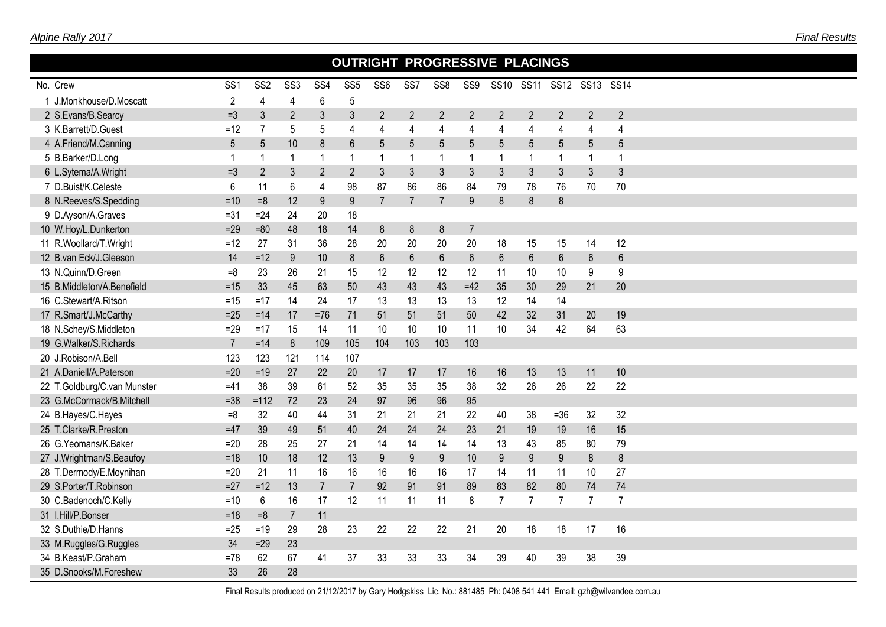## OUTRIGHT PROGRESSIVE PLACINGS

| No. | Crew | SS1 | SS2 | SS3 | SS4 | SS5 | SS6 | SS7 | SS8 | SS9 | SS10 | SS11 | SS12 | SS13 | SS14 |
|---|---|---|---|---|---|---|---|---|---|---|---|---|---|---|---|
| 1 | J.Monkhouse/D.Moscatt | 2 | 4 | 4 | 6 | 5 | | | | | | | | | |
| 2 | S.Evans/B.Searcy | =3 | 3 | 2 | 3 | 3 | 2 | 2 | 2 | 2 | 2 | 2 | 2 | 2 | 2 |
| 3 | K.Barrett/D.Guest | =12 | 7 | 5 | 5 | 4 | 4 | 4 | 4 | 4 | 4 | 4 | 4 | 4 | 4 |
| 4 | A.Friend/M.Canning | 5 | 5 | 10 | 8 | 6 | 5 | 5 | 5 | 5 | 5 | 5 | 5 | 5 | 5 |
| 5 | B.Barker/D.Long | 1 | 1 | 1 | 1 | 1 | 1 | 1 | 1 | 1 | 1 | 1 | 1 | 1 | 1 |
| 6 | L.Sytema/A.Wright | =3 | 2 | 3 | 2 | 2 | 3 | 3 | 3 | 3 | 3 | 3 | 3 | 3 | 3 |
| 7 | D.Buist/K.Celeste | 6 | 11 | 6 | 4 | 98 | 87 | 86 | 86 | 84 | 79 | 78 | 76 | 70 | 70 |
| 8 | N.Reeves/S.Spedding | =10 | =8 | 12 | 9 | 9 | 7 | 7 | 7 | 9 | 8 | 8 | 8 | | |
| 9 | D.Ayson/A.Graves | =31 | =24 | 24 | 20 | 18 | | | | | | | | | |
| 10 | W.Hoy/L.Dunkerton | =29 | =80 | 48 | 18 | 14 | 8 | 8 | 8 | 7 | | | | | |
| 11 | R.Woollard/T.Wright | =12 | 27 | 31 | 36 | 28 | 20 | 20 | 20 | 20 | 18 | 15 | 15 | 14 | 12 |
| 12 | B.van Eck/J.Gleeson | 14 | =12 | 9 | 10 | 8 | 6 | 6 | 6 | 6 | 6 | 6 | 6 | 6 | 6 |
| 13 | N.Quinn/D.Green | =8 | 23 | 26 | 21 | 15 | 12 | 12 | 12 | 12 | 11 | 10 | 10 | 9 | 9 |
| 15 | B.Middleton/A.Benefield | =15 | 33 | 45 | 63 | 50 | 43 | 43 | 43 | =42 | 35 | 30 | 29 | 21 | 20 |
| 16 | C.Stewart/A.Ritson | =15 | =17 | 14 | 24 | 17 | 13 | 13 | 13 | 13 | 12 | 14 | 14 | | |
| 17 | R.Smart/J.McCarthy | =25 | =14 | 17 | =76 | 71 | 51 | 51 | 51 | 50 | 42 | 32 | 31 | 20 | 19 |
| 18 | N.Schey/S.Middleton | =29 | =17 | 15 | 14 | 11 | 10 | 10 | 10 | 11 | 10 | 34 | 42 | 64 | 63 |
| 19 | G.Walker/S.Richards | 7 | =14 | 8 | 109 | 105 | 104 | 103 | 103 | 103 | | | | | |
| 20 | J.Robison/A.Bell | 123 | 123 | 121 | 114 | 107 | | | | | | | | | |
| 21 | A.Daniell/A.Paterson | =20 | =19 | 27 | 22 | 20 | 17 | 17 | 17 | 16 | 16 | 13 | 13 | 11 | 10 |
| 22 | T.Goldburg/C.van Munster | =41 | 38 | 39 | 61 | 52 | 35 | 35 | 35 | 38 | 32 | 26 | 26 | 22 | 22 |
| 23 | G.McCormack/B.Mitchell | =38 | =112 | 72 | 23 | 24 | 97 | 96 | 96 | 95 | | | | | |
| 24 | B.Hayes/C.Hayes | =8 | 32 | 40 | 44 | 31 | 21 | 21 | 21 | 22 | 40 | 38 | =36 | 32 | 32 |
| 25 | T.Clarke/R.Preston | =47 | 39 | 49 | 51 | 40 | 24 | 24 | 24 | 23 | 21 | 19 | 19 | 16 | 15 |
| 26 | G.Yeomans/K.Baker | =20 | 28 | 25 | 27 | 21 | 14 | 14 | 14 | 14 | 13 | 43 | 85 | 80 | 79 |
| 27 | J.Wrightman/S.Beaufoy | =18 | 10 | 18 | 12 | 13 | 9 | 9 | 9 | 10 | 9 | 9 | 9 | 8 | 8 |
| 28 | T.Dermody/E.Moynihan | =20 | 21 | 11 | 16 | 16 | 16 | 16 | 16 | 17 | 14 | 11 | 11 | 10 | 27 |
| 29 | S.Porter/T.Robinson | =27 | =12 | 13 | 7 | 7 | 92 | 91 | 91 | 89 | 83 | 82 | 80 | 74 | 74 |
| 30 | C.Badenoch/C.Kelly | =10 | 6 | 16 | 17 | 12 | 11 | 11 | 11 | 8 | 7 | 7 | 7 | 7 | 7 |
| 31 | I.Hill/P.Bonser | =18 | =8 | 7 | 11 | | | | | | | | | | |
| 32 | S.Duthie/D.Hanns | =25 | =19 | 29 | 28 | 23 | 22 | 22 | 22 | 21 | 20 | 18 | 18 | 17 | 16 |
| 33 | M.Ruggles/G.Ruggles | 34 | =29 | 23 | | | | | | | | | | | |
| 34 | B.Keast/P.Graham | =78 | 62 | 67 | 41 | 37 | 33 | 33 | 33 | 34 | 39 | 40 | 39 | 38 | 39 |
| 35 | D.Snooks/M.Foreshew | 33 | 26 | 28 | | | | | | | | | | | |

Final Results produced on 21/12/2017 by Gary Hodgskiss Lic. No.: 881485 Ph: 0408 541 441 Email: gzh@wilvandee.com.au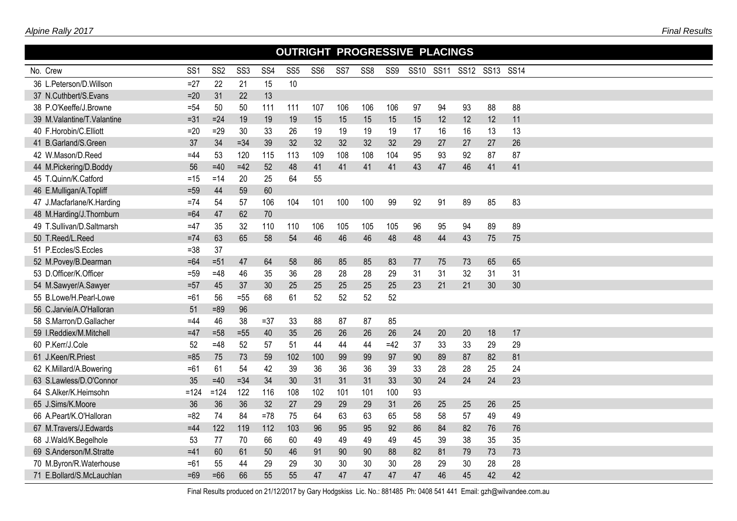## OUTRIGHT PROGRESSIVE PLACINGS

| No. | Crew | SS1 | SS2 | SS3 | SS4 | SS5 | SS6 | SS7 | SS8 | SS9 | SS10 | SS11 | SS12 | SS13 | SS14 |
|---|---|---|---|---|---|---|---|---|---|---|---|---|---|---|---|
| 36 | L.Peterson/D.Willson | =27 | 22 | 21 | 15 | 10 | | | | | | | | | |
| 37 | N.Cuthbert/S.Evans | =20 | 31 | 22 | 13 | | | | | | | | | | |
| 38 | P.O'Keeffe/J.Browne | =54 | 50 | 50 | 111 | 111 | 107 | 106 | 106 | 106 | 97 | 94 | 93 | 88 | 88 |
| 39 | M.Valantine/T.Valantine | =31 | =24 | 19 | 19 | 19 | 15 | 15 | 15 | 15 | 15 | 12 | 12 | 12 | 11 |
| 40 | F.Horobin/C.Elliott | =20 | =29 | 30 | 33 | 26 | 19 | 19 | 19 | 19 | 17 | 16 | 16 | 13 | 13 |
| 41 | B.Garland/S.Green | 37 | 34 | =34 | 39 | 32 | 32 | 32 | 32 | 32 | 29 | 27 | 27 | 27 | 26 |
| 42 | W.Mason/D.Reed | =44 | 53 | 120 | 115 | 113 | 109 | 108 | 108 | 104 | 95 | 93 | 92 | 87 | 87 |
| 44 | M.Pickering/D.Boddy | 56 | =40 | =42 | 52 | 48 | 41 | 41 | 41 | 41 | 43 | 47 | 46 | 41 | 41 |
| 45 | T.Quinn/K.Catford | =15 | =14 | 20 | 25 | 64 | 55 | | | | | | | | |
| 46 | E.Mulligan/A.Topliff | =59 | 44 | 59 | 60 | | | | | | | | | | |
| 47 | J.Macfarlane/K.Harding | =74 | 54 | 57 | 106 | 104 | 101 | 100 | 100 | 99 | 92 | 91 | 89 | 85 | 83 |
| 48 | M.Harding/J.Thornburn | =64 | 47 | 62 | 70 | | | | | | | | | | |
| 49 | T.Sullivan/D.Saltmarsh | =47 | 35 | 32 | 110 | 110 | 106 | 105 | 105 | 105 | 96 | 95 | 94 | 89 | 89 |
| 50 | T.Reed/L.Reed | =74 | 63 | 65 | 58 | 54 | 46 | 46 | 46 | 48 | 48 | 44 | 43 | 75 | 75 |
| 51 | P.Eccles/S.Eccles | =38 | 37 | | | | | | | | | | | | |
| 52 | M.Povey/B.Dearman | =64 | =51 | 47 | 64 | 58 | 86 | 85 | 85 | 83 | 77 | 75 | 73 | 65 | 65 |
| 53 | D.Officer/K.Officer | =59 | =48 | 46 | 35 | 36 | 28 | 28 | 28 | 29 | 31 | 31 | 32 | 31 | 31 |
| 54 | M.Sawyer/A.Sawyer | =57 | 45 | 37 | 30 | 25 | 25 | 25 | 25 | 25 | 23 | 21 | 21 | 30 | 30 |
| 55 | B.Lowe/H.Pearl-Lowe | =61 | 56 | =55 | 68 | 61 | 52 | 52 | 52 | 52 | | | | | |
| 56 | C.Jarvie/A.O'Halloran | 51 | =89 | 96 | | | | | | | | | | | |
| 58 | S.Marron/D.Gallacher | =44 | 46 | 38 | =37 | 33 | 88 | 87 | 87 | 85 | | | | | |
| 59 | I.Reddiex/M.Mitchell | =47 | =58 | =55 | 40 | 35 | 26 | 26 | 26 | 26 | 24 | 20 | 20 | 18 | 17 |
| 60 | P.Kerr/J.Cole | 52 | =48 | 52 | 57 | 51 | 44 | 44 | 44 | =42 | 37 | 33 | 33 | 29 | 29 |
| 61 | J.Keen/R.Priest | =85 | 75 | 73 | 59 | 102 | 100 | 99 | 99 | 97 | 90 | 89 | 87 | 82 | 81 |
| 62 | K.Millard/A.Bowering | =61 | 61 | 54 | 42 | 39 | 36 | 36 | 36 | 39 | 33 | 28 | 28 | 25 | 24 |
| 63 | S.Lawless/D.O'Connor | 35 | =40 | =34 | 34 | 30 | 31 | 31 | 31 | 33 | 30 | 24 | 24 | 24 | 23 |
| 64 | S.Alker/K.Heimsohn | =124 | =124 | 122 | 116 | 108 | 102 | 101 | 101 | 100 | 93 | | | | |
| 65 | J.Sims/K.Moore | 36 | 36 | 36 | 32 | 27 | 29 | 29 | 29 | 31 | 26 | 25 | 25 | 26 | 25 |
| 66 | A.Peart/K.O'Halloran | =82 | 74 | 84 | =78 | 75 | 64 | 63 | 63 | 65 | 58 | 58 | 57 | 49 | 49 |
| 67 | M.Travers/J.Edwards | =44 | 122 | 119 | 112 | 103 | 96 | 95 | 95 | 92 | 86 | 84 | 82 | 76 | 76 |
| 68 | J.Wald/K.Begelhole | 53 | 77 | 70 | 66 | 60 | 49 | 49 | 49 | 49 | 45 | 39 | 38 | 35 | 35 |
| 69 | S.Anderson/M.Stratte | =41 | 60 | 61 | 50 | 46 | 91 | 90 | 90 | 88 | 82 | 81 | 79 | 73 | 73 |
| 70 | M.Byron/R.Waterhouse | =61 | 55 | 44 | 29 | 29 | 30 | 30 | 30 | 30 | 28 | 29 | 30 | 28 | 28 |
| 71 | E.Bollard/S.McLauchlan | =69 | =66 | 66 | 55 | 55 | 47 | 47 | 47 | 47 | 47 | 46 | 45 | 42 | 42 |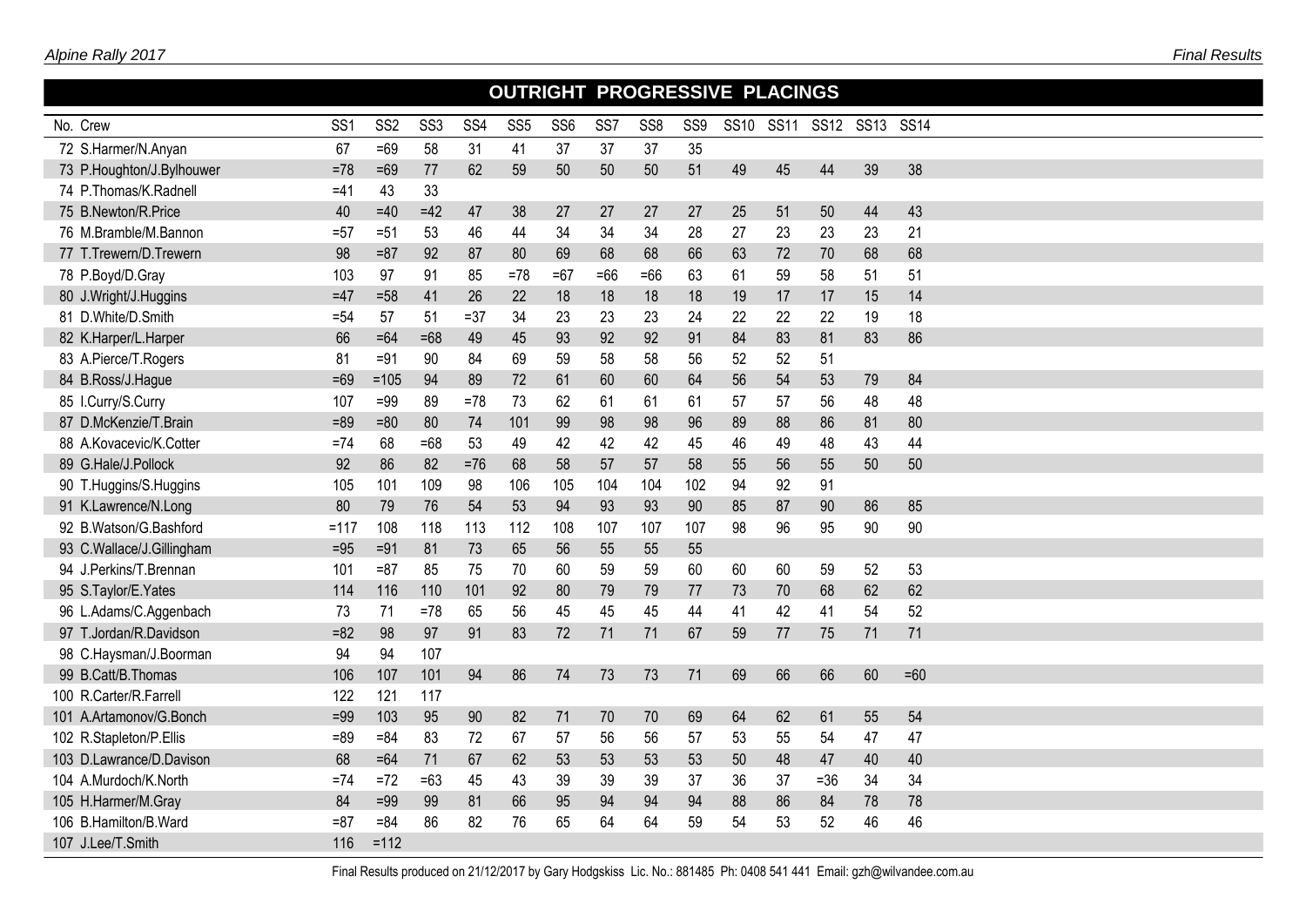## OUTRIGHT PROGRESSIVE PLACINGS

| No. | Crew | SS1 | SS2 | SS3 | SS4 | SS5 | SS6 | SS7 | SS8 | SS9 | SS10 | SS11 | SS12 | SS13 | SS14 |
|---|---|---|---|---|---|---|---|---|---|---|---|---|---|---|---|
| 72 | S.Harmer/N.Anyan | 67 | =69 | 58 | 31 | 41 | 37 | 37 | 37 | 35 | | | | | |
| 73 | P.Houghton/J.Bylhouwer | =78 | =69 | 77 | 62 | 59 | 50 | 50 | 50 | 51 | 49 | 45 | 44 | 39 | 38 |
| 74 | P.Thomas/K.Radnell | =41 | 43 | 33 | | | | | | | | | | | |
| 75 | B.Newton/R.Price | 40 | =40 | =42 | 47 | 38 | 27 | 27 | 27 | 27 | 25 | 51 | 50 | 44 | 43 |
| 76 | M.Bramble/M.Bannon | =57 | =51 | 53 | 46 | 44 | 34 | 34 | 34 | 28 | 27 | 23 | 23 | 23 | 21 |
| 77 | T.Trewern/D.Trewern | 98 | =87 | 92 | 87 | 80 | 69 | 68 | 68 | 66 | 63 | 72 | 70 | 68 | 68 |
| 78 | P.Boyd/D.Gray | 103 | 97 | 91 | 85 | =78 | =67 | =66 | =66 | 63 | 61 | 59 | 58 | 51 | 51 |
| 80 | J.Wright/J.Huggins | =47 | =58 | 41 | 26 | 22 | 18 | 18 | 18 | 18 | 19 | 17 | 17 | 15 | 14 |
| 81 | D.White/D.Smith | =54 | 57 | 51 | =37 | 34 | 23 | 23 | 23 | 24 | 22 | 22 | 22 | 19 | 18 |
| 82 | K.Harper/L.Harper | 66 | =64 | =68 | 49 | 45 | 93 | 92 | 92 | 91 | 84 | 83 | 81 | 83 | 86 |
| 83 | A.Pierce/T.Rogers | 81 | =91 | 90 | 84 | 69 | 59 | 58 | 58 | 56 | 52 | 52 | 51 | | |
| 84 | B.Ross/J.Hague | =69 | =105 | 94 | 89 | 72 | 61 | 60 | 60 | 64 | 56 | 54 | 53 | 79 | 84 |
| 85 | I.Curry/S.Curry | 107 | =99 | 89 | =78 | 73 | 62 | 61 | 61 | 61 | 57 | 57 | 56 | 48 | 48 |
| 87 | D.McKenzie/T.Brain | =89 | =80 | 80 | 74 | 101 | 99 | 98 | 98 | 96 | 89 | 88 | 86 | 81 | 80 |
| 88 | A.Kovacevic/K.Cotter | =74 | 68 | =68 | 53 | 49 | 42 | 42 | 42 | 45 | 46 | 49 | 48 | 43 | 44 |
| 89 | G.Hale/J.Pollock | 92 | 86 | 82 | =76 | 68 | 58 | 57 | 57 | 58 | 55 | 56 | 55 | 50 | 50 |
| 90 | T.Huggins/S.Huggins | 105 | 101 | 109 | 98 | 106 | 105 | 104 | 104 | 102 | 94 | 92 | 91 | | |
| 91 | K.Lawrence/N.Long | 80 | 79 | 76 | 54 | 53 | 94 | 93 | 93 | 90 | 85 | 87 | 90 | 86 | 85 |
| 92 | B.Watson/G.Bashford | =117 | 108 | 118 | 113 | 112 | 108 | 107 | 107 | 107 | 98 | 96 | 95 | 90 | 90 |
| 93 | C.Wallace/J.Gillingham | =95 | =91 | 81 | 73 | 65 | 56 | 55 | 55 | 55 | | | | | |
| 94 | J.Perkins/T.Brennan | 101 | =87 | 85 | 75 | 70 | 60 | 59 | 59 | 60 | 60 | 60 | 59 | 52 | 53 |
| 95 | S.Taylor/E.Yates | 114 | 116 | 110 | 101 | 92 | 80 | 79 | 79 | 77 | 73 | 70 | 68 | 62 | 62 |
| 96 | L.Adams/C.Aggenbach | 73 | 71 | =78 | 65 | 56 | 45 | 45 | 45 | 44 | 41 | 42 | 41 | 54 | 52 |
| 97 | T.Jordan/R.Davidson | =82 | 98 | 97 | 91 | 83 | 72 | 71 | 71 | 67 | 59 | 77 | 75 | 71 | 71 |
| 98 | C.Haysman/J.Boorman | 94 | 94 | 107 | | | | | | | | | | | |
| 99 | B.Catt/B.Thomas | 106 | 107 | 101 | 94 | 86 | 74 | 73 | 73 | 71 | 69 | 66 | 66 | 60 | =60 |
| 100 | R.Carter/R.Farrell | 122 | 121 | 117 | | | | | | | | | | | |
| 101 | A.Artamonov/G.Bonch | =99 | 103 | 95 | 90 | 82 | 71 | 70 | 70 | 69 | 64 | 62 | 61 | 55 | 54 |
| 102 | R.Stapleton/P.Ellis | =89 | =84 | 83 | 72 | 67 | 57 | 56 | 56 | 57 | 53 | 55 | 54 | 47 | 47 |
| 103 | D.Lawrance/D.Davison | 68 | =64 | 71 | 67 | 62 | 53 | 53 | 53 | 53 | 50 | 48 | 47 | 40 | 40 |
| 104 | A.Murdoch/K.North | =74 | =72 | =63 | 45 | 43 | 39 | 39 | 39 | 37 | 36 | 37 | =36 | 34 | 34 |
| 105 | H.Harmer/M.Gray | 84 | =99 | 99 | 81 | 66 | 95 | 94 | 94 | 94 | 88 | 86 | 84 | 78 | 78 |
| 106 | B.Hamilton/B.Ward | =87 | =84 | 86 | 82 | 76 | 65 | 64 | 64 | 59 | 54 | 53 | 52 | 46 | 46 |
| 107 | J.Lee/T.Smith | 116 | =112 | | | | | | | | | | | | |

Final Results produced on 21/12/2017 by Gary Hodgskiss Lic. No.: 881485 Ph: 0408 541 441 Email: gzh@wilvandee.com.au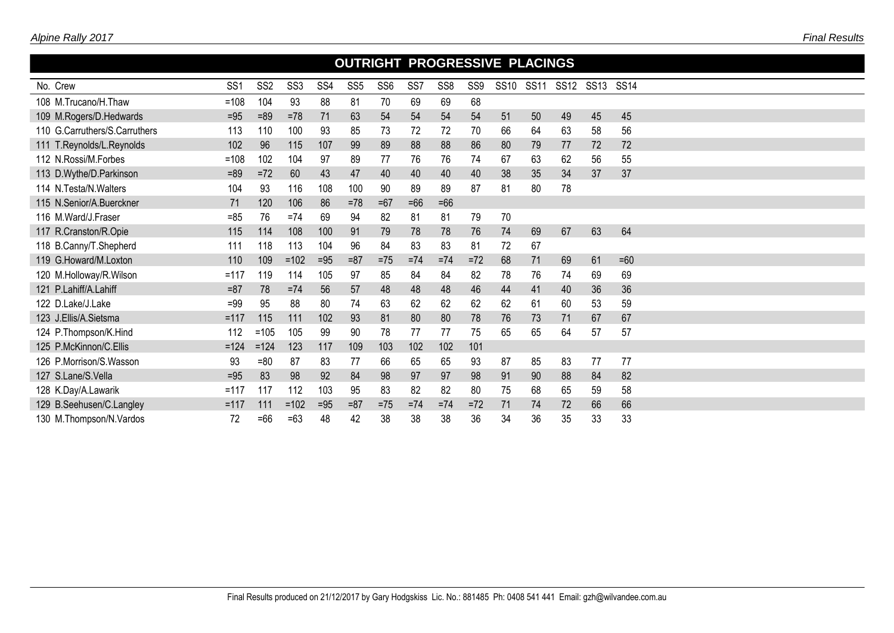## OUTRIGHT PROGRESSIVE PLACINGS

| No. | Crew | SS1 | SS2 | SS3 | SS4 | SS5 | SS6 | SS7 | SS8 | SS9 | SS10 | SS11 | SS12 | SS13 | SS14 |
|---|---|---|---|---|---|---|---|---|---|---|---|---|---|---|---|
| 108 | M.Trucano/H.Thaw | =108 | 104 | 93 | 88 | 81 | 70 | 69 | 69 | 68 | | | | | |
| 109 | M.Rogers/D.Hedwards | =95 | =89 | =78 | 71 | 63 | 54 | 54 | 54 | 54 | 51 | 50 | 49 | 45 | 45 |
| 110 | G.Carruthers/S.Carruthers | 113 | 110 | 100 | 93 | 85 | 73 | 72 | 72 | 70 | 66 | 64 | 63 | 58 | 56 |
| 111 | T.Reynolds/L.Reynolds | 102 | 96 | 115 | 107 | 99 | 89 | 88 | 88 | 86 | 80 | 79 | 77 | 72 | 72 |
| 112 | N.Rossi/M.Forbes | =108 | 102 | 104 | 97 | 89 | 77 | 76 | 76 | 74 | 67 | 63 | 62 | 56 | 55 |
| 113 | D.Wythe/D.Parkinson | =89 | =72 | 60 | 43 | 47 | 40 | 40 | 40 | 40 | 38 | 35 | 34 | 37 | 37 |
| 114 | N.Testa/N.Walters | 104 | 93 | 116 | 108 | 100 | 90 | 89 | 89 | 87 | 81 | 80 | 78 | | |
| 115 | N.Senior/A.Buerckner | 71 | 120 | 106 | 86 | =78 | =67 | =66 | =66 | | | | | | |
| 116 | M.Ward/J.Fraser | =85 | 76 | =74 | 69 | 94 | 82 | 81 | 81 | 79 | 70 | | | | |
| 117 | R.Cranston/R.Opie | 115 | 114 | 108 | 100 | 91 | 79 | 78 | 78 | 76 | 74 | 69 | 67 | 63 | 64 |
| 118 | B.Canny/T.Shepherd | 111 | 118 | 113 | 104 | 96 | 84 | 83 | 83 | 81 | 72 | 67 | | | |
| 119 | G.Howard/M.Loxton | 110 | 109 | =102 | =95 | =87 | =75 | =74 | =74 | =72 | 68 | 71 | 69 | 61 | =60 |
| 120 | M.Holloway/R.Wilson | =117 | 119 | 114 | 105 | 97 | 85 | 84 | 84 | 82 | 78 | 76 | 74 | 69 | 69 |
| 121 | P.Lahiff/A.Lahiff | =87 | 78 | =74 | 56 | 57 | 48 | 48 | 48 | 46 | 44 | 41 | 40 | 36 | 36 |
| 122 | D.Lake/J.Lake | =99 | 95 | 88 | 80 | 74 | 63 | 62 | 62 | 62 | 62 | 61 | 60 | 53 | 59 |
| 123 | J.Ellis/A.Sietsma | =117 | 115 | 111 | 102 | 93 | 81 | 80 | 80 | 78 | 76 | 73 | 71 | 67 | 67 |
| 124 | P.Thompson/K.Hind | 112 | =105 | 105 | 99 | 90 | 78 | 77 | 77 | 75 | 65 | 65 | 64 | 57 | 57 |
| 125 | P.McKinnon/C.Ellis | =124 | =124 | 123 | 117 | 109 | 103 | 102 | 102 | 101 | | | | | |
| 126 | P.Morrison/S.Wasson | 93 | =80 | 87 | 83 | 77 | 66 | 65 | 65 | 93 | 87 | 85 | 83 | 77 | 77 |
| 127 | S.Lane/S.Vella | =95 | 83 | 98 | 92 | 84 | 98 | 97 | 97 | 98 | 91 | 90 | 88 | 84 | 82 |
| 128 | K.Day/A.Lawarik | =117 | 117 | 112 | 103 | 95 | 83 | 82 | 82 | 80 | 75 | 68 | 65 | 59 | 58 |
| 129 | B.Seehusen/C.Langley | =117 | 111 | =102 | =95 | =87 | =75 | =74 | =74 | =72 | 71 | 74 | 72 | 66 | 66 |
| 130 | M.Thompson/N.Vardos | 72 | =66 | =63 | 48 | 42 | 38 | 38 | 38 | 36 | 34 | 36 | 35 | 33 | 33 |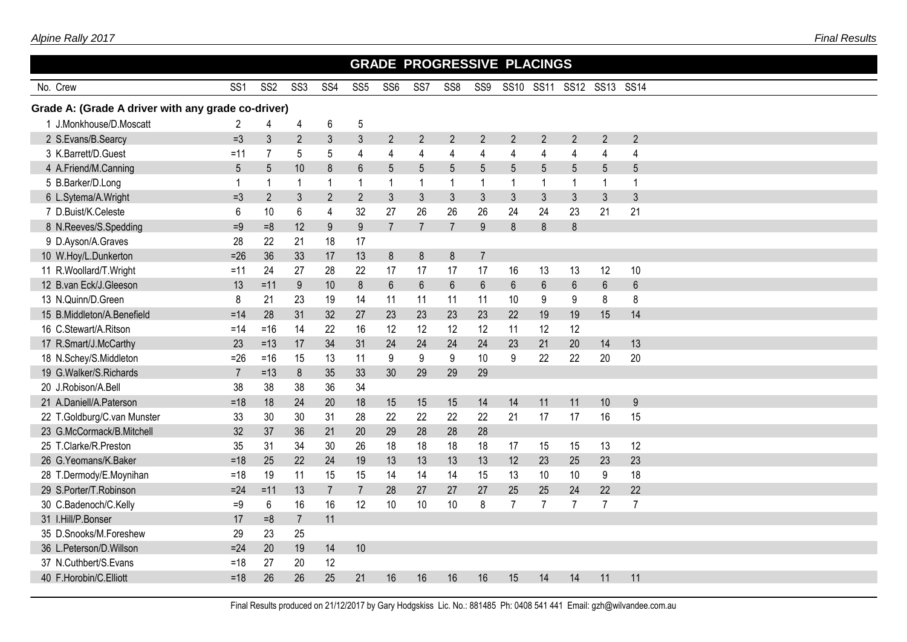## GRADE PROGRESSIVE PLACINGS

| No. | Crew | SS1 | SS2 | SS3 | SS4 | SS5 | SS6 | SS7 | SS8 | SS9 | SS10 | SS11 | SS12 | SS13 | SS14 |
|---|---|---|---|---|---|---|---|---|---|---|---|---|---|---|---|
| **Grade A: (Grade A driver with any grade co-driver)** | | | | | | | | | | | | | | | |
| 1 | J.Monkhouse/D.Moscatt | 2 | 4 | 4 | 6 | 5 | | | | | | | | | |
| 2 | S.Evans/B.Searcy | =3 | 3 | 2 | 3 | 3 | 2 | 2 | 2 | 2 | 2 | 2 | 2 | 2 | 2 |
| 3 | K.Barrett/D.Guest | =11 | 7 | 5 | 5 | 4 | 4 | 4 | 4 | 4 | 4 | 4 | 4 | 4 | 4 |
| 4 | A.Friend/M.Canning | 5 | 5 | 10 | 8 | 6 | 5 | 5 | 5 | 5 | 5 | 5 | 5 | 5 | 5 |
| 5 | B.Barker/D.Long | 1 | 1 | 1 | 1 | 1 | 1 | 1 | 1 | 1 | 1 | 1 | 1 | 1 | 1 |
| 6 | L.Sytema/A.Wright | =3 | 2 | 3 | 2 | 2 | 3 | 3 | 3 | 3 | 3 | 3 | 3 | 3 | 3 |
| 7 | D.Buist/K.Celeste | 6 | 10 | 6 | 4 | 32 | 27 | 26 | 26 | 26 | 24 | 24 | 23 | 21 | 21 |
| 8 | N.Reeves/S.Spedding | =9 | =8 | 12 | 9 | 9 | 7 | 7 | 7 | 9 | 8 | 8 | 8 | | |
| 9 | D.Ayson/A.Graves | 28 | 22 | 21 | 18 | 17 | | | | | | | | | |
| 10 | W.Hoy/L.Dunkerton | =26 | 36 | 33 | 17 | 13 | 8 | 8 | 8 | 7 | | | | | |
| 11 | R.Woollard/T.Wright | =11 | 24 | 27 | 28 | 22 | 17 | 17 | 17 | 17 | 16 | 13 | 13 | 12 | 10 |
| 12 | B.van Eck/J.Gleeson | 13 | =11 | 9 | 10 | 8 | 6 | 6 | 6 | 6 | 6 | 6 | 6 | 6 | 6 |
| 13 | N.Quinn/D.Green | 8 | 21 | 23 | 19 | 14 | 11 | 11 | 11 | 11 | 10 | 9 | 9 | 8 | 8 |
| 15 | B.Middleton/A.Benefield | =14 | 28 | 31 | 32 | 27 | 23 | 23 | 23 | 23 | 22 | 19 | 19 | 15 | 14 |
| 16 | C.Stewart/A.Ritson | =14 | =16 | 14 | 22 | 16 | 12 | 12 | 12 | 12 | 11 | 12 | 12 | | |
| 17 | R.Smart/J.McCarthy | 23 | =13 | 17 | 34 | 31 | 24 | 24 | 24 | 24 | 23 | 21 | 20 | 14 | 13 |
| 18 | N.Schey/S.Middleton | =26 | =16 | 15 | 13 | 11 | 9 | 9 | 9 | 10 | 9 | 22 | 22 | 20 | 20 |
| 19 | G.Walker/S.Richards | 7 | =13 | 8 | 35 | 33 | 30 | 29 | 29 | 29 | | | | | |
| 20 | J.Robison/A.Bell | 38 | 38 | 38 | 36 | 34 | | | | | | | | | |
| 21 | A.Daniell/A.Paterson | =18 | 18 | 24 | 20 | 18 | 15 | 15 | 15 | 14 | 14 | 11 | 11 | 10 | 9 |
| 22 | T.Goldburg/C.van Munster | 33 | 30 | 30 | 31 | 28 | 22 | 22 | 22 | 22 | 21 | 17 | 17 | 16 | 15 |
| 23 | G.McCormack/B.Mitchell | 32 | 37 | 36 | 21 | 20 | 29 | 28 | 28 | 28 | | | | | |
| 25 | T.Clarke/R.Preston | 35 | 31 | 34 | 30 | 26 | 18 | 18 | 18 | 18 | 17 | 15 | 15 | 13 | 12 |
| 26 | G.Yeomans/K.Baker | =18 | 25 | 22 | 24 | 19 | 13 | 13 | 13 | 13 | 12 | 23 | 25 | 23 | 23 |
| 28 | T.Dermody/E.Moynihan | =18 | 19 | 11 | 15 | 15 | 14 | 14 | 14 | 15 | 13 | 10 | 10 | 9 | 18 |
| 29 | S.Porter/T.Robinson | =24 | =11 | 13 | 7 | 7 | 28 | 27 | 27 | 27 | 25 | 25 | 24 | 22 | 22 |
| 30 | C.Badenoch/C.Kelly | =9 | 6 | 16 | 16 | 12 | 10 | 10 | 10 | 8 | 7 | 7 | 7 | 7 | 7 |
| 31 | I.Hill/P.Bonser | 17 | =8 | 7 | 11 | | | | | | | | | | |
| 35 | D.Snooks/M.Foreshew | 29 | 23 | 25 | | | | | | | | | | | |
| 36 | L.Peterson/D.Willson | =24 | 20 | 19 | 14 | 10 | | | | | | | | | |
| 37 | N.Cuthbert/S.Evans | =18 | 27 | 20 | 12 | | | | | | | | | | |
| 40 | F.Horobin/C.Elliott | =18 | 26 | 26 | 25 | 21 | 16 | 16 | 16 | 16 | 15 | 14 | 14 | 11 | 11 |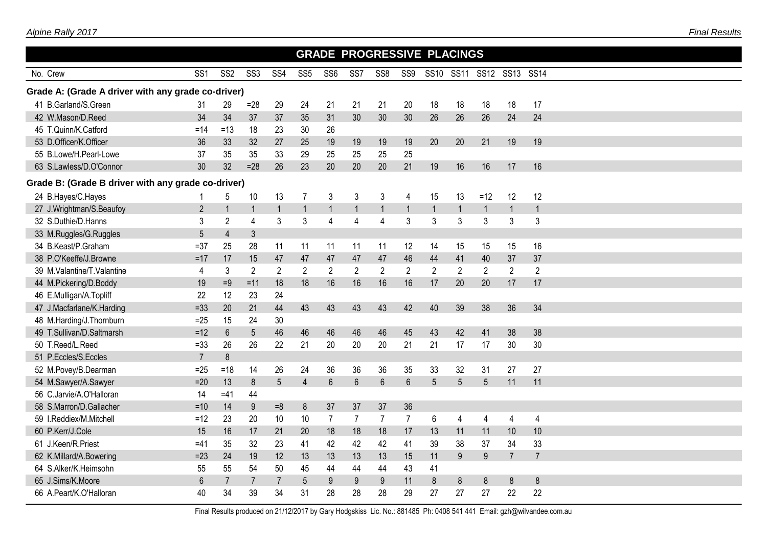## GRADE PROGRESSIVE PLACINGS

| No. | Crew | SS1 | SS2 | SS3 | SS4 | SS5 | SS6 | SS7 | SS8 | SS9 | SS10 | SS11 | SS12 | SS13 | SS14 |
|---|---|---|---|---|---|---|---|---|---|---|---|---|---|---|---|
| **Grade A: (Grade A driver with any grade co-driver)** | | | | | | | | | | | | | | | |
| 41 | B.Garland/S.Green | 31 | 29 | =28 | 29 | 24 | 21 | 21 | 21 | 20 | 18 | 18 | 18 | 18 | 17 |
| 42 | W.Mason/D.Reed | 34 | 34 | 37 | 37 | 35 | 31 | 30 | 30 | 30 | 26 | 26 | 26 | 24 | 24 |
| 45 | T.Quinn/K.Catford | =14 | =13 | 18 | 23 | 30 | 26 | | | | | | | | |
| 53 | D.Officer/K.Officer | 36 | 33 | 32 | 27 | 25 | 19 | 19 | 19 | 19 | 20 | 20 | 21 | 19 | 19 |
| 55 | B.Lowe/H.Pearl-Lowe | 37 | 35 | 35 | 33 | 29 | 25 | 25 | 25 | 25 | | | | | |
| 63 | S.Lawless/D.O'Connor | 30 | 32 | =28 | 26 | 23 | 20 | 20 | 20 | 21 | 19 | 16 | 16 | 17 | 16 |
| **Grade B: (Grade B driver with any grade co-driver)** | | | | | | | | | | | | | | | |
| 24 | B.Hayes/C.Hayes | 1 | 5 | 10 | 13 | 7 | 3 | 3 | 3 | 4 | 15 | 13 | =12 | 12 | 12 |
| 27 | J.Wrightman/S.Beaufoy | 2 | 1 | 1 | 1 | 1 | 1 | 1 | 1 | 1 | 1 | 1 | 1 | 1 | 1 |
| 32 | S.Duthie/D.Hanns | 3 | 2 | 4 | 3 | 3 | 4 | 4 | 4 | 3 | 3 | 3 | 3 | 3 | 3 |
| 33 | M.Ruggles/G.Ruggles | 5 | 4 | 3 | | | | | | | | | | | |
| 34 | B.Keast/P.Graham | =37 | 25 | 28 | 11 | 11 | 11 | 11 | 11 | 12 | 14 | 15 | 15 | 15 | 16 |
| 38 | P.O'Keeffe/J.Browne | =17 | 17 | 15 | 47 | 47 | 47 | 47 | 47 | 46 | 44 | 41 | 40 | 37 | 37 |
| 39 | M.Valantine/T.Valantine | 4 | 3 | 2 | 2 | 2 | 2 | 2 | 2 | 2 | 2 | 2 | 2 | 2 | 2 |
| 44 | M.Pickering/D.Boddy | 19 | =9 | =11 | 18 | 18 | 16 | 16 | 16 | 16 | 17 | 20 | 20 | 17 | 17 |
| 46 | E.Mulligan/A.Topliff | 22 | 12 | 23 | 24 | | | | | | | | | | |
| 47 | J.Macfarlane/K.Harding | =33 | 20 | 21 | 44 | 43 | 43 | 43 | 43 | 42 | 40 | 39 | 38 | 36 | 34 |
| 48 | M.Harding/J.Thornburn | =25 | 15 | 24 | 30 | | | | | | | | | | |
| 49 | T.Sullivan/D.Saltmarsh | =12 | 6 | 5 | 46 | 46 | 46 | 46 | 46 | 45 | 43 | 42 | 41 | 38 | 38 |
| 50 | T.Reed/L.Reed | =33 | 26 | 26 | 22 | 21 | 20 | 20 | 20 | 21 | 21 | 17 | 17 | 30 | 30 |
| 51 | P.Eccles/S.Eccles | 7 | 8 | | | | | | | | | | | | |
| 52 | M.Povey/B.Dearman | =25 | =18 | 14 | 26 | 24 | 36 | 36 | 36 | 35 | 33 | 32 | 31 | 27 | 27 |
| 54 | M.Sawyer/A.Sawyer | =20 | 13 | 8 | 5 | 4 | 6 | 6 | 6 | 6 | 5 | 5 | 5 | 11 | 11 |
| 56 | C.Jarvie/A.O'Halloran | 14 | =41 | 44 | | | | | | | | | | | |
| 58 | S.Marron/D.Gallacher | =10 | 14 | 9 | =8 | 8 | 37 | 37 | 37 | 36 | | | | | |
| 59 | I.Reddiex/M.Mitchell | =12 | 23 | 20 | 10 | 10 | 7 | 7 | 7 | 7 | 6 | 4 | 4 | 4 | 4 |
| 60 | P.Kerr/J.Cole | 15 | 16 | 17 | 21 | 20 | 18 | 18 | 18 | 17 | 13 | 11 | 11 | 10 | 10 |
| 61 | J.Keen/R.Priest | =41 | 35 | 32 | 23 | 41 | 42 | 42 | 42 | 41 | 39 | 38 | 37 | 34 | 33 |
| 62 | K.Millard/A.Bowering | =23 | 24 | 19 | 12 | 13 | 13 | 13 | 13 | 15 | 11 | 9 | 9 | 7 | 7 |
| 64 | S.Alker/K.Heimsohn | 55 | 55 | 54 | 50 | 45 | 44 | 44 | 44 | 43 | 41 | | | | |
| 65 | J.Sims/K.Moore | 6 | 7 | 7 | 7 | 5 | 9 | 9 | 9 | 11 | 8 | 8 | 8 | 8 | 8 |
| 66 | A.Peart/K.O'Halloran | 40 | 34 | 39 | 34 | 31 | 28 | 28 | 28 | 29 | 27 | 27 | 27 | 22 | 22 |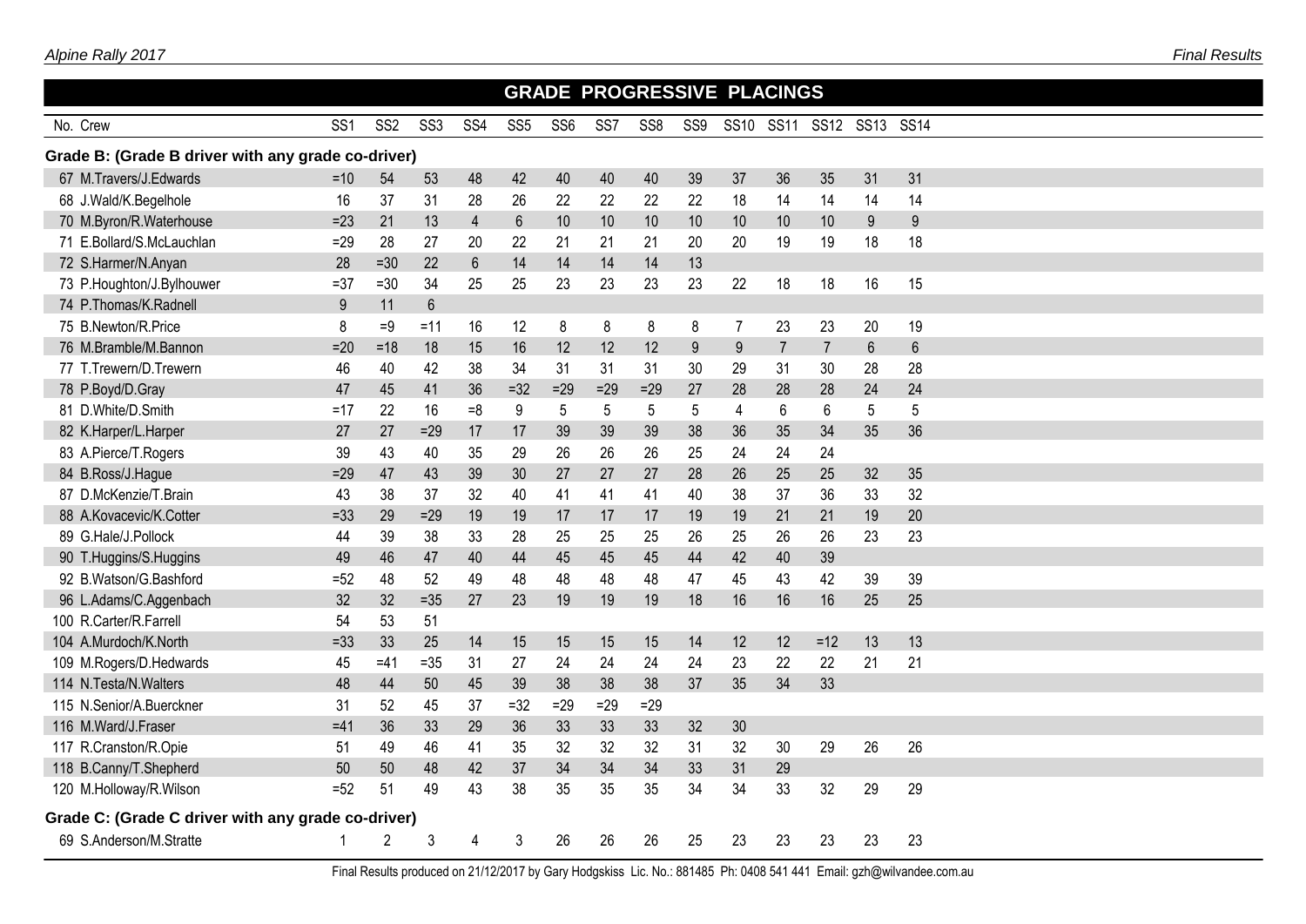## GRADE PROGRESSIVE PLACINGS

| No. | Crew | SS1 | SS2 | SS3 | SS4 | SS5 | SS6 | SS7 | SS8 | SS9 | SS10 | SS11 | SS12 | SS13 | SS14 |
|---|---|---|---|---|---|---|---|---|---|---|---|---|---|---|---|
| **Grade B: (Grade B driver with any grade co-driver)** | | | | | | | | | | | | | | | |
| 67 | M.Travers/J.Edwards | =10 | 54 | 53 | 48 | 42 | 40 | 40 | 40 | 39 | 37 | 36 | 35 | 31 | 31 |
| 68 | J.Wald/K.Begelhole | 16 | 37 | 31 | 28 | 26 | 22 | 22 | 22 | 22 | 18 | 14 | 14 | 14 | 14 |
| 70 | M.Byron/R.Waterhouse | =23 | 21 | 13 | 4 | 6 | 10 | 10 | 10 | 10 | 10 | 10 | 10 | 9 | 9 |
| 71 | E.Bollard/S.McLauchlan | =29 | 28 | 27 | 20 | 22 | 21 | 21 | 21 | 20 | 20 | 19 | 19 | 18 | 18 |
| 72 | S.Harmer/N.Anyan | 28 | =30 | 22 | 6 | 14 | 14 | 14 | 14 | 13 | | | | | |
| 73 | P.Houghton/J.Bylhouwer | =37 | =30 | 34 | 25 | 25 | 23 | 23 | 23 | 23 | 22 | 18 | 18 | 16 | 15 |
| 74 | P.Thomas/K.Radnell | 9 | 11 | 6 | | | | | | | | | | | |
| 75 | B.Newton/R.Price | 8 | =9 | =11 | 16 | 12 | 8 | 8 | 8 | 8 | 7 | 23 | 23 | 20 | 19 |
| 76 | M.Bramble/M.Bannon | =20 | =18 | 18 | 15 | 16 | 12 | 12 | 12 | 9 | 9 | 7 | 7 | 6 | 6 |
| 77 | T.Trewern/D.Trewern | 46 | 40 | 42 | 38 | 34 | 31 | 31 | 31 | 30 | 29 | 31 | 30 | 28 | 28 |
| 78 | P.Boyd/D.Gray | 47 | 45 | 41 | 36 | =32 | =29 | =29 | =29 | 27 | 28 | 28 | 28 | 24 | 24 |
| 81 | D.White/D.Smith | =17 | 22 | 16 | =8 | 9 | 5 | 5 | 5 | 5 | 4 | 6 | 6 | 5 | 5 |
| 82 | K.Harper/L.Harper | 27 | 27 | =29 | 17 | 17 | 39 | 39 | 39 | 38 | 36 | 35 | 34 | 35 | 36 |
| 83 | A.Pierce/T.Rogers | 39 | 43 | 40 | 35 | 29 | 26 | 26 | 26 | 25 | 24 | 24 | 24 | | |
| 84 | B.Ross/J.Hague | =29 | 47 | 43 | 39 | 30 | 27 | 27 | 27 | 28 | 26 | 25 | 25 | 32 | 35 |
| 87 | D.McKenzie/T.Brain | 43 | 38 | 37 | 32 | 40 | 41 | 41 | 41 | 40 | 38 | 37 | 36 | 33 | 32 |
| 88 | A.Kovacevic/K.Cotter | =33 | 29 | =29 | 19 | 19 | 17 | 17 | 17 | 19 | 19 | 21 | 21 | 19 | 20 |
| 89 | G.Hale/J.Pollock | 44 | 39 | 38 | 33 | 28 | 25 | 25 | 25 | 26 | 25 | 26 | 26 | 23 | 23 |
| 90 | T.Huggins/S.Huggins | 49 | 46 | 47 | 40 | 44 | 45 | 45 | 45 | 44 | 42 | 40 | 39 | | |
| 92 | B.Watson/G.Bashford | =52 | 48 | 52 | 49 | 48 | 48 | 48 | 48 | 47 | 45 | 43 | 42 | 39 | 39 |
| 96 | L.Adams/C.Aggenbach | 32 | 32 | =35 | 27 | 23 | 19 | 19 | 19 | 18 | 16 | 16 | 16 | 25 | 25 |
| 100 | R.Carter/R.Farrell | 54 | 53 | 51 | | | | | | | | | | | |
| 104 | A.Murdoch/K.North | =33 | 33 | 25 | 14 | 15 | 15 | 15 | 15 | 14 | 12 | 12 | =12 | 13 | 13 |
| 109 | M.Rogers/D.Hedwards | 45 | =41 | =35 | 31 | 27 | 24 | 24 | 24 | 24 | 23 | 22 | 22 | 21 | 21 |
| 114 | N.Testa/N.Walters | 48 | 44 | 50 | 45 | 39 | 38 | 38 | 38 | 37 | 35 | 34 | 33 | | |
| 115 | N.Senior/A.Buerckner | 31 | 52 | 45 | 37 | =32 | =29 | =29 | =29 | | | | | | |
| 116 | M.Ward/J.Fraser | =41 | 36 | 33 | 29 | 36 | 33 | 33 | 33 | 32 | 30 | | | | |
| 117 | R.Cranston/R.Opie | 51 | 49 | 46 | 41 | 35 | 32 | 32 | 32 | 31 | 32 | 30 | 29 | 26 | 26 |
| 118 | B.Canny/T.Shepherd | 50 | 50 | 48 | 42 | 37 | 34 | 34 | 34 | 33 | 31 | 29 | | | |
| 120 | M.Holloway/R.Wilson | =52 | 51 | 49 | 43 | 38 | 35 | 35 | 35 | 34 | 34 | 33 | 32 | 29 | 29 |
| **Grade C: (Grade C driver with any grade co-driver)** | | | | | | | | | | | | | | | |
| 69 | S.Anderson/M.Stratte | 1 | 2 | 3 | 4 | 3 | 26 | 26 | 26 | 25 | 23 | 23 | 23 | 23 | 23 |

Final Results produced on 21/12/2017 by Gary Hodgskiss Lic. No.: 881485 Ph: 0408 541 441 Email: gzh@wilvandee.com.au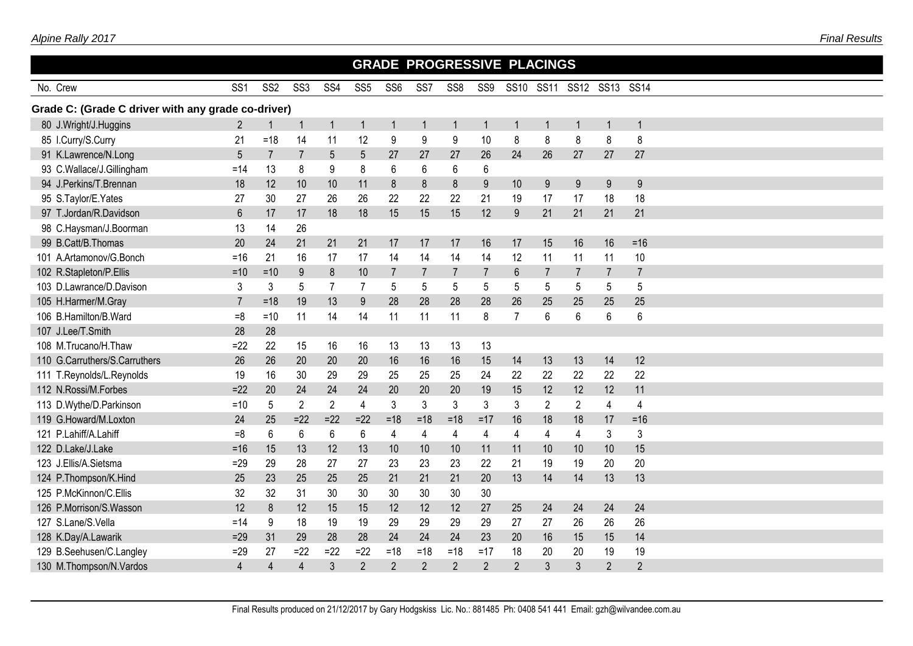## GRADE PROGRESSIVE PLACINGS

| No. | Crew | SS1 | SS2 | SS3 | SS4 | SS5 | SS6 | SS7 | SS8 | SS9 | SS10 | SS11 | SS12 | SS13 | SS14 |
|---|---|---|---|---|---|---|---|---|---|---|---|---|---|---|---|
| **Grade C: (Grade C driver with any grade co-driver)** | | | | | | | | | | | | | | | |
| 80 | J.Wright/J.Huggins | 2 | 1 | 1 | 1 | 1 | 1 | 1 | 1 | 1 | 1 | 1 | 1 | 1 | 1 |
| 85 | I.Curry/S.Curry | 21 | =18 | 14 | 11 | 12 | 9 | 9 | 9 | 10 | 8 | 8 | 8 | 8 | 8 |
| 91 | K.Lawrence/N.Long | 5 | 7 | 7 | 5 | 5 | 27 | 27 | 27 | 26 | 24 | 26 | 27 | 27 | 27 |
| 93 | C.Wallace/J.Gillingham | =14 | 13 | 8 | 9 | 8 | 6 | 6 | 6 | 6 | | | | | |
| 94 | J.Perkins/T.Brennan | 18 | 12 | 10 | 10 | 11 | 8 | 8 | 8 | 9 | 10 | 9 | 9 | 9 | 9 |
| 95 | S.Taylor/E.Yates | 27 | 30 | 27 | 26 | 26 | 22 | 22 | 22 | 21 | 19 | 17 | 17 | 18 | 18 |
| 97 | T.Jordan/R.Davidson | 6 | 17 | 17 | 18 | 18 | 15 | 15 | 15 | 12 | 9 | 21 | 21 | 21 | 21 |
| 98 | C.Haysman/J.Boorman | 13 | 14 | 26 | | | | | | | | | | | |
| 99 | B.Catt/B.Thomas | 20 | 24 | 21 | 21 | 21 | 17 | 17 | 17 | 16 | 17 | 15 | 16 | 16 | =16 |
| 101 | A.Artamonov/G.Bonch | =16 | 21 | 16 | 17 | 17 | 14 | 14 | 14 | 14 | 12 | 11 | 11 | 11 | 10 |
| 102 | R.Stapleton/P.Ellis | =10 | =10 | 9 | 8 | 10 | 7 | 7 | 7 | 7 | 6 | 7 | 7 | 7 | 7 |
| 103 | D.Lawrance/D.Davison | 3 | 3 | 5 | 7 | 7 | 5 | 5 | 5 | 5 | 5 | 5 | 5 | 5 | 5 |
| 105 | H.Harmer/M.Gray | 7 | =18 | 19 | 13 | 9 | 28 | 28 | 28 | 28 | 26 | 25 | 25 | 25 | 25 |
| 106 | B.Hamilton/B.Ward | =8 | =10 | 11 | 14 | 14 | 11 | 11 | 11 | 8 | 7 | 6 | 6 | 6 | 6 |
| 107 | J.Lee/T.Smith | 28 | 28 | | | | | | | | | | | | |
| 108 | M.Trucano/H.Thaw | =22 | 22 | 15 | 16 | 16 | 13 | 13 | 13 | 13 | | | | | |
| 110 | G.Carruthers/S.Carruthers | 26 | 26 | 20 | 20 | 20 | 16 | 16 | 16 | 15 | 14 | 13 | 13 | 14 | 12 |
| 111 | T.Reynolds/L.Reynolds | 19 | 16 | 30 | 29 | 29 | 25 | 25 | 25 | 24 | 22 | 22 | 22 | 22 | 22 |
| 112 | N.Rossi/M.Forbes | =22 | 20 | 24 | 24 | 24 | 20 | 20 | 20 | 19 | 15 | 12 | 12 | 12 | 11 |
| 113 | D.Wythe/D.Parkinson | =10 | 5 | 2 | 2 | 4 | 3 | 3 | 3 | 3 | 3 | 2 | 2 | 4 | 4 |
| 119 | G.Howard/M.Loxton | 24 | 25 | =22 | =22 | =22 | =18 | =18 | =18 | =17 | 16 | 18 | 18 | 17 | =16 |
| 121 | P.Lahiff/A.Lahiff | =8 | 6 | 6 | 6 | 6 | 4 | 4 | 4 | 4 | 4 | 4 | 4 | 3 | 3 |
| 122 | D.Lake/J.Lake | =16 | 15 | 13 | 12 | 13 | 10 | 10 | 10 | 11 | 11 | 10 | 10 | 10 | 15 |
| 123 | J.Ellis/A.Sietsma | =29 | 29 | 28 | 27 | 27 | 23 | 23 | 23 | 22 | 21 | 19 | 19 | 20 | 20 |
| 124 | P.Thompson/K.Hind | 25 | 23 | 25 | 25 | 25 | 21 | 21 | 21 | 20 | 13 | 14 | 14 | 13 | 13 |
| 125 | P.McKinnon/C.Ellis | 32 | 32 | 31 | 30 | 30 | 30 | 30 | 30 | 30 | | | | | |
| 126 | P.Morrison/S.Wasson | 12 | 8 | 12 | 15 | 15 | 12 | 12 | 12 | 27 | 25 | 24 | 24 | 24 | 24 |
| 127 | S.Lane/S.Vella | =14 | 9 | 18 | 19 | 19 | 29 | 29 | 29 | 29 | 27 | 27 | 26 | 26 | 26 |
| 128 | K.Day/A.Lawarik | =29 | 31 | 29 | 28 | 28 | 24 | 24 | 24 | 23 | 20 | 16 | 15 | 15 | 14 |
| 129 | B.Seehusen/C.Langley | =29 | 27 | =22 | =22 | =22 | =18 | =18 | =18 | =17 | 18 | 20 | 20 | 19 | 19 |
| 130 | M.Thompson/N.Vardos | 4 | 4 | 4 | 3 | 2 | 2 | 2 | 2 | 2 | 2 | 3 | 3 | 2 | 2 |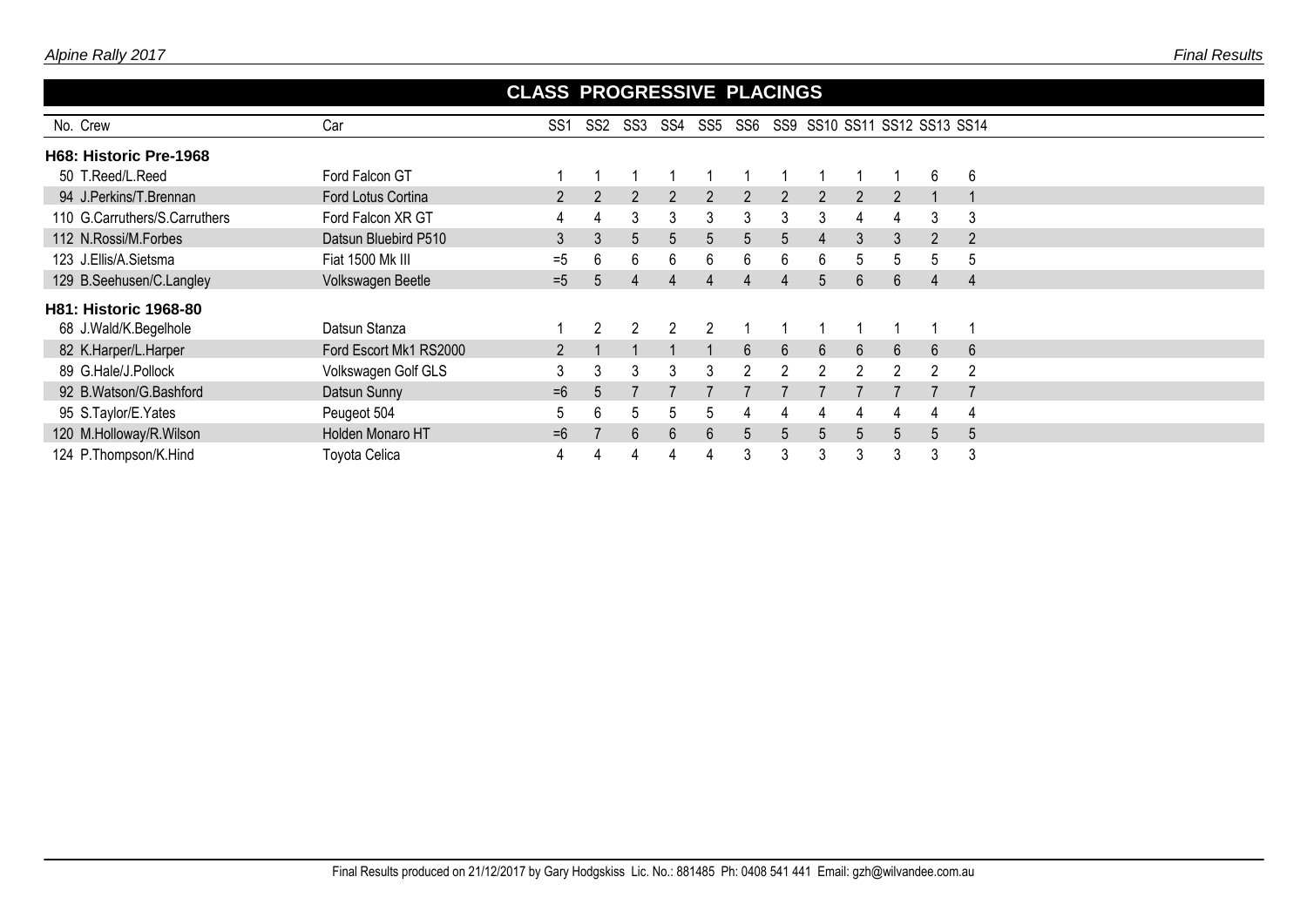## CLASS PROGRESSIVE PLACINGS

| No. | Crew | Car | SS1 | SS2 | SS3 | SS4 | SS5 | SS6 | SS9 | SS10 | SS11 | SS12 | SS13 | SS14 |
|---|---|---|---|---|---|---|---|---|---|---|---|---|---|---|
| **H68: Historic Pre-1968** | | | | | | | | | | | | | | |
| 50 | T.Reed/L.Reed | Ford Falcon GT | 1 | 1 | 1 | 1 | 1 | 1 | 1 | 1 | 1 | 1 | 6 | 6 |
| 94 | J.Perkins/T.Brennan | Ford Lotus Cortina | 2 | 2 | 2 | 2 | 2 | 2 | 2 | 2 | 2 | 2 | 1 | 1 |
| 110 | G.Carruthers/S.Carruthers | Ford Falcon XR GT | 4 | 4 | 3 | 3 | 3 | 3 | 3 | 3 | 4 | 4 | 3 | 3 |
| 112 | N.Rossi/M.Forbes | Datsun Bluebird P510 | 3 | 3 | 5 | 5 | 5 | 5 | 5 | 4 | 3 | 3 | 2 | 2 |
| 123 | J.Ellis/A.Sietsma | Fiat 1500 Mk III | =5 | 6 | 6 | 6 | 6 | 6 | 6 | 6 | 5 | 5 | 5 | 5 |
| 129 | B.Seehusen/C.Langley | Volkswagen Beetle | =5 | 5 | 4 | 4 | 4 | 4 | 4 | 5 | 6 | 6 | 4 | 4 |
| **H81: Historic 1968-80** | | | | | | | | | | | | | | |
| 68 | J.Wald/K.Begelhole | Datsun Stanza | 1 | 2 | 2 | 2 | 2 | 1 | 1 | 1 | 1 | 1 | 1 | 1 |
| 82 | K.Harper/L.Harper | Ford Escort Mk1 RS2000 | 2 | 1 | 1 | 1 | 1 | 6 | 6 | 6 | 6 | 6 | 6 | 6 |
| 89 | G.Hale/J.Pollock | Volkswagen Golf GLS | 3 | 3 | 3 | 3 | 3 | 2 | 2 | 2 | 2 | 2 | 2 | 2 |
| 92 | B.Watson/G.Bashford | Datsun Sunny | =6 | 5 | 7 | 7 | 7 | 7 | 7 | 7 | 7 | 7 | 7 | 7 |
| 95 | S.Taylor/E.Yates | Peugeot 504 | 5 | 6 | 5 | 5 | 5 | 4 | 4 | 4 | 4 | 4 | 4 | 4 |
| 120 | M.Holloway/R.Wilson | Holden Monaro HT | =6 | 7 | 6 | 6 | 6 | 5 | 5 | 5 | 5 | 5 | 5 | 5 |
| 124 | P.Thompson/K.Hind | Toyota Celica | 4 | 4 | 4 | 4 | 4 | 3 | 3 | 3 | 3 | 3 | 3 | 3 |

Final Results produced on 21/12/2017 by Gary Hodgskiss Lic. No.: 881485 Ph: 0408 541 441 Email: gzh@wilvandee.com.au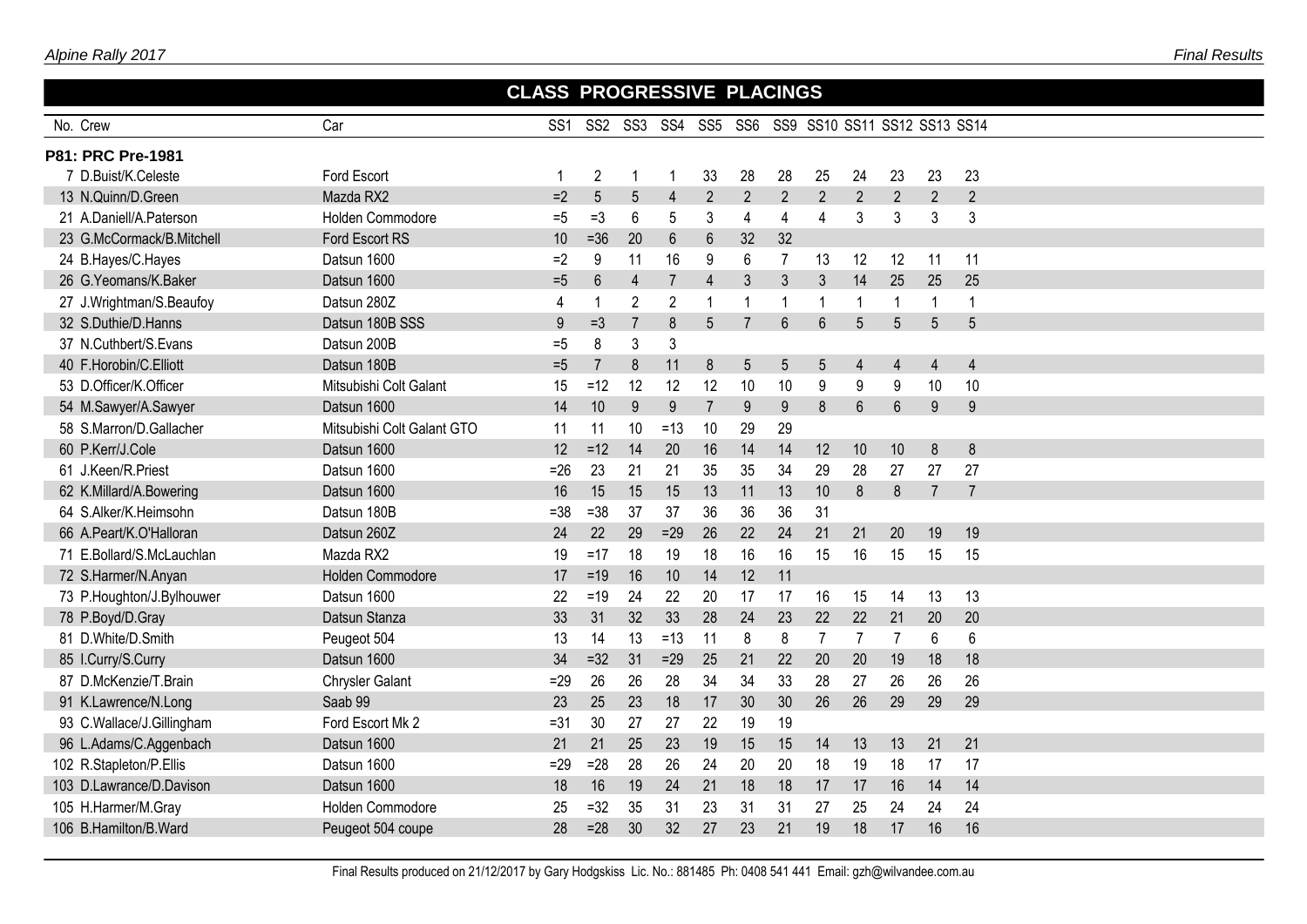## CLASS PROGRESSIVE PLACINGS

| No. | Crew | Car | SS1 | SS2 | SS3 | SS4 | SS5 | SS6 | SS9 | SS10 | SS11 | SS12 | SS13 | SS14 |
|---|---|---|---|---|---|---|---|---|---|---|---|---|---|---|
| **P81: PRC Pre-1981** | | | | | | | | | | | | | | |
| 7 | D.Buist/K.Celeste | Ford Escort | 1 | 2 | 1 | 1 | 33 | 28 | 28 | 25 | 24 | 23 | 23 | 23 |
| 13 | N.Quinn/D.Green | Mazda RX2 | =2 | 5 | 5 | 4 | 2 | 2 | 2 | 2 | 2 | 2 | 2 | 2 |
| 21 | A.Daniell/A.Paterson | Holden Commodore | =5 | =3 | 6 | 5 | 3 | 4 | 4 | 4 | 3 | 3 | 3 | 3 |
| 23 | G.McCormack/B.Mitchell | Ford Escort RS | 10 | =36 | 20 | 6 | 6 | 32 | 32 | | | | | |
| 24 | B.Hayes/C.Hayes | Datsun 1600 | =2 | 9 | 11 | 16 | 9 | 6 | 7 | 13 | 12 | 12 | 11 | 11 |
| 26 | G.Yeomans/K.Baker | Datsun 1600 | =5 | 6 | 4 | 7 | 4 | 3 | 3 | 3 | 14 | 25 | 25 | 25 |
| 27 | J.Wrightman/S.Beaufoy | Datsun 280Z | 4 | 1 | 2 | 2 | 1 | 1 | 1 | 1 | 1 | 1 | 1 | 1 |
| 32 | S.Duthie/D.Hanns | Datsun 180B SSS | 9 | =3 | 7 | 8 | 5 | 7 | 6 | 6 | 5 | 5 | 5 | 5 |
| 37 | N.Cuthbert/S.Evans | Datsun 200B | =5 | 8 | 3 | 3 | | | | | | | | |
| 40 | F.Horobin/C.Elliott | Datsun 180B | =5 | 7 | 8 | 11 | 8 | 5 | 5 | 5 | 4 | 4 | 4 | 4 |
| 53 | D.Officer/K.Officer | Mitsubishi Colt Galant | 15 | =12 | 12 | 12 | 12 | 10 | 10 | 9 | 9 | 9 | 10 | 10 |
| 54 | M.Sawyer/A.Sawyer | Datsun 1600 | 14 | 10 | 9 | 9 | 7 | 9 | 9 | 8 | 6 | 6 | 9 | 9 |
| 58 | S.Marron/D.Gallacher | Mitsubishi Colt Galant GTO | 11 | 11 | 10 | =13 | 10 | 29 | 29 | | | | | |
| 60 | P.Kerr/J.Cole | Datsun 1600 | 12 | =12 | 14 | 20 | 16 | 14 | 14 | 12 | 10 | 10 | 8 | 8 |
| 61 | J.Keen/R.Priest | Datsun 1600 | =26 | 23 | 21 | 21 | 35 | 35 | 34 | 29 | 28 | 27 | 27 | 27 |
| 62 | K.Millard/A.Bowering | Datsun 1600 | 16 | 15 | 15 | 15 | 13 | 11 | 13 | 10 | 8 | 8 | 7 | 7 |
| 64 | S.Alker/K.Heimsohn | Datsun 180B | =38 | =38 | 37 | 37 | 36 | 36 | 36 | 31 | | | | |
| 66 | A.Peart/K.O'Halloran | Datsun 260Z | 24 | 22 | 29 | =29 | 26 | 22 | 24 | 21 | 21 | 20 | 19 | 19 |
| 71 | E.Bollard/S.McLauchlan | Mazda RX2 | 19 | =17 | 18 | 19 | 18 | 16 | 16 | 15 | 16 | 15 | 15 | 15 |
| 72 | S.Harmer/N.Anyan | Holden Commodore | 17 | =19 | 16 | 10 | 14 | 12 | 11 | | | | | |
| 73 | P.Houghton/J.Bylhouwer | Datsun 1600 | 22 | =19 | 24 | 22 | 20 | 17 | 17 | 16 | 15 | 14 | 13 | 13 |
| 78 | P.Boyd/D.Gray | Datsun Stanza | 33 | 31 | 32 | 33 | 28 | 24 | 23 | 22 | 22 | 21 | 20 | 20 |
| 81 | D.White/D.Smith | Peugeot 504 | 13 | 14 | 13 | =13 | 11 | 8 | 8 | 7 | 7 | 7 | 6 | 6 |
| 85 | I.Curry/S.Curry | Datsun 1600 | 34 | =32 | 31 | =29 | 25 | 21 | 22 | 20 | 20 | 19 | 18 | 18 |
| 87 | D.McKenzie/T.Brain | Chrysler Galant | =29 | 26 | 26 | 28 | 34 | 34 | 33 | 28 | 27 | 26 | 26 | 26 |
| 91 | K.Lawrence/N.Long | Saab 99 | 23 | 25 | 23 | 18 | 17 | 30 | 30 | 26 | 26 | 29 | 29 | 29 |
| 93 | C.Wallace/J.Gillingham | Ford Escort Mk 2 | =31 | 30 | 27 | 27 | 22 | 19 | 19 | | | | | |
| 96 | L.Adams/C.Aggenbach | Datsun 1600 | 21 | 21 | 25 | 23 | 19 | 15 | 15 | 14 | 13 | 13 | 21 | 21 |
| 102 | R.Stapleton/P.Ellis | Datsun 1600 | =29 | =28 | 28 | 26 | 24 | 20 | 20 | 18 | 19 | 18 | 17 | 17 |
| 103 | D.Lawrance/D.Davison | Datsun 1600 | 18 | 16 | 19 | 24 | 21 | 18 | 18 | 17 | 17 | 16 | 14 | 14 |
| 105 | H.Harmer/M.Gray | Holden Commodore | 25 | =32 | 35 | 31 | 23 | 31 | 31 | 27 | 25 | 24 | 24 | 24 |
| 106 | B.Hamilton/B.Ward | Peugeot 504 coupe | 28 | =28 | 30 | 32 | 27 | 23 | 21 | 19 | 18 | 17 | 16 | 16 |

Final Results produced on 21/12/2017 by Gary Hodgskiss Lic. No.: 881485 Ph: 0408 541 441 Email: gzh@wilvandee.com.au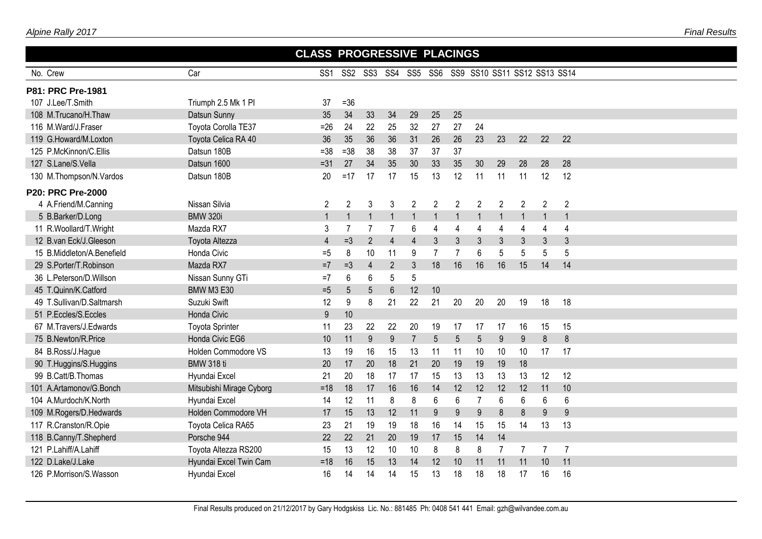## CLASS PROGRESSIVE PLACINGS

| No. | Crew | Car | SS1 | SS2 | SS3 | SS4 | SS5 | SS6 | SS9 | SS10 | SS11 | SS12 | SS13 | SS14 |
|---|---|---|---|---|---|---|---|---|---|---|---|---|---|---|
| **P81: PRC Pre-1981** | | | | | | | | | | | | | | |
| 107 | J.Lee/T.Smith | Triumph 2.5 Mk 1 PI | 37 | =36 | | | | | | | | | | |
| 108 | M.Trucano/H.Thaw | Datsun Sunny | 35 | 34 | 33 | 34 | 29 | 25 | 25 | | | | | |
| 116 | M.Ward/J.Fraser | Toyota Corolla TE37 | =26 | 24 | 22 | 25 | 32 | 27 | 27 | 24 | | | | |
| 119 | G.Howard/M.Loxton | Toyota Celica RA 40 | 36 | 35 | 36 | 36 | 31 | 26 | 26 | 23 | 23 | 22 | 22 | 22 |
| 125 | P.McKinnon/C.Ellis | Datsun 180B | =38 | =38 | 38 | 38 | 37 | 37 | 37 | | | | | |
| 127 | S.Lane/S.Vella | Datsun 1600 | =31 | 27 | 34 | 35 | 30 | 33 | 35 | 30 | 29 | 28 | 28 | 28 |
| 130 | M.Thompson/N.Vardos | Datsun 180B | 20 | =17 | 17 | 17 | 15 | 13 | 12 | 11 | 11 | 11 | 12 | 12 |
| **P20: PRC Pre-2000** | | | | | | | | | | | | | | |
| 4 | A.Friend/M.Canning | Nissan Silvia | 2 | 2 | 3 | 3 | 2 | 2 | 2 | 2 | 2 | 2 | 2 | 2 |
| 5 | B.Barker/D.Long | BMW 320i | 1 | 1 | 1 | 1 | 1 | 1 | 1 | 1 | 1 | 1 | 1 | 1 |
| 11 | R.Woollard/T.Wright | Mazda RX7 | 3 | 7 | 7 | 7 | 6 | 4 | 4 | 4 | 4 | 4 | 4 | 4 |
| 12 | B.van Eck/J.Gleeson | Toyota Altezza | 4 | =3 | 2 | 4 | 4 | 3 | 3 | 3 | 3 | 3 | 3 | 3 |
| 15 | B.Middleton/A.Benefield | Honda Civic | =5 | 8 | 10 | 11 | 9 | 7 | 7 | 6 | 5 | 5 | 5 | 5 |
| 29 | S.Porter/T.Robinson | Mazda RX7 | =7 | =3 | 4 | 2 | 3 | 18 | 16 | 16 | 16 | 15 | 14 | 14 |
| 36 | L.Peterson/D.Willson | Nissan Sunny GTi | =7 | 6 | 6 | 5 | 5 | | | | | | | |
| 45 | T.Quinn/K.Catford | BMW M3 E30 | =5 | 5 | 5 | 6 | 12 | 10 | | | | | | |
| 49 | T.Sullivan/D.Saltmarsh | Suzuki Swift | 12 | 9 | 8 | 21 | 22 | 21 | 20 | 20 | 20 | 19 | 18 | 18 |
| 51 | P.Eccles/S.Eccles | Honda Civic | 9 | 10 | | | | | | | | | | |
| 67 | M.Travers/J.Edwards | Toyota Sprinter | 11 | 23 | 22 | 22 | 20 | 19 | 17 | 17 | 17 | 16 | 15 | 15 |
| 75 | B.Newton/R.Price | Honda Civic EG6 | 10 | 11 | 9 | 9 | 7 | 5 | 5 | 5 | 9 | 9 | 8 | 8 |
| 84 | B.Ross/J.Hague | Holden Commodore VS | 13 | 19 | 16 | 15 | 13 | 11 | 11 | 10 | 10 | 10 | 17 | 17 |
| 90 | T.Huggins/S.Huggins | BMW 318 ti | 20 | 17 | 20 | 18 | 21 | 20 | 19 | 19 | 19 | 18 | | |
| 99 | B.Catt/B.Thomas | Hyundai Excel | 21 | 20 | 18 | 17 | 17 | 15 | 13 | 13 | 13 | 13 | 12 | 12 |
| 101 | A.Artamonov/G.Bonch | Mitsubishi Mirage Cyborg | =18 | 18 | 17 | 16 | 16 | 14 | 12 | 12 | 12 | 12 | 11 | 10 |
| 104 | A.Murdoch/K.North | Hyundai Excel | 14 | 12 | 11 | 8 | 8 | 6 | 6 | 7 | 6 | 6 | 6 | 6 |
| 109 | M.Rogers/D.Hedwards | Holden Commodore VH | 17 | 15 | 13 | 12 | 11 | 9 | 9 | 9 | 8 | 8 | 9 | 9 |
| 117 | R.Cranston/R.Opie | Toyota Celica RA65 | 23 | 21 | 19 | 19 | 18 | 16 | 14 | 15 | 15 | 14 | 13 | 13 |
| 118 | B.Canny/T.Shepherd | Porsche 944 | 22 | 22 | 21 | 20 | 19 | 17 | 15 | 14 | 14 | | | |
| 121 | P.Lahiff/A.Lahiff | Toyota Altezza RS200 | 15 | 13 | 12 | 10 | 10 | 8 | 8 | 8 | 7 | 7 | 7 | 7 |
| 122 | D.Lake/J.Lake | Hyundai Excel Twin Cam | =18 | 16 | 15 | 13 | 14 | 12 | 10 | 11 | 11 | 11 | 10 | 11 |
| 126 | P.Morrison/S.Wasson | Hyundai Excel | 16 | 14 | 14 | 14 | 15 | 13 | 18 | 18 | 18 | 17 | 16 | 16 |

Final Results produced on 21/12/2017 by Gary Hodgskiss Lic. No.: 881485 Ph: 0408 541 441 Email: gzh@wilvandee.com.au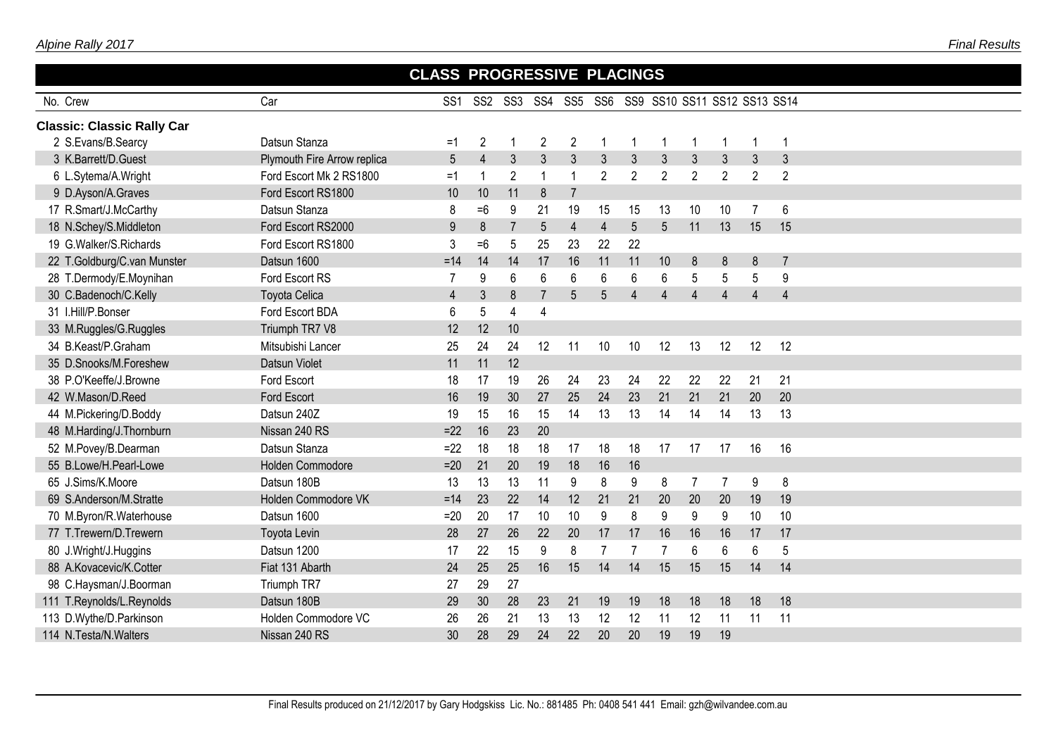## CLASS PROGRESSIVE PLACINGS

| No. | Crew | Car | SS1 | SS2 | SS3 | SS4 | SS5 | SS6 | SS9 | SS10 | SS11 | SS12 | SS13 | SS14 |
|---|---|---|---|---|---|---|---|---|---|---|---|---|---|---|
| **Classic: Classic Rally Car** | | | | | | | | | | | | | | |
| 2 | S.Evans/B.Searcy | Datsun Stanza | =1 | 2 | 1 | 2 | 2 | 1 | 1 | 1 | 1 | 1 | 1 | 1 |
| 3 | K.Barrett/D.Guest | Plymouth Fire Arrow replica | 5 | 4 | 3 | 3 | 3 | 3 | 3 | 3 | 3 | 3 | 3 | 3 |
| 6 | L.Sytema/A.Wright | Ford Escort Mk 2 RS1800 | =1 | 1 | 2 | 1 | 1 | 2 | 2 | 2 | 2 | 2 | 2 | 2 |
| 9 | D.Ayson/A.Graves | Ford Escort RS1800 | 10 | 10 | 11 | 8 | 7 | | | | | | | |
| 17 | R.Smart/J.McCarthy | Datsun Stanza | 8 | =6 | 9 | 21 | 19 | 15 | 15 | 13 | 10 | 10 | 7 | 6 |
| 18 | N.Schey/S.Middleton | Ford Escort RS2000 | 9 | 8 | 7 | 5 | 4 | 4 | 5 | 5 | 11 | 13 | 15 | 15 |
| 19 | G.Walker/S.Richards | Ford Escort RS1800 | 3 | =6 | 5 | 25 | 23 | 22 | 22 | | | | | |
| 22 | T.Goldburg/C.van Munster | Datsun 1600 | =14 | 14 | 14 | 17 | 16 | 11 | 11 | 10 | 8 | 8 | 8 | 7 |
| 28 | T.Dermody/E.Moynihan | Ford Escort RS | 7 | 9 | 6 | 6 | 6 | 6 | 6 | 6 | 5 | 5 | 5 | 9 |
| 30 | C.Badenoch/C.Kelly | Toyota Celica | 4 | 3 | 8 | 7 | 5 | 5 | 4 | 4 | 4 | 4 | 4 | 4 |
| 31 | I.Hill/P.Bonser | Ford Escort BDA | 6 | 5 | 4 | 4 | | | | | | | | |
| 33 | M.Ruggles/G.Ruggles | Triumph TR7 V8 | 12 | 12 | 10 | | | | | | | | | |
| 34 | B.Keast/P.Graham | Mitsubishi Lancer | 25 | 24 | 24 | 12 | 11 | 10 | 10 | 12 | 13 | 12 | 12 | 12 |
| 35 | D.Snooks/M.Foreshew | Datsun Violet | 11 | 11 | 12 | | | | | | | | | |
| 38 | P.O'Keeffe/J.Browne | Ford Escort | 18 | 17 | 19 | 26 | 24 | 23 | 24 | 22 | 22 | 22 | 21 | 21 |
| 42 | W.Mason/D.Reed | Ford Escort | 16 | 19 | 30 | 27 | 25 | 24 | 23 | 21 | 21 | 21 | 20 | 20 |
| 44 | M.Pickering/D.Boddy | Datsun 240Z | 19 | 15 | 16 | 15 | 14 | 13 | 13 | 14 | 14 | 14 | 13 | 13 |
| 48 | M.Harding/J.Thornburn | Nissan 240 RS | =22 | 16 | 23 | 20 | | | | | | | | |
| 52 | M.Povey/B.Dearman | Datsun Stanza | =22 | 18 | 18 | 18 | 17 | 18 | 18 | 17 | 17 | 17 | 16 | 16 |
| 55 | B.Lowe/H.Pearl-Lowe | Holden Commodore | =20 | 21 | 20 | 19 | 18 | 16 | 16 | | | | | |
| 65 | J.Sims/K.Moore | Datsun 180B | 13 | 13 | 13 | 11 | 9 | 8 | 9 | 8 | 7 | 7 | 9 | 8 |
| 69 | S.Anderson/M.Stratte | Holden Commodore VK | =14 | 23 | 22 | 14 | 12 | 21 | 21 | 20 | 20 | 20 | 19 | 19 |
| 70 | M.Byron/R.Waterhouse | Datsun 1600 | =20 | 20 | 17 | 10 | 10 | 9 | 8 | 9 | 9 | 9 | 10 | 10 |
| 77 | T.Trewern/D.Trewern | Toyota Levin | 28 | 27 | 26 | 22 | 20 | 17 | 17 | 16 | 16 | 16 | 17 | 17 |
| 80 | J.Wright/J.Huggins | Datsun 1200 | 17 | 22 | 15 | 9 | 8 | 7 | 7 | 7 | 6 | 6 | 6 | 5 |
| 88 | A.Kovacevic/K.Cotter | Fiat 131 Abarth | 24 | 25 | 25 | 16 | 15 | 14 | 14 | 15 | 15 | 15 | 14 | 14 |
| 98 | C.Haysman/J.Boorman | Triumph TR7 | 27 | 29 | 27 | | | | | | | | | |
| 111 | T.Reynolds/L.Reynolds | Datsun 180B | 29 | 30 | 28 | 23 | 21 | 19 | 19 | 18 | 18 | 18 | 18 | 18 |
| 113 | D.Wythe/D.Parkinson | Holden Commodore VC | 26 | 26 | 21 | 13 | 13 | 12 | 12 | 11 | 12 | 11 | 11 | 11 |
| 114 | N.Testa/N.Walters | Nissan 240 RS | 30 | 28 | 29 | 24 | 22 | 20 | 20 | 19 | 19 | 19 | | |

Final Results produced on 21/12/2017 by Gary Hodgskiss Lic. No.: 881485 Ph: 0408 541 441 Email: gzh@wilvandee.com.au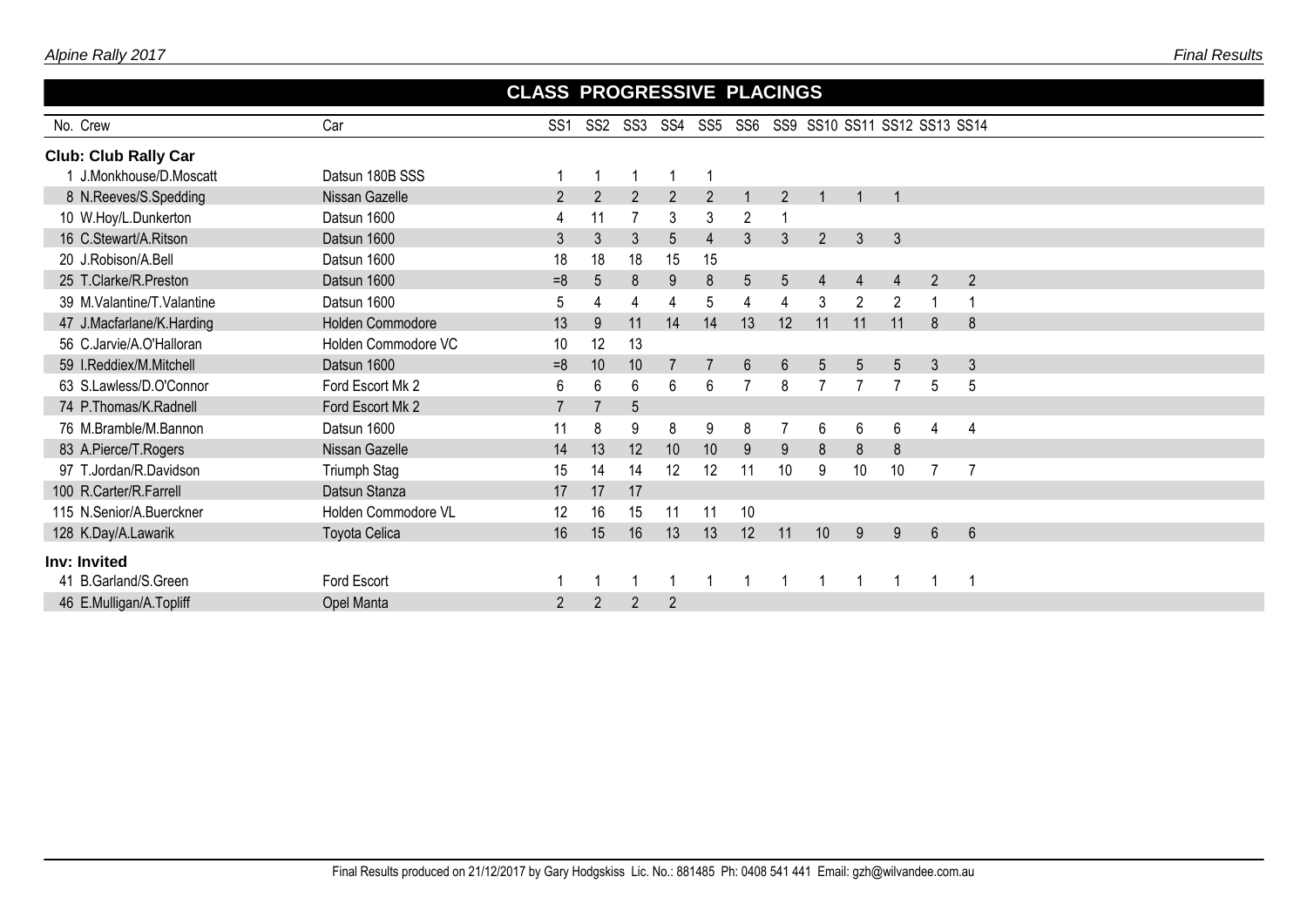## CLASS PROGRESSIVE PLACINGS

| No. | Crew | Car | SS1 | SS2 | SS3 | SS4 | SS5 | SS6 | SS9 | SS10 | SS11 | SS12 | SS13 | SS14 |
|---|---|---|---|---|---|---|---|---|---|---|---|---|---|---|
| **Club: Club Rally Car** | | | | | | | | | | | | | | |
| 1 | J.Monkhouse/D.Moscatt | Datsun 180B SSS | 1 | 1 | 1 | 1 | 1 | | | | | | | |
| 8 | N.Reeves/S.Spedding | Nissan Gazelle | 2 | 2 | 2 | 2 | 2 | 1 | 2 | 1 | 1 | 1 | | |
| 10 | W.Hoy/L.Dunkerton | Datsun 1600 | 4 | 11 | 7 | 3 | 3 | 2 | 1 | | | | | |
| 16 | C.Stewart/A.Ritson | Datsun 1600 | 3 | 3 | 3 | 5 | 4 | 3 | 3 | 2 | 3 | 3 | | |
| 20 | J.Robison/A.Bell | Datsun 1600 | 18 | 18 | 18 | 15 | 15 | | | | | | | |
| 25 | T.Clarke/R.Preston | Datsun 1600 | =8 | 5 | 8 | 9 | 8 | 5 | 5 | 4 | 4 | 4 | 2 | 2 |
| 39 | M.Valantine/T.Valantine | Datsun 1600 | 5 | 4 | 4 | 4 | 5 | 4 | 4 | 3 | 2 | 2 | 1 | 1 |
| 47 | J.Macfarlane/K.Harding | Holden Commodore | 13 | 9 | 11 | 14 | 14 | 13 | 12 | 11 | 11 | 11 | 8 | 8 |
| 56 | C.Jarvie/A.O'Halloran | Holden Commodore VC | 10 | 12 | 13 | | | | | | | | | |
| 59 | I.Reddiex/M.Mitchell | Datsun 1600 | =8 | 10 | 10 | 7 | 7 | 6 | 6 | 5 | 5 | 5 | 3 | 3 |
| 63 | S.Lawless/D.O'Connor | Ford Escort Mk 2 | 6 | 6 | 6 | 6 | 6 | 7 | 8 | 7 | 7 | 7 | 5 | 5 |
| 74 | P.Thomas/K.Radnell | Ford Escort Mk 2 | 7 | 7 | 5 | | | | | | | | | |
| 76 | M.Bramble/M.Bannon | Datsun 1600 | 11 | 8 | 9 | 8 | 9 | 8 | 7 | 6 | 6 | 6 | 4 | 4 |
| 83 | A.Pierce/T.Rogers | Nissan Gazelle | 14 | 13 | 12 | 10 | 10 | 9 | 9 | 8 | 8 | 8 | | |
| 97 | T.Jordan/R.Davidson | Triumph Stag | 15 | 14 | 14 | 12 | 12 | 11 | 10 | 9 | 10 | 10 | 7 | 7 |
| 100 | R.Carter/R.Farrell | Datsun Stanza | 17 | 17 | 17 | | | | | | | | | |
| 115 | N.Senior/A.Buerckner | Holden Commodore VL | 12 | 16 | 15 | 11 | 11 | 10 | | | | | | |
| 128 | K.Day/A.Lawarik | Toyota Celica | 16 | 15 | 16 | 13 | 13 | 12 | 11 | 10 | 9 | 9 | 6 | 6 |
| **Inv: Invited** | | | | | | | | | | | | | | |
| 41 | B.Garland/S.Green | Ford Escort | 1 | 1 | 1 | 1 | 1 | 1 | 1 | 1 | 1 | 1 | 1 | 1 |
| 46 | E.Mulligan/A.Topliff | Opel Manta | 2 | 2 | 2 | 2 | | | | | | | | |

Final Results produced on 21/12/2017 by Gary Hodgskiss Lic. No.: 881485 Ph: 0408 541 441 Email: gzh@wilvandee.com.au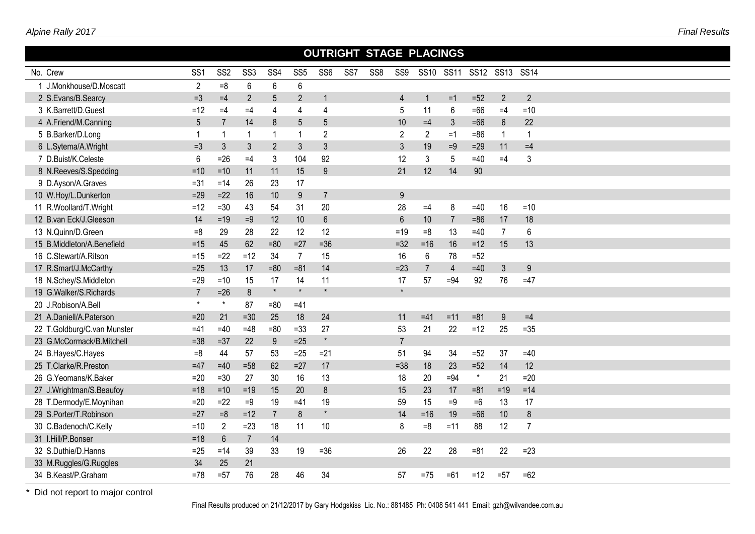## OUTRIGHT STAGE PLACINGS

| No. | Crew | SS1 | SS2 | SS3 | SS4 | SS5 | SS6 | SS7 | SS8 | SS9 | SS10 | SS11 | SS12 | SS13 | SS14 |
|---|---|---|---|---|---|---|---|---|---|---|---|---|---|---|---|
| 1 | J.Monkhouse/D.Moscatt | 2 | =8 | 6 | 6 | 6 | | | | | | | | | |
| 2 | S.Evans/B.Searcy | =3 | =4 | 2 | 5 | 2 | 1 | | | 4 | 1 | =1 | =52 | 2 | 2 |
| 3 | K.Barrett/D.Guest | =12 | =4 | =4 | 4 | 4 | 4 | | | 5 | 11 | 6 | =66 | =4 | =10 |
| 4 | A.Friend/M.Canning | 5 | 7 | 14 | 8 | 5 | 5 | | | 10 | =4 | 3 | =66 | 6 | 22 |
| 5 | B.Barker/D.Long | 1 | 1 | 1 | 1 | 1 | 2 | | | 2 | 2 | =1 | =86 | 1 | 1 |
| 6 | L.Sytema/A.Wright | =3 | 3 | 3 | 2 | 3 | 3 | | | 3 | 19 | =9 | =29 | 11 | =4 |
| 7 | D.Buist/K.Celeste | 6 | =26 | =4 | 3 | 104 | 92 | | | 12 | 3 | 5 | =40 | =4 | 3 |
| 8 | N.Reeves/S.Spedding | =10 | =10 | 11 | 11 | 15 | 9 | | | 21 | 12 | 14 | 90 | | |
| 9 | D.Ayson/A.Graves | =31 | =14 | 26 | 23 | 17 | | | | | | | | | |
| 10 | W.Hoy/L.Dunkerton | =29 | =22 | 16 | 10 | 9 | 7 | | | 9 | | | | | |
| 11 | R.Woollard/T.Wright | =12 | =30 | 43 | 54 | 31 | 20 | | | 28 | =4 | 8 | =40 | 16 | =10 |
| 12 | B.van Eck/J.Gleeson | 14 | =19 | =9 | 12 | 10 | 6 | | | 6 | 10 | 7 | =86 | 17 | 18 |
| 13 | N.Quinn/D.Green | =8 | 29 | 28 | 22 | 12 | 12 | | | =19 | =8 | 13 | =40 | 7 | 6 |
| 15 | B.Middleton/A.Benefield | =15 | 45 | 62 | =80 | =27 | =36 | | | =32 | =16 | 16 | =12 | 15 | 13 |
| 16 | C.Stewart/A.Ritson | =15 | =22 | =12 | 34 | 7 | 15 | | | 16 | 6 | 78 | =52 | | |
| 17 | R.Smart/J.McCarthy | =25 | 13 | 17 | =80 | =81 | 14 | | | =23 | 7 | 4 | =40 | 3 | 9 |
| 18 | N.Schey/S.Middleton | =29 | =10 | 15 | 17 | 14 | 11 | | | 17 | 57 | =94 | 92 | 76 | =47 |
| 19 | G.Walker/S.Richards | 7 | =26 | 8 | * | * | * | | | * | | | | | |
| 20 | J.Robison/A.Bell | * | * | 87 | =80 | =41 | | | | | | | | | |
| 21 | A.Daniell/A.Paterson | =20 | 21 | =30 | 25 | 18 | 24 | | | 11 | =41 | =11 | =81 | 9 | =4 |
| 22 | T.Goldburg/C.van Munster | =41 | =40 | =48 | =80 | =33 | 27 | | | 53 | 21 | 22 | =12 | 25 | =35 |
| 23 | G.McCormack/B.Mitchell | =38 | =37 | 22 | 9 | =25 | * | | | 7 | | | | | |
| 24 | B.Hayes/C.Hayes | =8 | 44 | 57 | 53 | =25 | =21 | | | 51 | 94 | 34 | =52 | 37 | =40 |
| 25 | T.Clarke/R.Preston | =47 | =40 | =58 | 62 | =27 | 17 | | | =38 | 18 | 23 | =52 | 14 | 12 |
| 26 | G.Yeomans/K.Baker | =20 | =30 | 27 | 30 | 16 | 13 | | | 18 | 20 | =94 | * | 21 | =20 |
| 27 | J.Wrightman/S.Beaufoy | =18 | =10 | =19 | 15 | 20 | 8 | | | 15 | 23 | 17 | =81 | =19 | =14 |
| 28 | T.Dermody/E.Moynihan | =20 | =22 | =9 | 19 | =41 | 19 | | | 59 | 15 | =9 | =6 | 13 | 17 |
| 29 | S.Porter/T.Robinson | =27 | =8 | =12 | 7 | 8 | * | | | 14 | =16 | 19 | =66 | 10 | 8 |
| 30 | C.Badenoch/C.Kelly | =10 | 2 | =23 | 18 | 11 | 10 | | | 8 | =8 | =11 | 88 | 12 | 7 |
| 31 | I.Hill/P.Bonser | =18 | 6 | 7 | 14 | | | | | | | | | | |
| 32 | S.Duthie/D.Hanns | =25 | =14 | 39 | 33 | 19 | =36 | | | 26 | 22 | 28 | =81 | 22 | =23 |
| 33 | M.Ruggles/G.Ruggles | 34 | 25 | 21 | | | | | | | | | | | |
| 34 | B.Keast/P.Graham | =78 | =57 | 76 | 28 | 46 | 34 | | | 57 | =75 | =61 | =12 | =57 | =62 |

\* Did not report to major control

Final Results produced on 21/12/2017 by Gary Hodgskiss Lic. No.: 881485 Ph: 0408 541 441 Email: gzh@wilvandee.com.au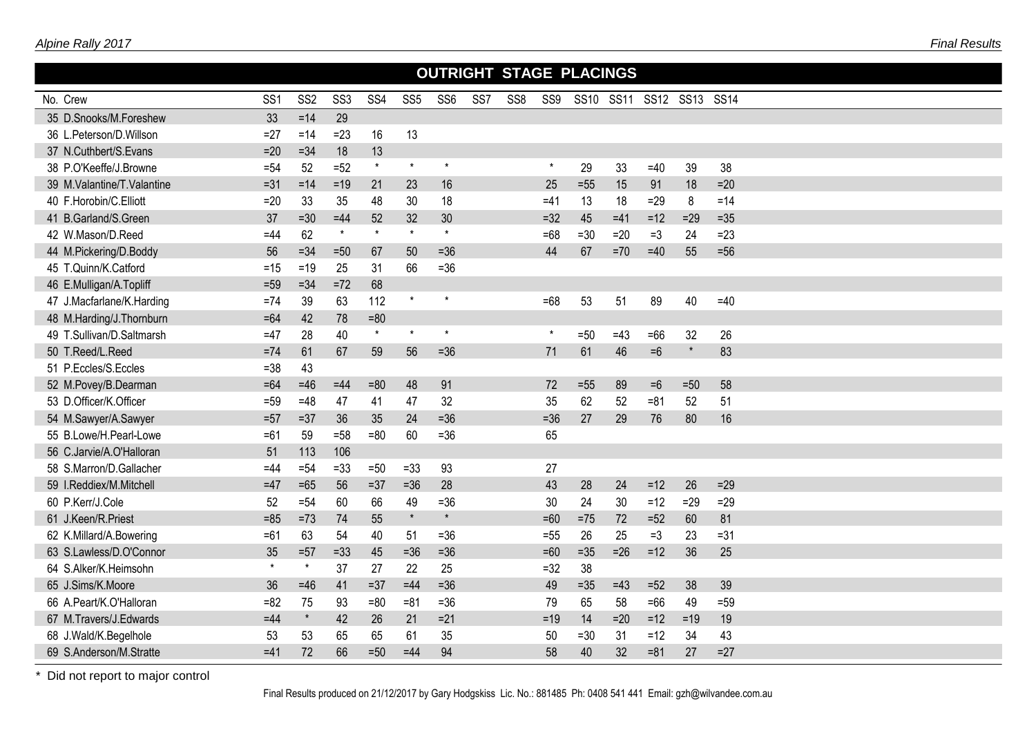## OUTRIGHT STAGE PLACINGS

| No. | Crew | SS1 | SS2 | SS3 | SS4 | SS5 | SS6 | SS7 | SS8 | SS9 | SS10 | SS11 | SS12 | SS13 | SS14 |
|---|---|---|---|---|---|---|---|---|---|---|---|---|---|---|---|
| 35 | D.Snooks/M.Foreshew | 33 | =14 | 29 | | | | | | | | | | | |
| 36 | L.Peterson/D.Willson | =27 | =14 | =23 | 16 | 13 | | | | | | | | | |
| 37 | N.Cuthbert/S.Evans | =20 | =34 | 18 | 13 | | | | | | | | | | |
| 38 | P.O'Keeffe/J.Browne | =54 | 52 | =52 | * | * | * | | | * | 29 | 33 | =40 | 39 | 38 |
| 39 | M.Valantine/T.Valantine | =31 | =14 | =19 | 21 | 23 | 16 | | | 25 | =55 | 15 | 91 | 18 | =20 |
| 40 | F.Horobin/C.Elliott | =20 | 33 | 35 | 48 | 30 | 18 | | | =41 | 13 | 18 | =29 | 8 | =14 |
| 41 | B.Garland/S.Green | 37 | =30 | =44 | 52 | 32 | 30 | | | =32 | 45 | =41 | =12 | =29 | =35 |
| 42 | W.Mason/D.Reed | =44 | 62 | * | * | * | * | | | =68 | =30 | =20 | =3 | 24 | =23 |
| 44 | M.Pickering/D.Boddy | 56 | =34 | =50 | 67 | 50 | =36 | | | 44 | 67 | =70 | =40 | 55 | =56 |
| 45 | T.Quinn/K.Catford | =15 | =19 | 25 | 31 | 66 | =36 | | | | | | | | |
| 46 | E.Mulligan/A.Topliff | =59 | =34 | =72 | 68 | | | | | | | | | | |
| 47 | J.Macfarlane/K.Harding | =74 | 39 | 63 | 112 | * | * | | | =68 | 53 | 51 | 89 | 40 | =40 |
| 48 | M.Harding/J.Thornburn | =64 | 42 | 78 | =80 | | | | | | | | | | |
| 49 | T.Sullivan/D.Saltmarsh | =47 | 28 | 40 | * | * | * | | | * | =50 | =43 | =66 | 32 | 26 |
| 50 | T.Reed/L.Reed | =74 | 61 | 67 | 59 | 56 | =36 | | | 71 | 61 | 46 | =6 | * | 83 |
| 51 | P.Eccles/S.Eccles | =38 | 43 | | | | | | | | | | | | |
| 52 | M.Povey/B.Dearman | =64 | =46 | =44 | =80 | 48 | 91 | | | 72 | =55 | 89 | =6 | =50 | 58 |
| 53 | D.Officer/K.Officer | =59 | =48 | 47 | 41 | 47 | 32 | | | 35 | 62 | 52 | =81 | 52 | 51 |
| 54 | M.Sawyer/A.Sawyer | =57 | =37 | 36 | 35 | 24 | =36 | | | =36 | 27 | 29 | 76 | 80 | 16 |
| 55 | B.Lowe/H.Pearl-Lowe | =61 | 59 | =58 | =80 | 60 | =36 | | | 65 | | | | | |
| 56 | C.Jarvie/A.O'Halloran | 51 | 113 | 106 | | | | | | | | | | | |
| 58 | S.Marron/D.Gallacher | =44 | =54 | =33 | =50 | =33 | 93 | | | 27 | | | | | |
| 59 | I.Reddiex/M.Mitchell | =47 | =65 | 56 | =37 | =36 | 28 | | | 43 | 28 | 24 | =12 | 26 | =29 |
| 60 | P.Kerr/J.Cole | 52 | =54 | 60 | 66 | 49 | =36 | | | 30 | 24 | 30 | =12 | =29 | =29 |
| 61 | J.Keen/R.Priest | =85 | =73 | 74 | 55 | * | * | | | =60 | =75 | 72 | =52 | 60 | 81 |
| 62 | K.Millard/A.Bowering | =61 | 63 | 54 | 40 | 51 | =36 | | | =55 | 26 | 25 | =3 | 23 | =31 |
| 63 | S.Lawless/D.O'Connor | 35 | =57 | =33 | 45 | =36 | =36 | | | =60 | =35 | =26 | =12 | 36 | 25 |
| 64 | S.Alker/K.Heimsohn | * | * | 37 | 27 | 22 | 25 | | | =32 | 38 | | | | |
| 65 | J.Sims/K.Moore | 36 | =46 | 41 | =37 | =44 | =36 | | | 49 | =35 | =43 | =52 | 38 | 39 |
| 66 | A.Peart/K.O'Halloran | =82 | 75 | 93 | =80 | =81 | =36 | | | 79 | 65 | 58 | =66 | 49 | =59 |
| 67 | M.Travers/J.Edwards | =44 | * | 42 | 26 | 21 | =21 | | | =19 | 14 | =20 | =12 | =19 | 19 |
| 68 | J.Wald/K.Begelhole | 53 | 53 | 65 | 65 | 61 | 35 | | | 50 | =30 | 31 | =12 | 34 | 43 |
| 69 | S.Anderson/M.Stratte | =41 | 72 | 66 | =50 | =44 | 94 | | | 58 | 40 | 32 | =81 | 27 | =27 |

\* Did not report to major control

Final Results produced on 21/12/2017 by Gary Hodgskiss Lic. No.: 881485 Ph: 0408 541 441 Email: gzh@wilvandee.com.au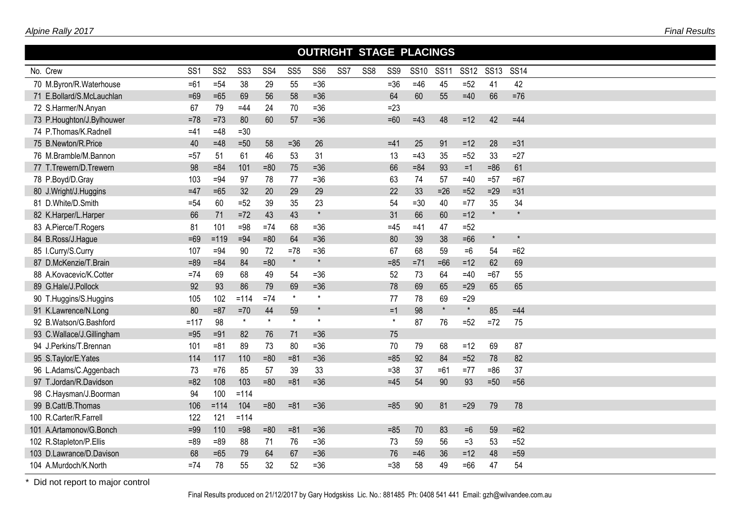## OUTRIGHT STAGE PLACINGS

| No. | Crew | SS1 | SS2 | SS3 | SS4 | SS5 | SS6 | SS7 | SS8 | SS9 | SS10 | SS11 | SS12 | SS13 | SS14 |
|---|---|---|---|---|---|---|---|---|---|---|---|---|---|---|---|
| 70 | M.Byron/R.Waterhouse | =61 | =54 | 38 | 29 | 55 | =36 | | | =36 | =46 | 45 | =52 | 41 | 42 |
| 71 | E.Bollard/S.McLauchlan | =69 | =65 | 69 | 56 | 58 | =36 | | | 64 | 60 | 55 | =40 | 66 | =76 |
| 72 | S.Harmer/N.Anyan | 67 | 79 | =44 | 24 | 70 | =36 | | | =23 | | | | | |
| 73 | P.Houghton/J.Bylhouwer | =78 | =73 | 80 | 60 | 57 | =36 | | | =60 | =43 | 48 | =12 | 42 | =44 |
| 74 | P.Thomas/K.Radnell | =41 | =48 | =30 | | | | | | | | | | | |
| 75 | B.Newton/R.Price | 40 | =48 | =50 | 58 | =36 | 26 | | | =41 | 25 | 91 | =12 | 28 | =31 |
| 76 | M.Bramble/M.Bannon | =57 | 51 | 61 | 46 | 53 | 31 | | | 13 | =43 | 35 | =52 | 33 | =27 |
| 77 | T.Trewern/D.Trewern | 98 | =84 | 101 | =80 | 75 | =36 | | | 66 | =84 | 93 | =1 | =86 | 61 |
| 78 | P.Boyd/D.Gray | 103 | =94 | 97 | 78 | 77 | =36 | | | 63 | 74 | 57 | =40 | =57 | =67 |
| 80 | J.Wright/J.Huggins | =47 | =65 | 32 | 20 | 29 | 29 | | | 22 | 33 | =26 | =52 | =29 | =31 |
| 81 | D.White/D.Smith | =54 | 60 | =52 | 39 | 35 | 23 | | | 54 | =30 | 40 | =77 | 35 | 34 |
| 82 | K.Harper/L.Harper | 66 | 71 | =72 | 43 | 43 | * | | | 31 | 66 | 60 | =12 | * | * |
| 83 | A.Pierce/T.Rogers | 81 | 101 | =98 | =74 | 68 | =36 | | | =45 | =41 | 47 | =52 | | |
| 84 | B.Ross/J.Hague | =69 | =119 | =94 | =80 | 64 | =36 | | | 80 | 39 | 38 | =66 | * | * |
| 85 | I.Curry/S.Curry | 107 | =94 | 90 | 72 | =78 | =36 | | | 67 | 68 | 59 | =6 | 54 | =62 |
| 87 | D.McKenzie/T.Brain | =89 | =84 | 84 | =80 | * | * | | | =85 | =71 | =66 | =12 | 62 | 69 |
| 88 | A.Kovacevic/K.Cotter | =74 | 69 | 68 | 49 | 54 | =36 | | | 52 | 73 | 64 | =40 | =67 | 55 |
| 89 | G.Hale/J.Pollock | 92 | 93 | 86 | 79 | 69 | =36 | | | 78 | 69 | 65 | =29 | 65 | 65 |
| 90 | T.Huggins/S.Huggins | 105 | 102 | =114 | =74 | * | * | | | 77 | 78 | 69 | =29 | | |
| 91 | K.Lawrence/N.Long | 80 | =87 | =70 | 44 | 59 | * | | | =1 | 98 | * | * | 85 | =44 |
| 92 | B.Watson/G.Bashford | =117 | 98 | * | * | * | * | | | * | 87 | 76 | =52 | =72 | 75 |
| 93 | C.Wallace/J.Gillingham | =95 | =91 | 82 | 76 | 71 | =36 | | | 75 | | | | | |
| 94 | J.Perkins/T.Brennan | 101 | =81 | 89 | 73 | 80 | =36 | | | 70 | 79 | 68 | =12 | 69 | 87 |
| 95 | S.Taylor/E.Yates | 114 | 117 | 110 | =80 | =81 | =36 | | | =85 | 92 | 84 | =52 | 78 | 82 |
| 96 | L.Adams/C.Aggenbach | 73 | =76 | 85 | 57 | 39 | 33 | | | =38 | 37 | =61 | =77 | =86 | 37 |
| 97 | T.Jordan/R.Davidson | =82 | 108 | 103 | =80 | =81 | =36 | | | =45 | 54 | 90 | 93 | =50 | =56 |
| 98 | C.Haysman/J.Boorman | 94 | 100 | =114 | | | | | | | | | | | |
| 99 | B.Catt/B.Thomas | 106 | =114 | 104 | =80 | =81 | =36 | | | =85 | 90 | 81 | =29 | 79 | 78 |
| 100 | R.Carter/R.Farrell | 122 | 121 | =114 | | | | | | | | | | | |
| 101 | A.Artamonov/G.Bonch | =99 | 110 | =98 | =80 | =81 | =36 | | | =85 | 70 | 83 | =6 | 59 | =62 |
| 102 | R.Stapleton/P.Ellis | =89 | =89 | 88 | 71 | 76 | =36 | | | 73 | 59 | 56 | =3 | 53 | =52 |
| 103 | D.Lawrance/D.Davison | 68 | =65 | 79 | 64 | 67 | =36 | | | 76 | =46 | 36 | =12 | 48 | =59 |
| 104 | A.Murdoch/K.North | =74 | 78 | 55 | 32 | 52 | =36 | | | =38 | 58 | 49 | =66 | 47 | 54 |

* Did not report to major control

Final Results produced on 21/12/2017 by Gary Hodgskiss Lic. No.: 881485 Ph: 0408 541 441 Email: gzh@wilvandee.com.au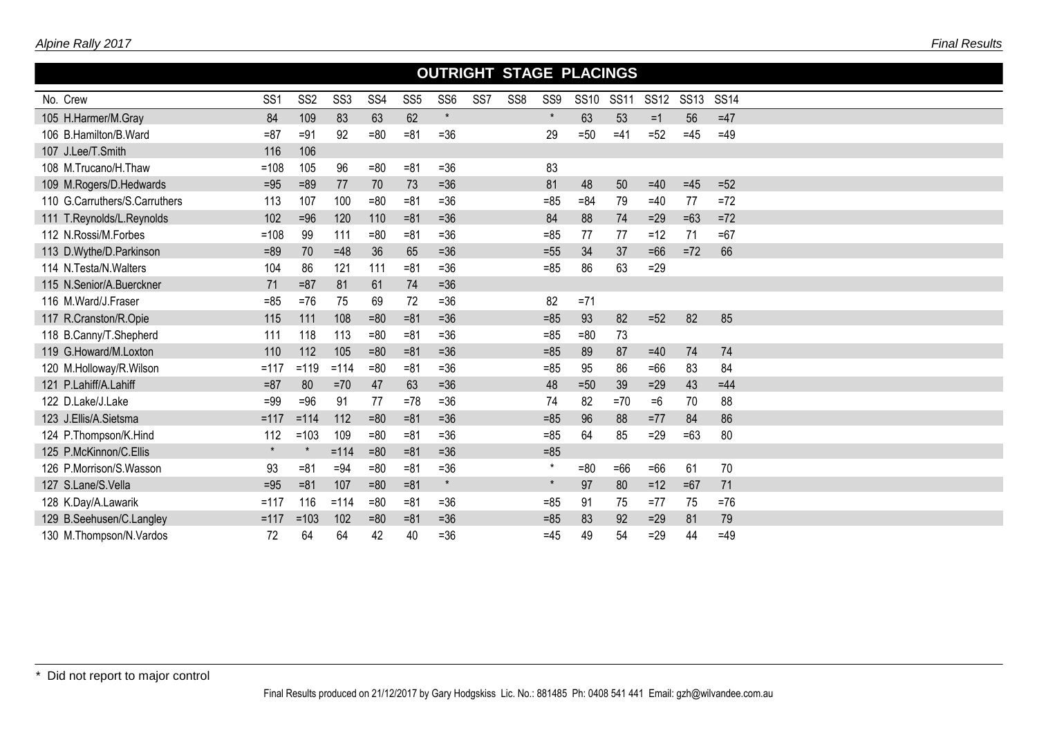## OUTRIGHT STAGE PLACINGS

| No. | Crew | SS1 | SS2 | SS3 | SS4 | SS5 | SS6 | SS7 | SS8 | SS9 | SS10 | SS11 | SS12 | SS13 | SS14 |
|---|---|---|---|---|---|---|---|---|---|---|---|---|---|---|---|
| 105 | H.Harmer/M.Gray | 84 | 109 | 83 | 63 | 62 | * | | | * | 63 | 53 | =1 | 56 | =47 |
| 106 | B.Hamilton/B.Ward | =87 | =91 | 92 | =80 | =81 | =36 | | | 29 | =50 | =41 | =52 | =45 | =49 |
| 107 | J.Lee/T.Smith | 116 | 106 | | | | | | | | | | | | |
| 108 | M.Trucano/H.Thaw | =108 | 105 | 96 | =80 | =81 | =36 | | | 83 | | | | | |
| 109 | M.Rogers/D.Hedwards | =95 | =89 | 77 | 70 | 73 | =36 | | | 81 | 48 | 50 | =40 | =45 | =52 |
| 110 | G.Carruthers/S.Carruthers | 113 | 107 | 100 | =80 | =81 | =36 | | | =85 | =84 | 79 | =40 | 77 | =72 |
| 111 | T.Reynolds/L.Reynolds | 102 | =96 | 120 | 110 | =81 | =36 | | | 84 | 88 | 74 | =29 | =63 | =72 |
| 112 | N.Rossi/M.Forbes | =108 | 99 | 111 | =80 | =81 | =36 | | | =85 | 77 | 77 | =12 | 71 | =67 |
| 113 | D.Wythe/D.Parkinson | =89 | 70 | =48 | 36 | 65 | =36 | | | =55 | 34 | 37 | =66 | =72 | 66 |
| 114 | N.Testa/N.Walters | 104 | 86 | 121 | 111 | =81 | =36 | | | =85 | 86 | 63 | =29 | | |
| 115 | N.Senior/A.Buerckner | 71 | =87 | 81 | 61 | 74 | =36 | | | | | | | | |
| 116 | M.Ward/J.Fraser | =85 | =76 | 75 | 69 | 72 | =36 | | | 82 | =71 | | | | |
| 117 | R.Cranston/R.Opie | 115 | 111 | 108 | =80 | =81 | =36 | | | =85 | 93 | 82 | =52 | 82 | 85 |
| 118 | B.Canny/T.Shepherd | 111 | 118 | 113 | =80 | =81 | =36 | | | =85 | =80 | 73 | | | |
| 119 | G.Howard/M.Loxton | 110 | 112 | 105 | =80 | =81 | =36 | | | =85 | 89 | 87 | =40 | 74 | 74 |
| 120 | M.Holloway/R.Wilson | =117 | =119 | =114 | =80 | =81 | =36 | | | =85 | 95 | 86 | =66 | 83 | 84 |
| 121 | P.Lahiff/A.Lahiff | =87 | 80 | =70 | 47 | 63 | =36 | | | 48 | =50 | 39 | =29 | 43 | =44 |
| 122 | D.Lake/J.Lake | =99 | =96 | 91 | 77 | =78 | =36 | | | 74 | 82 | =70 | =6 | 70 | 88 |
| 123 | J.Ellis/A.Sietsma | =117 | =114 | 112 | =80 | =81 | =36 | | | =85 | 96 | 88 | =77 | 84 | 86 |
| 124 | P.Thompson/K.Hind | 112 | =103 | 109 | =80 | =81 | =36 | | | =85 | 64 | 85 | =29 | =63 | 80 |
| 125 | P.McKinnon/C.Ellis | * | * | =114 | =80 | =81 | =36 | | | =85 | | | | | |
| 126 | P.Morrison/S.Wasson | 93 | =81 | =94 | =80 | =81 | =36 | | | * | =80 | =66 | =66 | 61 | 70 |
| 127 | S.Lane/S.Vella | =95 | =81 | 107 | =80 | =81 | * | | | * | 97 | 80 | =12 | =67 | 71 |
| 128 | K.Day/A.Lawarik | =117 | 116 | =114 | =80 | =81 | =36 | | | =85 | 91 | 75 | =77 | 75 | =76 |
| 129 | B.Seehusen/C.Langley | =117 | =103 | 102 | =80 | =81 | =36 | | | =85 | 83 | 92 | =29 | 81 | 79 |
| 130 | M.Thompson/N.Vardos | 72 | 64 | 64 | 42 | 40 | =36 | | | =45 | 49 | 54 | =29 | 44 | =49 |

* Did not report to major control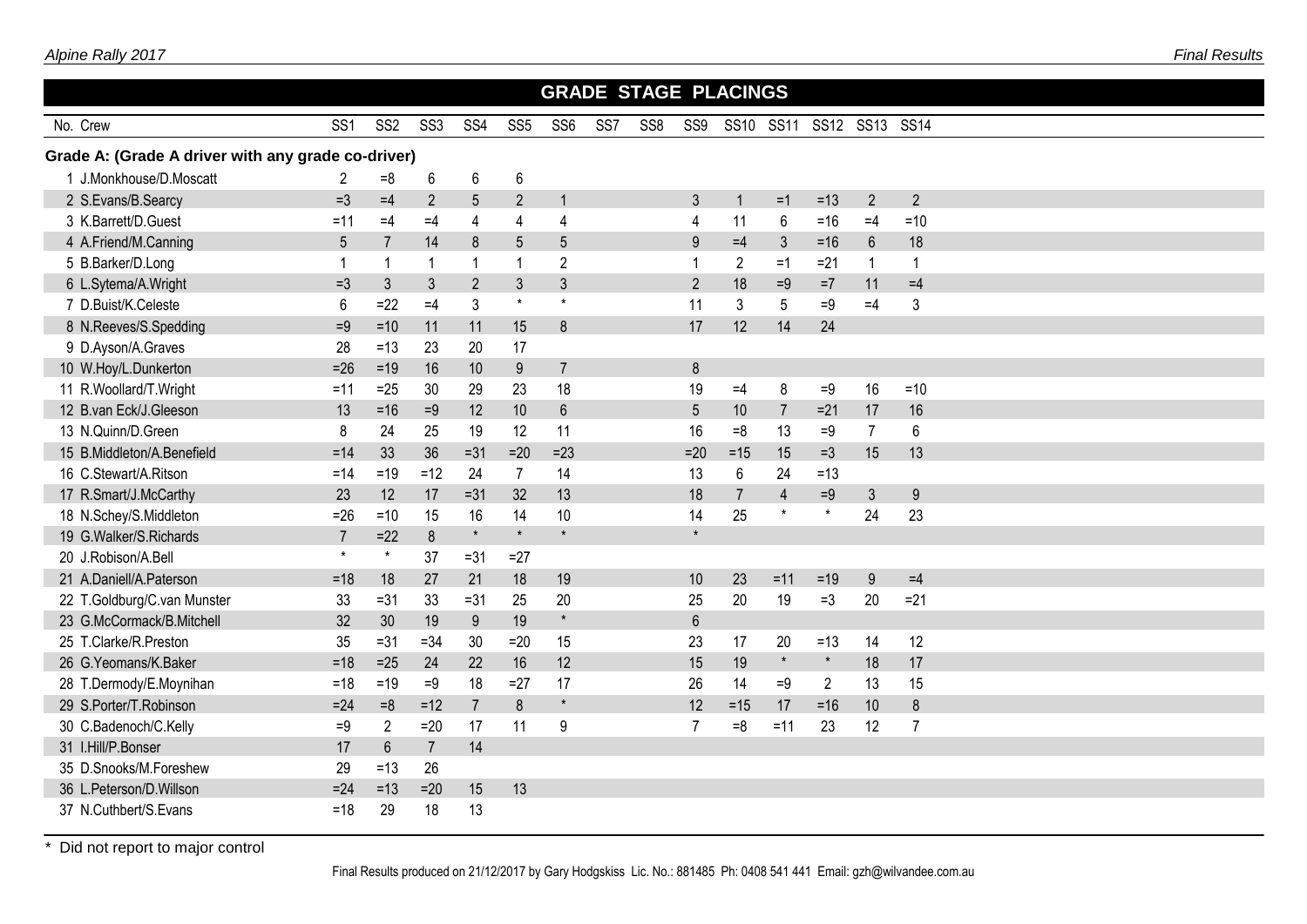## GRADE STAGE PLACINGS

| No. | Crew | SS1 | SS2 | SS3 | SS4 | SS5 | SS6 | SS7 | SS8 | SS9 | SS10 | SS11 | SS12 | SS13 | SS14 |
|---|---|---|---|---|---|---|---|---|---|---|---|---|---|---|---|
| **Grade A: (Grade A driver with any grade co-driver)** | | | | | | | | | | | | | | | |
| 1 | J.Monkhouse/D.Moscatt | 2 | =8 | 6 | 6 | 6 | | | | | | | | | |
| 2 | S.Evans/B.Searcy | =3 | =4 | 2 | 5 | 2 | 1 | | | 3 | 1 | =1 | =13 | 2 | 2 |
| 3 | K.Barrett/D.Guest | =11 | =4 | =4 | 4 | 4 | 4 | | | 4 | 11 | 6 | =16 | =4 | =10 |
| 4 | A.Friend/M.Canning | 5 | 7 | 14 | 8 | 5 | 5 | | | 9 | =4 | 3 | =16 | 6 | 18 |
| 5 | B.Barker/D.Long | 1 | 1 | 1 | 1 | 1 | 2 | | | 1 | 2 | =1 | =21 | 1 | 1 |
| 6 | L.Sytema/A.Wright | =3 | 3 | 3 | 2 | 3 | 3 | | | 2 | 18 | =9 | =7 | 11 | =4 |
| 7 | D.Buist/K.Celeste | 6 | =22 | =4 | 3 | * | * | | | 11 | 3 | 5 | =9 | =4 | 3 |
| 8 | N.Reeves/S.Spedding | =9 | =10 | 11 | 11 | 15 | 8 | | | 17 | 12 | 14 | 24 | | |
| 9 | D.Ayson/A.Graves | 28 | =13 | 23 | 20 | 17 | | | | | | | | | |
| 10 | W.Hoy/L.Dunkerton | =26 | =19 | 16 | 10 | 9 | 7 | | | 8 | | | | | |
| 11 | R.Woollard/T.Wright | =11 | =25 | 30 | 29 | 23 | 18 | | | 19 | =4 | 8 | =9 | 16 | =10 |
| 12 | B.van Eck/J.Gleeson | 13 | =16 | =9 | 12 | 10 | 6 | | | 5 | 10 | 7 | =21 | 17 | 16 |
| 13 | N.Quinn/D.Green | 8 | 24 | 25 | 19 | 12 | 11 | | | 16 | =8 | 13 | =9 | 7 | 6 |
| 15 | B.Middleton/A.Benefield | =14 | 33 | 36 | =31 | =20 | =23 | | | =20 | =15 | 15 | =3 | 15 | 13 |
| 16 | C.Stewart/A.Ritson | =14 | =19 | =12 | 24 | 7 | 14 | | | 13 | 6 | 24 | =13 | | |
| 17 | R.Smart/J.McCarthy | 23 | 12 | 17 | =31 | 32 | 13 | | | 18 | 7 | 4 | =9 | 3 | 9 |
| 18 | N.Schey/S.Middleton | =26 | =10 | 15 | 16 | 14 | 10 | | | 14 | 25 | * | * | 24 | 23 |
| 19 | G.Walker/S.Richards | 7 | =22 | 8 | * | * | * | | | * | | | | | |
| 20 | J.Robison/A.Bell | * | * | 37 | =31 | =27 | | | | | | | | | |
| 21 | A.Daniell/A.Paterson | =18 | 18 | 27 | 21 | 18 | 19 | | | 10 | 23 | =11 | =19 | 9 | =4 |
| 22 | T.Goldburg/C.van Munster | 33 | =31 | 33 | =31 | 25 | 20 | | | 25 | 20 | 19 | =3 | 20 | =21 |
| 23 | G.McCormack/B.Mitchell | 32 | 30 | 19 | 9 | 19 | * | | | 6 | | | | | |
| 25 | T.Clarke/R.Preston | 35 | =31 | =34 | 30 | =20 | 15 | | | 23 | 17 | 20 | =13 | 14 | 12 |
| 26 | G.Yeomans/K.Baker | =18 | =25 | 24 | 22 | 16 | 12 | | | 15 | 19 | * | * | 18 | 17 |
| 28 | T.Dermody/E.Moynihan | =18 | =19 | =9 | 18 | =27 | 17 | | | 26 | 14 | =9 | 2 | 13 | 15 |
| 29 | S.Porter/T.Robinson | =24 | =8 | =12 | 7 | 8 | * | | | 12 | =15 | 17 | =16 | 10 | 8 |
| 30 | C.Badenoch/C.Kelly | =9 | 2 | =20 | 17 | 11 | 9 | | | 7 | =8 | =11 | 23 | 12 | 7 |
| 31 | I.Hill/P.Bonser | 17 | 6 | 7 | 14 | | | | | | | | | | |
| 35 | D.Snooks/M.Foreshew | 29 | =13 | 26 | | | | | | | | | | | |
| 36 | L.Peterson/D.Willson | =24 | =13 | =20 | 15 | 13 | | | | | | | | | |
| 37 | N.Cuthbert/S.Evans | =18 | 29 | 18 | 13 | | | | | | | | | | |

\* Did not report to major control

Final Results produced on 21/12/2017 by Gary Hodgskiss Lic. No.: 881485 Ph: 0408 541 441 Email: gzh@wilvandee.com.au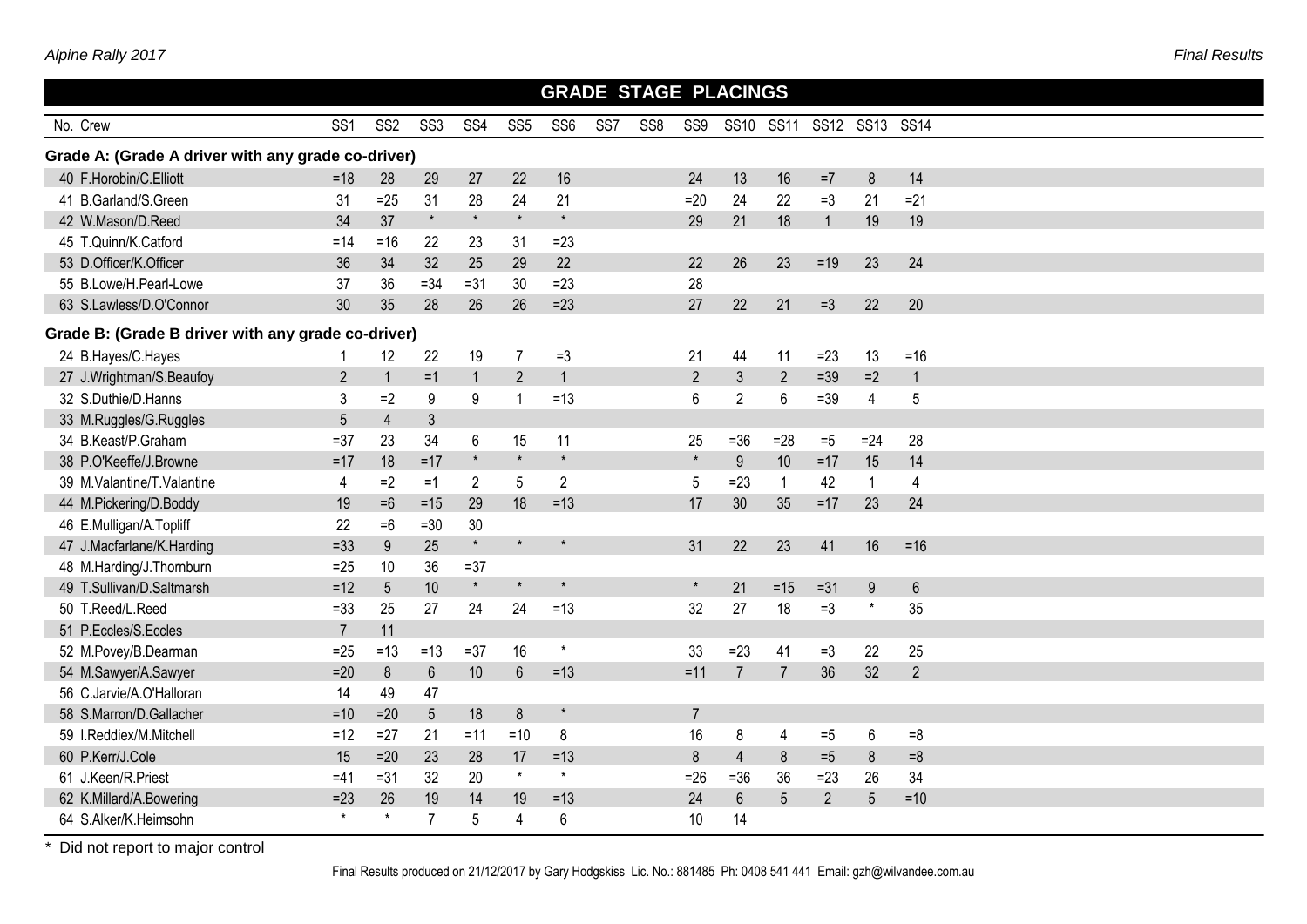# GRADE STAGE PLACINGS

| No. | Crew | SS1 | SS2 | SS3 | SS4 | SS5 | SS6 | SS7 | SS8 | SS9 | SS10 | SS11 | SS12 | SS13 | SS14 |
|---|---|---|---|---|---|---|---|---|---|---|---|---|---|---|---|
| **Grade A: (Grade A driver with any grade co-driver)** | | | | | | | | | | | | | | | |
| 40 | F.Horobin/C.Elliott | =18 | 28 | 29 | 27 | 22 | 16 | | | 24 | 13 | 16 | =7 | 8 | 14 |
| 41 | B.Garland/S.Green | 31 | =25 | 31 | 28 | 24 | 21 | | | =20 | 24 | 22 | =3 | 21 | =21 |
| 42 | W.Mason/D.Reed | 34 | 37 | * | * | * | * | | | 29 | 21 | 18 | 1 | 19 | 19 |
| 45 | T.Quinn/K.Catford | =14 | =16 | 22 | 23 | 31 | =23 | | | | | | | | |
| 53 | D.Officer/K.Officer | 36 | 34 | 32 | 25 | 29 | 22 | | | 22 | 26 | 23 | =19 | 23 | 24 |
| 55 | B.Lowe/H.Pearl-Lowe | 37 | 36 | =34 | =31 | 30 | =23 | | | 28 | | | | | |
| 63 | S.Lawless/D.O'Connor | 30 | 35 | 28 | 26 | 26 | =23 | | | 27 | 22 | 21 | =3 | 22 | 20 |
| **Grade B: (Grade B driver with any grade co-driver)** | | | | | | | | | | | | | | | |
| 24 | B.Hayes/C.Hayes | 1 | 12 | 22 | 19 | 7 | =3 | | | 21 | 44 | 11 | =23 | 13 | =16 |
| 27 | J.Wrightman/S.Beaufoy | 2 | 1 | =1 | 1 | 2 | 1 | | | 2 | 3 | 2 | =39 | =2 | 1 |
| 32 | S.Duthie/D.Hanns | 3 | =2 | 9 | 9 | 1 | =13 | | | 6 | 2 | 6 | =39 | 4 | 5 |
| 33 | M.Ruggles/G.Ruggles | 5 | 4 | 3 | | | | | | | | | | | |
| 34 | B.Keast/P.Graham | =37 | 23 | 34 | 6 | 15 | 11 | | | 25 | =36 | =28 | =5 | =24 | 28 |
| 38 | P.O'Keeffe/J.Browne | =17 | 18 | =17 | * | * | * | | | * | 9 | 10 | =17 | 15 | 14 |
| 39 | M.Valantine/T.Valantine | 4 | =2 | =1 | 2 | 5 | 2 | | | 5 | =23 | 1 | 42 | 1 | 4 |
| 44 | M.Pickering/D.Boddy | 19 | =6 | =15 | 29 | 18 | =13 | | | 17 | 30 | 35 | =17 | 23 | 24 |
| 46 | E.Mulligan/A.Topliff | 22 | =6 | =30 | 30 | | | | | | | | | | |
| 47 | J.Macfarlane/K.Harding | =33 | 9 | 25 | * | * | * | | | 31 | 22 | 23 | 41 | 16 | =16 |
| 48 | M.Harding/J.Thornburn | =25 | 10 | 36 | =37 | | | | | | | | | | |
| 49 | T.Sullivan/D.Saltmarsh | =12 | 5 | 10 | * | * | * | | | * | 21 | =15 | =31 | 9 | 6 |
| 50 | T.Reed/L.Reed | =33 | 25 | 27 | 24 | 24 | =13 | | | 32 | 27 | 18 | =3 | * | 35 |
| 51 | P.Eccles/S.Eccles | 7 | 11 | | | | | | | | | | | | |
| 52 | M.Povey/B.Dearman | =25 | =13 | =13 | =37 | 16 | * | | | 33 | =23 | 41 | =3 | 22 | 25 |
| 54 | M.Sawyer/A.Sawyer | =20 | 8 | 6 | 10 | 6 | =13 | | | =11 | 7 | 7 | 36 | 32 | 2 |
| 56 | C.Jarvie/A.O'Halloran | 14 | 49 | 47 | | | | | | | | | | | |
| 58 | S.Marron/D.Gallacher | =10 | =20 | 5 | 18 | 8 | * | | | 7 | | | | | |
| 59 | I.Reddiex/M.Mitchell | =12 | =27 | 21 | =11 | =10 | 8 | | | 16 | 8 | 4 | =5 | 6 | =8 |
| 60 | P.Kerr/J.Cole | 15 | =20 | 23 | 28 | 17 | =13 | | | 8 | 4 | 8 | =5 | 8 | =8 |
| 61 | J.Keen/R.Priest | =41 | =31 | 32 | 20 | * | * | | | =26 | =36 | 36 | =23 | 26 | 34 |
| 62 | K.Millard/A.Bowering | =23 | 26 | 19 | 14 | 19 | =13 | | | 24 | 6 | 5 | 2 | 5 | =10 |
| 64 | S.Alker/K.Heimsohn | * | * | 7 | 5 | 4 | 6 | | | 10 | 14 | | | | |

\* Did not report to major control

Final Results produced on 21/12/2017 by Gary Hodgskiss Lic. No.: 881485 Ph: 0408 541 441 Email: gzh@wilvandee.com.au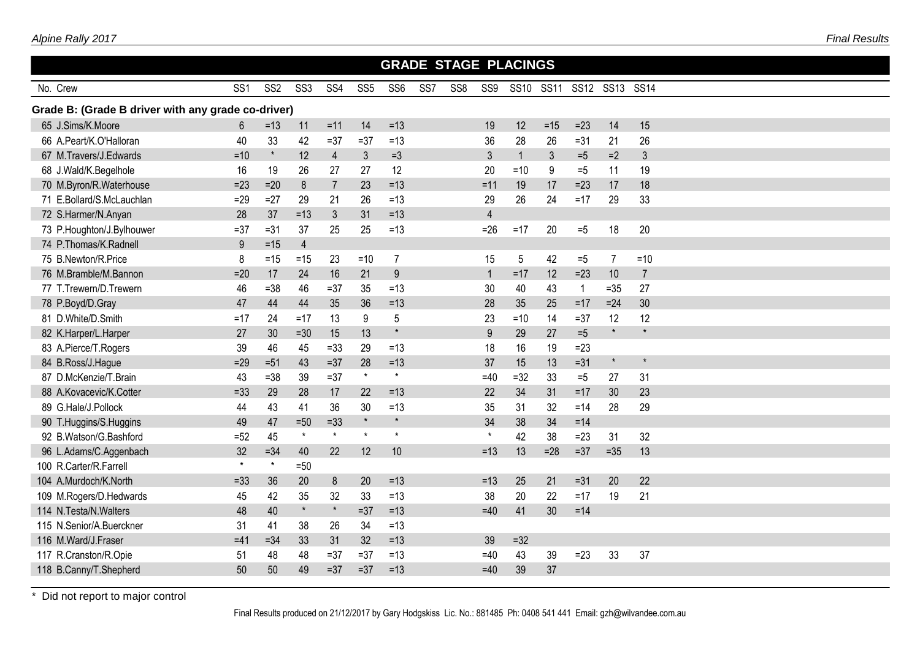## GRADE STAGE PLACINGS

| No. | Crew | SS1 | SS2 | SS3 | SS4 | SS5 | SS6 | SS7 | SS8 | SS9 | SS10 | SS11 | SS12 | SS13 | SS14 |
|---|---|---|---|---|---|---|---|---|---|---|---|---|---|---|---|
| **Grade B: (Grade B driver with any grade co-driver)** | | | | | | | | | | | | | | | |
| 65 | J.Sims/K.Moore | 6 | =13 | 11 | =11 | 14 | =13 | | | 19 | 12 | =15 | =23 | 14 | 15 |
| 66 | A.Peart/K.O'Halloran | 40 | 33 | 42 | =37 | =37 | =13 | | | 36 | 28 | 26 | =31 | 21 | 26 |
| 67 | M.Travers/J.Edwards | =10 | * | 12 | 4 | 3 | =3 | | | 3 | 1 | 3 | =5 | =2 | 3 |
| 68 | J.Wald/K.Begelhole | 16 | 19 | 26 | 27 | 27 | 12 | | | 20 | =10 | 9 | =5 | 11 | 19 |
| 70 | M.Byron/R.Waterhouse | =23 | =20 | 8 | 7 | 23 | =13 | | | =11 | 19 | 17 | =23 | 17 | 18 |
| 71 | E.Bollard/S.McLauchlan | =29 | =27 | 29 | 21 | 26 | =13 | | | 29 | 26 | 24 | =17 | 29 | 33 |
| 72 | S.Harmer/N.Anyan | 28 | 37 | =13 | 3 | 31 | =13 | | | 4 | | | | | |
| 73 | P.Houghton/J.Bylhouwer | =37 | =31 | 37 | 25 | 25 | =13 | | | =26 | =17 | 20 | =5 | 18 | 20 |
| 74 | P.Thomas/K.Radnell | 9 | =15 | 4 | | | | | | | | | | | |
| 75 | B.Newton/R.Price | 8 | =15 | =15 | 23 | =10 | 7 | | | 15 | 5 | 42 | =5 | 7 | =10 |
| 76 | M.Bramble/M.Bannon | =20 | 17 | 24 | 16 | 21 | 9 | | | 1 | =17 | 12 | =23 | 10 | 7 |
| 77 | T.Trewern/D.Trewern | 46 | =38 | 46 | =37 | 35 | =13 | | | 30 | 40 | 43 | 1 | =35 | 27 |
| 78 | P.Boyd/D.Gray | 47 | 44 | 44 | 35 | 36 | =13 | | | 28 | 35 | 25 | =17 | =24 | 30 |
| 81 | D.White/D.Smith | =17 | 24 | =17 | 13 | 9 | 5 | | | 23 | =10 | 14 | =37 | 12 | 12 |
| 82 | K.Harper/L.Harper | 27 | 30 | =30 | 15 | 13 | * | | | 9 | 29 | 27 | =5 | * | * |
| 83 | A.Pierce/T.Rogers | 39 | 46 | 45 | =33 | 29 | =13 | | | 18 | 16 | 19 | =23 | | |
| 84 | B.Ross/J.Hague | =29 | =51 | 43 | =37 | 28 | =13 | | | 37 | 15 | 13 | =31 | * | * |
| 87 | D.McKenzie/T.Brain | 43 | =38 | 39 | =37 | * | * | | | =40 | =32 | 33 | =5 | 27 | 31 |
| 88 | A.Kovacevic/K.Cotter | =33 | 29 | 28 | 17 | 22 | =13 | | | 22 | 34 | 31 | =17 | 30 | 23 |
| 89 | G.Hale/J.Pollock | 44 | 43 | 41 | 36 | 30 | =13 | | | 35 | 31 | 32 | =14 | 28 | 29 |
| 90 | T.Huggins/S.Huggins | 49 | 47 | =50 | =33 | * | * | | | 34 | 38 | 34 | =14 | | |
| 92 | B.Watson/G.Bashford | =52 | 45 | * | * | * | * | | | * | 42 | 38 | =23 | 31 | 32 |
| 96 | L.Adams/C.Aggenbach | 32 | =34 | 40 | 22 | 12 | 10 | | | =13 | 13 | =28 | =37 | =35 | 13 |
| 100 | R.Carter/R.Farrell | * | * | =50 | | | | | | | | | | | |
| 104 | A.Murdoch/K.North | =33 | 36 | 20 | 8 | 20 | =13 | | | =13 | 25 | 21 | =31 | 20 | 22 |
| 109 | M.Rogers/D.Hedwards | 45 | 42 | 35 | 32 | 33 | =13 | | | 38 | 20 | 22 | =17 | 19 | 21 |
| 114 | N.Testa/N.Walters | 48 | 40 | * | * | =37 | =13 | | | =40 | 41 | 30 | =14 | | |
| 115 | N.Senior/A.Buerckner | 31 | 41 | 38 | 26 | 34 | =13 | | | | | | | | |
| 116 | M.Ward/J.Fraser | =41 | =34 | 33 | 31 | 32 | =13 | | | 39 | =32 | | | | |
| 117 | R.Cranston/R.Opie | 51 | 48 | 48 | =37 | =37 | =13 | | | =40 | 43 | 39 | =23 | 33 | 37 |
| 118 | B.Canny/T.Shepherd | 50 | 50 | 49 | =37 | =37 | =13 | | | =40 | 39 | 37 | | | |

\* Did not report to major control

Final Results produced on 21/12/2017 by Gary Hodgskiss Lic. No.: 881485 Ph: 0408 541 441 Email: gzh@wilvandee.com.au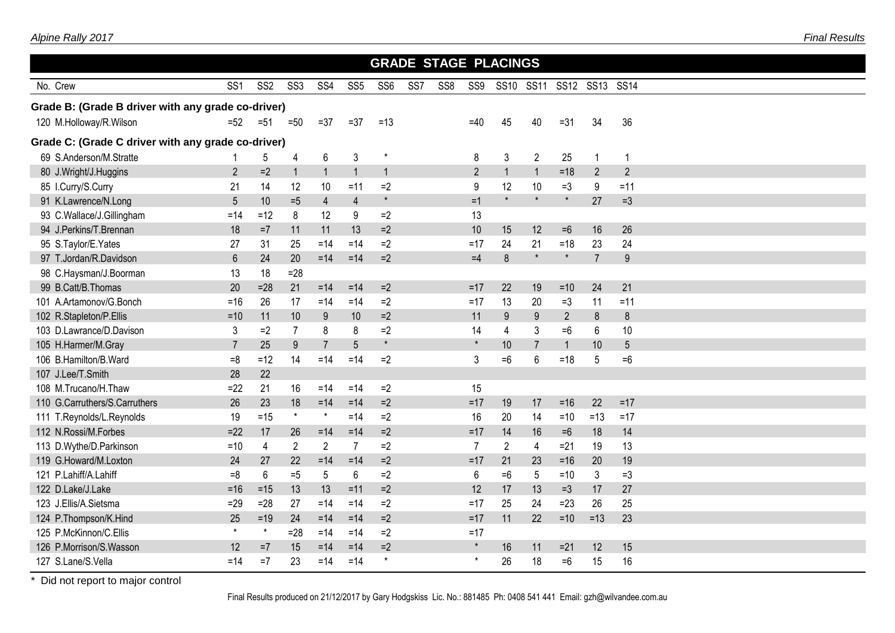## GRADE STAGE PLACINGS

| No. Crew | SS1 | SS2 | SS3 | SS4 | SS5 | SS6 | SS7 | SS8 | SS9 | SS10 | SS11 | SS12 | SS13 | SS14 |
|---|---|---|---|---|---|---|---|---|---|---|---|---|---|---|
| **Grade B: (Grade B driver with any grade co-driver)** | | | | | | | | | | | | | | |
| 120 M.Holloway/R.Wilson | =52 | =51 | =50 | =37 | =37 | =13 | | | =40 | 45 | 40 | =31 | 34 | 36 |
| **Grade C: (Grade C driver with any grade co-driver)** | | | | | | | | | | | | | | |
| 69 S.Anderson/M.Stratte | 1 | 5 | 4 | 6 | 3 | * | | | 8 | 3 | 2 | 25 | 1 | 1 |
| 80 J.Wright/J.Huggins | 2 | =2 | 1 | 1 | 1 | 1 | | | 2 | 1 | 1 | =18 | 2 | 2 |
| 85 I.Curry/S.Curry | 21 | 14 | 12 | 10 | =11 | =2 | | | 9 | 12 | 10 | =3 | 9 | =11 |
| 91 K.Lawrence/N.Long | 5 | 10 | =5 | 4 | 4 | * | | | =1 | * | * | * | 27 | =3 |
| 93 C.Wallace/J.Gillingham | =14 | =12 | 8 | 12 | 9 | =2 | | | 13 | | | | | |
| 94 J.Perkins/T.Brennan | 18 | =7 | 11 | 11 | 13 | =2 | | | 10 | 15 | 12 | =6 | 16 | 26 |
| 95 S.Taylor/E.Yates | 27 | 31 | 25 | =14 | =14 | =2 | | | =17 | 24 | 21 | =18 | 23 | 24 |
| 97 T.Jordan/R.Davidson | 6 | 24 | 20 | =14 | =14 | =2 | | | =4 | 8 | * | * | 7 | 9 |
| 98 C.Haysman/J.Boorman | 13 | 18 | =28 | | | | | | | | | | | |
| 99 B.Catt/B.Thomas | 20 | =28 | 21 | =14 | =14 | =2 | | | =17 | 22 | 19 | =10 | 24 | 21 |
| 101 A.Artamonov/G.Bonch | =16 | 26 | 17 | =14 | =14 | =2 | | | =17 | 13 | 20 | =3 | 11 | =11 |
| 102 R.Stapleton/P.Ellis | =10 | 11 | 10 | 9 | 10 | =2 | | | 11 | 9 | 9 | 2 | 8 | 8 |
| 103 D.Lawrance/D.Davison | 3 | =2 | 7 | 8 | 8 | =2 | | | 14 | 4 | 3 | =6 | 6 | 10 |
| 105 H.Harmer/M.Gray | 7 | 25 | 9 | 7 | 5 | * | | | * | 10 | 7 | 1 | 10 | 5 |
| 106 B.Hamilton/B.Ward | =8 | =12 | 14 | =14 | =14 | =2 | | | 3 | =6 | 6 | =18 | 5 | =6 |
| 107 J.Lee/T.Smith | 28 | 22 | | | | | | | | | | | | |
| 108 M.Trucano/H.Thaw | =22 | 21 | 16 | =14 | =14 | =2 | | | 15 | | | | | |
| 110 G.Carruthers/S.Carruthers | 26 | 23 | 18 | =14 | =14 | =2 | | | =17 | 19 | 17 | =16 | 22 | =17 |
| 111 T.Reynolds/L.Reynolds | 19 | =15 | * | * | =14 | =2 | | | 16 | 20 | 14 | =10 | =13 | =17 |
| 112 N.Rossi/M.Forbes | =22 | 17 | 26 | =14 | =14 | =2 | | | =17 | 14 | 16 | =6 | 18 | 14 |
| 113 D.Wythe/D.Parkinson | =10 | 4 | 2 | 2 | 7 | =2 | | | 7 | 2 | 4 | =21 | 19 | 13 |
| 119 G.Howard/M.Loxton | 24 | 27 | 22 | =14 | =14 | =2 | | | =17 | 21 | 23 | =16 | 20 | 19 |
| 121 P.Lahiff/A.Lahiff | =8 | 6 | =5 | 5 | 6 | =2 | | | 6 | =6 | 5 | =10 | 3 | =3 |
| 122 D.Lake/J.Lake | =16 | =15 | 13 | 13 | =11 | =2 | | | 12 | 17 | 13 | =3 | 17 | 27 |
| 123 J.Ellis/A.Sietsma | =29 | =28 | 27 | =14 | =14 | =2 | | | =17 | 25 | 24 | =23 | 26 | 25 |
| 124 P.Thompson/K.Hind | 25 | =19 | 24 | =14 | =14 | =2 | | | =17 | 11 | 22 | =10 | =13 | 23 |
| 125 P.McKinnon/C.Ellis | * | * | =28 | =14 | =14 | =2 | | | =17 | | | | | |
| 126 P.Morrison/S.Wasson | 12 | =7 | 15 | =14 | =14 | =2 | | | * | 16 | 11 | =21 | 12 | 15 |
| 127 S.Lane/S.Vella | =14 | =7 | 23 | =14 | =14 | * | | | * | 26 | 18 | =6 | 15 | 16 |

\* Did not report to major control

Final Results produced on 21/12/2017 by Gary Hodgskiss Lic. No.: 881485 Ph: 0408 541 441 Email: gzh@wilvandee.com.au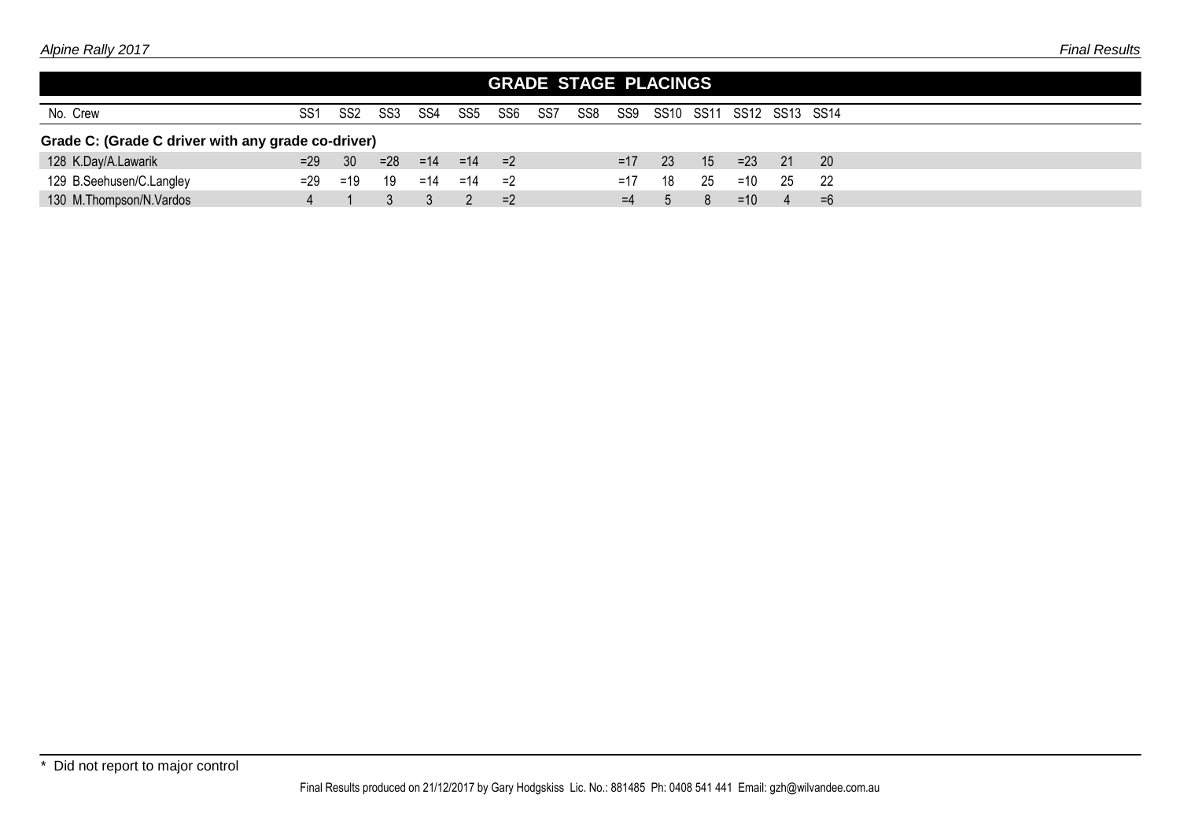## GRADE STAGE PLACINGS

| No. | Crew | SS1 | SS2 | SS3 | SS4 | SS5 | SS6 | SS7 | SS8 | SS9 | SS10 | SS11 | SS12 | SS13 | SS14 |
|---|---|---|---|---|---|---|---|---|---|---|---|---|---|---|---|
| **Grade C: (Grade C driver with any grade co-driver)** | | | | | | | | | | | | | | | |
| 128 | K.Day/A.Lawarik | =29 | 30 | =28 | =14 | =14 | =2 | | | =17 | 23 | 15 | =23 | 21 | 20 |
| 129 | B.Seehusen/C.Langley | =29 | =19 | 19 | =14 | =14 | =2 | | | =17 | 18 | 25 | =10 | 25 | 22 |
| 130 | M.Thompson/N.Vardos | 4 | 1 | 3 | 3 | 2 | =2 | | | =4 | 5 | 8 | =10 | 4 | =6 |

\* Did not report to major control

Final Results produced on 21/12/2017 by Gary Hodgskiss Lic. No.: 881485 Ph: 0408 541 441 Email: gzh@wilvandee.com.au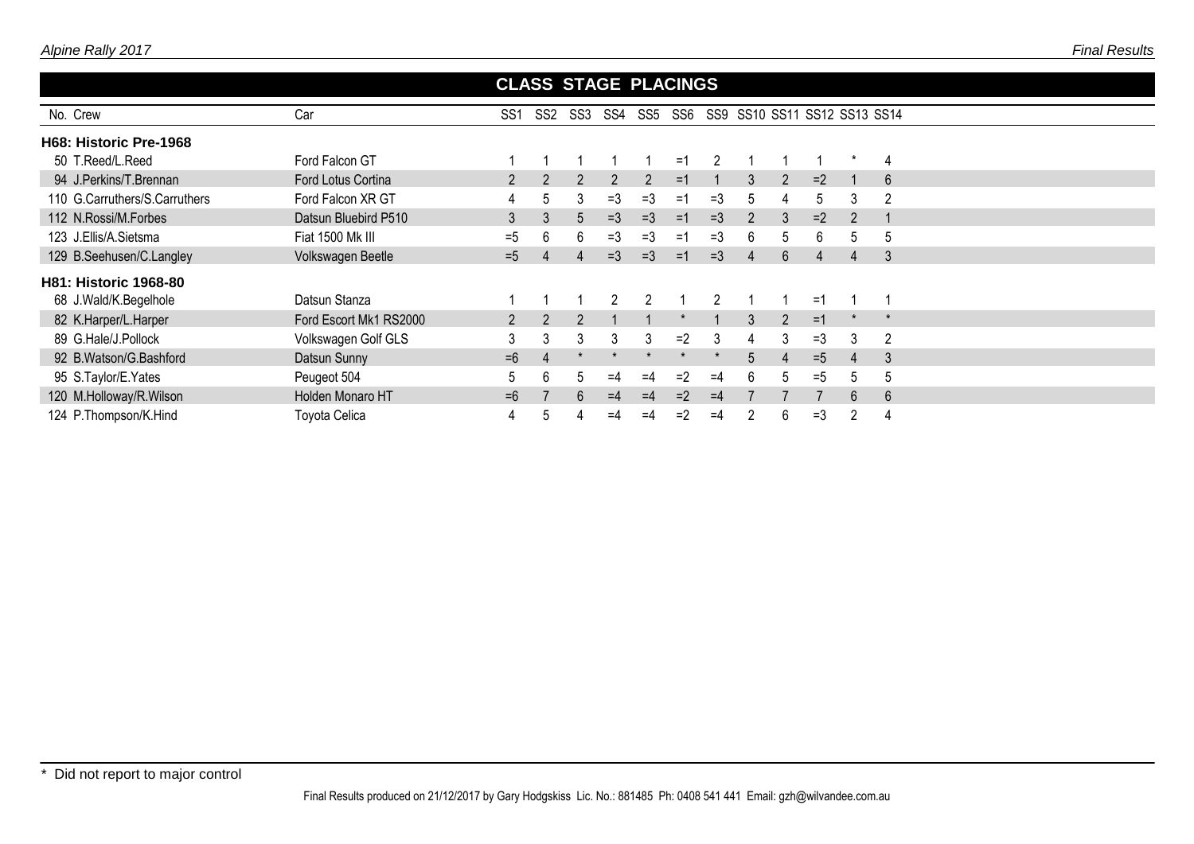## CLASS STAGE PLACINGS

| No. | Crew | Car | SS1 | SS2 | SS3 | SS4 | SS5 | SS6 | SS9 | SS10 | SS11 | SS12 | SS13 | SS14 |
|---|---|---|---|---|---|---|---|---|---|---|---|---|---|---|
| **H68: Historic Pre-1968** | | | | | | | | | | | | | | |
| 50 | T.Reed/L.Reed | Ford Falcon GT | 1 | 1 | 1 | 1 | 1 | =1 | 2 | 1 | 1 | 1 | * | 4 |
| 94 | J.Perkins/T.Brennan | Ford Lotus Cortina | 2 | 2 | 2 | 2 | 2 | =1 | 1 | 3 | 2 | =2 | 1 | 6 |
| 110 | G.Carruthers/S.Carruthers | Ford Falcon XR GT | 4 | 5 | 3 | =3 | =3 | =1 | =3 | 5 | 4 | 5 | 3 | 2 |
| 112 | N.Rossi/M.Forbes | Datsun Bluebird P510 | 3 | 3 | 5 | =3 | =3 | =1 | =3 | 2 | 3 | =2 | 2 | 1 |
| 123 | J.Ellis/A.Sietsma | Fiat 1500 Mk III | =5 | 6 | 6 | =3 | =3 | =1 | =3 | 6 | 5 | 6 | 5 | 5 |
| 129 | B.Seehusen/C.Langley | Volkswagen Beetle | =5 | 4 | 4 | =3 | =3 | =1 | =3 | 4 | 6 | 4 | 4 | 3 |
| **H81: Historic 1968-80** | | | | | | | | | | | | | | |
| 68 | J.Wald/K.Begelhole | Datsun Stanza | 1 | 1 | 1 | 2 | 2 | 1 | 2 | 1 | 1 | =1 | 1 | 1 |
| 82 | K.Harper/L.Harper | Ford Escort Mk1 RS2000 | 2 | 2 | 2 | 1 | 1 | * | 1 | 3 | 2 | =1 | * | * |
| 89 | G.Hale/J.Pollock | Volkswagen Golf GLS | 3 | 3 | 3 | 3 | 3 | =2 | 3 | 4 | 3 | =3 | 3 | 2 |
| 92 | B.Watson/G.Bashford | Datsun Sunny | =6 | 4 | * | * | * | * | * | 5 | 4 | =5 | 4 | 3 |
| 95 | S.Taylor/E.Yates | Peugeot 504 | 5 | 6 | 5 | =4 | =4 | =2 | =4 | 6 | 5 | =5 | 5 | 5 |
| 120 | M.Holloway/R.Wilson | Holden Monaro HT | =6 | 7 | 6 | =4 | =4 | =2 | =4 | 7 | 7 | 7 | 6 | 6 |
| 124 | P.Thompson/K.Hind | Toyota Celica | 4 | 5 | 4 | =4 | =4 | =2 | =4 | 2 | 6 | =3 | 2 | 4 |

\* Did not report to major control

Final Results produced on 21/12/2017 by Gary Hodgskiss Lic. No.: 881485 Ph: 0408 541 441 Email: gzh@wilvandee.com.au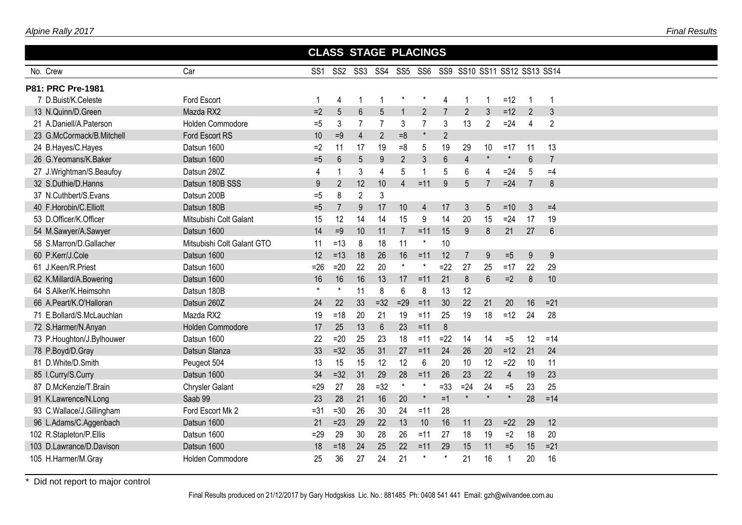## CLASS STAGE PLACINGS

| No. | Crew | Car | SS1 | SS2 | SS3 | SS4 | SS5 | SS6 | SS9 | SS10 | SS11 | SS12 | SS13 | SS14 |
|---|---|---|---|---|---|---|---|---|---|---|---|---|---|---|
| **P81: PRC Pre-1981** | | | | | | | | | | | | | | |
| 7 | D.Buist/K.Celeste | Ford Escort | 1 | 4 | 1 | 1 | * | * | 4 | 1 | 1 | =12 | 1 | 1 |
| 13 | N.Quinn/D.Green | Mazda RX2 | =2 | 5 | 6 | 5 | 1 | 2 | 7 | 2 | 3 | =12 | 2 | 3 |
| 21 | A.Daniell/A.Paterson | Holden Commodore | =5 | 3 | 7 | 7 | 3 | 7 | 3 | 13 | 2 | =24 | 4 | 2 |
| 23 | G.McCormack/B.Mitchell | Ford Escort RS | 10 | =9 | 4 | 2 | =8 | * | 2 | | | | | |
| 24 | B.Hayes/C.Hayes | Datsun 1600 | =2 | 11 | 17 | 19 | =8 | 5 | 19 | 29 | 10 | =17 | 11 | 13 |
| 26 | G.Yeomans/K.Baker | Datsun 1600 | =5 | 6 | 5 | 9 | 2 | 3 | 6 | 4 | * | * | 6 | 7 |
| 27 | J.Wrightman/S.Beaufoy | Datsun 280Z | 4 | 1 | 3 | 4 | 5 | 1 | 5 | 6 | 4 | =24 | 5 | =4 |
| 32 | S.Duthie/D.Hanns | Datsun 180B SSS | 9 | 2 | 12 | 10 | 4 | =11 | 9 | 5 | 7 | =24 | 7 | 8 |
| 37 | N.Cuthbert/S.Evans | Datsun 200B | =5 | 8 | 2 | 3 | | | | | | | | |
| 40 | F.Horobin/C.Elliott | Datsun 180B | =5 | 7 | 9 | 17 | 10 | 4 | 17 | 3 | 5 | =10 | 3 | =4 |
| 53 | D.Officer/K.Officer | Mitsubishi Colt Galant | 15 | 12 | 14 | 14 | 15 | 9 | 14 | 20 | 15 | =24 | 17 | 19 |
| 54 | M.Sawyer/A.Sawyer | Datsun 1600 | 14 | =9 | 10 | 11 | 7 | =11 | 15 | 9 | 8 | 21 | 27 | 6 |
| 58 | S.Marron/D.Gallacher | Mitsubishi Colt Galant GTO | 11 | =13 | 8 | 18 | 11 | * | 10 | | | | | |
| 60 | P.Kerr/J.Cole | Datsun 1600 | 12 | =13 | 18 | 26 | 16 | =11 | 12 | 7 | 9 | =5 | 9 | 9 |
| 61 | J.Keen/R.Priest | Datsun 1600 | =26 | =20 | 22 | 20 | * | * | =22 | 27 | 25 | =17 | 22 | 29 |
| 62 | K.Millard/A.Bowering | Datsun 1600 | 16 | 16 | 16 | 13 | 17 | =11 | 21 | 8 | 6 | =2 | 8 | 10 |
| 64 | S.Alker/K.Heimsohn | Datsun 180B | * | * | 11 | 8 | 6 | 8 | 13 | 12 | | | | |
| 66 | A.Peart/K.O'Halloran | Datsun 260Z | 24 | 22 | 33 | =32 | =29 | =11 | 30 | 22 | 21 | 20 | 16 | =21 |
| 71 | E.Bollard/S.McLauchlan | Mazda RX2 | 19 | =18 | 20 | 21 | 19 | =11 | 25 | 19 | 18 | =12 | 24 | 28 |
| 72 | S.Harmer/N.Anyan | Holden Commodore | 17 | 25 | 13 | 6 | 23 | =11 | 8 | | | | | |
| 73 | P.Houghton/J.Bylhouwer | Datsun 1600 | 22 | =20 | 25 | 23 | 18 | =11 | =22 | 14 | 14 | =5 | 12 | =14 |
| 78 | P.Boyd/D.Gray | Datsun Stanza | 33 | =32 | 35 | 31 | 27 | =11 | 24 | 26 | 20 | =12 | 21 | 24 |
| 81 | D.White/D.Smith | Peugeot 504 | 13 | 15 | 15 | 12 | 12 | 6 | 20 | 10 | 12 | =22 | 10 | 11 |
| 85 | I.Curry/S.Curry | Datsun 1600 | 34 | =32 | 31 | 29 | 28 | =11 | 26 | 23 | 22 | 4 | 19 | 23 |
| 87 | D.McKenzie/T.Brain | Chrysler Galant | =29 | 27 | 28 | =32 | * | * | =33 | =24 | 24 | =5 | 23 | 25 |
| 91 | K.Lawrence/N.Long | Saab 99 | 23 | 28 | 21 | 16 | 20 | * | =1 | * | * | * | 28 | =14 |
| 93 | C.Wallace/J.Gillingham | Ford Escort Mk 2 | =31 | =30 | 26 | 30 | 24 | =11 | 28 | | | | | |
| 96 | L.Adams/C.Aggenbach | Datsun 1600 | 21 | =23 | 29 | 22 | 13 | 10 | 16 | 11 | 23 | =22 | 29 | 12 |
| 102 | R.Stapleton/P.Ellis | Datsun 1600 | =29 | 29 | 30 | 28 | 26 | =11 | 27 | 18 | 19 | =2 | 18 | 20 |
| 103 | D.Lawrance/D.Davison | Datsun 1600 | 18 | =18 | 24 | 25 | 22 | =11 | 29 | 15 | 11 | =5 | 15 | =21 |
| 105 | H.Harmer/M.Gray | Holden Commodore | 25 | 36 | 27 | 24 | 21 | * | * | 21 | 16 | 1 | 20 | 16 |

\* Did not report to major control

Final Results produced on 21/12/2017 by Gary Hodgskiss Lic. No.: 881485 Ph: 0408 541 441 Email: gzh@wilvandee.com.au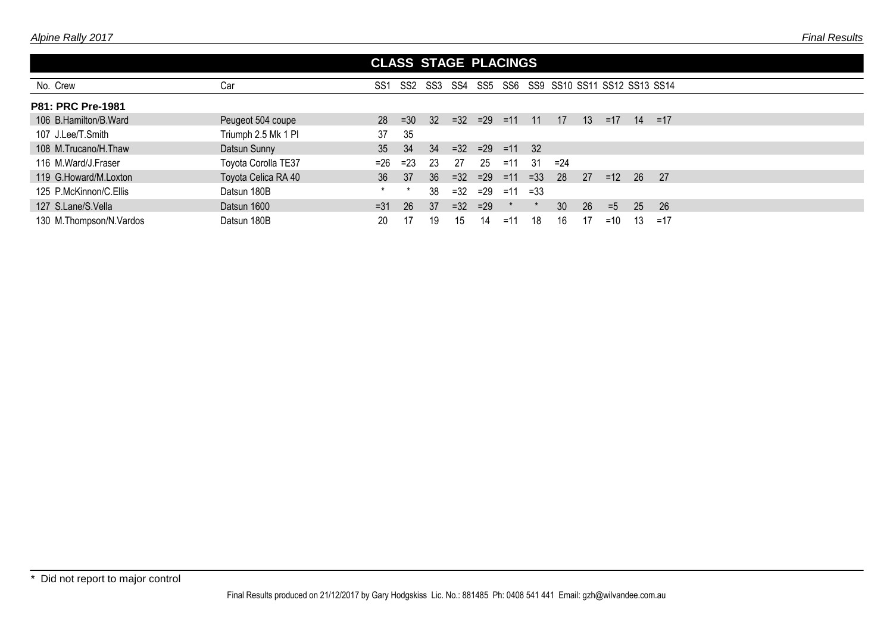## CLASS STAGE PLACINGS

| No. | Crew | Car | SS1 | SS2 | SS3 | SS4 | SS5 | SS6 | SS9 | SS10 | SS11 | SS12 | SS13 | SS14 |
|---|---|---|---|---|---|---|---|---|---|---|---|---|---|---|
| **P81: PRC Pre-1981** | | | | | | | | | | | | | | |
| 106 | B.Hamilton/B.Ward | Peugeot 504 coupe | 28 | =30 | 32 | =32 | =29 | =11 | 11 | 17 | 13 | =17 | 14 | =17 |
| 107 | J.Lee/T.Smith | Triumph 2.5 Mk 1 PI | 37 | 35 | | | | | | | | | | |
| 108 | M.Trucano/H.Thaw | Datsun Sunny | 35 | 34 | 34 | =32 | =29 | =11 | 32 | | | | | |
| 116 | M.Ward/J.Fraser | Toyota Corolla TE37 | =26 | =23 | 23 | 27 | 25 | =11 | 31 | =24 | | | | |
| 119 | G.Howard/M.Loxton | Toyota Celica RA 40 | 36 | 37 | 36 | =32 | =29 | =11 | =33 | 28 | 27 | =12 | 26 | 27 |
| 125 | P.McKinnon/C.Ellis | Datsun 180B | * | * | 38 | =32 | =29 | =11 | =33 | | | | | |
| 127 | S.Lane/S.Vella | Datsun 1600 | =31 | 26 | 37 | =32 | =29 | * | * | 30 | 26 | =5 | 25 | 26 |
| 130 | M.Thompson/N.Vardos | Datsun 180B | 20 | 17 | 19 | 15 | 14 | =11 | 18 | 16 | 17 | =10 | 13 | =17 |

\* Did not report to major control

Final Results produced on 21/12/2017 by Gary Hodgskiss Lic. No.: 881485 Ph: 0408 541 441 Email: gzh@wilvandee.com.au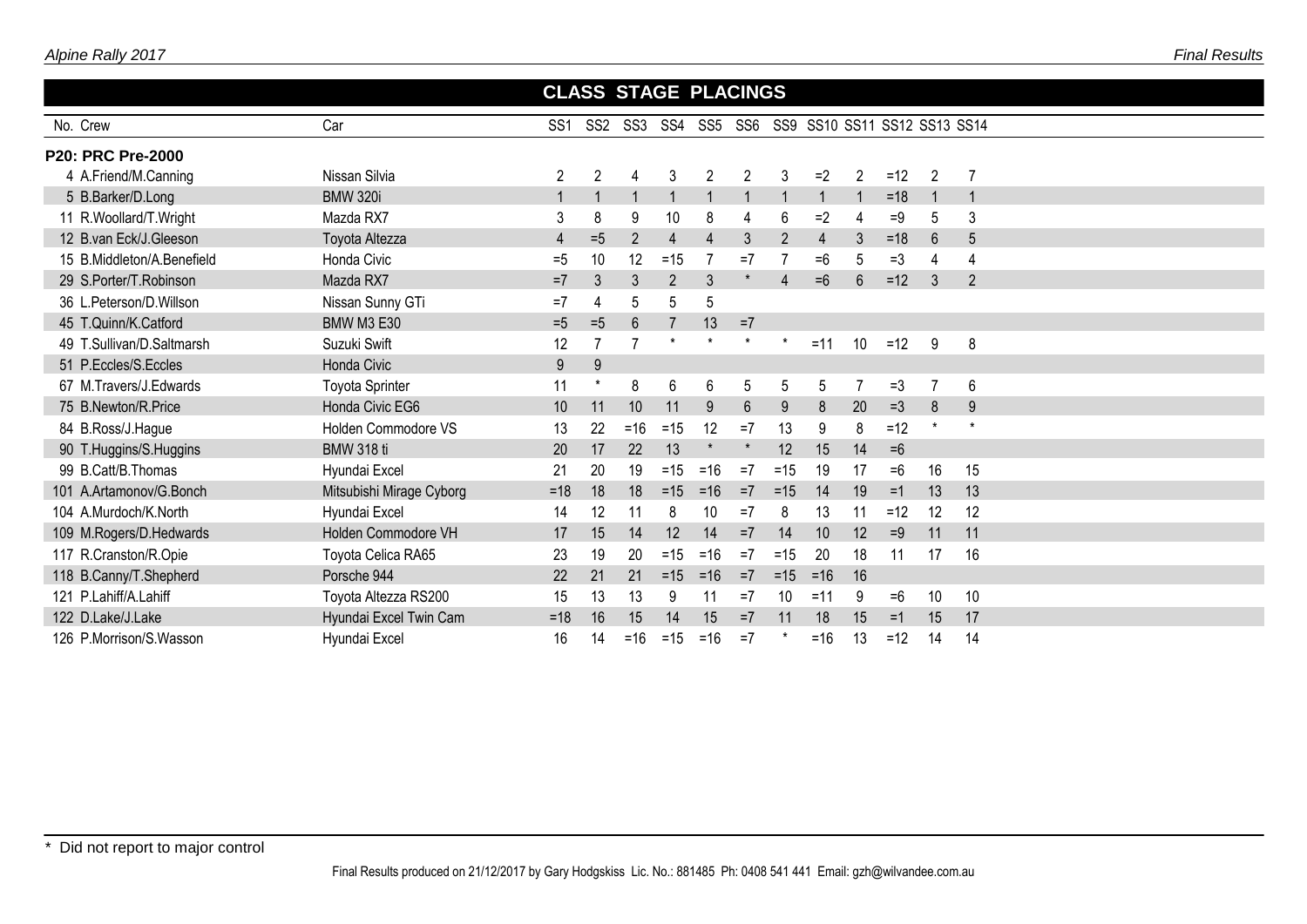## CLASS STAGE PLACINGS

| No. | Crew | Car | SS1 | SS2 | SS3 | SS4 | SS5 | SS6 | SS9 | SS10 | SS11 | SS12 | SS13 | SS14 |
|---|---|---|---|---|---|---|---|---|---|---|---|---|---|---|
| **P20: PRC Pre-2000** | | | | | | | | | | | | | | |
| 4 | A.Friend/M.Canning | Nissan Silvia | 2 | 2 | 4 | 3 | 2 | 2 | 3 | =2 | 2 | =12 | 2 | 7 |
| 5 | B.Barker/D.Long | BMW 320i | 1 | 1 | 1 | 1 | 1 | 1 | 1 | 1 | 1 | =18 | 1 | 1 |
| 11 | R.Woollard/T.Wright | Mazda RX7 | 3 | 8 | 9 | 10 | 8 | 4 | 6 | =2 | 4 | =9 | 5 | 3 |
| 12 | B.van Eck/J.Gleeson | Toyota Altezza | 4 | =5 | 2 | 4 | 4 | 3 | 2 | 4 | 3 | =18 | 6 | 5 |
| 15 | B.Middleton/A.Benefield | Honda Civic | =5 | 10 | 12 | =15 | 7 | =7 | 7 | =6 | 5 | =3 | 4 | 4 |
| 29 | S.Porter/T.Robinson | Mazda RX7 | =7 | 3 | 3 | 2 | 3 | * | 4 | =6 | 6 | =12 | 3 | 2 |
| 36 | L.Peterson/D.Willson | Nissan Sunny GTi | =7 | 4 | 5 | 5 | 5 | | | | | | | |
| 45 | T.Quinn/K.Catford | BMW M3 E30 | =5 | =5 | 6 | 7 | 13 | =7 | | | | | | |
| 49 | T.Sullivan/D.Saltmarsh | Suzuki Swift | 12 | 7 | 7 | * | * | * | * | =11 | 10 | =12 | 9 | 8 |
| 51 | P.Eccles/S.Eccles | Honda Civic | 9 | 9 | | | | | | | | | | |
| 67 | M.Travers/J.Edwards | Toyota Sprinter | 11 | * | 8 | 6 | 6 | 5 | 5 | 5 | 7 | =3 | 7 | 6 |
| 75 | B.Newton/R.Price | Honda Civic EG6 | 10 | 11 | 10 | 11 | 9 | 6 | 9 | 8 | 20 | =3 | 8 | 9 |
| 84 | B.Ross/J.Hague | Holden Commodore VS | 13 | 22 | =16 | =15 | 12 | =7 | 13 | 9 | 8 | =12 | * | * |
| 90 | T.Huggins/S.Huggins | BMW 318 ti | 20 | 17 | 22 | 13 | * | * | 12 | 15 | 14 | =6 | | |
| 99 | B.Catt/B.Thomas | Hyundai Excel | 21 | 20 | 19 | =15 | =16 | =7 | =15 | 19 | 17 | =6 | 16 | 15 |
| 101 | A.Artamonov/G.Bonch | Mitsubishi Mirage Cyborg | =18 | 18 | 18 | =15 | =16 | =7 | =15 | 14 | 19 | =1 | 13 | 13 |
| 104 | A.Murdoch/K.North | Hyundai Excel | 14 | 12 | 11 | 8 | 10 | =7 | 8 | 13 | 11 | =12 | 12 | 12 |
| 109 | M.Rogers/D.Hedwards | Holden Commodore VH | 17 | 15 | 14 | 12 | 14 | =7 | 14 | 10 | 12 | =9 | 11 | 11 |
| 117 | R.Cranston/R.Opie | Toyota Celica RA65 | 23 | 19 | 20 | =15 | =16 | =7 | =15 | 20 | 18 | 11 | 17 | 16 |
| 118 | B.Canny/T.Shepherd | Porsche 944 | 22 | 21 | 21 | =15 | =16 | =7 | =15 | =16 | 16 | | | |
| 121 | P.Lahiff/A.Lahiff | Toyota Altezza RS200 | 15 | 13 | 13 | 9 | 11 | =7 | 10 | =11 | 9 | =6 | 10 | 10 |
| 122 | D.Lake/J.Lake | Hyundai Excel Twin Cam | =18 | 16 | 15 | 14 | 15 | =7 | 11 | 18 | 15 | =1 | 15 | 17 |
| 126 | P.Morrison/S.Wasson | Hyundai Excel | 16 | 14 | =16 | =15 | =16 | =7 | * | =16 | 13 | =12 | 14 | 14 |

* Did not report to major control

Final Results produced on 21/12/2017 by Gary Hodgskiss Lic. No.: 881485 Ph: 0408 541 441 Email: gzh@wilvandee.com.au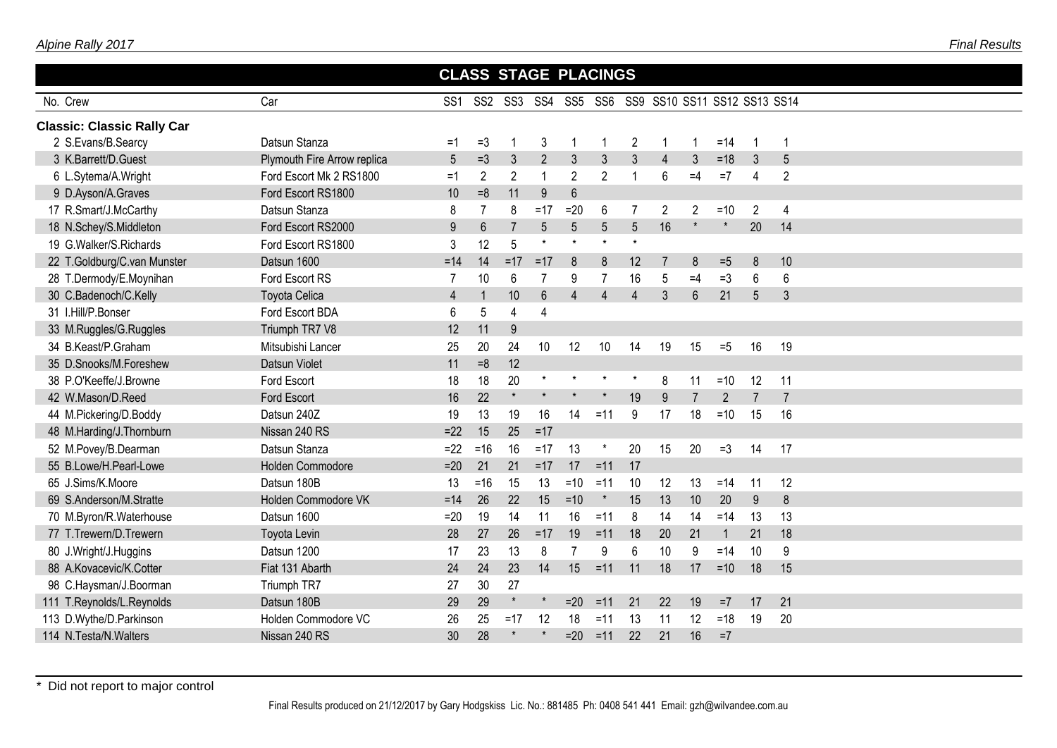## CLASS STAGE PLACINGS

| No. | Crew | Car | SS1 | SS2 | SS3 | SS4 | SS5 | SS6 | SS9 | SS10 | SS11 | SS12 | SS13 | SS14 |
|---|---|---|---|---|---|---|---|---|---|---|---|---|---|---|
| **Classic: Classic Rally Car** | | | | | | | | | | | | | | |
| 2 | S.Evans/B.Searcy | Datsun Stanza | =1 | =3 | 1 | 3 | 1 | 1 | 2 | 1 | 1 | =14 | 1 | 1 |
| 3 | K.Barrett/D.Guest | Plymouth Fire Arrow replica | 5 | =3 | 3 | 2 | 3 | 3 | 3 | 4 | 3 | =18 | 3 | 5 |
| 6 | L.Sytema/A.Wright | Ford Escort Mk 2 RS1800 | =1 | 2 | 2 | 1 | 2 | 2 | 1 | 6 | =4 | =7 | 4 | 2 |
| 9 | D.Ayson/A.Graves | Ford Escort RS1800 | 10 | =8 | 11 | 9 | 6 | | | | | | | |
| 17 | R.Smart/J.McCarthy | Datsun Stanza | 8 | 7 | 8 | =17 | =20 | 6 | 7 | 2 | 2 | =10 | 2 | 4 |
| 18 | N.Schey/S.Middleton | Ford Escort RS2000 | 9 | 6 | 7 | 5 | 5 | 5 | 5 | 16 | * | * | 20 | 14 |
| 19 | G.Walker/S.Richards | Ford Escort RS1800 | 3 | 12 | 5 | * | * | * | * | | | | | |
| 22 | T.Goldburg/C.van Munster | Datsun 1600 | =14 | 14 | =17 | =17 | 8 | 8 | 12 | 7 | 8 | =5 | 8 | 10 |
| 28 | T.Dermody/E.Moynihan | Ford Escort RS | 7 | 10 | 6 | 7 | 9 | 7 | 16 | 5 | =4 | =3 | 6 | 6 |
| 30 | C.Badenoch/C.Kelly | Toyota Celica | 4 | 1 | 10 | 6 | 4 | 4 | 4 | 3 | 6 | 21 | 5 | 3 |
| 31 | I.Hill/P.Bonser | Ford Escort BDA | 6 | 5 | 4 | 4 | | | | | | | | |
| 33 | M.Ruggles/G.Ruggles | Triumph TR7 V8 | 12 | 11 | 9 | | | | | | | | | |
| 34 | B.Keast/P.Graham | Mitsubishi Lancer | 25 | 20 | 24 | 10 | 12 | 10 | 14 | 19 | 15 | =5 | 16 | 19 |
| 35 | D.Snooks/M.Foreshew | Datsun Violet | 11 | =8 | 12 | | | | | | | | | |
| 38 | P.O'Keeffe/J.Browne | Ford Escort | 18 | 18 | 20 | * | * | * | * | 8 | 11 | =10 | 12 | 11 |
| 42 | W.Mason/D.Reed | Ford Escort | 16 | 22 | * | * | * | * | 19 | 9 | 7 | 2 | 7 | 7 |
| 44 | M.Pickering/D.Boddy | Datsun 240Z | 19 | 13 | 19 | 16 | 14 | =11 | 9 | 17 | 18 | =10 | 15 | 16 |
| 48 | M.Harding/J.Thornburn | Nissan 240 RS | =22 | 15 | 25 | =17 | | | | | | | | |
| 52 | M.Povey/B.Dearman | Datsun Stanza | =22 | =16 | 16 | =17 | 13 | * | 20 | 15 | 20 | =3 | 14 | 17 |
| 55 | B.Lowe/H.Pearl-Lowe | Holden Commodore | =20 | 21 | 21 | =17 | 17 | =11 | 17 | | | | | |
| 65 | J.Sims/K.Moore | Datsun 180B | 13 | =16 | 15 | 13 | =10 | =11 | 10 | 12 | 13 | =14 | 11 | 12 |
| 69 | S.Anderson/M.Stratte | Holden Commodore VK | =14 | 26 | 22 | 15 | =10 | * | 15 | 13 | 10 | 20 | 9 | 8 |
| 70 | M.Byron/R.Waterhouse | Datsun 1600 | =20 | 19 | 14 | 11 | 16 | =11 | 8 | 14 | 14 | =14 | 13 | 13 |
| 77 | T.Trewern/D.Trewern | Toyota Levin | 28 | 27 | 26 | =17 | 19 | =11 | 18 | 20 | 21 | 1 | 21 | 18 |
| 80 | J.Wright/J.Huggins | Datsun 1200 | 17 | 23 | 13 | 8 | 7 | 9 | 6 | 10 | 9 | =14 | 10 | 9 |
| 88 | A.Kovacevic/K.Cotter | Fiat 131 Abarth | 24 | 24 | 23 | 14 | 15 | =11 | 11 | 18 | 17 | =10 | 18 | 15 |
| 98 | C.Haysman/J.Boorman | Triumph TR7 | 27 | 30 | 27 | | | | | | | | | |
| 111 | T.Reynolds/L.Reynolds | Datsun 180B | 29 | 29 | * | * | =20 | =11 | 21 | 22 | 19 | =7 | 17 | 21 |
| 113 | D.Wythe/D.Parkinson | Holden Commodore VC | 26 | 25 | =17 | 12 | 18 | =11 | 13 | 11 | 12 | =18 | 19 | 20 |
| 114 | N.Testa/N.Walters | Nissan 240 RS | 30 | 28 | * | * | =20 | =11 | 22 | 21 | 16 | =7 | | |

* Did not report to major control

Final Results produced on 21/12/2017 by Gary Hodgskiss Lic. No.: 881485 Ph: 0408 541 441 Email: gzh@wilvandee.com.au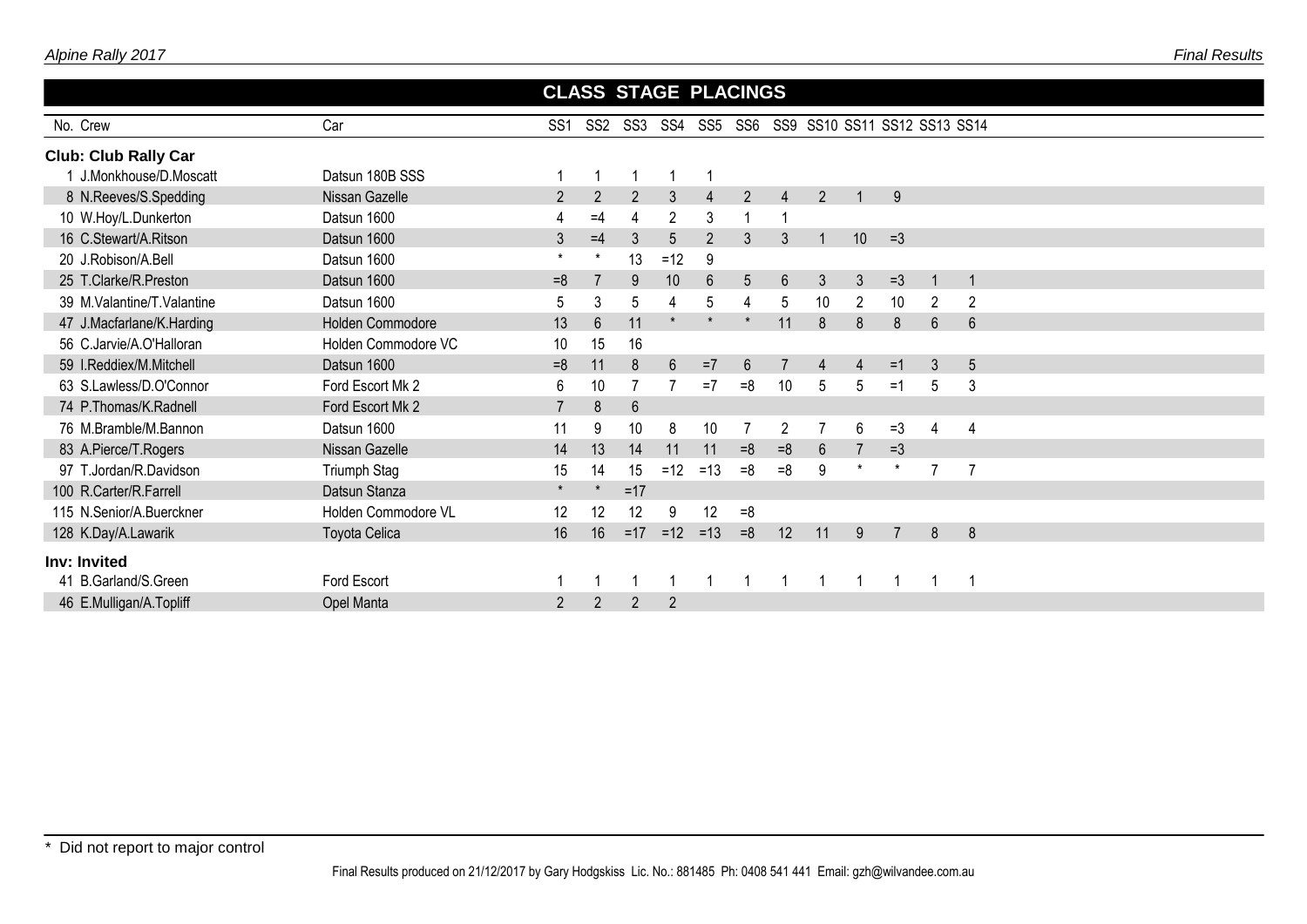## CLASS STAGE PLACINGS

| No. | Crew | Car | SS1 | SS2 | SS3 | SS4 | SS5 | SS6 | SS9 | SS10 | SS11 | SS12 | SS13 | SS14 |
|---|---|---|---|---|---|---|---|---|---|---|---|---|---|---|
| **Club: Club Rally Car** | | | | | | | | | | | | | | |
| 1 | J.Monkhouse/D.Moscatt | Datsun 180B SSS | 1 | 1 | 1 | 1 | 1 | | | | | | | |
| 8 | N.Reeves/S.Spedding | Nissan Gazelle | 2 | 2 | 2 | 3 | 4 | 2 | 4 | 2 | 1 | 9 | | |
| 10 | W.Hoy/L.Dunkerton | Datsun 1600 | 4 | =4 | 4 | 2 | 3 | 1 | 1 | | | | | |
| 16 | C.Stewart/A.Ritson | Datsun 1600 | 3 | =4 | 3 | 5 | 2 | 3 | 3 | 1 | 10 | =3 | | |
| 20 | J.Robison/A.Bell | Datsun 1600 | * | * | 13 | =12 | 9 | | | | | | | |
| 25 | T.Clarke/R.Preston | Datsun 1600 | =8 | 7 | 9 | 10 | 6 | 5 | 6 | 3 | 3 | =3 | 1 | 1 |
| 39 | M.Valantine/T.Valantine | Datsun 1600 | 5 | 3 | 5 | 4 | 5 | 4 | 5 | 10 | 2 | 10 | 2 | 2 |
| 47 | J.Macfarlane/K.Harding | Holden Commodore | 13 | 6 | 11 | * | * | * | 11 | 8 | 8 | 8 | 6 | 6 |
| 56 | C.Jarvie/A.O'Halloran | Holden Commodore VC | 10 | 15 | 16 | | | | | | | | | |
| 59 | I.Reddiex/M.Mitchell | Datsun 1600 | =8 | 11 | 8 | 6 | =7 | 6 | 7 | 4 | 4 | =1 | 3 | 5 |
| 63 | S.Lawless/D.O'Connor | Ford Escort Mk 2 | 6 | 10 | 7 | 7 | =7 | =8 | 10 | 5 | 5 | =1 | 5 | 3 |
| 74 | P.Thomas/K.Radnell | Ford Escort Mk 2 | 7 | 8 | 6 | | | | | | | | | |
| 76 | M.Bramble/M.Bannon | Datsun 1600 | 11 | 9 | 10 | 8 | 10 | 7 | 2 | 7 | 6 | =3 | 4 | 4 |
| 83 | A.Pierce/T.Rogers | Nissan Gazelle | 14 | 13 | 14 | 11 | 11 | =8 | =8 | 6 | 7 | =3 | | |
| 97 | T.Jordan/R.Davidson | Triumph Stag | 15 | 14 | 15 | =12 | =13 | =8 | =8 | 9 | * | * | 7 | 7 |
| 100 | R.Carter/R.Farrell | Datsun Stanza | * | * | =17 | | | | | | | | | |
| 115 | N.Senior/A.Buerckner | Holden Commodore VL | 12 | 12 | 12 | 9 | 12 | =8 | | | | | | |
| 128 | K.Day/A.Lawarik | Toyota Celica | 16 | 16 | =17 | =12 | =13 | =8 | 12 | 11 | 9 | 7 | 8 | 8 |
| **Inv: Invited** | | | | | | | | | | | | | | |
| 41 | B.Garland/S.Green | Ford Escort | 1 | 1 | 1 | 1 | 1 | 1 | 1 | 1 | 1 | 1 | 1 | 1 |
| 46 | E.Mulligan/A.Topliff | Opel Manta | 2 | 2 | 2 | 2 | | | | | | | | |

\* Did not report to major control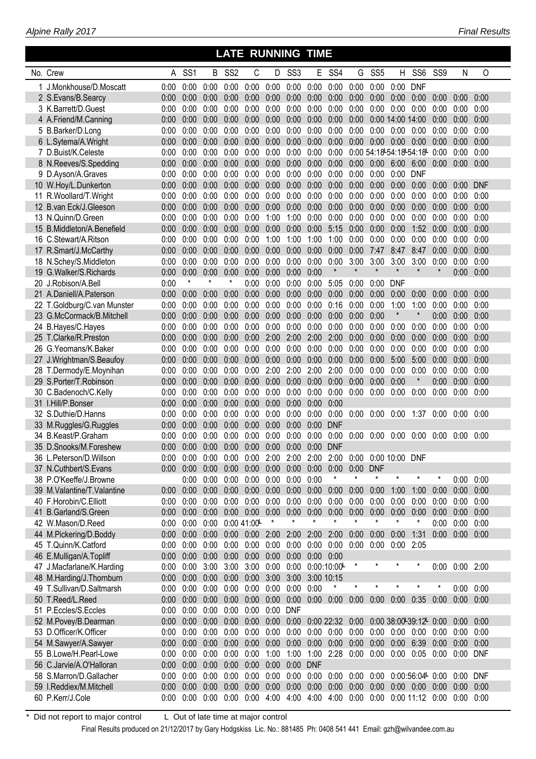# LATE RUNNING TIME

| No. | Crew | A | SS1 | B | SS2 | C | D | SS3 | E | SS4 | G | SS5 | H | SS6 | SS9 | N | O |
|---|---|---|---|---|---|---|---|---|---|---|---|---|---|---|---|---|---|
| 1 | J.Monkhouse/D.Moscatt | 0:00 | 0:00 | 0:00 | 0:00 | 0:00 | 0:00 | 0:00 | 0:00 | 0:00 | 0:00 | 0:00 | 0:00 | DNF | | | |
| 2 | S.Evans/B.Searcy | 0:00 | 0:00 | 0:00 | 0:00 | 0:00 | 0:00 | 0:00 | 0:00 | 0:00 | 0:00 | 0:00 | 0:00 | 0:00 | 0:00 | 0:00 | 0:00 |
| 3 | K.Barrett/D.Guest | 0:00 | 0:00 | 0:00 | 0:00 | 0:00 | 0:00 | 0:00 | 0:00 | 0:00 | 0:00 | 0:00 | 0:00 | 0:00 | 0:00 | 0:00 | 0:00 |
| 4 | A.Friend/M.Canning | 0:00 | 0:00 | 0:00 | 0:00 | 0:00 | 0:00 | 0:00 | 0:00 | 0:00 | 0:00 | 0:00 | 14:00 | 14:00 | 0:00 | 0:00 | 0:00 |
| 5 | B.Barker/D.Long | 0:00 | 0:00 | 0:00 | 0:00 | 0:00 | 0:00 | 0:00 | 0:00 | 0:00 | 0:00 | 0:00 | 0:00 | 0:00 | 0:00 | 0:00 | 0:00 |
| 6 | L.Sytema/A.Wright | 0:00 | 0:00 | 0:00 | 0:00 | 0:00 | 0:00 | 0:00 | 0:00 | 0:00 | 0:00 | 0:00 | 0:00 | 0:00 | 0:00 | 0:00 | 0:00 |
| 7 | D.Buist/K.Celeste | 0:00 | 0:00 | 0:00 | 0:00 | 0:00 | 0:00 | 0:00 | 0:00 | 0:00 | 0:00 | 54:18L | 54:18L | 54:18L | 0:00 | 0:00 | 0:00 |
| 8 | N.Reeves/S.Spedding | 0:00 | 0:00 | 0:00 | 0:00 | 0:00 | 0:00 | 0:00 | 0:00 | 0:00 | 0:00 | 0:00 | 6:00 | 6:00 | 0:00 | 0:00 | 0:00 |
| 9 | D.Ayson/A.Graves | 0:00 | 0:00 | 0:00 | 0:00 | 0:00 | 0:00 | 0:00 | 0:00 | 0:00 | 0:00 | 0:00 | 0:00 | DNF | | | |
| 10 | W.Hoy/L.Dunkerton | 0:00 | 0:00 | 0:00 | 0:00 | 0:00 | 0:00 | 0:00 | 0:00 | 0:00 | 0:00 | 0:00 | 0:00 | 0:00 | 0:00 | 0:00 | DNF |
| 11 | R.Woollard/T.Wright | 0:00 | 0:00 | 0:00 | 0:00 | 0:00 | 0:00 | 0:00 | 0:00 | 0:00 | 0:00 | 0:00 | 0:00 | 0:00 | 0:00 | 0:00 | 0:00 |
| 12 | B.van Eck/J.Gleeson | 0:00 | 0:00 | 0:00 | 0:00 | 0:00 | 0:00 | 0:00 | 0:00 | 0:00 | 0:00 | 0:00 | 0:00 | 0:00 | 0:00 | 0:00 | 0:00 |
| 13 | N.Quinn/D.Green | 0:00 | 0:00 | 0:00 | 0:00 | 0:00 | 1:00 | 1:00 | 0:00 | 0:00 | 0:00 | 0:00 | 0:00 | 0:00 | 0:00 | 0:00 | 0:00 |
| 15 | B.Middleton/A.Benefield | 0:00 | 0:00 | 0:00 | 0:00 | 0:00 | 0:00 | 0:00 | 0:00 | 5:15 | 0:00 | 0:00 | 0:00 | 1:52 | 0:00 | 0:00 | 0:00 |
| 16 | C.Stewart/A.Ritson | 0:00 | 0:00 | 0:00 | 0:00 | 0:00 | 1:00 | 1:00 | 1:00 | 1:00 | 0:00 | 0:00 | 0:00 | 0:00 | 0:00 | 0:00 | 0:00 |
| 17 | R.Smart/J.McCarthy | 0:00 | 0:00 | 0:00 | 0:00 | 0:00 | 0:00 | 0:00 | 0:00 | 0:00 | 0:00 | 7:47 | 8:47 | 8:47 | 0:00 | 0:00 | 0:00 |
| 18 | N.Schey/S.Middleton | 0:00 | 0:00 | 0:00 | 0:00 | 0:00 | 0:00 | 0:00 | 0:00 | 0:00 | 3:00 | 3:00 | 3:00 | 3:00 | 0:00 | 0:00 | 0:00 |
| 19 | G.Walker/S.Richards | 0:00 | 0:00 | 0:00 | 0:00 | 0:00 | 0:00 | 0:00 | 0:00 | * | * | * | * | * | * | 0:00 | 0:00 |
| 20 | J.Robison/A.Bell | 0:00 | * | * | * | 0:00 | 0:00 | 0:00 | 0:00 | 5:05 | 0:00 | 0:00 | DNF | | | | |
| 21 | A.Daniell/A.Paterson | 0:00 | 0:00 | 0:00 | 0:00 | 0:00 | 0:00 | 0:00 | 0:00 | 0:00 | 0:00 | 0:00 | 0:00 | 0:00 | 0:00 | 0:00 | 0:00 |
| 22 | T.Goldburg/C.van Munster | 0:00 | 0:00 | 0:00 | 0:00 | 0:00 | 0:00 | 0:00 | 0:00 | 0:16 | 0:00 | 0:00 | 1:00 | 1:00 | 0:00 | 0:00 | 0:00 |
| 23 | G.McCormack/B.Mitchell | 0:00 | 0:00 | 0:00 | 0:00 | 0:00 | 0:00 | 0:00 | 0:00 | 0:00 | 0:00 | 0:00 | * | * | 0:00 | 0:00 | 0:00 |
| 24 | B.Hayes/C.Hayes | 0:00 | 0:00 | 0:00 | 0:00 | 0:00 | 0:00 | 0:00 | 0:00 | 0:00 | 0:00 | 0:00 | 0:00 | 0:00 | 0:00 | 0:00 | 0:00 |
| 25 | T.Clarke/R.Preston | 0:00 | 0:00 | 0:00 | 0:00 | 0:00 | 2:00 | 2:00 | 2:00 | 2:00 | 0:00 | 0:00 | 0:00 | 0:00 | 0:00 | 0:00 | 0:00 |
| 26 | G.Yeomans/K.Baker | 0:00 | 0:00 | 0:00 | 0:00 | 0:00 | 0:00 | 0:00 | 0:00 | 0:00 | 0:00 | 0:00 | 0:00 | 0:00 | 0:00 | 0:00 | 0:00 |
| 27 | J.Wrightman/S.Beaufoy | 0:00 | 0:00 | 0:00 | 0:00 | 0:00 | 0:00 | 0:00 | 0:00 | 0:00 | 0:00 | 0:00 | 5:00 | 5:00 | 0:00 | 0:00 | 0:00 |
| 28 | T.Dermody/E.Moynihan | 0:00 | 0:00 | 0:00 | 0:00 | 0:00 | 2:00 | 2:00 | 2:00 | 2:00 | 0:00 | 0:00 | 0:00 | 0:00 | 0:00 | 0:00 | 0:00 |
| 29 | S.Porter/T.Robinson | 0:00 | 0:00 | 0:00 | 0:00 | 0:00 | 0:00 | 0:00 | 0:00 | 0:00 | 0:00 | 0:00 | 0:00 | * | 0:00 | 0:00 | 0:00 |
| 30 | C.Badenoch/C.Kelly | 0:00 | 0:00 | 0:00 | 0:00 | 0:00 | 0:00 | 0:00 | 0:00 | 0:00 | 0:00 | 0:00 | 0:00 | 0:00 | 0:00 | 0:00 | 0:00 |
| 31 | I.Hill/P.Bonser | 0:00 | 0:00 | 0:00 | 0:00 | 0:00 | 0:00 | 0:00 | 0:00 | 0:00 | | | | | | | |
| 32 | S.Duthie/D.Hanns | 0:00 | 0:00 | 0:00 | 0:00 | 0:00 | 0:00 | 0:00 | 0:00 | 0:00 | 0:00 | 0:00 | 0:00 | 1:37 | 0:00 | 0:00 | 0:00 |
| 33 | M.Ruggles/G.Ruggles | 0:00 | 0:00 | 0:00 | 0:00 | 0:00 | 0:00 | 0:00 | 0:00 | DNF | | | | | | | |
| 34 | B.Keast/P.Graham | 0:00 | 0:00 | 0:00 | 0:00 | 0:00 | 0:00 | 0:00 | 0:00 | 0:00 | 0:00 | 0:00 | 0:00 | 0:00 | 0:00 | 0:00 | 0:00 |
| 35 | D.Snooks/M.Foreshew | 0:00 | 0:00 | 0:00 | 0:00 | 0:00 | 0:00 | 0:00 | 0:00 | DNF | | | | | | | |
| 36 | L.Peterson/D.Willson | 0:00 | 0:00 | 0:00 | 0:00 | 0:00 | 2:00 | 2:00 | 2:00 | 2:00 | 0:00 | 0:00 | 10:00 | DNF | | | |
| 37 | N.Cuthbert/S.Evans | 0:00 | 0:00 | 0:00 | 0:00 | 0:00 | 0:00 | 0:00 | 0:00 | 0:00 | 0:00 | DNF | | | | | |
| 38 | P.O'Keeffe/J.Browne | | 0:00 | 0:00 | 0:00 | 0:00 | 0:00 | 0:00 | 0:00 | * | * | * | * | * | * | 0:00 | 0:00 |
| 39 | M.Valantine/T.Valantine | 0:00 | 0:00 | 0:00 | 0:00 | 0:00 | 0:00 | 0:00 | 0:00 | 0:00 | 0:00 | 0:00 | 1:00 | 1:00 | 0:00 | 0:00 | 0:00 |
| 40 | F.Horobin/C.Elliott | 0:00 | 0:00 | 0:00 | 0:00 | 0:00 | 0:00 | 0:00 | 0:00 | 0:00 | 0:00 | 0:00 | 0:00 | 0:00 | 0:00 | 0:00 | 0:00 |
| 41 | B.Garland/S.Green | 0:00 | 0:00 | 0:00 | 0:00 | 0:00 | 0:00 | 0:00 | 0:00 | 0:00 | 0:00 | 0:00 | 0:00 | 0:00 | 0:00 | 0:00 | 0:00 |
| 42 | W.Mason/D.Reed | 0:00 | 0:00 | 0:00 | 0:00 | 41:00L | * | * | * | * | * | * | * | * | 0:00 | 0:00 | 0:00 |
| 44 | M.Pickering/D.Boddy | 0:00 | 0:00 | 0:00 | 0:00 | 0:00 | 2:00 | 2:00 | 2:00 | 2:00 | 0:00 | 0:00 | 0:00 | 1:31 | 0:00 | 0:00 | 0:00 |
| 45 | T.Quinn/K.Catford | 0:00 | 0:00 | 0:00 | 0:00 | 0:00 | 0:00 | 0:00 | 0:00 | 0:00 | 0:00 | 0:00 | 0:00 | 2:05 | | | |
| 46 | E.Mulligan/A.Topliff | 0:00 | 0:00 | 0:00 | 0:00 | 0:00 | 0:00 | 0:00 | 0:00 | 0:00 | | | | | | | |
| 47 | J.Macfarlane/K.Harding | 0:00 | 0:00 | 3:00 | 3:00 | 3:00 | 0:00 | 0:00 | 0:00 | 10:00L | * | * | * | * | 0:00 | 0:00 | 2:00 |
| 48 | M.Harding/J.Thornburn | 0:00 | 0:00 | 0:00 | 0:00 | 0:00 | 3:00 | 3:00 | 3:00 | 10:15 | | | | | | | |
| 49 | T.Sullivan/D.Saltmarsh | 0:00 | 0:00 | 0:00 | 0:00 | 0:00 | 0:00 | 0:00 | 0:00 | * | * | * | * | * | * | 0:00 | 0:00 |
| 50 | T.Reed/L.Reed | 0:00 | 0:00 | 0:00 | 0:00 | 0:00 | 0:00 | 0:00 | 0:00 | 0:00 | 0:00 | 0:00 | 0:00 | 0:35 | 0:00 | 0:00 | 0:00 |
| 51 | P.Eccles/S.Eccles | 0:00 | 0:00 | 0:00 | 0:00 | 0:00 | 0:00 | DNF | | | | | | | | | |
| 52 | M.Povey/B.Dearman | 0:00 | 0:00 | 0:00 | 0:00 | 0:00 | 0:00 | 0:00 | 0:00 | 22:32 | 0:00 | 0:00 | 38:00L | 39:12L | 0:00 | 0:00 | 0:00 |
| 53 | D.Officer/K.Officer | 0:00 | 0:00 | 0:00 | 0:00 | 0:00 | 0:00 | 0:00 | 0:00 | 0:00 | 0:00 | 0:00 | 0:00 | 0:00 | 0:00 | 0:00 | 0:00 |
| 54 | M.Sawyer/A.Sawyer | 0:00 | 0:00 | 0:00 | 0:00 | 0:00 | 0:00 | 0:00 | 0:00 | 0:00 | 0:00 | 0:00 | 0:00 | 6:39 | 0:00 | 0:00 | 0:00 |
| 55 | B.Lowe/H.Pearl-Lowe | 0:00 | 0:00 | 0:00 | 0:00 | 0:00 | 1:00 | 1:00 | 1:00 | 2:28 | 0:00 | 0:00 | 0:00 | 0:05 | 0:00 | 0:00 | DNF |
| 56 | C.Jarvie/A.O'Halloran | 0:00 | 0:00 | 0:00 | 0:00 | 0:00 | 0:00 | 0:00 | DNF | | | | | | | | |
| 58 | S.Marron/D.Gallacher | 0:00 | 0:00 | 0:00 | 0:00 | 0:00 | 0:00 | 0:00 | 0:00 | 0:00 | 0:00 | 0:00 | 0:00 | 56:04L | 0:00 | 0:00 | DNF |
| 59 | I.Reddiex/M.Mitchell | 0:00 | 0:00 | 0:00 | 0:00 | 0:00 | 0:00 | 0:00 | 0:00 | 0:00 | 0:00 | 0:00 | 0:00 | 0:00 | 0:00 | 0:00 | 0:00 |
| 60 | P.Kerr/J.Cole | 0:00 | 0:00 | 0:00 | 0:00 | 0:00 | 4:00 | 4:00 | 4:00 | 4:00 | 0:00 | 0:00 | 0:00 | 11:12 | 0:00 | 0:00 | 0:00 |

\* Did not report to major control     L Out of late time at major control

Final Results produced on 21/12/2017 by Gary Hodgskiss Lic. No.: 881485 Ph: 0408 541 441 Email: gzh@wilvandee.com.au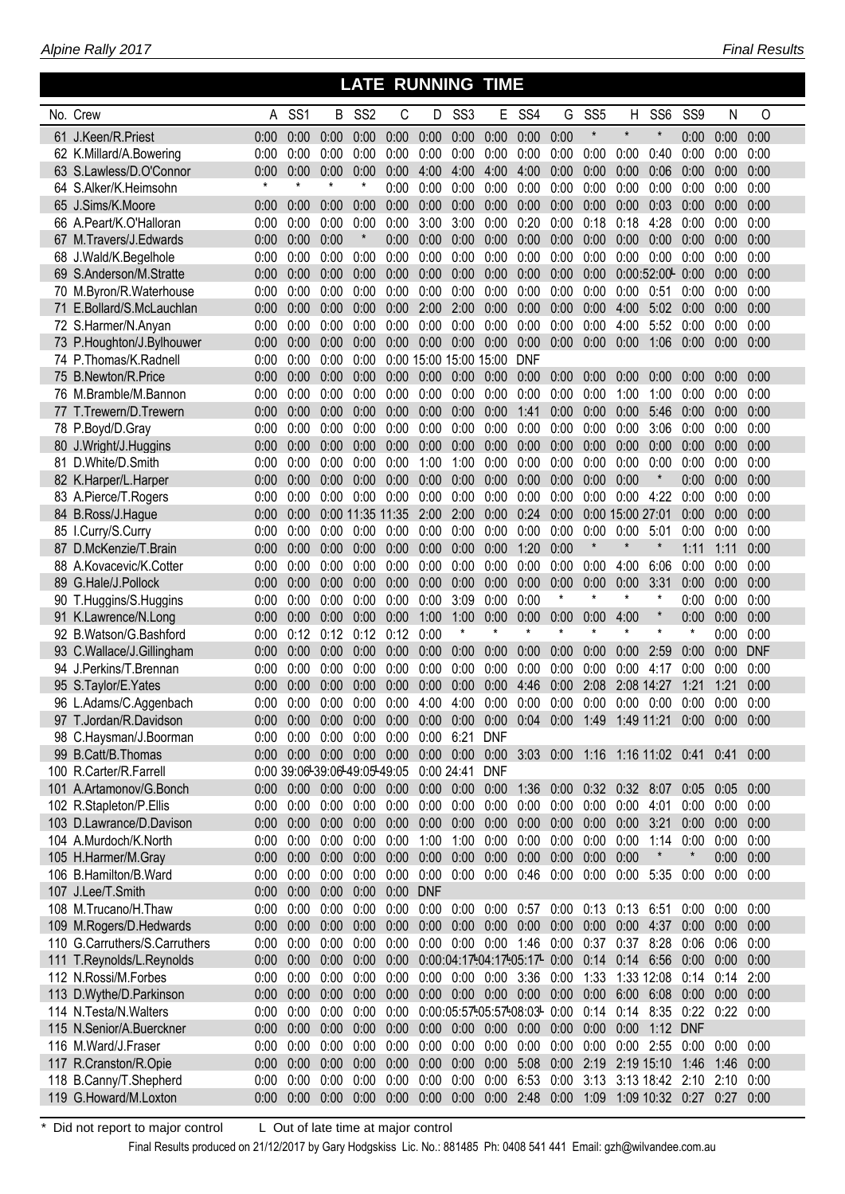## LATE RUNNING TIME

| No. | Crew | A | SS1 | B | SS2 | C | D | SS3 | E | SS4 | G | SS5 | H | SS6 | SS9 | N | O |
|---|---|---|---|---|---|---|---|---|---|---|---|---|---|---|---|---|---|
| 61 | J.Keen/R.Priest | 0:00 | 0:00 | 0:00 | 0:00 | 0:00 | 0:00 | 0:00 | 0:00 | 0:00 | 0:00 | * | * | * | 0:00 | 0:00 | 0:00 |
| 62 | K.Millard/A.Bowering | 0:00 | 0:00 | 0:00 | 0:00 | 0:00 | 0:00 | 0:00 | 0:00 | 0:00 | 0:00 | 0:00 | 0:00 | 0:40 | 0:00 | 0:00 | 0:00 |
| 63 | S.Lawless/D.O'Connor | 0:00 | 0:00 | 0:00 | 0:00 | 0:00 | 4:00 | 4:00 | 4:00 | 4:00 | 0:00 | 0:00 | 0:00 | 0:06 | 0:00 | 0:00 | 0:00 |
| 64 | S.Alker/K.Heimsohn | * | * | * | * | 0:00 | 0:00 | 0:00 | 0:00 | 0:00 | 0:00 | 0:00 | 0:00 | 0:00 | 0:00 | 0:00 | 0:00 |
| 65 | J.Sims/K.Moore | 0:00 | 0:00 | 0:00 | 0:00 | 0:00 | 0:00 | 0:00 | 0:00 | 0:00 | 0:00 | 0:00 | 0:00 | 0:03 | 0:00 | 0:00 | 0:00 |
| 66 | A.Peart/K.O'Halloran | 0:00 | 0:00 | 0:00 | 0:00 | 0:00 | 3:00 | 3:00 | 0:00 | 0:20 | 0:00 | 0:18 | 0:18 | 4:28 | 0:00 | 0:00 | 0:00 |
| 67 | M.Travers/J.Edwards | 0:00 | 0:00 | 0:00 | * | 0:00 | 0:00 | 0:00 | 0:00 | 0:00 | 0:00 | 0:00 | 0:00 | 0:00 | 0:00 | 0:00 | 0:00 |
| 68 | J.Wald/K.Begelhole | 0:00 | 0:00 | 0:00 | 0:00 | 0:00 | 0:00 | 0:00 | 0:00 | 0:00 | 0:00 | 0:00 | 0:00 | 0:00 | 0:00 | 0:00 | 0:00 |
| 69 | S.Anderson/M.Stratte | 0:00 | 0:00 | 0:00 | 0:00 | 0:00 | 0:00 | 0:00 | 0:00 | 0:00 | 0:00 | 0:00 | 0:00 | 52:00L | 0:00 | 0:00 | 0:00 |
| 70 | M.Byron/R.Waterhouse | 0:00 | 0:00 | 0:00 | 0:00 | 0:00 | 0:00 | 0:00 | 0:00 | 0:00 | 0:00 | 0:00 | 0:00 | 0:51 | 0:00 | 0:00 | 0:00 |
| 71 | E.Bollard/S.McLauchlan | 0:00 | 0:00 | 0:00 | 0:00 | 0:00 | 2:00 | 2:00 | 0:00 | 0:00 | 0:00 | 0:00 | 4:00 | 5:02 | 0:00 | 0:00 | 0:00 |
| 72 | S.Harmer/N.Anyan | 0:00 | 0:00 | 0:00 | 0:00 | 0:00 | 0:00 | 0:00 | 0:00 | 0:00 | 0:00 | 0:00 | 4:00 | 5:52 | 0:00 | 0:00 | 0:00 |
| 73 | P.Houghton/J.Bylhouwer | 0:00 | 0:00 | 0:00 | 0:00 | 0:00 | 0:00 | 0:00 | 0:00 | 0:00 | 0:00 | 0:00 | 0:00 | 1:06 | 0:00 | 0:00 | 0:00 |
| 74 | P.Thomas/K.Radnell | 0:00 | 0:00 | 0:00 | 0:00 | 0:00 | 15:00 | 15:00 | 15:00 | DNF | | | | | | | |
| 75 | B.Newton/R.Price | 0:00 | 0:00 | 0:00 | 0:00 | 0:00 | 0:00 | 0:00 | 0:00 | 0:00 | 0:00 | 0:00 | 0:00 | 0:00 | 0:00 | 0:00 | 0:00 |
| 76 | M.Bramble/M.Bannon | 0:00 | 0:00 | 0:00 | 0:00 | 0:00 | 0:00 | 0:00 | 0:00 | 0:00 | 0:00 | 0:00 | 1:00 | 1:00 | 0:00 | 0:00 | 0:00 |
| 77 | T.Trewern/D.Trewern | 0:00 | 0:00 | 0:00 | 0:00 | 0:00 | 0:00 | 0:00 | 0:00 | 1:41 | 0:00 | 0:00 | 0:00 | 5:46 | 0:00 | 0:00 | 0:00 |
| 78 | P.Boyd/D.Gray | 0:00 | 0:00 | 0:00 | 0:00 | 0:00 | 0:00 | 0:00 | 0:00 | 0:00 | 0:00 | 0:00 | 0:00 | 3:06 | 0:00 | 0:00 | 0:00 |
| 80 | J.Wright/J.Huggins | 0:00 | 0:00 | 0:00 | 0:00 | 0:00 | 0:00 | 0:00 | 0:00 | 0:00 | 0:00 | 0:00 | 0:00 | 0:00 | 0:00 | 0:00 | 0:00 |
| 81 | D.White/D.Smith | 0:00 | 0:00 | 0:00 | 0:00 | 0:00 | 1:00 | 1:00 | 0:00 | 0:00 | 0:00 | 0:00 | 0:00 | 0:00 | 0:00 | 0:00 | 0:00 |
| 82 | K.Harper/L.Harper | 0:00 | 0:00 | 0:00 | 0:00 | 0:00 | 0:00 | 0:00 | 0:00 | 0:00 | 0:00 | 0:00 | 0:00 | * | 0:00 | 0:00 | 0:00 |
| 83 | A.Pierce/T.Rogers | 0:00 | 0:00 | 0:00 | 0:00 | 0:00 | 0:00 | 0:00 | 0:00 | 0:00 | 0:00 | 0:00 | 0:00 | 4:22 | 0:00 | 0:00 | 0:00 |
| 84 | B.Ross/J.Hague | 0:00 | 0:00 | 0:00 | 11:35 | 11:35 | 2:00 | 2:00 | 0:00 | 0:24 | 0:00 | 0:00 | 15:00 | 27:01 | 0:00 | 0:00 | 0:00 |
| 85 | I.Curry/S.Curry | 0:00 | 0:00 | 0:00 | 0:00 | 0:00 | 0:00 | 0:00 | 0:00 | 0:00 | 0:00 | 0:00 | 0:00 | 5:01 | 0:00 | 0:00 | 0:00 |
| 87 | D.McKenzie/T.Brain | 0:00 | 0:00 | 0:00 | 0:00 | 0:00 | 0:00 | 0:00 | 0:00 | 1:20 | 0:00 | * | * | * | 1:11 | 1:11 | 0:00 |
| 88 | A.Kovacevic/K.Cotter | 0:00 | 0:00 | 0:00 | 0:00 | 0:00 | 0:00 | 0:00 | 0:00 | 0:00 | 0:00 | 0:00 | 4:00 | 6:06 | 0:00 | 0:00 | 0:00 |
| 89 | G.Hale/J.Pollock | 0:00 | 0:00 | 0:00 | 0:00 | 0:00 | 0:00 | 0:00 | 0:00 | 0:00 | 0:00 | 0:00 | 0:00 | 3:31 | 0:00 | 0:00 | 0:00 |
| 90 | T.Huggins/S.Huggins | 0:00 | 0:00 | 0:00 | 0:00 | 0:00 | 0:00 | 3:09 | 0:00 | 0:00 | * | * | * | * | 0:00 | 0:00 | 0:00 |
| 91 | K.Lawrence/N.Long | 0:00 | 0:00 | 0:00 | 0:00 | 0:00 | 1:00 | 1:00 | 0:00 | 0:00 | 0:00 | 0:00 | 4:00 | * | 0:00 | 0:00 | 0:00 |
| 92 | B.Watson/G.Bashford | 0:00 | 0:12 | 0:12 | 0:12 | 0:12 | 0:00 | * | * | * | * | * | * | * | * | 0:00 | 0:00 |
| 93 | C.Wallace/J.Gillingham | 0:00 | 0:00 | 0:00 | 0:00 | 0:00 | 0:00 | 0:00 | 0:00 | 0:00 | 0:00 | 0:00 | 0:00 | 2:59 | 0:00 | 0:00 | DNF |
| 94 | J.Perkins/T.Brennan | 0:00 | 0:00 | 0:00 | 0:00 | 0:00 | 0:00 | 0:00 | 0:00 | 0:00 | 0:00 | 0:00 | 0:00 | 4:17 | 0:00 | 0:00 | 0:00 |
| 95 | S.Taylor/E.Yates | 0:00 | 0:00 | 0:00 | 0:00 | 0:00 | 0:00 | 0:00 | 0:00 | 4:46 | 0:00 | 2:08 | 2:08 | 14:27 | 1:21 | 1:21 | 0:00 |
| 96 | L.Adams/C.Aggenbach | 0:00 | 0:00 | 0:00 | 0:00 | 0:00 | 4:00 | 4:00 | 0:00 | 0:00 | 0:00 | 0:00 | 0:00 | 0:00 | 0:00 | 0:00 | 0:00 |
| 97 | T.Jordan/R.Davidson | 0:00 | 0:00 | 0:00 | 0:00 | 0:00 | 0:00 | 0:00 | 0:00 | 0:04 | 0:00 | 1:49 | 1:49 | 11:21 | 0:00 | 0:00 | 0:00 |
| 98 | C.Haysman/J.Boorman | 0:00 | 0:00 | 0:00 | 0:00 | 0:00 | 0:00 | 6:21 | DNF | | | | | | | | |
| 99 | B.Catt/B.Thomas | 0:00 | 0:00 | 0:00 | 0:00 | 0:00 | 0:00 | 0:00 | 0:00 | 3:03 | 0:00 | 1:16 | 1:16 | 11:02 | 0:41 | 0:41 | 0:00 |
| 100 | R.Carter/R.Farrell | 0:00 | 39:06L | 39:06L | 49:05L | 49:05 | 0:00 | 24:41 | DNF | | | | | | | | |
| 101 | A.Artamonov/G.Bonch | 0:00 | 0:00 | 0:00 | 0:00 | 0:00 | 0:00 | 0:00 | 0:00 | 1:36 | 0:00 | 0:32 | 0:32 | 8:07 | 0:05 | 0:05 | 0:00 |
| 102 | R.Stapleton/P.Ellis | 0:00 | 0:00 | 0:00 | 0:00 | 0:00 | 0:00 | 0:00 | 0:00 | 0:00 | 0:00 | 0:00 | 0:00 | 4:01 | 0:00 | 0:00 | 0:00 |
| 103 | D.Lawrance/D.Davison | 0:00 | 0:00 | 0:00 | 0:00 | 0:00 | 0:00 | 0:00 | 0:00 | 0:00 | 0:00 | 0:00 | 0:00 | 3:21 | 0:00 | 0:00 | 0:00 |
| 104 | A.Murdoch/K.North | 0:00 | 0:00 | 0:00 | 0:00 | 0:00 | 1:00 | 1:00 | 0:00 | 0:00 | 0:00 | 0:00 | 0:00 | 1:14 | 0:00 | 0:00 | 0:00 |
| 105 | H.Harmer/M.Gray | 0:00 | 0:00 | 0:00 | 0:00 | 0:00 | 0:00 | 0:00 | 0:00 | 0:00 | 0:00 | 0:00 | 0:00 | * | * | 0:00 | 0:00 |
| 106 | B.Hamilton/B.Ward | 0:00 | 0:00 | 0:00 | 0:00 | 0:00 | 0:00 | 0:00 | 0:00 | 0:46 | 0:00 | 0:00 | 0:00 | 5:35 | 0:00 | 0:00 | 0:00 |
| 107 | J.Lee/T.Smith | 0:00 | 0:00 | 0:00 | 0:00 | 0:00 | DNF | | | | | | | | | | |
| 108 | M.Trucano/H.Thaw | 0:00 | 0:00 | 0:00 | 0:00 | 0:00 | 0:00 | 0:00 | 0:00 | 0:57 | 0:00 | 0:13 | 0:13 | 6:51 | 0:00 | 0:00 | 0:00 |
| 109 | M.Rogers/D.Hedwards | 0:00 | 0:00 | 0:00 | 0:00 | 0:00 | 0:00 | 0:00 | 0:00 | 0:00 | 0:00 | 0:00 | 0:00 | 4:37 | 0:00 | 0:00 | 0:00 |
| 110 | G.Carruthers/S.Carruthers | 0:00 | 0:00 | 0:00 | 0:00 | 0:00 | 0:00 | 0:00 | 0:00 | 1:46 | 0:00 | 0:37 | 0:37 | 8:28 | 0:06 | 0:06 | 0:00 |
| 111 | T.Reynolds/L.Reynolds | 0:00 | 0:00 | 0:00 | 0:00 | 0:00 | 0:00 | 04:17L | 04:17L | 05:17L | 0:00 | 0:14 | 0:14 | 6:56 | 0:00 | 0:00 | 0:00 |
| 112 | N.Rossi/M.Forbes | 0:00 | 0:00 | 0:00 | 0:00 | 0:00 | 0:00 | 0:00 | 0:00 | 3:36 | 0:00 | 1:33 | 1:33 | 12:08 | 0:14 | 0:14 | 2:00 |
| 113 | D.Wythe/D.Parkinson | 0:00 | 0:00 | 0:00 | 0:00 | 0:00 | 0:00 | 0:00 | 0:00 | 0:00 | 0:00 | 0:00 | 6:00 | 6:08 | 0:00 | 0:00 | 0:00 |
| 114 | N.Testa/N.Walters | 0:00 | 0:00 | 0:00 | 0:00 | 0:00 | 0:00 | 05:57L | 05:57L | 08:03L | 0:00 | 0:14 | 0:14 | 8:35 | 0:22 | 0:22 | 0:00 |
| 115 | N.Senior/A.Buerckner | 0:00 | 0:00 | 0:00 | 0:00 | 0:00 | 0:00 | 0:00 | 0:00 | 0:00 | 0:00 | 0:00 | 0:00 | 1:12 | DNF | | |
| 116 | M.Ward/J.Fraser | 0:00 | 0:00 | 0:00 | 0:00 | 0:00 | 0:00 | 0:00 | 0:00 | 0:00 | 0:00 | 0:00 | 0:00 | 2:55 | 0:00 | 0:00 | 0:00 |
| 117 | R.Cranston/R.Opie | 0:00 | 0:00 | 0:00 | 0:00 | 0:00 | 0:00 | 0:00 | 0:00 | 5:08 | 0:00 | 2:19 | 2:19 | 15:10 | 1:46 | 1:46 | 0:00 |
| 118 | B.Canny/T.Shepherd | 0:00 | 0:00 | 0:00 | 0:00 | 0:00 | 0:00 | 0:00 | 0:00 | 6:53 | 0:00 | 3:13 | 3:13 | 18:42 | 2:10 | 2:10 | 0:00 |
| 119 | G.Howard/M.Loxton | 0:00 | 0:00 | 0:00 | 0:00 | 0:00 | 0:00 | 0:00 | 0:00 | 2:48 | 0:00 | 1:09 | 1:09 | 10:32 | 0:27 | 0:27 | 0:00 |

* Did not report to major control    L Out of late time at major control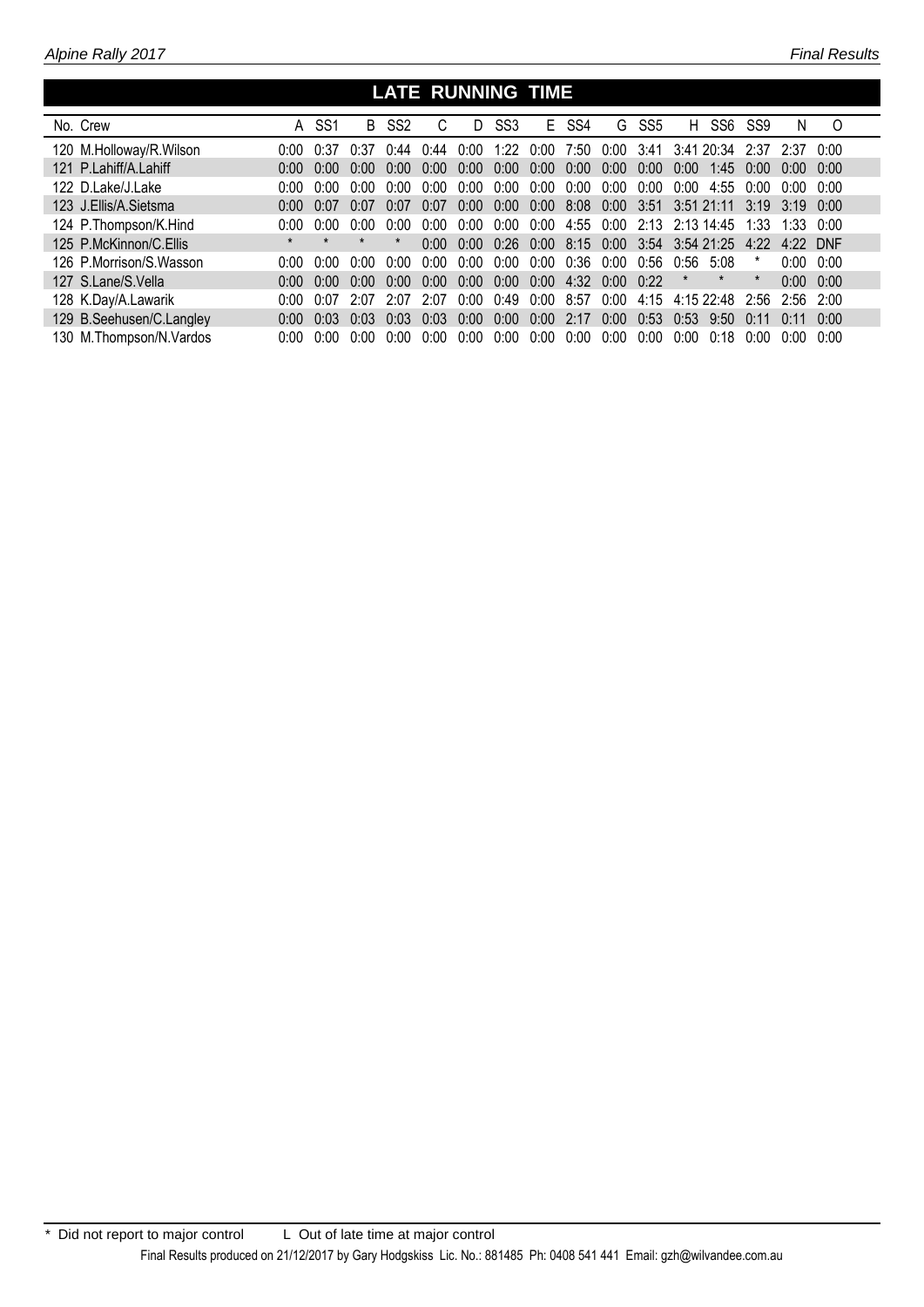## LATE RUNNING TIME

| No. | Crew | A | SS1 | B | SS2 | C | D | SS3 | E | SS4 | G | SS5 | H | SS6 | SS9 | N | O |
|---|---|---|---|---|---|---|---|---|---|---|---|---|---|---|---|---|---|
| 120 | M.Holloway/R.Wilson | 0:00 | 0:37 | 0:37 | 0:44 | 0:44 | 0:00 | 1:22 | 0:00 | 7:50 | 0:00 | 3:41 | 3:41 | 20:34 | 2:37 | 2:37 | 0:00 |
| 121 | P.Lahiff/A.Lahiff | 0:00 | 0:00 | 0:00 | 0:00 | 0:00 | 0:00 | 0:00 | 0:00 | 0:00 | 0:00 | 0:00 | 0:00 | 1:45 | 0:00 | 0:00 | 0:00 |
| 122 | D.Lake/J.Lake | 0:00 | 0:00 | 0:00 | 0:00 | 0:00 | 0:00 | 0:00 | 0:00 | 0:00 | 0:00 | 0:00 | 0:00 | 4:55 | 0:00 | 0:00 | 0:00 |
| 123 | J.Ellis/A.Sietsma | 0:00 | 0:07 | 0:07 | 0:07 | 0:07 | 0:00 | 0:00 | 0:00 | 8:08 | 0:00 | 3:51 | 3:51 | 21:11 | 3:19 | 3:19 | 0:00 |
| 124 | P.Thompson/K.Hind | 0:00 | 0:00 | 0:00 | 0:00 | 0:00 | 0:00 | 0:00 | 0:00 | 4:55 | 0:00 | 2:13 | 2:13 | 14:45 | 1:33 | 1:33 | 0:00 |
| 125 | P.McKinnon/C.Ellis | * | * | * | * | 0:00 | 0:00 | 0:26 | 0:00 | 8:15 | 0:00 | 3:54 | 3:54 | 21:25 | 4:22 | 4:22 | DNF |
| 126 | P.Morrison/S.Wasson | 0:00 | 0:00 | 0:00 | 0:00 | 0:00 | 0:00 | 0:00 | 0:00 | 0:36 | 0:00 | 0:56 | 0:56 | 5:08 | * | 0:00 | 0:00 |
| 127 | S.Lane/S.Vella | 0:00 | 0:00 | 0:00 | 0:00 | 0:00 | 0:00 | 0:00 | 0:00 | 4:32 | 0:00 | 0:22 | * | * | * | 0:00 | 0:00 |
| 128 | K.Day/A.Lawarik | 0:00 | 0:07 | 2:07 | 2:07 | 2:07 | 0:00 | 0:49 | 0:00 | 8:57 | 0:00 | 4:15 | 4:15 | 22:48 | 2:56 | 2:56 | 2:00 |
| 129 | B.Seehusen/C.Langley | 0:00 | 0:03 | 0:03 | 0:03 | 0:03 | 0:00 | 0:00 | 0:00 | 2:17 | 0:00 | 0:53 | 0:53 | 9:50 | 0:11 | 0:11 | 0:00 |
| 130 | M.Thompson/N.Vardos | 0:00 | 0:00 | 0:00 | 0:00 | 0:00 | 0:00 | 0:00 | 0:00 | 0:00 | 0:00 | 0:00 | 0:00 | 0:18 | 0:00 | 0:00 | 0:00 |

\* Did not report to major control    L Out of late time at major control

Final Results produced on 21/12/2017 by Gary Hodgskiss Lic. No.: 881485 Ph: 0408 541 441 Email: gzh@wilvandee.com.au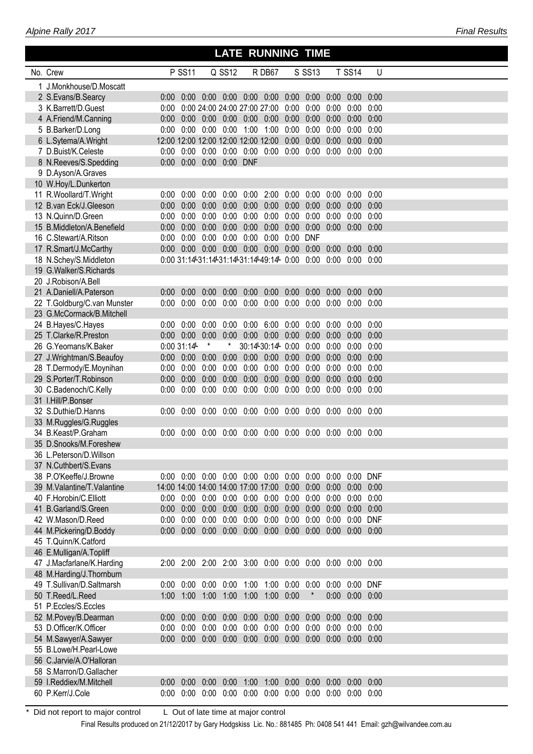## LATE RUNNING TIME

| No. | Crew | P | SS11 | Q | SS12 | R | DB67 | S | SS13 | T | SS14 | U |
|---|---|---|---|---|---|---|---|---|---|---|---|---|
| 1 | J.Monkhouse/D.Moscatt | | | | | | | | | | | |
| 2 | S.Evans/B.Searcy | 0:00 | 0:00 | 0:00 | 0:00 | 0:00 | 0:00 | 0:00 | 0:00 | 0:00 | 0:00 | 0:00 |
| 3 | K.Barrett/D.Guest | 0:00 | 0:00 | 24:00 | 24:00 | 27:00 | 27:00 | 0:00 | 0:00 | 0:00 | 0:00 | 0:00 |
| 4 | A.Friend/M.Canning | 0:00 | 0:00 | 0:00 | 0:00 | 0:00 | 0:00 | 0:00 | 0:00 | 0:00 | 0:00 | 0:00 |
| 5 | B.Barker/D.Long | 0:00 | 0:00 | 0:00 | 0:00 | 1:00 | 1:00 | 0:00 | 0:00 | 0:00 | 0:00 | 0:00 |
| 6 | L.Sytema/A.Wright | 12:00 | 12:00 | 12:00 | 12:00 | 12:00 | 12:00 | 0:00 | 0:00 | 0:00 | 0:00 | 0:00 |
| 7 | D.Buist/K.Celeste | 0:00 | 0:00 | 0:00 | 0:00 | 0:00 | 0:00 | 0:00 | 0:00 | 0:00 | 0:00 | 0:00 |
| 8 | N.Reeves/S.Spedding | 0:00 | 0:00 | 0:00 | 0:00 | DNF | | | | | | |
| 9 | D.Ayson/A.Graves | | | | | | | | | | | |
| 10 | W.Hoy/L.Dunkerton | | | | | | | | | | | |
| 11 | R.Woollard/T.Wright | 0:00 | 0:00 | 0:00 | 0:00 | 0:00 | 2:00 | 0:00 | 0:00 | 0:00 | 0:00 | 0:00 |
| 12 | B.van Eck/J.Gleeson | 0:00 | 0:00 | 0:00 | 0:00 | 0:00 | 0:00 | 0:00 | 0:00 | 0:00 | 0:00 | 0:00 |
| 13 | N.Quinn/D.Green | 0:00 | 0:00 | 0:00 | 0:00 | 0:00 | 0:00 | 0:00 | 0:00 | 0:00 | 0:00 | 0:00 |
| 15 | B.Middleton/A.Benefield | 0:00 | 0:00 | 0:00 | 0:00 | 0:00 | 0:00 | 0:00 | 0:00 | 0:00 | 0:00 | 0:00 |
| 16 | C.Stewart/A.Ritson | 0:00 | 0:00 | 0:00 | 0:00 | 0:00 | 0:00 | 0:00 | DNF | | | |
| 17 | R.Smart/J.McCarthy | 0:00 | 0:00 | 0:00 | 0:00 | 0:00 | 0:00 | 0:00 | 0:00 | 0:00 | 0:00 | 0:00 |
| 18 | N.Schey/S.Middleton | 0:00 | 31:14L | 31:14L | 31:14L | 31:14L | 49:14L | 0:00 | 0:00 | 0:00 | 0:00 | 0:00 |
| 19 | G.Walker/S.Richards | | | | | | | | | | | |
| 20 | J.Robison/A.Bell | | | | | | | | | | | |
| 21 | A.Daniell/A.Paterson | 0:00 | 0:00 | 0:00 | 0:00 | 0:00 | 0:00 | 0:00 | 0:00 | 0:00 | 0:00 | 0:00 |
| 22 | T.Goldburg/C.van Munster | 0:00 | 0:00 | 0:00 | 0:00 | 0:00 | 0:00 | 0:00 | 0:00 | 0:00 | 0:00 | 0:00 |
| 23 | G.McCormack/B.Mitchell | | | | | | | | | | | |
| 24 | B.Hayes/C.Hayes | 0:00 | 0:00 | 0:00 | 0:00 | 0:00 | 6:00 | 0:00 | 0:00 | 0:00 | 0:00 | 0:00 |
| 25 | T.Clarke/R.Preston | 0:00 | 0:00 | 0:00 | 0:00 | 0:00 | 0:00 | 0:00 | 0:00 | 0:00 | 0:00 | 0:00 |
| 26 | G.Yeomans/K.Baker | 0:00 | 31:14L | * | * | 30:14L | 30:14L | 0:00 | 0:00 | 0:00 | 0:00 | 0:00 |
| 27 | J.Wrightman/S.Beaufoy | 0:00 | 0:00 | 0:00 | 0:00 | 0:00 | 0:00 | 0:00 | 0:00 | 0:00 | 0:00 | 0:00 |
| 28 | T.Dermody/E.Moynihan | 0:00 | 0:00 | 0:00 | 0:00 | 0:00 | 0:00 | 0:00 | 0:00 | 0:00 | 0:00 | 0:00 |
| 29 | S.Porter/T.Robinson | 0:00 | 0:00 | 0:00 | 0:00 | 0:00 | 0:00 | 0:00 | 0:00 | 0:00 | 0:00 | 0:00 |
| 30 | C.Badenoch/C.Kelly | 0:00 | 0:00 | 0:00 | 0:00 | 0:00 | 0:00 | 0:00 | 0:00 | 0:00 | 0:00 | 0:00 |
| 31 | I.Hill/P.Bonser | | | | | | | | | | | |
| 32 | S.Duthie/D.Hanns | 0:00 | 0:00 | 0:00 | 0:00 | 0:00 | 0:00 | 0:00 | 0:00 | 0:00 | 0:00 | 0:00 |
| 33 | M.Ruggles/G.Ruggles | | | | | | | | | | | |
| 34 | B.Keast/P.Graham | 0:00 | 0:00 | 0:00 | 0:00 | 0:00 | 0:00 | 0:00 | 0:00 | 0:00 | 0:00 | 0:00 |
| 35 | D.Snooks/M.Foreshew | | | | | | | | | | | |
| 36 | L.Peterson/D.Willson | | | | | | | | | | | |
| 37 | N.Cuthbert/S.Evans | | | | | | | | | | | |
| 38 | P.O'Keeffe/J.Browne | 0:00 | 0:00 | 0:00 | 0:00 | 0:00 | 0:00 | 0:00 | 0:00 | 0:00 | 0:00 | DNF |
| 39 | M.Valantine/T.Valantine | 14:00 | 14:00 | 14:00 | 14:00 | 17:00 | 17:00 | 0:00 | 0:00 | 0:00 | 0:00 | 0:00 |
| 40 | F.Horobin/C.Elliott | 0:00 | 0:00 | 0:00 | 0:00 | 0:00 | 0:00 | 0:00 | 0:00 | 0:00 | 0:00 | 0:00 |
| 41 | B.Garland/S.Green | 0:00 | 0:00 | 0:00 | 0:00 | 0:00 | 0:00 | 0:00 | 0:00 | 0:00 | 0:00 | 0:00 |
| 42 | W.Mason/D.Reed | 0:00 | 0:00 | 0:00 | 0:00 | 0:00 | 0:00 | 0:00 | 0:00 | 0:00 | 0:00 | DNF |
| 44 | M.Pickering/D.Boddy | 0:00 | 0:00 | 0:00 | 0:00 | 0:00 | 0:00 | 0:00 | 0:00 | 0:00 | 0:00 | 0:00 |
| 45 | T.Quinn/K.Catford | | | | | | | | | | | |
| 46 | E.Mulligan/A.Topliff | | | | | | | | | | | |
| 47 | J.Macfarlane/K.Harding | 2:00 | 2:00 | 2:00 | 2:00 | 3:00 | 0:00 | 0:00 | 0:00 | 0:00 | 0:00 | 0:00 |
| 48 | M.Harding/J.Thornburn | | | | | | | | | | | |
| 49 | T.Sullivan/D.Saltmarsh | 0:00 | 0:00 | 0:00 | 0:00 | 1:00 | 1:00 | 0:00 | 0:00 | 0:00 | 0:00 | DNF |
| 50 | T.Reed/L.Reed | 1:00 | 1:00 | 1:00 | 1:00 | 1:00 | 1:00 | 0:00 | * | 0:00 | 0:00 | 0:00 |
| 51 | P.Eccles/S.Eccles | | | | | | | | | | | |
| 52 | M.Povey/B.Dearman | 0:00 | 0:00 | 0:00 | 0:00 | 0:00 | 0:00 | 0:00 | 0:00 | 0:00 | 0:00 | 0:00 |
| 53 | D.Officer/K.Officer | 0:00 | 0:00 | 0:00 | 0:00 | 0:00 | 0:00 | 0:00 | 0:00 | 0:00 | 0:00 | 0:00 |
| 54 | M.Sawyer/A.Sawyer | 0:00 | 0:00 | 0:00 | 0:00 | 0:00 | 0:00 | 0:00 | 0:00 | 0:00 | 0:00 | 0:00 |
| 55 | B.Lowe/H.Pearl-Lowe | | | | | | | | | | | |
| 56 | C.Jarvie/A.O'Halloran | | | | | | | | | | | |
| 58 | S.Marron/D.Gallacher | | | | | | | | | | | |
| 59 | I.Reddiex/M.Mitchell | 0:00 | 0:00 | 0:00 | 0:00 | 1:00 | 1:00 | 0:00 | 0:00 | 0:00 | 0:00 | 0:00 |
| 60 | P.Kerr/J.Cole | 0:00 | 0:00 | 0:00 | 0:00 | 0:00 | 0:00 | 0:00 | 0:00 | 0:00 | 0:00 | 0:00 |

\* Did not report to major control    L Out of late time at major control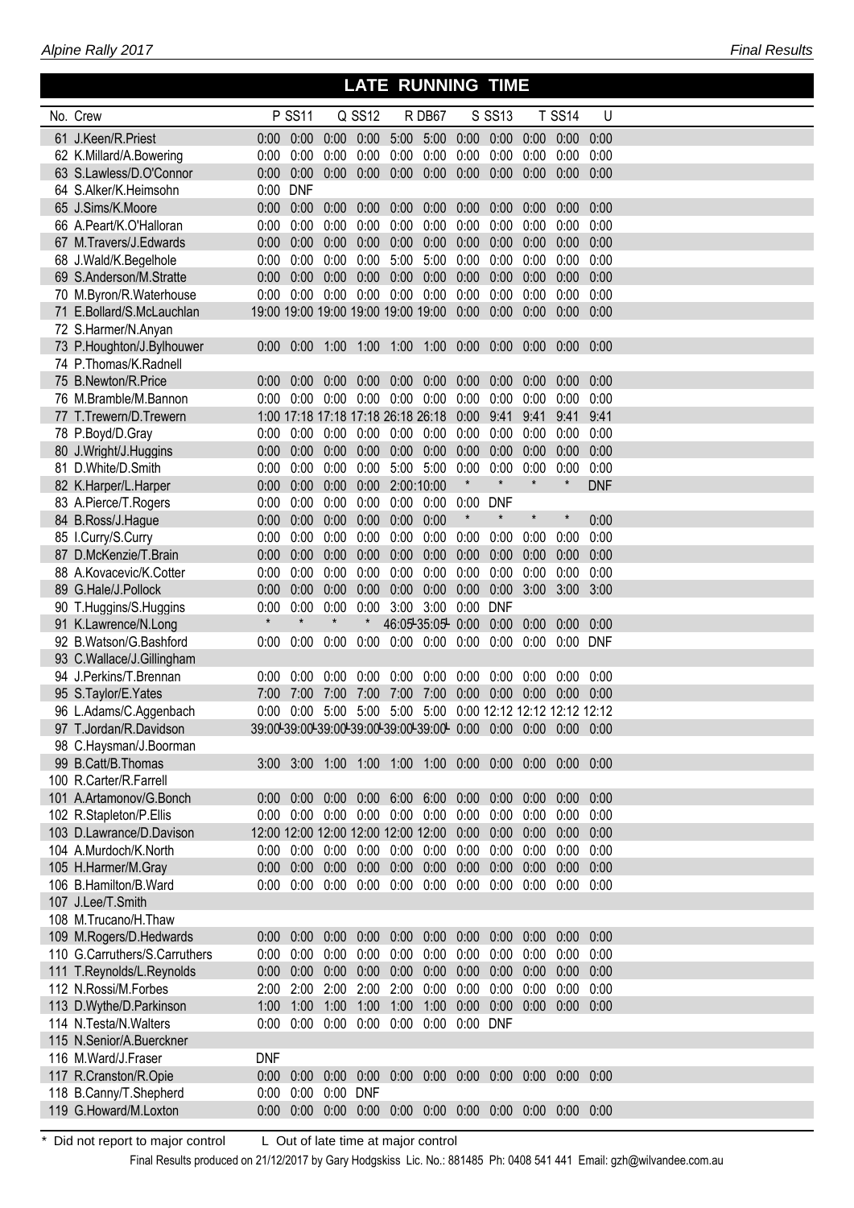## LATE RUNNING TIME

| No. | Crew | P | SS11 | Q | SS12 | R | DB67 | S | SS13 | T | SS14 | U |
|---|---|---|---|---|---|---|---|---|---|---|---|---|
| 61 | J.Keen/R.Priest | 0:00 | 0:00 | 0:00 | 0:00 | 5:00 | 5:00 | 0:00 | 0:00 | 0:00 | 0:00 | 0:00 |
| 62 | K.Millard/A.Bowering | 0:00 | 0:00 | 0:00 | 0:00 | 0:00 | 0:00 | 0:00 | 0:00 | 0:00 | 0:00 | 0:00 |
| 63 | S.Lawless/D.O'Connor | 0:00 | 0:00 | 0:00 | 0:00 | 0:00 | 0:00 | 0:00 | 0:00 | 0:00 | 0:00 | 0:00 |
| 64 | S.Alker/K.Heimsohn | 0:00 | DNF | | | | | | | | | |
| 65 | J.Sims/K.Moore | 0:00 | 0:00 | 0:00 | 0:00 | 0:00 | 0:00 | 0:00 | 0:00 | 0:00 | 0:00 | 0:00 |
| 66 | A.Peart/K.O'Halloran | 0:00 | 0:00 | 0:00 | 0:00 | 0:00 | 0:00 | 0:00 | 0:00 | 0:00 | 0:00 | 0:00 |
| 67 | M.Travers/J.Edwards | 0:00 | 0:00 | 0:00 | 0:00 | 0:00 | 0:00 | 0:00 | 0:00 | 0:00 | 0:00 | 0:00 |
| 68 | J.Wald/K.Begelhole | 0:00 | 0:00 | 0:00 | 0:00 | 5:00 | 5:00 | 0:00 | 0:00 | 0:00 | 0:00 | 0:00 |
| 69 | S.Anderson/M.Stratte | 0:00 | 0:00 | 0:00 | 0:00 | 0:00 | 0:00 | 0:00 | 0:00 | 0:00 | 0:00 | 0:00 |
| 70 | M.Byron/R.Waterhouse | 0:00 | 0:00 | 0:00 | 0:00 | 0:00 | 0:00 | 0:00 | 0:00 | 0:00 | 0:00 | 0:00 |
| 71 | E.Bollard/S.McLauchlan | 19:00 | 19:00 | 19:00 | 19:00 | 19:00 | 19:00 | 0:00 | 0:00 | 0:00 | 0:00 | 0:00 |
| 72 | S.Harmer/N.Anyan | | | | | | | | | | | |
| 73 | P.Houghton/J.Bylhouwer | 0:00 | 0:00 | 1:00 | 1:00 | 1:00 | 1:00 | 0:00 | 0:00 | 0:00 | 0:00 | 0:00 |
| 74 | P.Thomas/K.Radnell | | | | | | | | | | | |
| 75 | B.Newton/R.Price | 0:00 | 0:00 | 0:00 | 0:00 | 0:00 | 0:00 | 0:00 | 0:00 | 0:00 | 0:00 | 0:00 |
| 76 | M.Bramble/M.Bannon | 0:00 | 0:00 | 0:00 | 0:00 | 0:00 | 0:00 | 0:00 | 0:00 | 0:00 | 0:00 | 0:00 |
| 77 | T.Trewern/D.Trewern | 1:00 | 17:18 | 17:18 | 17:18 | 26:18 | 26:18 | 0:00 | 9:41 | 9:41 | 9:41 | 9:41 |
| 78 | P.Boyd/D.Gray | 0:00 | 0:00 | 0:00 | 0:00 | 0:00 | 0:00 | 0:00 | 0:00 | 0:00 | 0:00 | 0:00 |
| 80 | J.Wright/J.Huggins | 0:00 | 0:00 | 0:00 | 0:00 | 0:00 | 0:00 | 0:00 | 0:00 | 0:00 | 0:00 | 0:00 |
| 81 | D.White/D.Smith | 0:00 | 0:00 | 0:00 | 0:00 | 5:00 | 5:00 | 0:00 | 0:00 | 0:00 | 0:00 | 0:00 |
| 82 | K.Harper/L.Harper | 0:00 | 0:00 | 0:00 | 0:00 | 2:00 | 10:00 | * | * | * | * | DNF |
| 83 | A.Pierce/T.Rogers | 0:00 | 0:00 | 0:00 | 0:00 | 0:00 | 0:00 | 0:00 | DNF | | | |
| 84 | B.Ross/J.Hague | 0:00 | 0:00 | 0:00 | 0:00 | 0:00 | 0:00 | * | * | * | * | 0:00 |
| 85 | I.Curry/S.Curry | 0:00 | 0:00 | 0:00 | 0:00 | 0:00 | 0:00 | 0:00 | 0:00 | 0:00 | 0:00 | 0:00 |
| 87 | D.McKenzie/T.Brain | 0:00 | 0:00 | 0:00 | 0:00 | 0:00 | 0:00 | 0:00 | 0:00 | 0:00 | 0:00 | 0:00 |
| 88 | A.Kovacevic/K.Cotter | 0:00 | 0:00 | 0:00 | 0:00 | 0:00 | 0:00 | 0:00 | 0:00 | 0:00 | 0:00 | 0:00 |
| 89 | G.Hale/J.Pollock | 0:00 | 0:00 | 0:00 | 0:00 | 0:00 | 0:00 | 0:00 | 0:00 | 3:00 | 3:00 | 3:00 |
| 90 | T.Huggins/S.Huggins | 0:00 | 0:00 | 0:00 | 0:00 | 3:00 | 3:00 | 0:00 | DNF | | | |
| 91 | K.Lawrence/N.Long | * | * | * | * | 46:05L | 35:05L | 0:00 | 0:00 | 0:00 | 0:00 | 0:00 |
| 92 | B.Watson/G.Bashford | 0:00 | 0:00 | 0:00 | 0:00 | 0:00 | 0:00 | 0:00 | 0:00 | 0:00 | 0:00 | DNF |
| 93 | C.Wallace/J.Gillingham | | | | | | | | | | | |
| 94 | J.Perkins/T.Brennan | 0:00 | 0:00 | 0:00 | 0:00 | 0:00 | 0:00 | 0:00 | 0:00 | 0:00 | 0:00 | 0:00 |
| 95 | S.Taylor/E.Yates | 7:00 | 7:00 | 7:00 | 7:00 | 7:00 | 7:00 | 0:00 | 0:00 | 0:00 | 0:00 | 0:00 |
| 96 | L.Adams/C.Aggenbach | 0:00 | 0:00 | 5:00 | 5:00 | 5:00 | 5:00 | 0:00 | 12:12 | 12:12 | 12:12 | 12:12 |
| 97 | T.Jordan/R.Davidson | 39:00L | 39:00L | 39:00L | 39:00L | 39:00L | 39:00L | 0:00 | 0:00 | 0:00 | 0:00 | 0:00 |
| 98 | C.Haysman/J.Boorman | | | | | | | | | | | |
| 99 | B.Catt/B.Thomas | 3:00 | 3:00 | 1:00 | 1:00 | 1:00 | 1:00 | 0:00 | 0:00 | 0:00 | 0:00 | 0:00 |
| 100 | R.Carter/R.Farrell | | | | | | | | | | | |
| 101 | A.Artamonov/G.Bonch | 0:00 | 0:00 | 0:00 | 0:00 | 6:00 | 6:00 | 0:00 | 0:00 | 0:00 | 0:00 | 0:00 |
| 102 | R.Stapleton/P.Ellis | 0:00 | 0:00 | 0:00 | 0:00 | 0:00 | 0:00 | 0:00 | 0:00 | 0:00 | 0:00 | 0:00 |
| 103 | D.Lawrance/D.Davison | 12:00 | 12:00 | 12:00 | 12:00 | 12:00 | 12:00 | 0:00 | 0:00 | 0:00 | 0:00 | 0:00 |
| 104 | A.Murdoch/K.North | 0:00 | 0:00 | 0:00 | 0:00 | 0:00 | 0:00 | 0:00 | 0:00 | 0:00 | 0:00 | 0:00 |
| 105 | H.Harmer/M.Gray | 0:00 | 0:00 | 0:00 | 0:00 | 0:00 | 0:00 | 0:00 | 0:00 | 0:00 | 0:00 | 0:00 |
| 106 | B.Hamilton/B.Ward | 0:00 | 0:00 | 0:00 | 0:00 | 0:00 | 0:00 | 0:00 | 0:00 | 0:00 | 0:00 | 0:00 |
| 107 | J.Lee/T.Smith | | | | | | | | | | | |
| 108 | M.Trucano/H.Thaw | | | | | | | | | | | |
| 109 | M.Rogers/D.Hedwards | 0:00 | 0:00 | 0:00 | 0:00 | 0:00 | 0:00 | 0:00 | 0:00 | 0:00 | 0:00 | 0:00 |
| 110 | G.Carruthers/S.Carruthers | 0:00 | 0:00 | 0:00 | 0:00 | 0:00 | 0:00 | 0:00 | 0:00 | 0:00 | 0:00 | 0:00 |
| 111 | T.Reynolds/L.Reynolds | 0:00 | 0:00 | 0:00 | 0:00 | 0:00 | 0:00 | 0:00 | 0:00 | 0:00 | 0:00 | 0:00 |
| 112 | N.Rossi/M.Forbes | 2:00 | 2:00 | 2:00 | 2:00 | 2:00 | 0:00 | 0:00 | 0:00 | 0:00 | 0:00 | 0:00 |
| 113 | D.Wythe/D.Parkinson | 1:00 | 1:00 | 1:00 | 1:00 | 1:00 | 1:00 | 0:00 | 0:00 | 0:00 | 0:00 | 0:00 |
| 114 | N.Testa/N.Walters | 0:00 | 0:00 | 0:00 | 0:00 | 0:00 | 0:00 | 0:00 | DNF | | | |
| 115 | N.Senior/A.Buerckner | | | | | | | | | | | |
| 116 | M.Ward/J.Fraser | DNF | | | | | | | | | | |
| 117 | R.Cranston/R.Opie | 0:00 | 0:00 | 0:00 | 0:00 | 0:00 | 0:00 | 0:00 | 0:00 | 0:00 | 0:00 | 0:00 |
| 118 | B.Canny/T.Shepherd | 0:00 | 0:00 | 0:00 | DNF | | | | | | | |
| 119 | G.Howard/M.Loxton | 0:00 | 0:00 | 0:00 | 0:00 | 0:00 | 0:00 | 0:00 | 0:00 | 0:00 | 0:00 | 0:00 |

\* Did not report to major control L Out of late time at major control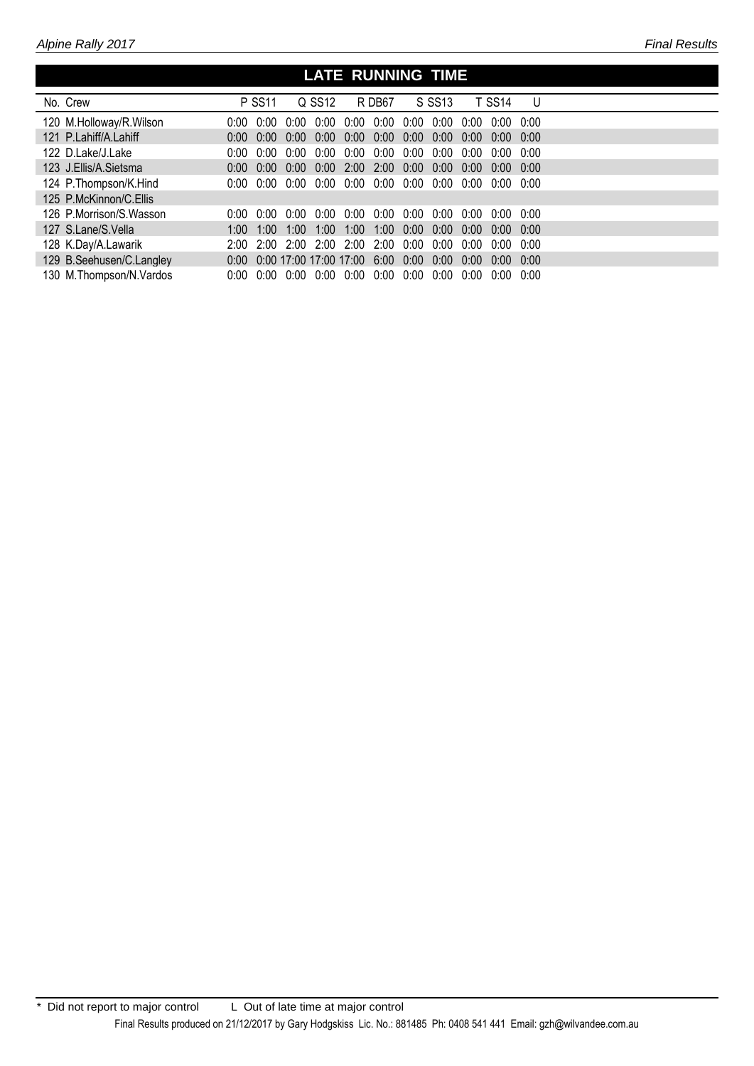## LATE RUNNING TIME

| No. | Crew | P | SS11 | Q | SS12 | R | DB67 | S | SS13 | T | SS14 | U |
|---|---|---|---|---|---|---|---|---|---|---|---|---|
| 120 | M.Holloway/R.Wilson | 0:00 | 0:00 | 0:00 | 0:00 | 0:00 | 0:00 | 0:00 | 0:00 | 0:00 | 0:00 | 0:00 |
| 121 | P.Lahiff/A.Lahiff | 0:00 | 0:00 | 0:00 | 0:00 | 0:00 | 0:00 | 0:00 | 0:00 | 0:00 | 0:00 | 0:00 |
| 122 | D.Lake/J.Lake | 0:00 | 0:00 | 0:00 | 0:00 | 0:00 | 0:00 | 0:00 | 0:00 | 0:00 | 0:00 | 0:00 |
| 123 | J.Ellis/A.Sietsma | 0:00 | 0:00 | 0:00 | 0:00 | 2:00 | 2:00 | 0:00 | 0:00 | 0:00 | 0:00 | 0:00 |
| 124 | P.Thompson/K.Hind | 0:00 | 0:00 | 0:00 | 0:00 | 0:00 | 0:00 | 0:00 | 0:00 | 0:00 | 0:00 | 0:00 |
| 125 | P.McKinnon/C.Ellis | | | | | | | | | | | |
| 126 | P.Morrison/S.Wasson | 0:00 | 0:00 | 0:00 | 0:00 | 0:00 | 0:00 | 0:00 | 0:00 | 0:00 | 0:00 | 0:00 |
| 127 | S.Lane/S.Vella | 1:00 | 1:00 | 1:00 | 1:00 | 1:00 | 1:00 | 0:00 | 0:00 | 0:00 | 0:00 | 0:00 |
| 128 | K.Day/A.Lawarik | 2:00 | 2:00 | 2:00 | 2:00 | 2:00 | 2:00 | 0:00 | 0:00 | 0:00 | 0:00 | 0:00 |
| 129 | B.Seehusen/C.Langley | 0:00 | 0:00 | 17:00 | 17:00 | 17:00 | 6:00 | 0:00 | 0:00 | 0:00 | 0:00 | 0:00 |
| 130 | M.Thompson/N.Vardos | 0:00 | 0:00 | 0:00 | 0:00 | 0:00 | 0:00 | 0:00 | 0:00 | 0:00 | 0:00 | 0:00 |

* Did not report to major control    L Out of late time at major control

Final Results produced on 21/12/2017 by Gary Hodgskiss Lic. No.: 881485 Ph: 0408 541 441 Email: gzh@wilvandee.com.au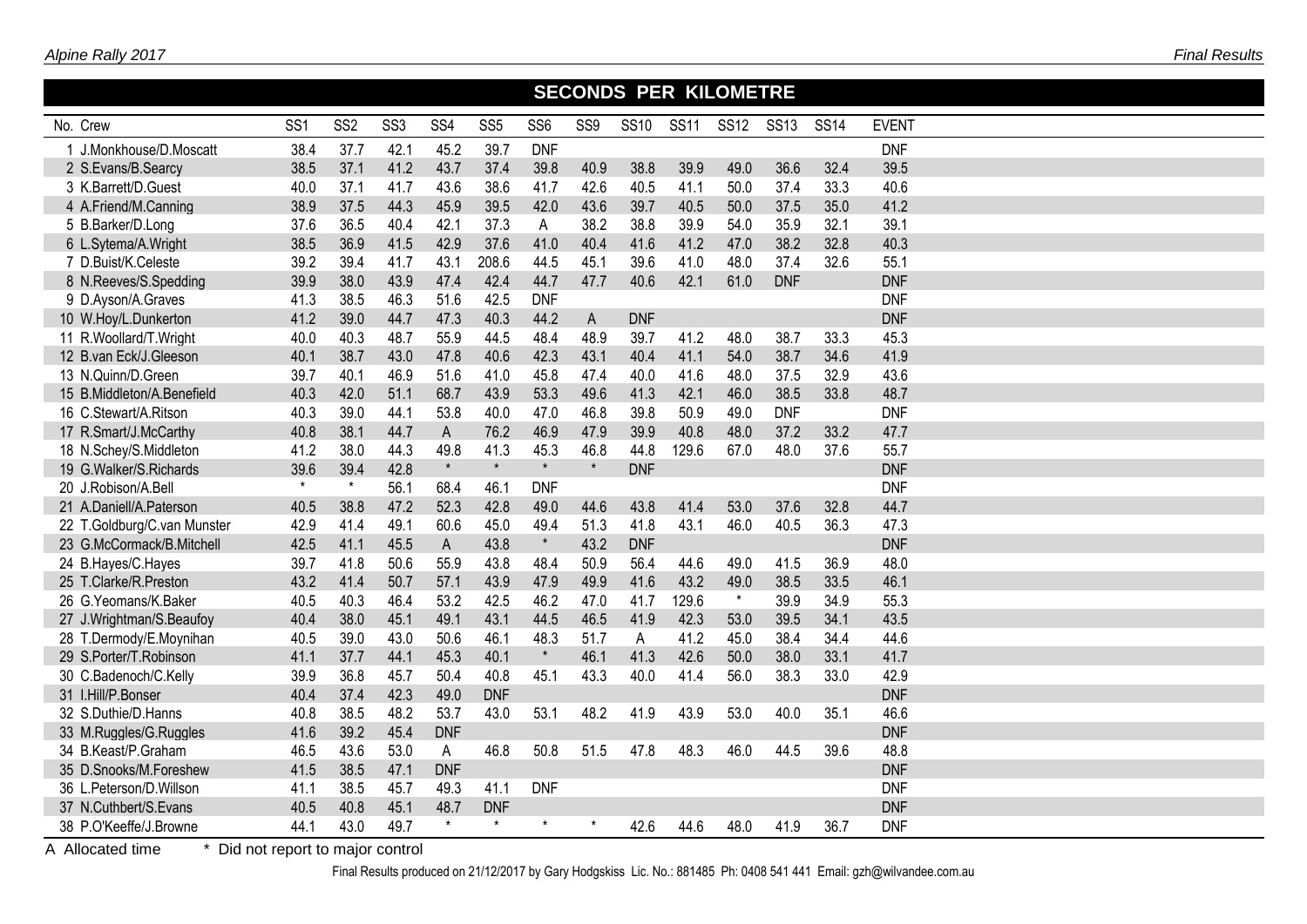## SECONDS PER KILOMETRE

| No. | Crew | SS1 | SS2 | SS3 | SS4 | SS5 | SS6 | SS9 | SS10 | SS11 | SS12 | SS13 | SS14 | EVENT |
|---|---|---|---|---|---|---|---|---|---|---|---|---|---|---|
| 1 | J.Monkhouse/D.Moscatt | 38.4 | 37.7 | 42.1 | 45.2 | 39.7 | DNF | | | | | | | DNF |
| 2 | S.Evans/B.Searcy | 38.5 | 37.1 | 41.2 | 43.7 | 37.4 | 39.8 | 40.9 | 38.8 | 39.9 | 49.0 | 36.6 | 32.4 | 39.5 |
| 3 | K.Barrett/D.Guest | 40.0 | 37.1 | 41.7 | 43.6 | 38.6 | 41.7 | 42.6 | 40.5 | 41.1 | 50.0 | 37.4 | 33.3 | 40.6 |
| 4 | A.Friend/M.Canning | 38.9 | 37.5 | 44.3 | 45.9 | 39.5 | 42.0 | 43.6 | 39.7 | 40.5 | 50.0 | 37.5 | 35.0 | 41.2 |
| 5 | B.Barker/D.Long | 37.6 | 36.5 | 40.4 | 42.1 | 37.3 | A | 38.2 | 38.8 | 39.9 | 54.0 | 35.9 | 32.1 | 39.1 |
| 6 | L.Sytema/A.Wright | 38.5 | 36.9 | 41.5 | 42.9 | 37.6 | 41.0 | 40.4 | 41.6 | 41.2 | 47.0 | 38.2 | 32.8 | 40.3 |
| 7 | D.Buist/K.Celeste | 39.2 | 39.4 | 41.7 | 43.1 | 208.6 | 44.5 | 45.1 | 39.6 | 41.0 | 48.0 | 37.4 | 32.6 | 55.1 |
| 8 | N.Reeves/S.Spedding | 39.9 | 38.0 | 43.9 | 47.4 | 42.4 | 44.7 | 47.7 | 40.6 | 42.1 | 61.0 | DNF | | DNF |
| 9 | D.Ayson/A.Graves | 41.3 | 38.5 | 46.3 | 51.6 | 42.5 | DNF | | | | | | | DNF |
| 10 | W.Hoy/L.Dunkerton | 41.2 | 39.0 | 44.7 | 47.3 | 40.3 | 44.2 | A | DNF | | | | | DNF |
| 11 | R.Woollard/T.Wright | 40.0 | 40.3 | 48.7 | 55.9 | 44.5 | 48.4 | 48.9 | 39.7 | 41.2 | 48.0 | 38.7 | 33.3 | 45.3 |
| 12 | B.van Eck/J.Gleeson | 40.1 | 38.7 | 43.0 | 47.8 | 40.6 | 42.3 | 43.1 | 40.4 | 41.1 | 54.0 | 38.7 | 34.6 | 41.9 |
| 13 | N.Quinn/D.Green | 39.7 | 40.1 | 46.9 | 51.6 | 41.0 | 45.8 | 47.4 | 40.0 | 41.6 | 48.0 | 37.5 | 32.9 | 43.6 |
| 15 | B.Middleton/A.Benefield | 40.3 | 42.0 | 51.1 | 68.7 | 43.9 | 53.3 | 49.6 | 41.3 | 42.1 | 46.0 | 38.5 | 33.8 | 48.7 |
| 16 | C.Stewart/A.Ritson | 40.3 | 39.0 | 44.1 | 53.8 | 40.0 | 47.0 | 46.8 | 39.8 | 50.9 | 49.0 | DNF | | DNF |
| 17 | R.Smart/J.McCarthy | 40.8 | 38.1 | 44.7 | A | 76.2 | 46.9 | 47.9 | 39.9 | 40.8 | 48.0 | 37.2 | 33.2 | 47.7 |
| 18 | N.Schey/S.Middleton | 41.2 | 38.0 | 44.3 | 49.8 | 41.3 | 45.3 | 46.8 | 44.8 | 129.6 | 67.0 | 48.0 | 37.6 | 55.7 |
| 19 | G.Walker/S.Richards | 39.6 | 39.4 | 42.8 | * | * | * | * | DNF | | | | | DNF |
| 20 | J.Robison/A.Bell | * | * | 56.1 | 68.4 | 46.1 | DNF | | | | | | | DNF |
| 21 | A.Daniell/A.Paterson | 40.5 | 38.8 | 47.2 | 52.3 | 42.8 | 49.0 | 44.6 | 43.8 | 41.4 | 53.0 | 37.6 | 32.8 | 44.7 |
| 22 | T.Goldburg/C.van Munster | 42.9 | 41.4 | 49.1 | 60.6 | 45.0 | 49.4 | 51.3 | 41.8 | 43.1 | 46.0 | 40.5 | 36.3 | 47.3 |
| 23 | G.McCormack/B.Mitchell | 42.5 | 41.1 | 45.5 | A | 43.8 | * | 43.2 | DNF | | | | | DNF |
| 24 | B.Hayes/C.Hayes | 39.7 | 41.8 | 50.6 | 55.9 | 43.8 | 48.4 | 50.9 | 56.4 | 44.6 | 49.0 | 41.5 | 36.9 | 48.0 |
| 25 | T.Clarke/R.Preston | 43.2 | 41.4 | 50.7 | 57.1 | 43.9 | 47.9 | 49.9 | 41.6 | 43.2 | 49.0 | 38.5 | 33.5 | 46.1 |
| 26 | G.Yeomans/K.Baker | 40.5 | 40.3 | 46.4 | 53.2 | 42.5 | 46.2 | 47.0 | 41.7 | 129.6 | * | 39.9 | 34.9 | 55.3 |
| 27 | J.Wrightman/S.Beaufoy | 40.4 | 38.0 | 45.1 | 49.1 | 43.1 | 44.5 | 46.5 | 41.9 | 42.3 | 53.0 | 39.5 | 34.1 | 43.5 |
| 28 | T.Dermody/E.Moynihan | 40.5 | 39.0 | 43.0 | 50.6 | 46.1 | 48.3 | 51.7 | A | 41.2 | 45.0 | 38.4 | 34.4 | 44.6 |
| 29 | S.Porter/T.Robinson | 41.1 | 37.7 | 44.1 | 45.3 | 40.1 | * | 46.1 | 41.3 | 42.6 | 50.0 | 38.0 | 33.1 | 41.7 |
| 30 | C.Badenoch/C.Kelly | 39.9 | 36.8 | 45.7 | 50.4 | 40.8 | 45.1 | 43.3 | 40.0 | 41.4 | 56.0 | 38.3 | 33.0 | 42.9 |
| 31 | I.Hill/P.Bonser | 40.4 | 37.4 | 42.3 | 49.0 | DNF | | | | | | | | DNF |
| 32 | S.Duthie/D.Hanns | 40.8 | 38.5 | 48.2 | 53.7 | 43.0 | 53.1 | 48.2 | 41.9 | 43.9 | 53.0 | 40.0 | 35.1 | 46.6 |
| 33 | M.Ruggles/G.Ruggles | 41.6 | 39.2 | 45.4 | DNF | | | | | | | | | DNF |
| 34 | B.Keast/P.Graham | 46.5 | 43.6 | 53.0 | A | 46.8 | 50.8 | 51.5 | 47.8 | 48.3 | 46.0 | 44.5 | 39.6 | 48.8 |
| 35 | D.Snooks/M.Foreshew | 41.5 | 38.5 | 47.1 | DNF | | | | | | | | | DNF |
| 36 | L.Peterson/D.Willson | 41.1 | 38.5 | 45.7 | 49.3 | 41.1 | DNF | | | | | | | DNF |
| 37 | N.Cuthbert/S.Evans | 40.5 | 40.8 | 45.1 | 48.7 | DNF | | | | | | | | DNF |
| 38 | P.O'Keeffe/J.Browne | 44.1 | 43.0 | 49.7 | * | * | * | * | 42.6 | 44.6 | 48.0 | 41.9 | 36.7 | DNF |

A Allocated time * Did not report to major control

Final Results produced on 21/12/2017 by Gary Hodgskiss Lic. No.: 881485 Ph: 0408 541 441 Email: gzh@wilvandee.com.au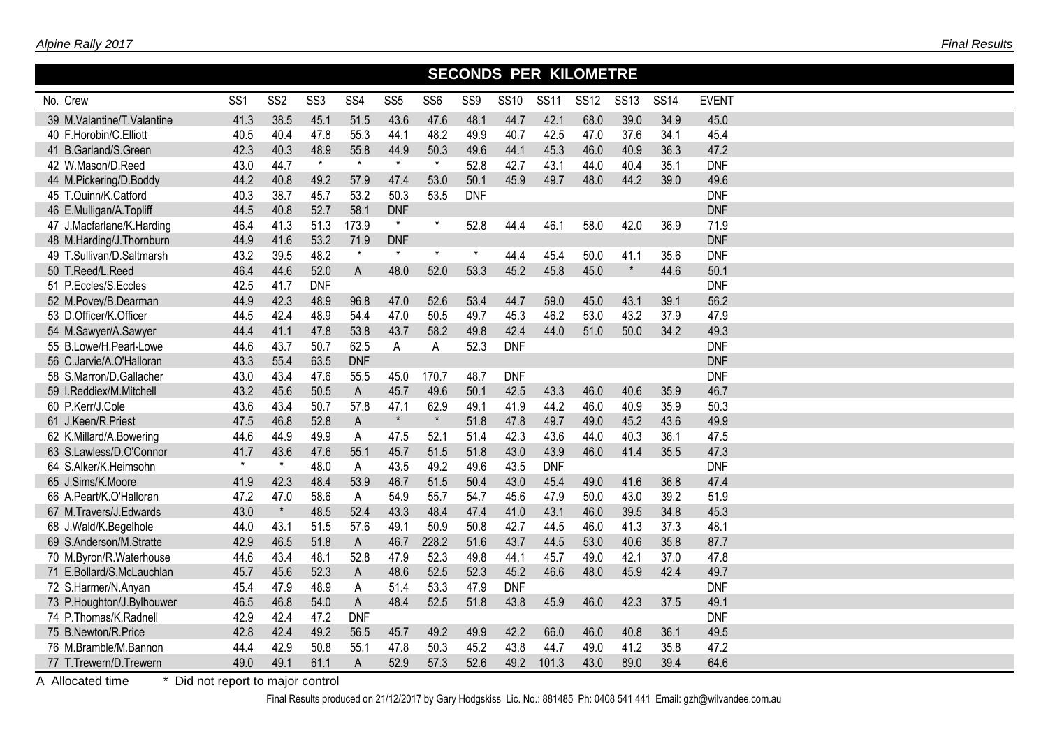## SECONDS PER KILOMETRE

| No. | Crew | SS1 | SS2 | SS3 | SS4 | SS5 | SS6 | SS9 | SS10 | SS11 | SS12 | SS13 | SS14 | EVENT |
|---|---|---|---|---|---|---|---|---|---|---|---|---|---|---|
| 39 | M.Valantine/T.Valantine | 41.3 | 38.5 | 45.1 | 51.5 | 43.6 | 47.6 | 48.1 | 44.7 | 42.1 | 68.0 | 39.0 | 34.9 | 45.0 |
| 40 | F.Horobin/C.Elliott | 40.5 | 40.4 | 47.8 | 55.3 | 44.1 | 48.2 | 49.9 | 40.7 | 42.5 | 47.0 | 37.6 | 34.1 | 45.4 |
| 41 | B.Garland/S.Green | 42.3 | 40.3 | 48.9 | 55.8 | 44.9 | 50.3 | 49.6 | 44.1 | 45.3 | 46.0 | 40.9 | 36.3 | 47.2 |
| 42 | W.Mason/D.Reed | 43.0 | 44.7 | * | * | * | * | 52.8 | 42.7 | 43.1 | 44.0 | 40.4 | 35.1 | DNF |
| 44 | M.Pickering/D.Boddy | 44.2 | 40.8 | 49.2 | 57.9 | 47.4 | 53.0 | 50.1 | 45.9 | 49.7 | 48.0 | 44.2 | 39.0 | 49.6 |
| 45 | T.Quinn/K.Catford | 40.3 | 38.7 | 45.7 | 53.2 | 50.3 | 53.5 | DNF | | | | | | DNF |
| 46 | E.Mulligan/A.Topliff | 44.5 | 40.8 | 52.7 | 58.1 | DNF | | | | | | | | DNF |
| 47 | J.Macfarlane/K.Harding | 46.4 | 41.3 | 51.3 | 173.9 | * | * | 52.8 | 44.4 | 46.1 | 58.0 | 42.0 | 36.9 | 71.9 |
| 48 | M.Harding/J.Thornburn | 44.9 | 41.6 | 53.2 | 71.9 | DNF | | | | | | | | DNF |
| 49 | T.Sullivan/D.Saltmarsh | 43.2 | 39.5 | 48.2 | * | * | * | * | 44.4 | 45.4 | 50.0 | 41.1 | 35.6 | DNF |
| 50 | T.Reed/L.Reed | 46.4 | 44.6 | 52.0 | A | 48.0 | 52.0 | 53.3 | 45.2 | 45.8 | 45.0 | * | 44.6 | 50.1 |
| 51 | P.Eccles/S.Eccles | 42.5 | 41.7 | DNF | | | | | | | | | | DNF |
| 52 | M.Povey/B.Dearman | 44.9 | 42.3 | 48.9 | 96.8 | 47.0 | 52.6 | 53.4 | 44.7 | 59.0 | 45.0 | 43.1 | 39.1 | 56.2 |
| 53 | D.Officer/K.Officer | 44.5 | 42.4 | 48.9 | 54.4 | 47.0 | 50.5 | 49.7 | 45.3 | 46.2 | 53.0 | 43.2 | 37.9 | 47.9 |
| 54 | M.Sawyer/A.Sawyer | 44.4 | 41.1 | 47.8 | 53.8 | 43.7 | 58.2 | 49.8 | 42.4 | 44.0 | 51.0 | 50.0 | 34.2 | 49.3 |
| 55 | B.Lowe/H.Pearl-Lowe | 44.6 | 43.7 | 50.7 | 62.5 | A | A | 52.3 | DNF | | | | | DNF |
| 56 | C.Jarvie/A.O'Halloran | 43.3 | 55.4 | 63.5 | DNF | | | | | | | | | DNF |
| 58 | S.Marron/D.Gallacher | 43.0 | 43.4 | 47.6 | 55.5 | 45.0 | 170.7 | 48.7 | DNF | | | | | DNF |
| 59 | I.Reddiex/M.Mitchell | 43.2 | 45.6 | 50.5 | A | 45.7 | 49.6 | 50.1 | 42.5 | 43.3 | 46.0 | 40.6 | 35.9 | 46.7 |
| 60 | P.Kerr/J.Cole | 43.6 | 43.4 | 50.7 | 57.8 | 47.1 | 62.9 | 49.1 | 41.9 | 44.2 | 46.0 | 40.9 | 35.9 | 50.3 |
| 61 | J.Keen/R.Priest | 47.5 | 46.8 | 52.8 | A | * | * | 51.8 | 47.8 | 49.7 | 49.0 | 45.2 | 43.6 | 49.9 |
| 62 | K.Millard/A.Bowering | 44.6 | 44.9 | 49.9 | A | 47.5 | 52.1 | 51.4 | 42.3 | 43.6 | 44.0 | 40.3 | 36.1 | 47.5 |
| 63 | S.Lawless/D.O'Connor | 41.7 | 43.6 | 47.6 | 55.1 | 45.7 | 51.5 | 51.8 | 43.0 | 43.9 | 46.0 | 41.4 | 35.5 | 47.3 |
| 64 | S.Alker/K.Heimsohn | * | * | 48.0 | A | 43.5 | 49.2 | 49.6 | 43.5 | DNF | | | | DNF |
| 65 | J.Sims/K.Moore | 41.9 | 42.3 | 48.4 | 53.9 | 46.7 | 51.5 | 50.4 | 43.0 | 45.4 | 49.0 | 41.6 | 36.8 | 47.4 |
| 66 | A.Peart/K.O'Halloran | 47.2 | 47.0 | 58.6 | A | 54.9 | 55.7 | 54.7 | 45.6 | 47.9 | 50.0 | 43.0 | 39.2 | 51.9 |
| 67 | M.Travers/J.Edwards | 43.0 | * | 48.5 | 52.4 | 43.3 | 48.4 | 47.4 | 41.0 | 43.1 | 46.0 | 39.5 | 34.8 | 45.3 |
| 68 | J.Wald/K.Begelhole | 44.0 | 43.1 | 51.5 | 57.6 | 49.1 | 50.9 | 50.8 | 42.7 | 44.5 | 46.0 | 41.3 | 37.3 | 48.1 |
| 69 | S.Anderson/M.Stratte | 42.9 | 46.5 | 51.8 | A | 46.7 | 228.2 | 51.6 | 43.7 | 44.5 | 53.0 | 40.6 | 35.8 | 87.7 |
| 70 | M.Byron/R.Waterhouse | 44.6 | 43.4 | 48.1 | 52.8 | 47.9 | 52.3 | 49.8 | 44.1 | 45.7 | 49.0 | 42.1 | 37.0 | 47.8 |
| 71 | E.Bollard/S.McLauchlan | 45.7 | 45.6 | 52.3 | A | 48.6 | 52.5 | 52.3 | 45.2 | 46.6 | 48.0 | 45.9 | 42.4 | 49.7 |
| 72 | S.Harmer/N.Anyan | 45.4 | 47.9 | 48.9 | A | 51.4 | 53.3 | 47.9 | DNF | | | | | DNF |
| 73 | P.Houghton/J.Bylhouwer | 46.5 | 46.8 | 54.0 | A | 48.4 | 52.5 | 51.8 | 43.8 | 45.9 | 46.0 | 42.3 | 37.5 | 49.1 |
| 74 | P.Thomas/K.Radnell | 42.9 | 42.4 | 47.2 | DNF | | | | | | | | | DNF |
| 75 | B.Newton/R.Price | 42.8 | 42.4 | 49.2 | 56.5 | 45.7 | 49.2 | 49.9 | 42.2 | 66.0 | 46.0 | 40.8 | 36.1 | 49.5 |
| 76 | M.Bramble/M.Bannon | 44.4 | 42.9 | 50.8 | 55.1 | 47.8 | 50.3 | 45.2 | 43.8 | 44.7 | 49.0 | 41.2 | 35.8 | 47.2 |
| 77 | T.Trewern/D.Trewern | 49.0 | 49.1 | 61.1 | A | 52.9 | 57.3 | 52.6 | 49.2 | 101.3 | 43.0 | 89.0 | 39.4 | 64.6 |

A Allocated time   * Did not report to major control

Final Results produced on 21/12/2017 by Gary Hodgskiss Lic. No.: 881485 Ph: 0408 541 441 Email: gzh@wilvandee.com.au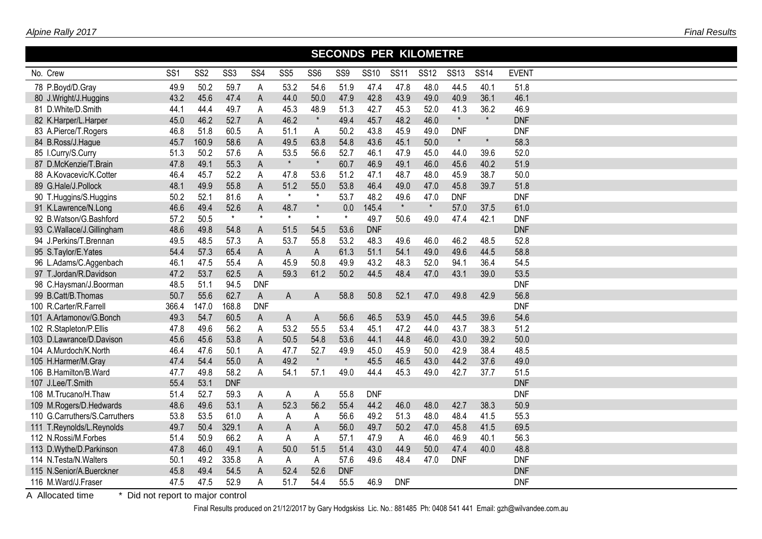## SECONDS PER KILOMETRE

| No. | Crew | SS1 | SS2 | SS3 | SS4 | SS5 | SS6 | SS9 | SS10 | SS11 | SS12 | SS13 | SS14 | EVENT |
|---|---|---|---|---|---|---|---|---|---|---|---|---|---|---|
| 78 | P.Boyd/D.Gray | 49.9 | 50.2 | 59.7 | A | 53.2 | 54.6 | 51.9 | 47.4 | 47.8 | 48.0 | 44.5 | 40.1 | 51.8 |
| 80 | J.Wright/J.Huggins | 43.2 | 45.6 | 47.4 | A | 44.0 | 50.0 | 47.9 | 42.8 | 43.9 | 49.0 | 40.9 | 36.1 | 46.1 |
| 81 | D.White/D.Smith | 44.1 | 44.4 | 49.7 | A | 45.3 | 48.9 | 51.3 | 42.7 | 45.3 | 52.0 | 41.3 | 36.2 | 46.9 |
| 82 | K.Harper/L.Harper | 45.0 | 46.2 | 52.7 | A | 46.2 | * | 49.4 | 45.7 | 48.2 | 46.0 | * | * | DNF |
| 83 | A.Pierce/T.Rogers | 46.8 | 51.8 | 60.5 | A | 51.1 | A | 50.2 | 43.8 | 45.9 | 49.0 | DNF | | DNF |
| 84 | B.Ross/J.Hague | 45.7 | 160.9 | 58.6 | A | 49.5 | 63.8 | 54.8 | 43.6 | 45.1 | 50.0 | * | * | 58.3 |
| 85 | I.Curry/S.Curry | 51.3 | 50.2 | 57.6 | A | 53.5 | 56.6 | 52.7 | 46.1 | 47.9 | 45.0 | 44.0 | 39.6 | 52.0 |
| 87 | D.McKenzie/T.Brain | 47.8 | 49.1 | 55.3 | A | * | * | 60.7 | 46.9 | 49.1 | 46.0 | 45.6 | 40.2 | 51.9 |
| 88 | A.Kovacevic/K.Cotter | 46.4 | 45.7 | 52.2 | A | 47.8 | 53.6 | 51.2 | 47.1 | 48.7 | 48.0 | 45.9 | 38.7 | 50.0 |
| 89 | G.Hale/J.Pollock | 48.1 | 49.9 | 55.8 | A | 51.2 | 55.0 | 53.8 | 46.4 | 49.0 | 47.0 | 45.8 | 39.7 | 51.8 |
| 90 | T.Huggins/S.Huggins | 50.2 | 52.1 | 81.6 | A | * | * | 53.7 | 48.2 | 49.6 | 47.0 | DNF | | DNF |
| 91 | K.Lawrence/N.Long | 46.6 | 49.4 | 52.6 | A | 48.7 | * | 0.0 | 145.4 | * | * | 57.0 | 37.5 | 61.0 |
| 92 | B.Watson/G.Bashford | 57.2 | 50.5 | * | * | * | * | * | 49.7 | 50.6 | 49.0 | 47.4 | 42.1 | DNF |
| 93 | C.Wallace/J.Gillingham | 48.6 | 49.8 | 54.8 | A | 51.5 | 54.5 | 53.6 | DNF | | | | | DNF |
| 94 | J.Perkins/T.Brennan | 49.5 | 48.5 | 57.3 | A | 53.7 | 55.8 | 53.2 | 48.3 | 49.6 | 46.0 | 46.2 | 48.5 | 52.8 |
| 95 | S.Taylor/E.Yates | 54.4 | 57.3 | 65.4 | A | A | A | 61.3 | 51.1 | 54.1 | 49.0 | 49.6 | 44.5 | 58.8 |
| 96 | L.Adams/C.Aggenbach | 46.1 | 47.5 | 55.4 | A | 45.9 | 50.8 | 49.9 | 43.2 | 48.3 | 52.0 | 94.1 | 36.4 | 54.5 |
| 97 | T.Jordan/R.Davidson | 47.2 | 53.7 | 62.5 | A | 59.3 | 61.2 | 50.2 | 44.5 | 48.4 | 47.0 | 43.1 | 39.0 | 53.5 |
| 98 | C.Haysman/J.Boorman | 48.5 | 51.1 | 94.5 | DNF | | | | | | | | | DNF |
| 99 | B.Catt/B.Thomas | 50.7 | 55.6 | 62.7 | A | A | A | 58.8 | 50.8 | 52.1 | 47.0 | 49.8 | 42.9 | 56.8 |
| 100 | R.Carter/R.Farrell | 366.4 | 147.0 | 168.8 | DNF | | | | | | | | | DNF |
| 101 | A.Artamonov/G.Bonch | 49.3 | 54.7 | 60.5 | A | A | A | 56.6 | 46.5 | 53.9 | 45.0 | 44.5 | 39.6 | 54.6 |
| 102 | R.Stapleton/P.Ellis | 47.8 | 49.6 | 56.2 | A | 53.2 | 55.5 | 53.4 | 45.1 | 47.2 | 44.0 | 43.7 | 38.3 | 51.2 |
| 103 | D.Lawrance/D.Davison | 45.6 | 45.6 | 53.8 | A | 50.5 | 54.8 | 53.6 | 44.1 | 44.8 | 46.0 | 43.0 | 39.2 | 50.0 |
| 104 | A.Murdoch/K.North | 46.4 | 47.6 | 50.1 | A | 47.7 | 52.7 | 49.9 | 45.0 | 45.9 | 50.0 | 42.9 | 38.4 | 48.5 |
| 105 | H.Harmer/M.Gray | 47.4 | 54.4 | 55.0 | A | 49.2 | * | * | 45.5 | 46.5 | 43.0 | 44.2 | 37.6 | 49.0 |
| 106 | B.Hamilton/B.Ward | 47.7 | 49.8 | 58.2 | A | 54.1 | 57.1 | 49.0 | 44.4 | 45.3 | 49.0 | 42.7 | 37.7 | 51.5 |
| 107 | J.Lee/T.Smith | 55.4 | 53.1 | DNF | | | | | | | | | | DNF |
| 108 | M.Trucano/H.Thaw | 51.4 | 52.7 | 59.3 | A | A | A | 55.8 | DNF | | | | | DNF |
| 109 | M.Rogers/D.Hedwards | 48.6 | 49.6 | 53.1 | A | 52.3 | 56.2 | 55.4 | 44.2 | 46.0 | 48.0 | 42.7 | 38.3 | 50.9 |
| 110 | G.Carruthers/S.Carruthers | 53.8 | 53.5 | 61.0 | A | A | A | 56.6 | 49.2 | 51.3 | 48.0 | 48.4 | 41.5 | 55.3 |
| 111 | T.Reynolds/L.Reynolds | 49.7 | 50.4 | 329.1 | A | A | A | 56.0 | 49.7 | 50.2 | 47.0 | 45.8 | 41.5 | 69.5 |
| 112 | N.Rossi/M.Forbes | 51.4 | 50.9 | 66.2 | A | A | A | 57.1 | 47.9 | A | 46.0 | 46.9 | 40.1 | 56.3 |
| 113 | D.Wythe/D.Parkinson | 47.8 | 46.0 | 49.1 | A | 50.0 | 51.5 | 51.4 | 43.0 | 44.9 | 50.0 | 47.4 | 40.0 | 48.8 |
| 114 | N.Testa/N.Walters | 50.1 | 49.2 | 335.8 | A | A | A | 57.6 | 49.6 | 48.4 | 47.0 | DNF | | DNF |
| 115 | N.Senior/A.Buerckner | 45.8 | 49.4 | 54.5 | A | 52.4 | 52.6 | DNF | | | | | | DNF |
| 116 | M.Ward/J.Fraser | 47.5 | 47.5 | 52.9 | A | 51.7 | 54.4 | 55.5 | 46.9 | DNF | | | | DNF |

A Allocated time &nbsp;&nbsp;&nbsp; * Did not report to major control

Final Results produced on 21/12/2017 by Gary Hodgskiss Lic. No.: 881485 Ph: 0408 541 441 Email: gzh@wilvandee.com.au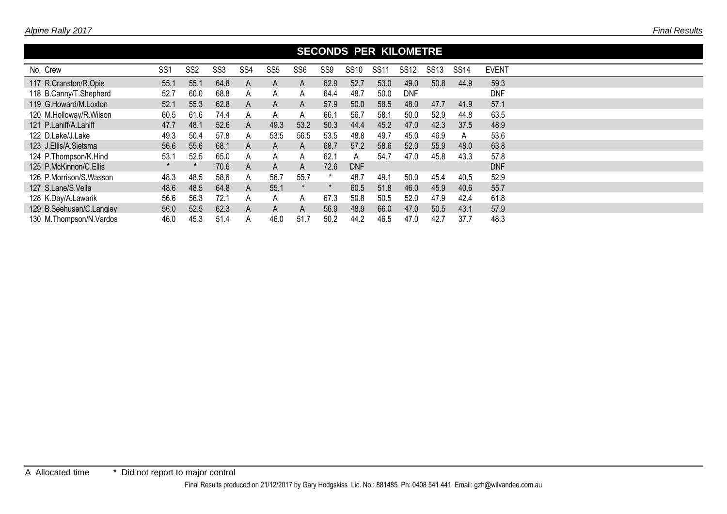## SECONDS PER KILOMETRE

| No. | Crew | SS1 | SS2 | SS3 | SS4 | SS5 | SS6 | SS9 | SS10 | SS11 | SS12 | SS13 | SS14 | EVENT |
|---|---|---|---|---|---|---|---|---|---|---|---|---|---|---|
| 117 | R.Cranston/R.Opie | 55.1 | 55.1 | 64.8 | A | A | A | 62.9 | 52.7 | 53.0 | 49.0 | 50.8 | 44.9 | 59.3 |
| 118 | B.Canny/T.Shepherd | 52.7 | 60.0 | 68.8 | A | A | A | 64.4 | 48.7 | 50.0 | DNF | | | DNF |
| 119 | G.Howard/M.Loxton | 52.1 | 55.3 | 62.8 | A | A | A | 57.9 | 50.0 | 58.5 | 48.0 | 47.7 | 41.9 | 57.1 |
| 120 | M.Holloway/R.Wilson | 60.5 | 61.6 | 74.4 | A | A | A | 66.1 | 56.7 | 58.1 | 50.0 | 52.9 | 44.8 | 63.5 |
| 121 | P.Lahiff/A.Lahiff | 47.7 | 48.1 | 52.6 | A | 49.3 | 53.2 | 50.3 | 44.4 | 45.2 | 47.0 | 42.3 | 37.5 | 48.9 |
| 122 | D.Lake/J.Lake | 49.3 | 50.4 | 57.8 | A | 53.5 | 56.5 | 53.5 | 48.8 | 49.7 | 45.0 | 46.9 | A | 53.6 |
| 123 | J.Ellis/A.Sietsma | 56.6 | 55.6 | 68.1 | A | A | A | 68.7 | 57.2 | 58.6 | 52.0 | 55.9 | 48.0 | 63.8 |
| 124 | P.Thompson/K.Hind | 53.1 | 52.5 | 65.0 | A | A | A | 62.1 | A | 54.7 | 47.0 | 45.8 | 43.3 | 57.8 |
| 125 | P.McKinnon/C.Ellis | * | * | 70.6 | A | A | A | 72.6 | DNF | | | | | DNF |
| 126 | P.Morrison/S.Wasson | 48.3 | 48.5 | 58.6 | A | 56.7 | 55.7 | * | 48.7 | 49.1 | 50.0 | 45.4 | 40.5 | 52.9 |
| 127 | S.Lane/S.Vella | 48.6 | 48.5 | 64.8 | A | 55.1 | * | * | 60.5 | 51.8 | 46.0 | 45.9 | 40.6 | 55.7 |
| 128 | K.Day/A.Lawarik | 56.6 | 56.3 | 72.1 | A | A | A | 67.3 | 50.8 | 50.5 | 52.0 | 47.9 | 42.4 | 61.8 |
| 129 | B.Seehusen/C.Langley | 56.0 | 52.5 | 62.3 | A | A | A | 56.9 | 48.9 | 66.0 | 47.0 | 50.5 | 43.1 | 57.9 |
| 130 | M.Thompson/N.Vardos | 46.0 | 45.3 | 51.4 | A | 46.0 | 51.7 | 50.2 | 44.2 | 46.5 | 47.0 | 42.7 | 37.7 | 48.3 |

A Allocated time * Did not report to major control

Final Results produced on 21/12/2017 by Gary Hodgskiss Lic. No.: 881485 Ph: 0408 541 441 Email: gzh@wilvandee.com.au